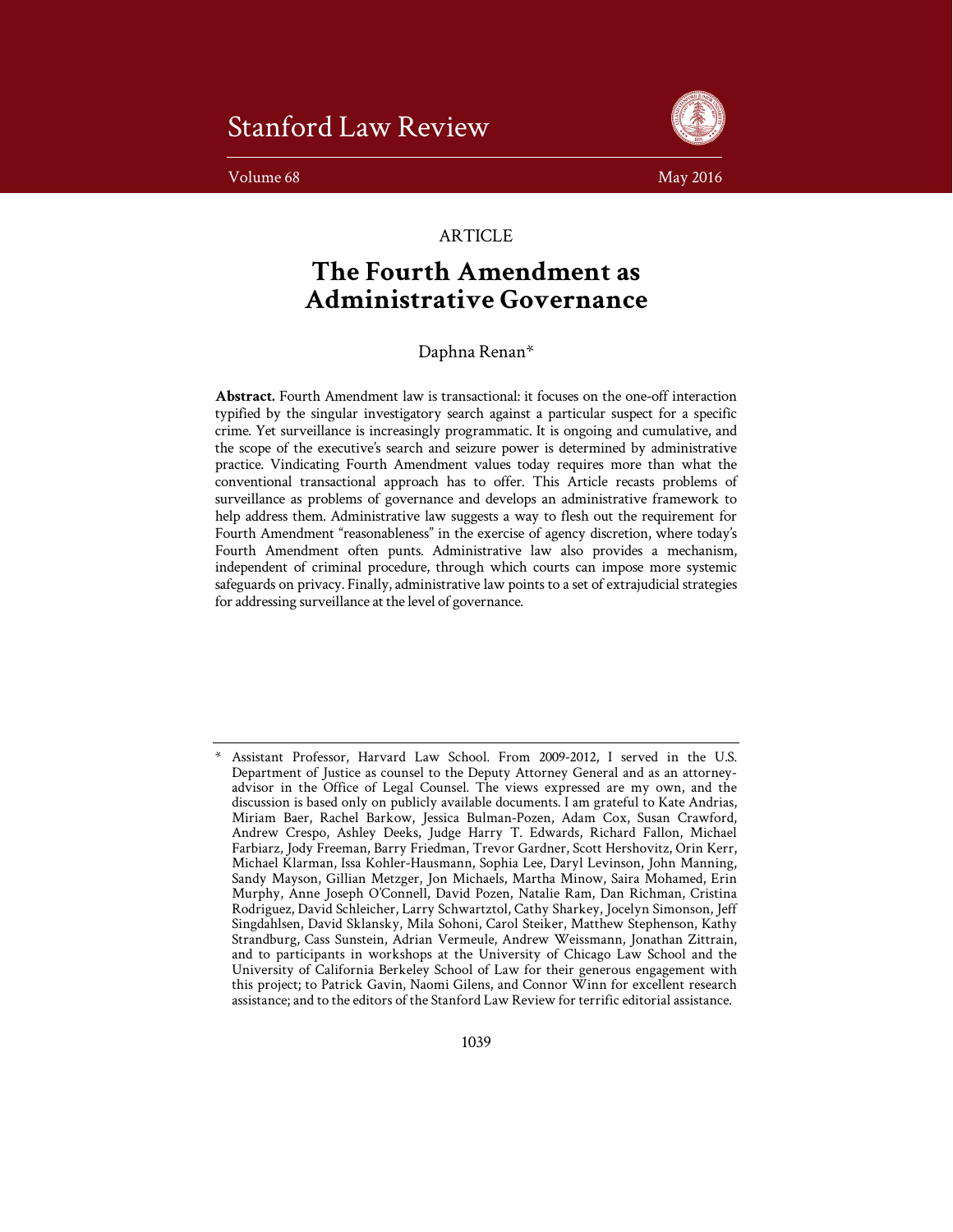# ARTICLE

# The Fourth Amendment as Administrative Governance

Daphna Renan*

**Abstract.** Fourth Amendment law is transactional: it focuses on the one-off interaction typified by the singular investigatory search against a particular suspect for a specific crime. Yet surveillance is increasingly programmatic. It is ongoing and cumulative, and the scope of the executive's search and seizure power is determined by administrative practice. Vindicating Fourth Amendment values today requires more than what the conventional transactional approach has to offer. This Article recasts problems of surveillance as problems of governance and develops an administrative framework to help address them. Administrative law suggests a way to flesh out the requirement for Fourth Amendment "reasonableness" in the exercise of agency discretion, where today's Fourth Amendment often punts. Administrative law also provides a mechanism, independent of criminal procedure, through which courts can impose more systemic safeguards on privacy. Finally, administrative law points to a set of extrajudicial strategies for addressing surveillance at the level of governance.

---

\* Assistant Professor, Harvard Law School. From 2009-2012, I served in the U.S. Department of Justice as counsel to the Deputy Attorney General and as an attorney-advisor in the Office of Legal Counsel. The views expressed are my own, and the discussion is based only on publicly available documents. I am grateful to Kate Andrias, Miriam Baer, Rachel Barkow, Jessica Bulman-Pozen, Adam Cox, Susan Crawford, Andrew Crespo, Ashley Deeks, Judge Harry T. Edwards, Richard Fallon, Michael Farbiarz, Jody Freeman, Barry Friedman, Trevor Gardner, Scott Hershovitz, Orin Kerr, Michael Klarman, Issa Kohler-Hausmann, Sophia Lee, Daryl Levinson, John Manning, Sandy Mayson, Gillian Metzger, Jon Michaels, Martha Minow, Saira Mohamed, Erin Murphy, Anne Joseph O'Connell, David Pozen, Natalie Ram, Dan Richman, Cristina Rodriguez, David Schleicher, Larry Schwartztol, Cathy Sharkey, Jocelyn Simonson, Jeff Singdahlsen, David Sklansky, Mila Sohoni, Carol Steiker, Matthew Stephenson, Kathy Strandburg, Cass Sunstein, Adrian Vermeule, Andrew Weissmann, Jonathan Zittrain, and to participants in workshops at the University of Chicago Law School and the University of California Berkeley School of Law for their generous engagement with this project; to Patrick Gavin, Naomi Gilens, and Connor Winn for excellent research assistance; and to the editors of the Stanford Law Review for terrific editorial assistance.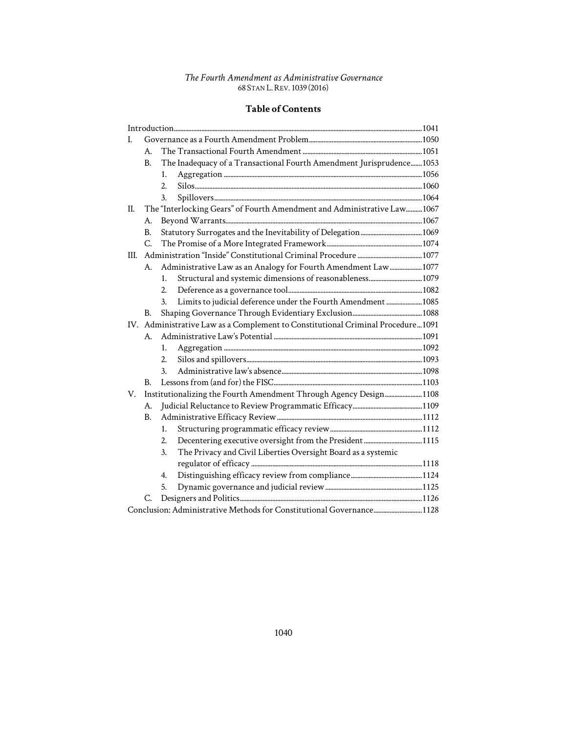*The Fourth Amendment as Administrative Governance*
68 STAN L. REV. 1039 (2016)

## Table of Contents

Introduction ... 1041

I. Governance as a Fourth Amendment Problem ... 1050
   - A. The Transactional Fourth Amendment ... 1051
   - B. The Inadequacy of a Transactional Fourth Amendment Jurisprudence ... 1053
     1. Aggregation ... 1056
     2. Silos ... 1060
     3. Spillovers ... 1064

II. The "Interlocking Gears" of Fourth Amendment and Administrative Law ... 1067
   - A. Beyond Warrants ... 1067
   - B. Statutory Surrogates and the Inevitability of Delegation ... 1069
   - C. The Promise of a More Integrated Framework ... 1074

III. Administration "Inside" Constitutional Criminal Procedure ... 1077
   - A. Administrative Law as an Analogy for Fourth Amendment Law ... 1077
     1. Structural and systemic dimensions of reasonableness ... 1079
     2. Deference as a governance tool ... 1082
     3. Limits to judicial deference under the Fourth Amendment ... 1085
   - B. Shaping Governance Through Evidentiary Exclusion ... 1088

IV. Administrative Law as a Complement to Constitutional Criminal Procedure ... 1091
   - A. Administrative Law's Potential ... 1091
     1. Aggregation ... 1092
     2. Silos and spillovers ... 1093
     3. Administrative law's absence ... 1098
   - B. Lessons from (and for) the FISC ... 1103

V. Institutionalizing the Fourth Amendment Through Agency Design ... 1108
   - A. Judicial Reluctance to Review Programmatic Efficacy ... 1109
   - B. Administrative Efficacy Review ... 1112
     1. Structuring programmatic efficacy review ... 1112
     2. Decentering executive oversight from the President ... 1115
     3. The Privacy and Civil Liberties Oversight Board as a systemic regulator of efficacy ... 1118
     4. Distinguishing efficacy review from compliance ... 1124
     5. Dynamic governance and judicial review ... 1125
   - C. Designers and Politics ... 1126

Conclusion: Administrative Methods for Constitutional Governance ... 1128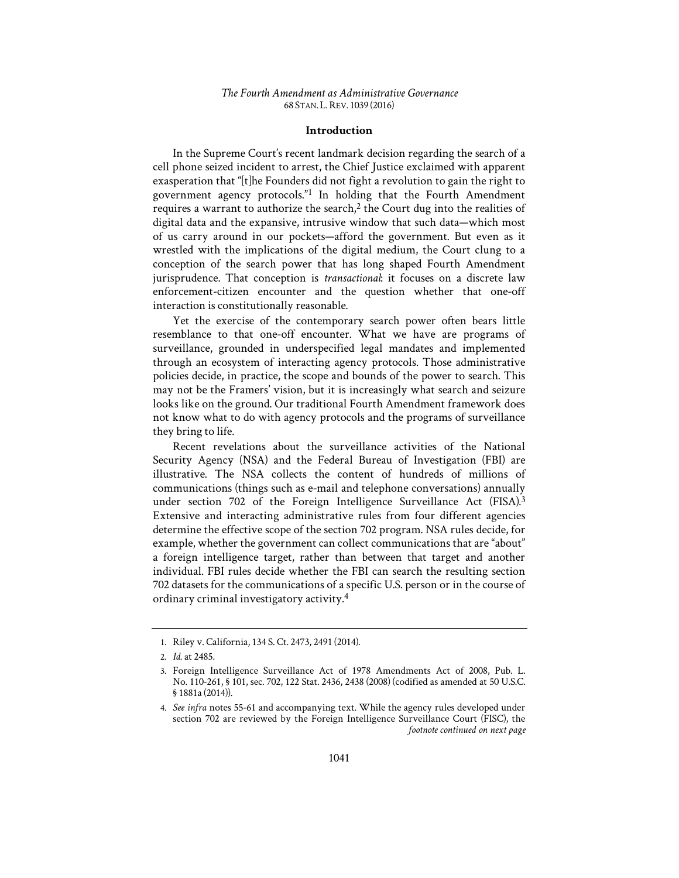## Introduction

In the Supreme Court's recent landmark decision regarding the search of a cell phone seized incident to arrest, the Chief Justice exclaimed with apparent exasperation that "[t]he Founders did not fight a revolution to gain the right to government agency protocols."[1] In holding that the Fourth Amendment requires a warrant to authorize the search,[2] the Court dug into the realities of digital data and the expansive, intrusive window that such data—which most of us carry around in our pockets—afford the government. But even as it wrestled with the implications of the digital medium, the Court clung to a conception of the search power that has long shaped Fourth Amendment jurisprudence. That conception is *transactional*: it focuses on a discrete law enforcement-citizen encounter and the question whether that one-off interaction is constitutionally reasonable.

Yet the exercise of the contemporary search power often bears little resemblance to that one-off encounter. What we have are programs of surveillance, grounded in underspecified legal mandates and implemented through an ecosystem of interacting agency protocols. Those administrative policies decide, in practice, the scope and bounds of the power to search. This may not be the Framers' vision, but it is increasingly what search and seizure looks like on the ground. Our traditional Fourth Amendment framework does not know what to do with agency protocols and the programs of surveillance they bring to life.

Recent revelations about the surveillance activities of the National Security Agency (NSA) and the Federal Bureau of Investigation (FBI) are illustrative. The NSA collects the content of hundreds of millions of communications (things such as e-mail and telephone conversations) annually under section 702 of the Foreign Intelligence Surveillance Act (FISA).[3] Extensive and interacting administrative rules from four different agencies determine the effective scope of the section 702 program. NSA rules decide, for example, whether the government can collect communications that are "about" a foreign intelligence target, rather than between that target and another individual. FBI rules decide whether the FBI can search the resulting section 702 datasets for the communications of a specific U.S. person or in the course of ordinary criminal investigatory activity.[4]

---

1. Riley v. California, 134 S. Ct. 2473, 2491 (2014).

2. *Id.* at 2485.

3. Foreign Intelligence Surveillance Act of 1978 Amendments Act of 2008, Pub. L. No. 110-261, § 101, sec. 702, 122 Stat. 2436, 2438 (2008) (codified as amended at 50 U.S.C. § 1881a (2014)).

4. *See infra* notes 55-61 and accompanying text. While the agency rules developed under section 702 are reviewed by the Foreign Intelligence Surveillance Court (FISC), the *footnote continued on next page*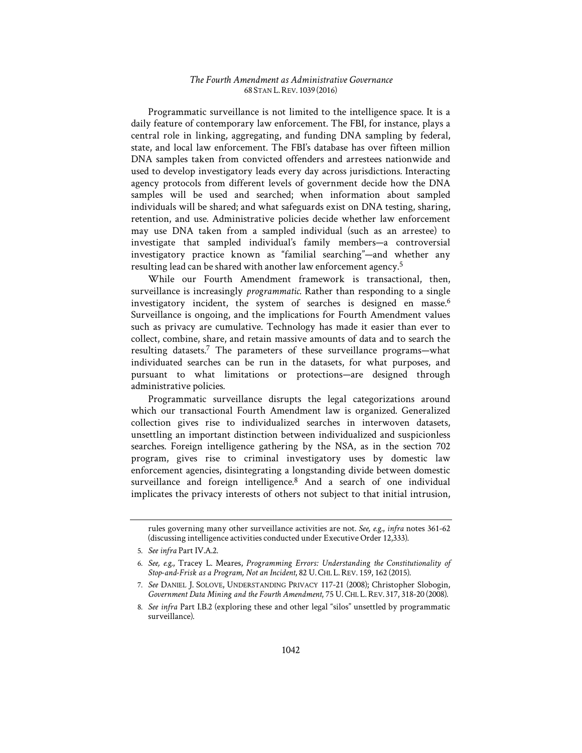Programmatic surveillance is not limited to the intelligence space. It is a daily feature of contemporary law enforcement. The FBI, for instance, plays a central role in linking, aggregating, and funding DNA sampling by federal, state, and local law enforcement. The FBI's database has over fifteen million DNA samples taken from convicted offenders and arrestees nationwide and used to develop investigatory leads every day across jurisdictions. Interacting agency protocols from different levels of government decide how the DNA samples will be used and searched; when information about sampled individuals will be shared; and what safeguards exist on DNA testing, sharing, retention, and use. Administrative policies decide whether law enforcement may use DNA taken from a sampled individual (such as an arrestee) to investigate that sampled individual's family members—a controversial investigatory practice known as "familial searching"—and whether any resulting lead can be shared with another law enforcement agency.[5]

While our Fourth Amendment framework is transactional, then, surveillance is increasingly *programmatic*. Rather than responding to a single investigatory incident, the system of searches is designed en masse.[6] Surveillance is ongoing, and the implications for Fourth Amendment values such as privacy are cumulative. Technology has made it easier than ever to collect, combine, share, and retain massive amounts of data and to search the resulting datasets.[7] The parameters of these surveillance programs—what individuated searches can be run in the datasets, for what purposes, and pursuant to what limitations or protections—are designed through administrative policies.

Programmatic surveillance disrupts the legal categorizations around which our transactional Fourth Amendment law is organized. Generalized collection gives rise to individualized searches in interwoven datasets, unsettling an important distinction between individualized and suspicionless searches. Foreign intelligence gathering by the NSA, as in the section 702 program, gives rise to criminal investigatory uses by domestic law enforcement agencies, disintegrating a longstanding divide between domestic surveillance and foreign intelligence.[8] And a search of one individual implicates the privacy interests of others not subject to that initial intrusion,

---

rules governing many other surveillance activities are not. *See, e.g.*, *infra* notes 361-62 (discussing intelligence activities conducted under Executive Order 12,333).

5. *See infra* Part IV.A.2.

6. *See, e.g.*, Tracey L. Meares, *Programming Errors: Understanding the Constitutionality of Stop-and-Frisk as a Program, Not an Incident*, 82 U. CHI. L. REV. 159, 162 (2015).

7. *See* DANIEL J. SOLOVE, UNDERSTANDING PRIVACY 117-21 (2008); Christopher Slobogin, *Government Data Mining and the Fourth Amendment*, 75 U. CHI. L. REV. 317, 318-20 (2008).

8. *See infra* Part I.B.2 (exploring these and other legal "silos" unsettled by programmatic surveillance).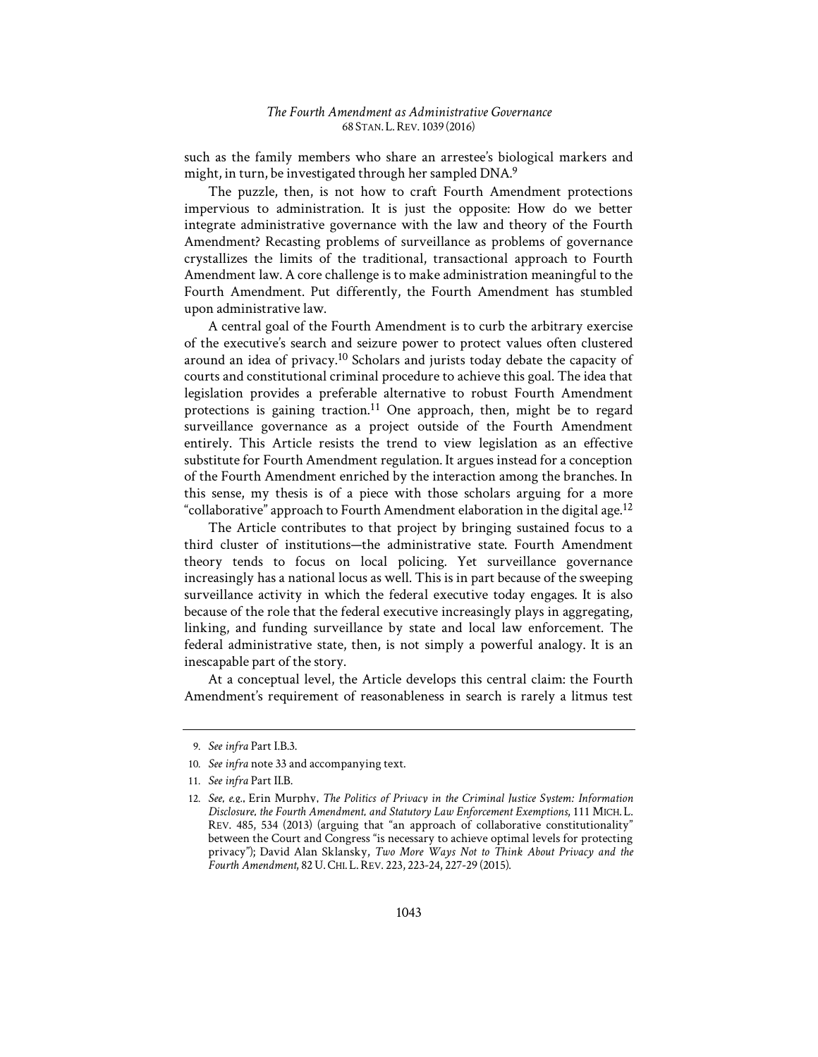such as the family members who share an arrestee's biological markers and might, in turn, be investigated through her sampled DNA.[9]

The puzzle, then, is not how to craft Fourth Amendment protections impervious to administration. It is just the opposite: How do we better integrate administrative governance with the law and theory of the Fourth Amendment? Recasting problems of surveillance as problems of governance crystallizes the limits of the traditional, transactional approach to Fourth Amendment law. A core challenge is to make administration meaningful to the Fourth Amendment. Put differently, the Fourth Amendment has stumbled upon administrative law.

A central goal of the Fourth Amendment is to curb the arbitrary exercise of the executive's search and seizure power to protect values often clustered around an idea of privacy.[10] Scholars and jurists today debate the capacity of courts and constitutional criminal procedure to achieve this goal. The idea that legislation provides a preferable alternative to robust Fourth Amendment protections is gaining traction.[11] One approach, then, might be to regard surveillance governance as a project outside of the Fourth Amendment entirely. This Article resists the trend to view legislation as an effective substitute for Fourth Amendment regulation. It argues instead for a conception of the Fourth Amendment enriched by the interaction among the branches. In this sense, my thesis is of a piece with those scholars arguing for a more "collaborative" approach to Fourth Amendment elaboration in the digital age.[12]

The Article contributes to that project by bringing sustained focus to a third cluster of institutions—the administrative state. Fourth Amendment theory tends to focus on local policing. Yet surveillance governance increasingly has a national locus as well. This is in part because of the sweeping surveillance activity in which the federal executive today engages. It is also because of the role that the federal executive increasingly plays in aggregating, linking, and funding surveillance by state and local law enforcement. The federal administrative state, then, is not simply a powerful analogy. It is an inescapable part of the story.

At a conceptual level, the Article develops this central claim: the Fourth Amendment's requirement of reasonableness in search is rarely a litmus test

---

9. *See infra* Part I.B.3.

10. *See infra* note 33 and accompanying text.

11. *See infra* Part II.B.

12. *See, e.g.*, Erin Murphy, *The Politics of Privacy in the Criminal Justice System: Information Disclosure, the Fourth Amendment, and Statutory Law Enforcement Exemptions*, 111 MICH. L. REV. 485, 534 (2013) (arguing that "an approach of collaborative constitutionality" between the Court and Congress "is necessary to achieve optimal levels for protecting privacy"); David Alan Sklansky, *Two More Ways Not to Think About Privacy and the Fourth Amendment*, 82 U. CHI. L. REV. 223, 223-24, 227-29 (2015).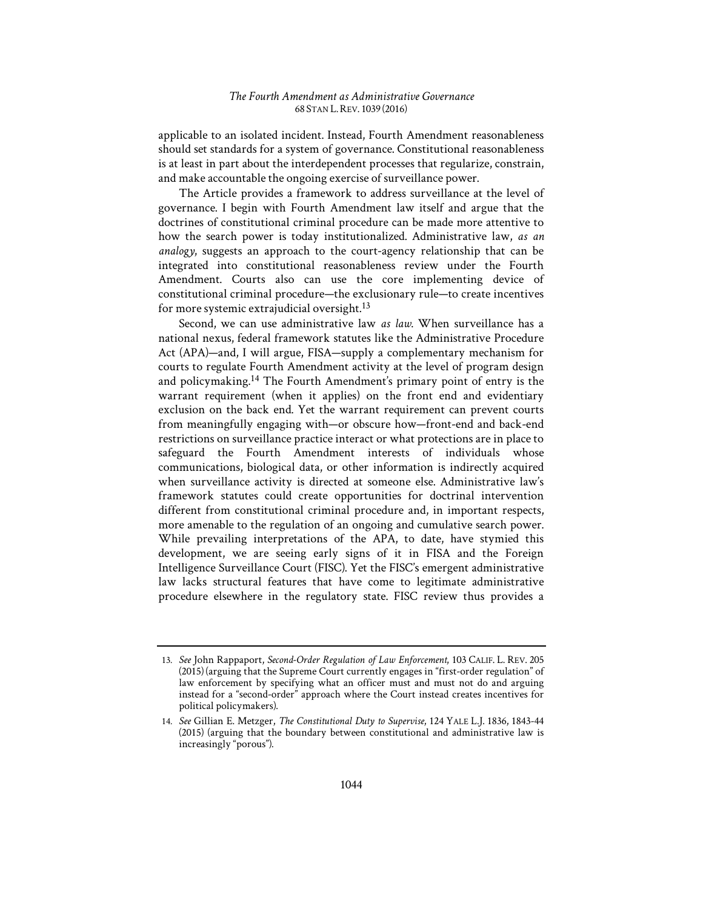applicable to an isolated incident. Instead, Fourth Amendment reasonableness should set standards for a system of governance. Constitutional reasonableness is at least in part about the interdependent processes that regularize, constrain, and make accountable the ongoing exercise of surveillance power.

The Article provides a framework to address surveillance at the level of governance. I begin with Fourth Amendment law itself and argue that the doctrines of constitutional criminal procedure can be made more attentive to how the search power is today institutionalized. Administrative law, *as an analogy*, suggests an approach to the court-agency relationship that can be integrated into constitutional reasonableness review under the Fourth Amendment. Courts also can use the core implementing device of constitutional criminal procedure—the exclusionary rule—to create incentives for more systemic extrajudicial oversight.[13]

Second, we can use administrative law *as law*. When surveillance has a national nexus, federal framework statutes like the Administrative Procedure Act (APA)—and, I will argue, FISA—supply a complementary mechanism for courts to regulate Fourth Amendment activity at the level of program design and policymaking.[14] The Fourth Amendment's primary point of entry is the warrant requirement (when it applies) on the front end and evidentiary exclusion on the back end. Yet the warrant requirement can prevent courts from meaningfully engaging with—or obscure how—front-end and back-end restrictions on surveillance practice interact or what protections are in place to safeguard the Fourth Amendment interests of individuals whose communications, biological data, or other information is indirectly acquired when surveillance activity is directed at someone else. Administrative law's framework statutes could create opportunities for doctrinal intervention different from constitutional criminal procedure and, in important respects, more amenable to the regulation of an ongoing and cumulative search power. While prevailing interpretations of the APA, to date, have stymied this development, we are seeing early signs of it in FISA and the Foreign Intelligence Surveillance Court (FISC). Yet the FISC's emergent administrative law lacks structural features that have come to legitimate administrative procedure elsewhere in the regulatory state. FISC review thus provides a

---

13. *See* John Rappaport, *Second-Order Regulation of Law Enforcement*, 103 CALIF. L. REV. 205 (2015) (arguing that the Supreme Court currently engages in "first-order regulation" of law enforcement by specifying what an officer must and must not do and arguing instead for a "second-order" approach where the Court instead creates incentives for political policymakers).

14. *See* Gillian E. Metzger, *The Constitutional Duty to Supervise*, 124 YALE L.J. 1836, 1843-44 (2015) (arguing that the boundary between constitutional and administrative law is increasingly "porous").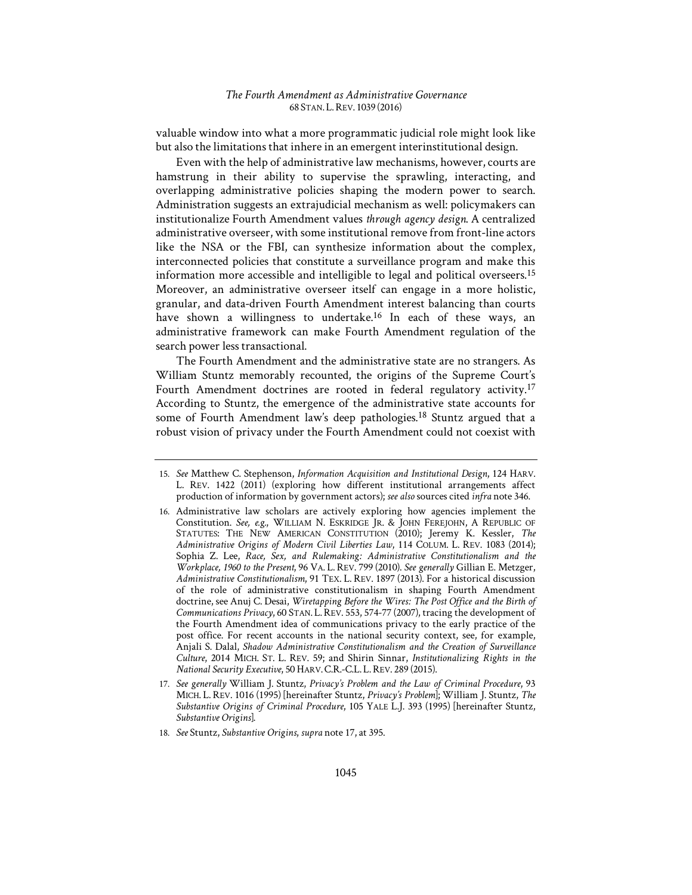valuable window into what a more programmatic judicial role might look like but also the limitations that inhere in an emergent interinstitutional design.

Even with the help of administrative law mechanisms, however, courts are hamstrung in their ability to supervise the sprawling, interacting, and overlapping administrative policies shaping the modern power to search. Administration suggests an extrajudicial mechanism as well: policymakers can institutionalize Fourth Amendment values *through agency design*. A centralized administrative overseer, with some institutional remove from front-line actors like the NSA or the FBI, can synthesize information about the complex, interconnected policies that constitute a surveillance program and make this information more accessible and intelligible to legal and political overseers.[15] Moreover, an administrative overseer itself can engage in a more holistic, granular, and data-driven Fourth Amendment interest balancing than courts have shown a willingness to undertake.[16] In each of these ways, an administrative framework can make Fourth Amendment regulation of the search power less transactional.

The Fourth Amendment and the administrative state are no strangers. As William Stuntz memorably recounted, the origins of the Supreme Court's Fourth Amendment doctrines are rooted in federal regulatory activity.[17] According to Stuntz, the emergence of the administrative state accounts for some of Fourth Amendment law's deep pathologies.[18] Stuntz argued that a robust vision of privacy under the Fourth Amendment could not coexist with

---

15. *See* Matthew C. Stephenson, *Information Acquisition and Institutional Design*, 124 HARV. L. REV. 1422 (2011) (exploring how different institutional arrangements affect production of information by government actors); *see also* sources cited *infra* note 346.

16. Administrative law scholars are actively exploring how agencies implement the Constitution. *See, e.g.*, WILLIAM N. ESKRIDGE JR. & JOHN FEREJOHN, A REPUBLIC OF STATUTES: THE NEW AMERICAN CONSTITUTION (2010); Jeremy K. Kessler, *The Administrative Origins of Modern Civil Liberties Law*, 114 COLUM. L. REV. 1083 (2014); Sophia Z. Lee, *Race, Sex, and Rulemaking: Administrative Constitutionalism and the Workplace, 1960 to the Present*, 96 VA. L. REV. 799 (2010). *See generally* Gillian E. Metzger, *Administrative Constitutionalism*, 91 TEX. L. REV. 1897 (2013). For a historical discussion of the role of administrative constitutionalism in shaping Fourth Amendment doctrine, see Anuj C. Desai, *Wiretapping Before the Wires: The Post Office and the Birth of Communications Privacy*, 60 STAN. L. REV. 553, 574-77 (2007), tracing the development of the Fourth Amendment idea of communications privacy to the early practice of the post office. For recent accounts in the national security context, see, for example, Anjali S. Dalal, *Shadow Administrative Constitutionalism and the Creation of Surveillance Culture*, 2014 MICH. ST. L. REV. 59; and Shirin Sinnar, *Institutionalizing Rights in the National Security Executive*, 50 HARV. C.R.-C.L. L. REV. 289 (2015).

17. *See generally* William J. Stuntz, *Privacy's Problem and the Law of Criminal Procedure*, 93 MICH. L. REV. 1016 (1995) [hereinafter Stuntz, *Privacy's Problem*]; William J. Stuntz, *The Substantive Origins of Criminal Procedure*, 105 YALE L.J. 393 (1995) [hereinafter Stuntz, *Substantive Origins*].

18. *See* Stuntz, *Substantive Origins*, *supra* note 17, at 395.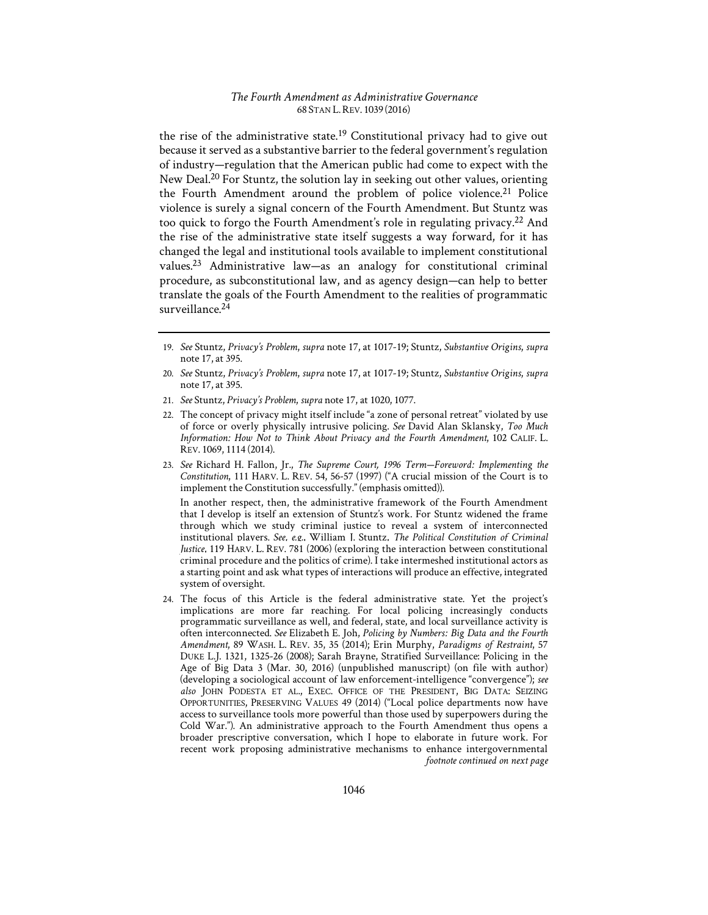the rise of the administrative state.[19] Constitutional privacy had to give out because it served as a substantive barrier to the federal government's regulation of industry—regulation that the American public had come to expect with the New Deal.[20] For Stuntz, the solution lay in seeking out other values, orienting the Fourth Amendment around the problem of police violence.[21] Police violence is surely a signal concern of the Fourth Amendment. But Stuntz was too quick to forgo the Fourth Amendment's role in regulating privacy.[22] And the rise of the administrative state itself suggests a way forward, for it has changed the legal and institutional tools available to implement constitutional values.[23] Administrative law—as an analogy for constitutional criminal procedure, as subconstitutional law, and as agency design—can help to better translate the goals of the Fourth Amendment to the realities of programmatic surveillance.[24]

---

19. *See* Stuntz, *Privacy's Problem*, *supra* note 17, at 1017-19; Stuntz, *Substantive Origins*, *supra* note 17, at 395.

20. *See* Stuntz, *Privacy's Problem*, *supra* note 17, at 1017-19; Stuntz, *Substantive Origins*, *supra* note 17, at 395.

21. *See* Stuntz, *Privacy's Problem*, *supra* note 17, at 1020, 1077.

22. The concept of privacy might itself include "a zone of personal retreat" violated by use of force or overly physically intrusive policing. *See* David Alan Sklansky, *Too Much Information: How Not to Think About Privacy and the Fourth Amendment*, 102 CALIF. L. REV. 1069, 1114 (2014).

23. *See* Richard H. Fallon, Jr., *The Supreme Court, 1996 Term—Foreword: Implementing the Constitution*, 111 HARV. L. REV. 54, 56-57 (1997) ("A crucial mission of the Court is to implement the Constitution successfully." (emphasis omitted)).

    In another respect, then, the administrative framework of the Fourth Amendment that I develop is itself an extension of Stuntz's work. For Stuntz widened the frame through which we study criminal justice to reveal a system of interconnected institutional players. *See, e.g.*, William J. Stuntz, *The Political Constitution of Criminal Justice*, 119 HARV. L. REV. 781 (2006) (exploring the interaction between constitutional criminal procedure and the politics of crime). I take intermeshed institutional actors as a starting point and ask what types of interactions will produce an effective, integrated system of oversight.

24. The focus of this Article is the federal administrative state. Yet the project's implications are more far reaching. For local policing increasingly conducts programmatic surveillance as well, and federal, state, and local surveillance activity is often interconnected. *See* Elizabeth E. Joh, *Policing by Numbers: Big Data and the Fourth Amendment*, 89 WASH. L. REV. 35, 35 (2014); Erin Murphy, *Paradigms of Restraint*, 57 DUKE L.J. 1321, 1325-26 (2008); Sarah Brayne, Stratified Surveillance: Policing in the Age of Big Data 3 (Mar. 30, 2016) (unpublished manuscript) (on file with author) (developing a sociological account of law enforcement-intelligence "convergence"); *see also* JOHN PODESTA ET AL., EXEC. OFFICE OF THE PRESIDENT, BIG DATA: SEIZING OPPORTUNITIES, PRESERVING VALUES 49 (2014) ("Local police departments now have access to surveillance tools more powerful than those used by superpowers during the Cold War."). An administrative approach to the Fourth Amendment thus opens a broader prescriptive conversation, which I hope to elaborate in future work. For recent work proposing administrative mechanisms to enhance intergovernmental

*footnote continued on next page*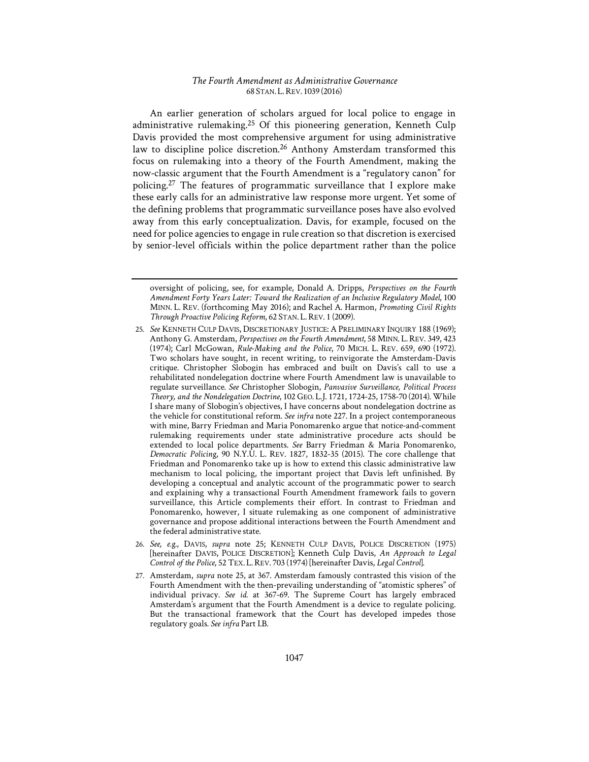An earlier generation of scholars argued for local police to engage in administrative rulemaking.[25] Of this pioneering generation, Kenneth Culp Davis provided the most comprehensive argument for using administrative law to discipline police discretion.[26] Anthony Amsterdam transformed this focus on rulemaking into a theory of the Fourth Amendment, making the now-classic argument that the Fourth Amendment is a "regulatory canon" for policing.[27] The features of programmatic surveillance that I explore make these early calls for an administrative law response more urgent. Yet some of the defining problems that programmatic surveillance poses have also evolved away from this early conceptualization. Davis, for example, focused on the need for police agencies to engage in rule creation so that discretion is exercised by senior-level officials within the police department rather than the police

---

oversight of policing, see, for example, Donald A. Dripps, *Perspectives on the Fourth Amendment Forty Years Later: Toward the Realization of an Inclusive Regulatory Model*, 100 MINN. L. REV. (forthcoming May 2016); and Rachel A. Harmon, *Promoting Civil Rights Through Proactive Policing Reform*, 62 STAN. L. REV. 1 (2009).

25. *See* KENNETH CULP DAVIS, DISCRETIONARY JUSTICE: A PRELIMINARY INQUIRY 188 (1969); Anthony G. Amsterdam, *Perspectives on the Fourth Amendment*, 58 MINN. L. REV. 349, 423 (1974); Carl McGowan, *Rule-Making and the Police*, 70 MICH. L. REV. 659, 690 (1972). Two scholars have sought, in recent writing, to reinvigorate the Amsterdam-Davis critique. Christopher Slobogin has embraced and built on Davis's call to use a rehabilitated nondelegation doctrine where Fourth Amendment law is unavailable to regulate surveillance. *See* Christopher Slobogin, *Panvasive Surveillance, Political Process Theory, and the Nondelegation Doctrine*, 102 GEO. L.J. 1721, 1724-25, 1758-70 (2014). While I share many of Slobogin's objectives, I have concerns about nondelegation doctrine as the vehicle for constitutional reform. *See infra* note 227. In a project contemporaneous with mine, Barry Friedman and Maria Ponomarenko argue that notice-and-comment rulemaking requirements under state administrative procedure acts should be extended to local police departments. *See* Barry Friedman & Maria Ponomarenko, *Democratic Policing*, 90 N.Y.U. L. REV. 1827, 1832-35 (2015). The core challenge that Friedman and Ponomarenko take up is how to extend this classic administrative law mechanism to local policing, the important project that Davis left unfinished. By developing a conceptual and analytic account of the programmatic power to search and explaining why a transactional Fourth Amendment framework fails to govern surveillance, this Article complements their effort. In contrast to Friedman and Ponomarenko, however, I situate rulemaking as one component of administrative governance and propose additional interactions between the Fourth Amendment and the federal administrative state.

26. *See, e.g.*, DAVIS, *supra* note 25; KENNETH CULP DAVIS, POLICE DISCRETION (1975) [hereinafter DAVIS, POLICE DISCRETION]; Kenneth Culp Davis, *An Approach to Legal Control of the Police*, 52 TEX. L. REV. 703 (1974) [hereinafter Davis, *Legal Control*].

27. Amsterdam, *supra* note 25, at 367. Amsterdam famously contrasted this vision of the Fourth Amendment with the then-prevailing understanding of "atomistic spheres" of individual privacy. *See id.* at 367-69. The Supreme Court has largely embraced Amsterdam's argument that the Fourth Amendment is a device to regulate policing. But the transactional framework that the Court has developed impedes those regulatory goals. *See infra* Part I.B.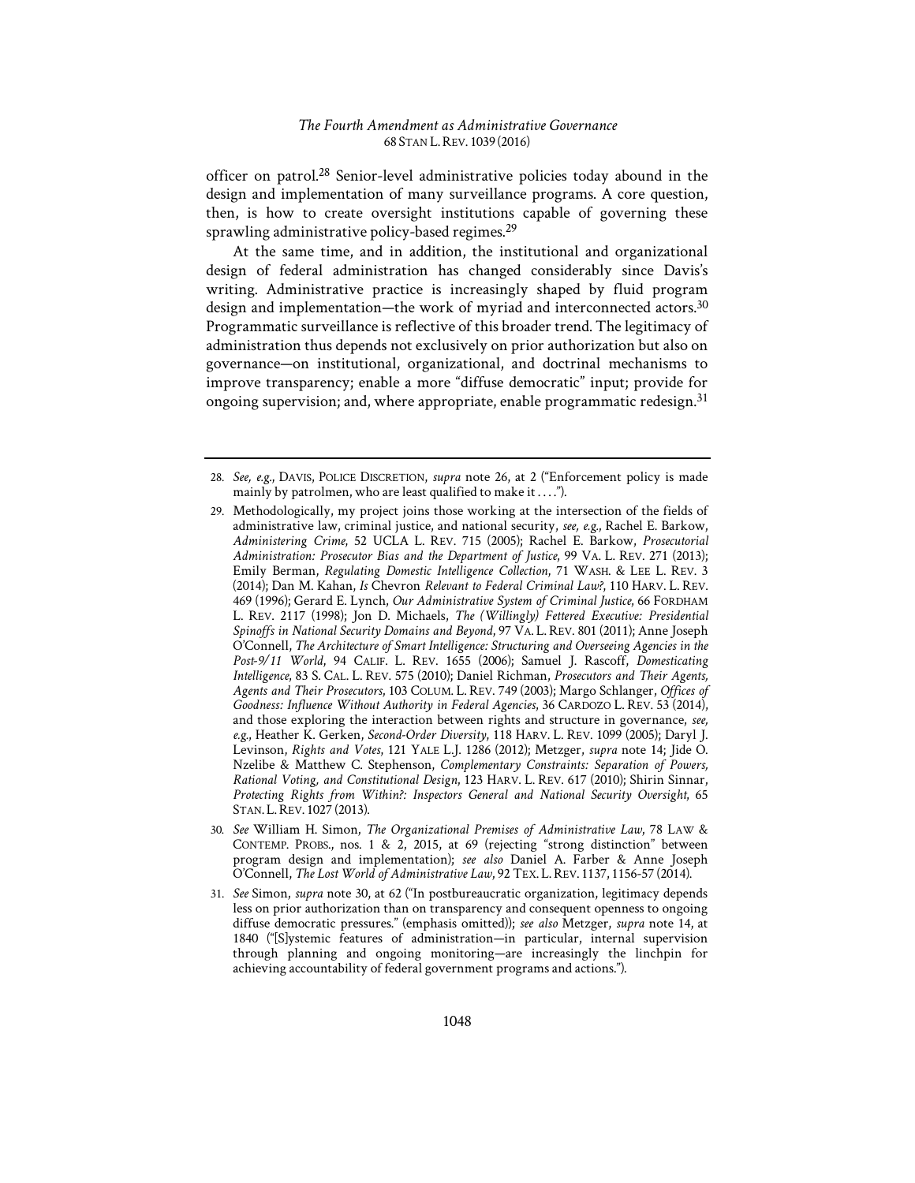officer on patrol.[28] Senior-level administrative policies today abound in the design and implementation of many surveillance programs. A core question, then, is how to create oversight institutions capable of governing these sprawling administrative policy-based regimes.[29]

At the same time, and in addition, the institutional and organizational design of federal administration has changed considerably since Davis's writing. Administrative practice is increasingly shaped by fluid program design and implementation—the work of myriad and interconnected actors.[30] Programmatic surveillance is reflective of this broader trend. The legitimacy of administration thus depends not exclusively on prior authorization but also on governance—on institutional, organizational, and doctrinal mechanisms to improve transparency; enable a more "diffuse democratic" input; provide for ongoing supervision; and, where appropriate, enable programmatic redesign.[31]

---

28. *See, e.g.*, DAVIS, POLICE DISCRETION, *supra* note 26, at 2 ("Enforcement policy is made mainly by patrolmen, who are least qualified to make it . . . .").

29. Methodologically, my project joins those working at the intersection of the fields of administrative law, criminal justice, and national security, *see, e.g.*, Rachel E. Barkow, *Administering Crime*, 52 UCLA L. REV. 715 (2005); Rachel E. Barkow, *Prosecutorial Administration: Prosecutor Bias and the Department of Justice*, 99 VA. L. REV. 271 (2013); Emily Berman, *Regulating Domestic Intelligence Collection*, 71 WASH. & LEE L. REV. 3 (2014); Dan M. Kahan, *Is* Chevron *Relevant to Federal Criminal Law?*, 110 HARV. L. REV. 469 (1996); Gerard E. Lynch, *Our Administrative System of Criminal Justice*, 66 FORDHAM L. REV. 2117 (1998); Jon D. Michaels, *The (Willingly) Fettered Executive: Presidential Spinoffs in National Security Domains and Beyond*, 97 VA. L. REV. 801 (2011); Anne Joseph O'Connell, *The Architecture of Smart Intelligence: Structuring and Overseeing Agencies in the Post-9/11 World*, 94 CALIF. L. REV. 1655 (2006); Samuel J. Rascoff, *Domesticating Intelligence*, 83 S. CAL. L. REV. 575 (2010); Daniel Richman, *Prosecutors and Their Agents, Agents and Their Prosecutors*, 103 COLUM. L. REV. 749 (2003); Margo Schlanger, *Offices of Goodness: Influence Without Authority in Federal Agencies*, 36 CARDOZO L. REV. 53 (2014), and those exploring the interaction between rights and structure in governance, *see, e.g.*, Heather K. Gerken, *Second-Order Diversity*, 118 HARV. L. REV. 1099 (2005); Daryl J. Levinson, *Rights and Votes*, 121 YALE L.J. 1286 (2012); Metzger, *supra* note 14; Jide O. Nzelibe & Matthew C. Stephenson, *Complementary Constraints: Separation of Powers, Rational Voting, and Constitutional Design*, 123 HARV. L. REV. 617 (2010); Shirin Sinnar, *Protecting Rights from Within?: Inspectors General and National Security Oversight*, 65 STAN. L. REV. 1027 (2013).

30. *See* William H. Simon, *The Organizational Premises of Administrative Law*, 78 LAW & CONTEMP. PROBS., nos. 1 & 2, 2015, at 69 (rejecting "strong distinction" between program design and implementation); *see also* Daniel A. Farber & Anne Joseph O'Connell, *The Lost World of Administrative Law*, 92 TEX. L. REV. 1137, 1156-57 (2014).

31. *See* Simon, *supra* note 30, at 62 ("In postbureaucratic organization, legitimacy depends less on prior authorization than on transparency and consequent openness to ongoing diffuse democratic pressures." (emphasis omitted)); *see also* Metzger, *supra* note 14, at 1840 ("[S]ystemic features of administration—in particular, internal supervision through planning and ongoing monitoring—are increasingly the linchpin for achieving accountability of federal government programs and actions.").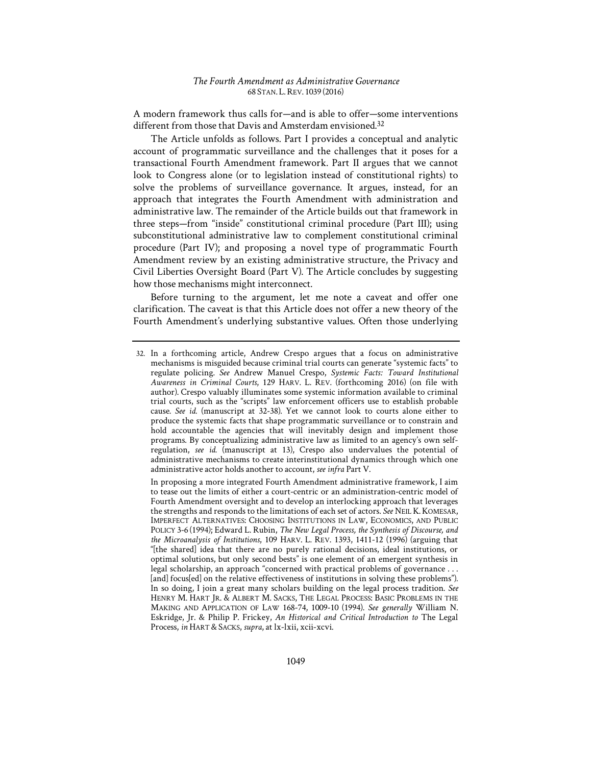A modern framework thus calls for—and is able to offer—some interventions different from those that Davis and Amsterdam envisioned.[32]

The Article unfolds as follows. Part I provides a conceptual and analytic account of programmatic surveillance and the challenges that it poses for a transactional Fourth Amendment framework. Part II argues that we cannot look to Congress alone (or to legislation instead of constitutional rights) to solve the problems of surveillance governance. It argues, instead, for an approach that integrates the Fourth Amendment with administration and administrative law. The remainder of the Article builds out that framework in three steps—from "inside" constitutional criminal procedure (Part III); using subconstitutional administrative law to complement constitutional criminal procedure (Part IV); and proposing a novel type of programmatic Fourth Amendment review by an existing administrative structure, the Privacy and Civil Liberties Oversight Board (Part V). The Article concludes by suggesting how those mechanisms might interconnect.

Before turning to the argument, let me note a caveat and offer one clarification. The caveat is that this Article does not offer a new theory of the Fourth Amendment's underlying substantive values. Often those underlying

---

32. In a forthcoming article, Andrew Crespo argues that a focus on administrative mechanisms is misguided because criminal trial courts can generate "systemic facts" to regulate policing. *See* Andrew Manuel Crespo, *Systemic Facts: Toward Institutional Awareness in Criminal Courts*, 129 HARV. L. REV. (forthcoming 2016) (on file with author). Crespo valuably illuminates some systemic information available to criminal trial courts, such as the "scripts" law enforcement officers use to establish probable cause. *See id.* (manuscript at 32-38). Yet we cannot look to courts alone either to produce the systemic facts that shape programmatic surveillance or to constrain and hold accountable the agencies that will inevitably design and implement those programs. By conceptualizing administrative law as limited to an agency's own self-regulation, *see id.* (manuscript at 13), Crespo also undervalues the potential of administrative mechanisms to create interinstitutional dynamics through which one administrative actor holds another to account, *see infra* Part V.

    In proposing a more integrated Fourth Amendment administrative framework, I aim to tease out the limits of either a court-centric or an administration-centric model of Fourth Amendment oversight and to develop an interlocking approach that leverages the strengths and responds to the limitations of each set of actors. *See* NEIL K. KOMESAR, IMPERFECT ALTERNATIVES: CHOOSING INSTITUTIONS IN LAW, ECONOMICS, AND PUBLIC POLICY 3-6 (1994); Edward L. Rubin, *The New Legal Process, the Synthesis of Discourse, and the Microanalysis of Institutions*, 109 HARV. L. REV. 1393, 1411-12 (1996) (arguing that "[the shared] idea that there are no purely rational decisions, ideal institutions, or optimal solutions, but only second bests" is one element of an emergent synthesis in legal scholarship, an approach "concerned with practical problems of governance . . . [and] focus[ed] on the relative effectiveness of institutions in solving these problems"). In so doing, I join a great many scholars building on the legal process tradition. *See* HENRY M. HART JR. & ALBERT M. SACKS, THE LEGAL PROCESS: BASIC PROBLEMS IN THE MAKING AND APPLICATION OF LAW 168-74, 1009-10 (1994). *See generally* William N. Eskridge, Jr. & Philip P. Frickey, *An Historical and Critical Introduction to* The Legal Process, *in* HART & SACKS, *supra*, at lx-lxii, xcii-xcvi.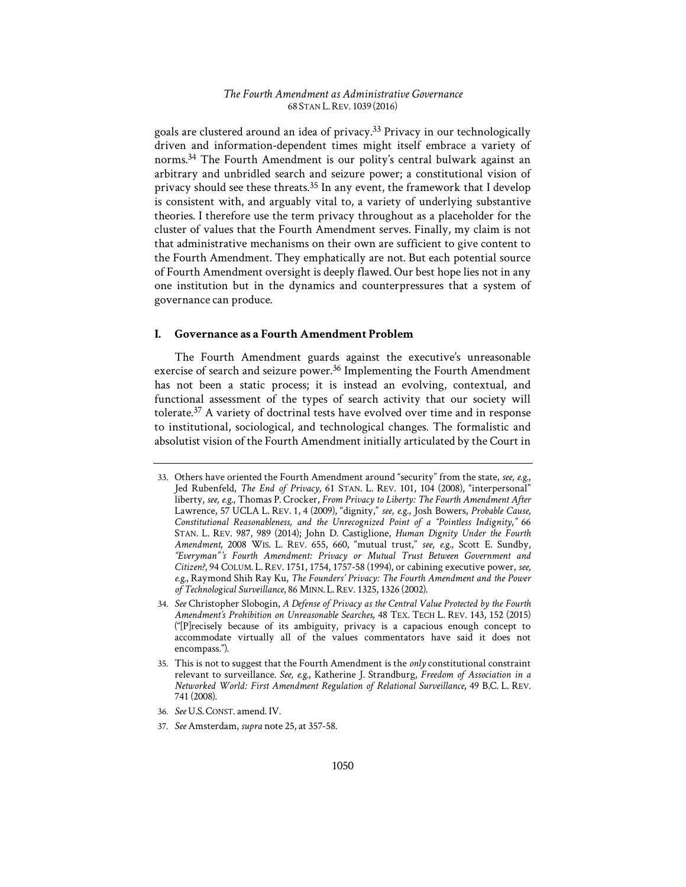goals are clustered around an idea of privacy.[33] Privacy in our technologically driven and information-dependent times might itself embrace a variety of norms.[34] The Fourth Amendment is our polity's central bulwark against an arbitrary and unbridled search and seizure power; a constitutional vision of privacy should see these threats.[35] In any event, the framework that I develop is consistent with, and arguably vital to, a variety of underlying substantive theories. I therefore use the term privacy throughout as a placeholder for the cluster of values that the Fourth Amendment serves. Finally, my claim is not that administrative mechanisms on their own are sufficient to give content to the Fourth Amendment. They emphatically are not. But each potential source of Fourth Amendment oversight is deeply flawed. Our best hope lies not in any one institution but in the dynamics and counterpressures that a system of governance can produce.

## I. Governance as a Fourth Amendment Problem

The Fourth Amendment guards against the executive's unreasonable exercise of search and seizure power.[36] Implementing the Fourth Amendment has not been a static process; it is instead an evolving, contextual, and functional assessment of the types of search activity that our society will tolerate.[37] A variety of doctrinal tests have evolved over time and in response to institutional, sociological, and technological changes. The formalistic and absolutist vision of the Fourth Amendment initially articulated by the Court in

---

33. Others have oriented the Fourth Amendment around "security" from the state, *see, e.g.*, Jed Rubenfeld, *The End of Privacy*, 61 STAN. L. REV. 101, 104 (2008), "interpersonal" liberty, *see, e.g.*, Thomas P. Crocker, *From Privacy to Liberty: The Fourth Amendment After* Lawrence, 57 UCLA L. REV. 1, 4 (2009), "dignity," *see, e.g.*, Josh Bowers, *Probable Cause, Constitutional Reasonableness, and the Unrecognized Point of a "Pointless Indignity,"* 66 STAN. L. REV. 987, 989 (2014); John D. Castiglione, *Human Dignity Under the Fourth Amendment*, 2008 WIS. L. REV. 655, 660, "mutual trust," *see, e.g.*, Scott E. Sundby, *"Everyman"'s Fourth Amendment: Privacy or Mutual Trust Between Government and Citizen?*, 94 COLUM. L. REV. 1751, 1754, 1757-58 (1994), or cabining executive power, *see, e.g.*, Raymond Shih Ray Ku, *The Founders' Privacy: The Fourth Amendment and the Power of Technological Surveillance*, 86 MINN. L. REV. 1325, 1326 (2002).

34. *See* Christopher Slobogin, *A Defense of Privacy as the Central Value Protected by the Fourth Amendment's Prohibition on Unreasonable Searches*, 48 TEX. TECH L. REV. 143, 152 (2015) ("[P]recisely because of its ambiguity, privacy is a capacious enough concept to accommodate virtually all of the values commentators have said it does not encompass.").

35. This is not to suggest that the Fourth Amendment is the *only* constitutional constraint relevant to surveillance. *See, e.g.*, Katherine J. Strandburg, *Freedom of Association in a Networked World: First Amendment Regulation of Relational Surveillance*, 49 B.C. L. REV. 741 (2008).

36. *See* U.S. CONST. amend. IV.

37. *See* Amsterdam, *supra* note 25, at 357-58.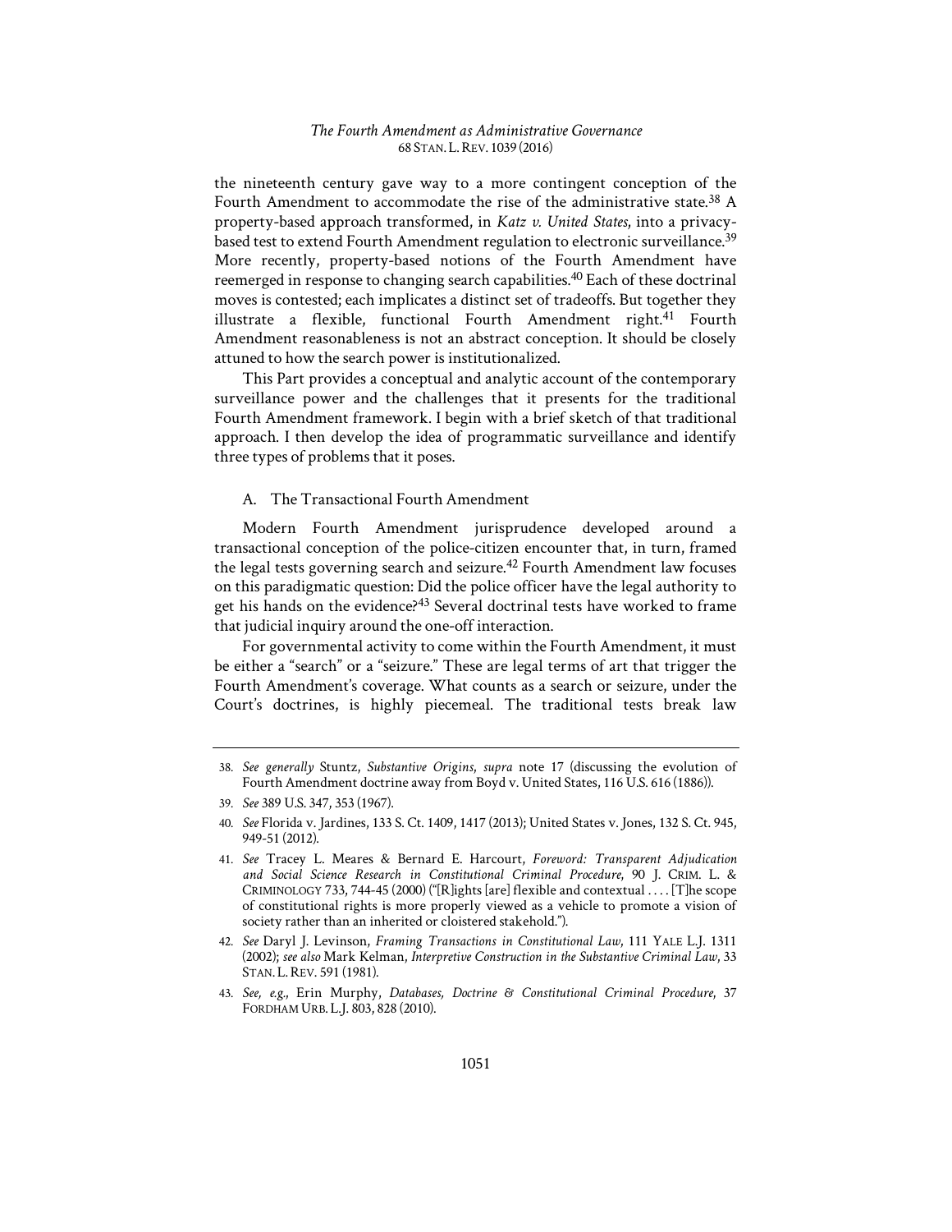the nineteenth century gave way to a more contingent conception of the Fourth Amendment to accommodate the rise of the administrative state.[38] A property-based approach transformed, in *Katz v. United States*, into a privacy-based test to extend Fourth Amendment regulation to electronic surveillance.[39] More recently, property-based notions of the Fourth Amendment have reemerged in response to changing search capabilities.[40] Each of these doctrinal moves is contested; each implicates a distinct set of tradeoffs. But together they illustrate a flexible, functional Fourth Amendment right.[41] Fourth Amendment reasonableness is not an abstract conception. It should be closely attuned to how the search power is institutionalized.

This Part provides a conceptual and analytic account of the contemporary surveillance power and the challenges that it presents for the traditional Fourth Amendment framework. I begin with a brief sketch of that traditional approach. I then develop the idea of programmatic surveillance and identify three types of problems that it poses.

### A. The Transactional Fourth Amendment

Modern Fourth Amendment jurisprudence developed around a transactional conception of the police-citizen encounter that, in turn, framed the legal tests governing search and seizure.[42] Fourth Amendment law focuses on this paradigmatic question: Did the police officer have the legal authority to get his hands on the evidence?[43] Several doctrinal tests have worked to frame that judicial inquiry around the one-off interaction.

For governmental activity to come within the Fourth Amendment, it must be either a "search" or a "seizure." These are legal terms of art that trigger the Fourth Amendment's coverage. What counts as a search or seizure, under the Court's doctrines, is highly piecemeal. The traditional tests break law

---

38. *See generally* Stuntz, *Substantive Origins*, *supra* note 17 (discussing the evolution of Fourth Amendment doctrine away from Boyd v. United States, 116 U.S. 616 (1886)).

39. *See* 389 U.S. 347, 353 (1967).

40. *See* Florida v. Jardines, 133 S. Ct. 1409, 1417 (2013); United States v. Jones, 132 S. Ct. 945, 949-51 (2012).

41. *See* Tracey L. Meares & Bernard E. Harcourt, *Foreword: Transparent Adjudication and Social Science Research in Constitutional Criminal Procedure*, 90 J. CRIM. L. & CRIMINOLOGY 733, 744-45 (2000) ("[R]ights [are] flexible and contextual . . . . [T]he scope of constitutional rights is more properly viewed as a vehicle to promote a vision of society rather than an inherited or cloistered stakehold.").

42. *See* Daryl J. Levinson, *Framing Transactions in Constitutional Law*, 111 YALE L.J. 1311 (2002); *see also* Mark Kelman, *Interpretive Construction in the Substantive Criminal Law*, 33 STAN. L. REV. 591 (1981).

43. *See, e.g.*, Erin Murphy, *Databases, Doctrine & Constitutional Criminal Procedure*, 37 FORDHAM URB. L.J. 803, 828 (2010).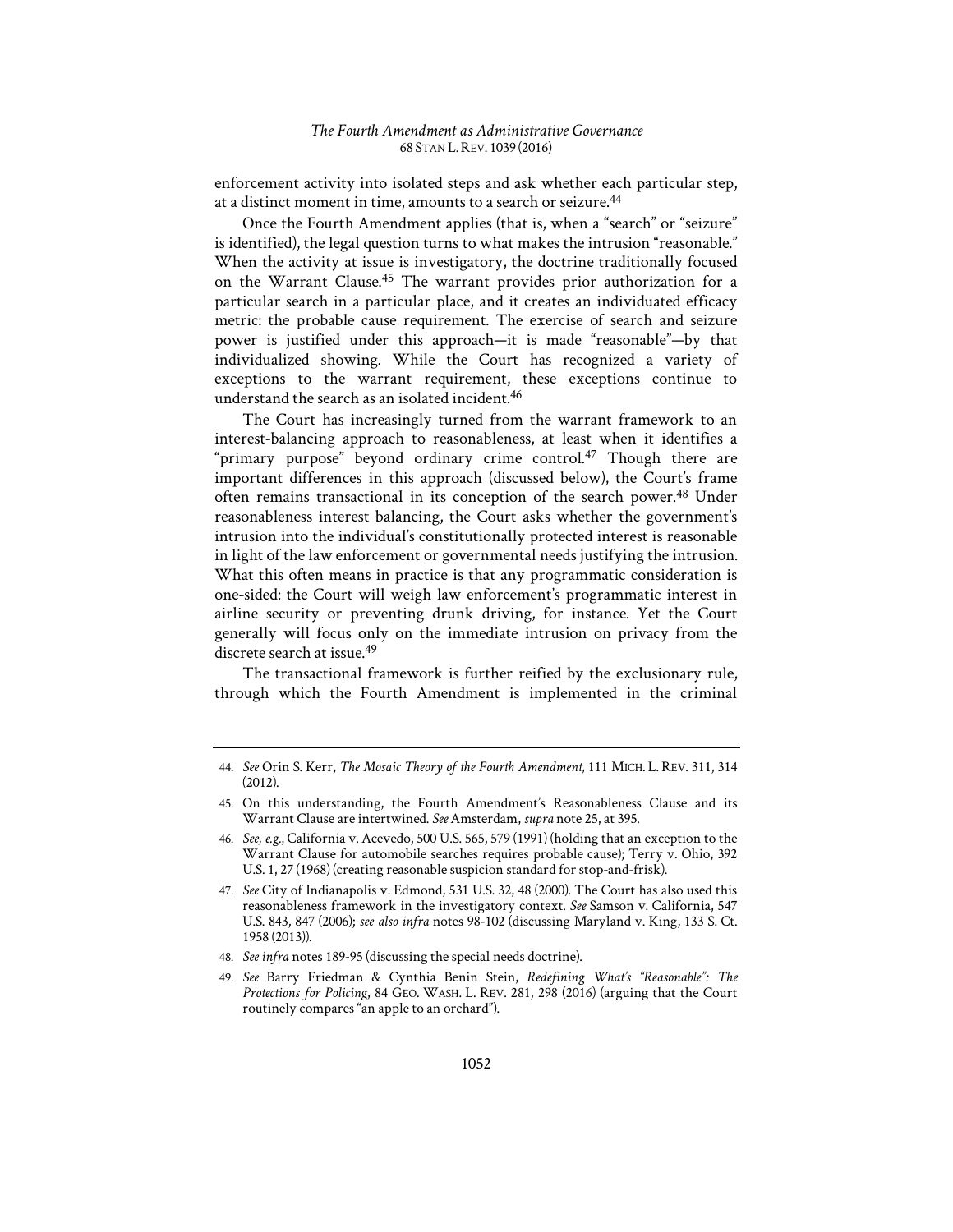enforcement activity into isolated steps and ask whether each particular step, at a distinct moment in time, amounts to a search or seizure.[44]

Once the Fourth Amendment applies (that is, when a "search" or "seizure" is identified), the legal question turns to what makes the intrusion "reasonable." When the activity at issue is investigatory, the doctrine traditionally focused on the Warrant Clause.[45] The warrant provides prior authorization for a particular search in a particular place, and it creates an individuated efficacy metric: the probable cause requirement. The exercise of search and seizure power is justified under this approach—it is made "reasonable"—by that individualized showing. While the Court has recognized a variety of exceptions to the warrant requirement, these exceptions continue to understand the search as an isolated incident.[46]

The Court has increasingly turned from the warrant framework to an interest-balancing approach to reasonableness, at least when it identifies a "primary purpose" beyond ordinary crime control.[47] Though there are important differences in this approach (discussed below), the Court's frame often remains transactional in its conception of the search power.[48] Under reasonableness interest balancing, the Court asks whether the government's intrusion into the individual's constitutionally protected interest is reasonable in light of the law enforcement or governmental needs justifying the intrusion. What this often means in practice is that any programmatic consideration is one-sided: the Court will weigh law enforcement's programmatic interest in airline security or preventing drunk driving, for instance. Yet the Court generally will focus only on the immediate intrusion on privacy from the discrete search at issue.[49]

The transactional framework is further reified by the exclusionary rule, through which the Fourth Amendment is implemented in the criminal

---

44. *See* Orin S. Kerr, *The Mosaic Theory of the Fourth Amendment*, 111 MICH. L. REV. 311, 314 (2012).

45. On this understanding, the Fourth Amendment's Reasonableness Clause and its Warrant Clause are intertwined. *See* Amsterdam, *supra* note 25, at 395.

46. *See, e.g.*, California v. Acevedo, 500 U.S. 565, 579 (1991) (holding that an exception to the Warrant Clause for automobile searches requires probable cause); Terry v. Ohio, 392 U.S. 1, 27 (1968) (creating reasonable suspicion standard for stop-and-frisk).

47. *See* City of Indianapolis v. Edmond, 531 U.S. 32, 48 (2000). The Court has also used this reasonableness framework in the investigatory context. *See* Samson v. California, 547 U.S. 843, 847 (2006); *see also infra* notes 98-102 (discussing Maryland v. King, 133 S. Ct. 1958 (2013)).

48. *See infra* notes 189-95 (discussing the special needs doctrine).

49. *See* Barry Friedman & Cynthia Benin Stein, *Redefining What's "Reasonable": The Protections for Policing*, 84 GEO. WASH. L. REV. 281, 298 (2016) (arguing that the Court routinely compares "an apple to an orchard").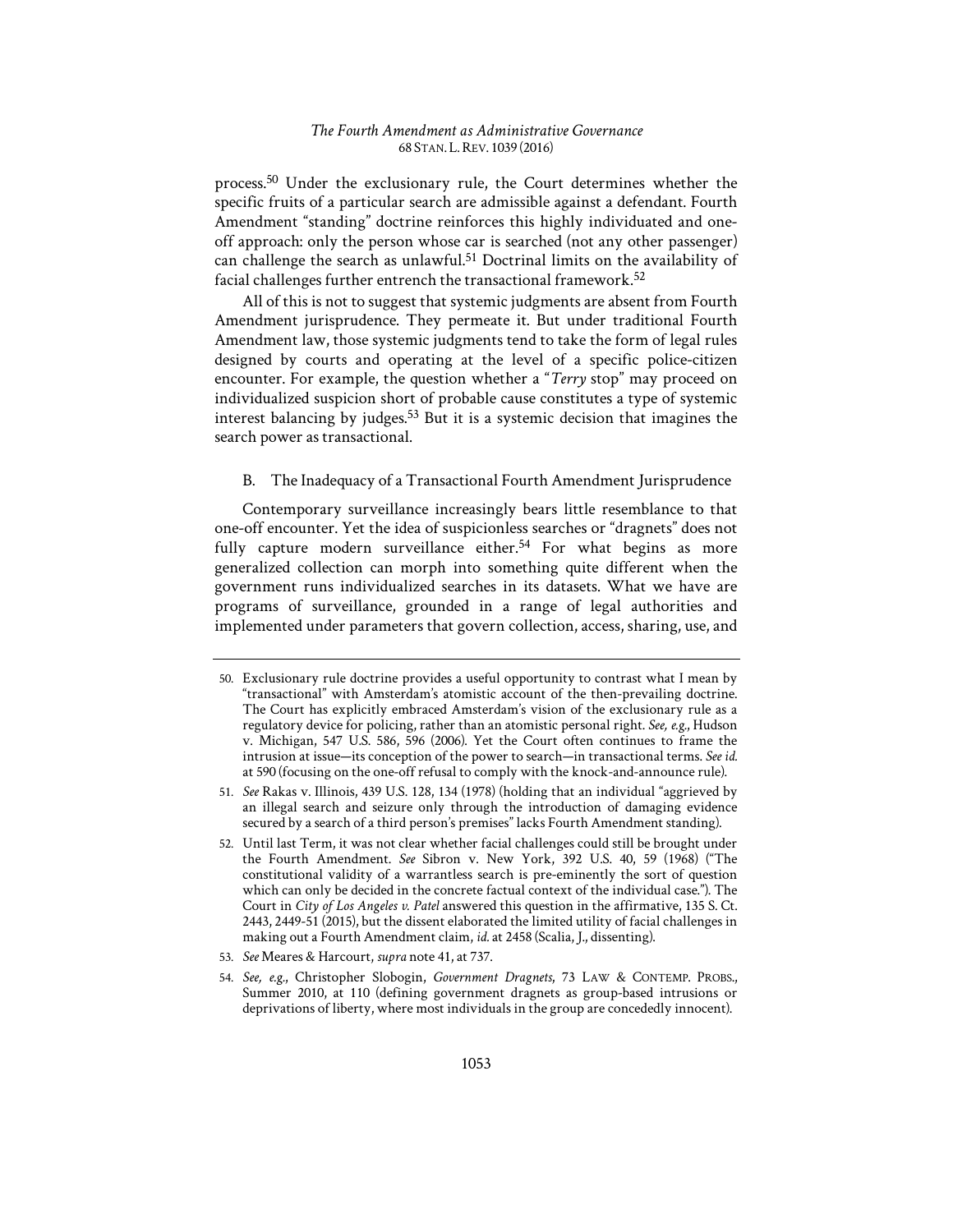process.[50] Under the exclusionary rule, the Court determines whether the specific fruits of a particular search are admissible against a defendant. Fourth Amendment "standing" doctrine reinforces this highly individuated and one-off approach: only the person whose car is searched (not any other passenger) can challenge the search as unlawful.[51] Doctrinal limits on the availability of facial challenges further entrench the transactional framework.[52]

All of this is not to suggest that systemic judgments are absent from Fourth Amendment jurisprudence. They permeate it. But under traditional Fourth Amendment law, those systemic judgments tend to take the form of legal rules designed by courts and operating at the level of a specific police-citizen encounter. For example, the question whether a "*Terry* stop" may proceed on individualized suspicion short of probable cause constitutes a type of systemic interest balancing by judges.[53] But it is a systemic decision that imagines the search power as transactional.

### B. The Inadequacy of a Transactional Fourth Amendment Jurisprudence

Contemporary surveillance increasingly bears little resemblance to that one-off encounter. Yet the idea of suspicionless searches or "dragnets" does not fully capture modern surveillance either.[54] For what begins as more generalized collection can morph into something quite different when the government runs individualized searches in its datasets. What we have are programs of surveillance, grounded in a range of legal authorities and implemented under parameters that govern collection, access, sharing, use, and

---

50. Exclusionary rule doctrine provides a useful opportunity to contrast what I mean by "transactional" with Amsterdam's atomistic account of the then-prevailing doctrine. The Court has explicitly embraced Amsterdam's vision of the exclusionary rule as a regulatory device for policing, rather than an atomistic personal right. *See, e.g.*, Hudson v. Michigan, 547 U.S. 586, 596 (2006). Yet the Court often continues to frame the intrusion at issue—its conception of the power to search—in transactional terms. *See id.* at 590 (focusing on the one-off refusal to comply with the knock-and-announce rule).

51. *See* Rakas v. Illinois, 439 U.S. 128, 134 (1978) (holding that an individual "aggrieved by an illegal search and seizure only through the introduction of damaging evidence secured by a search of a third person's premises" lacks Fourth Amendment standing).

52. Until last Term, it was not clear whether facial challenges could still be brought under the Fourth Amendment. *See* Sibron v. New York, 392 U.S. 40, 59 (1968) ("The constitutional validity of a warrantless search is pre-eminently the sort of question which can only be decided in the concrete factual context of the individual case."). The Court in *City of Los Angeles v. Patel* answered this question in the affirmative, 135 S. Ct. 2443, 2449-51 (2015), but the dissent elaborated the limited utility of facial challenges in making out a Fourth Amendment claim, *id.* at 2458 (Scalia, J., dissenting).

53. *See* Meares & Harcourt, *supra* note 41, at 737.

54. *See, e.g.*, Christopher Slobogin, *Government Dragnets*, 73 LAW & CONTEMP. PROBS., Summer 2010, at 110 (defining government dragnets as group-based intrusions or deprivations of liberty, where most individuals in the group are concededly innocent).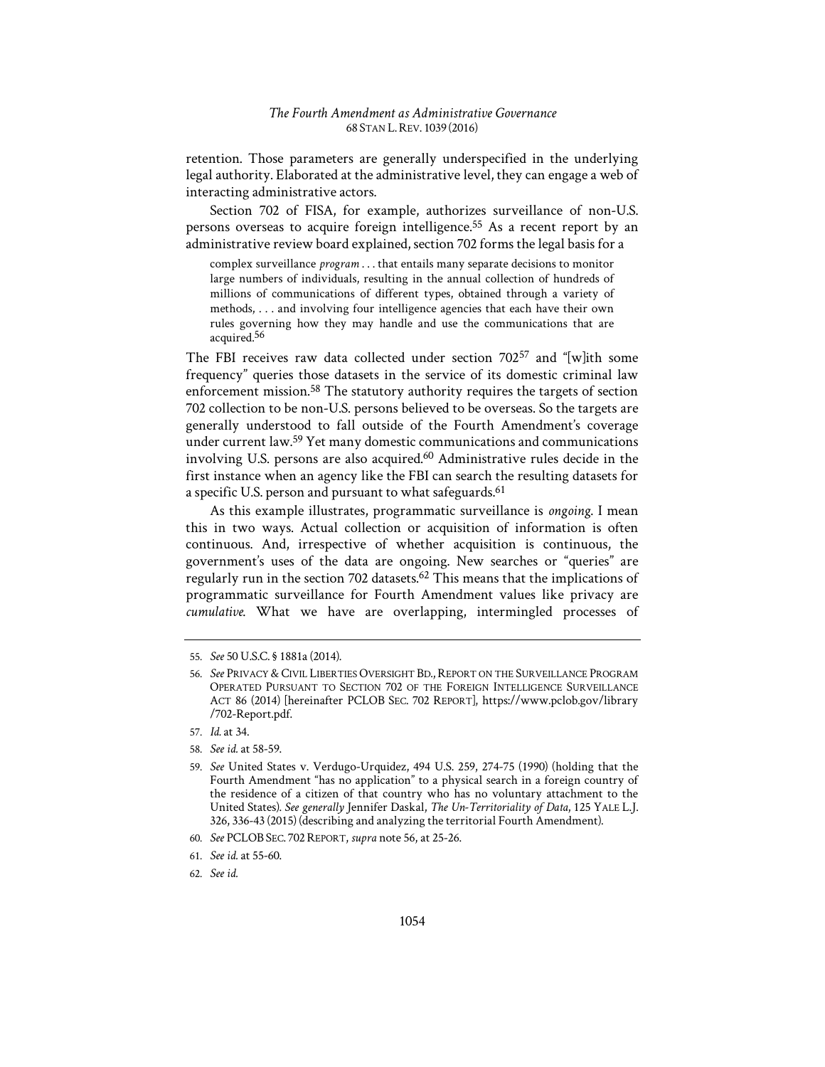retention. Those parameters are generally underspecified in the underlying legal authority. Elaborated at the administrative level, they can engage a web of interacting administrative actors.

Section 702 of FISA, for example, authorizes surveillance of non-U.S. persons overseas to acquire foreign intelligence.[55] As a recent report by an administrative review board explained, section 702 forms the legal basis for a

> complex surveillance *program* . . . that entails many separate decisions to monitor large numbers of individuals, resulting in the annual collection of hundreds of millions of communications of different types, obtained through a variety of methods, . . . and involving four intelligence agencies that each have their own rules governing how they may handle and use the communications that are acquired.[56]

The FBI receives raw data collected under section 702[57] and "[w]ith some frequency" queries those datasets in the service of its domestic criminal law enforcement mission.[58] The statutory authority requires the targets of section 702 collection to be non-U.S. persons believed to be overseas. So the targets are generally understood to fall outside of the Fourth Amendment's coverage under current law.[59] Yet many domestic communications and communications involving U.S. persons are also acquired.[60] Administrative rules decide in the first instance when an agency like the FBI can search the resulting datasets for a specific U.S. person and pursuant to what safeguards.[61]

As this example illustrates, programmatic surveillance is *ongoing*. I mean this in two ways. Actual collection or acquisition of information is often continuous. And, irrespective of whether acquisition is continuous, the government's uses of the data are ongoing. New searches or "queries" are regularly run in the section 702 datasets.[62] This means that the implications of programmatic surveillance for Fourth Amendment values like privacy are *cumulative*. What we have are overlapping, intermingled processes of

---

55. *See* 50 U.S.C. § 1881a (2014).

56. *See* PRIVACY & CIVIL LIBERTIES OVERSIGHT BD., REPORT ON THE SURVEILLANCE PROGRAM OPERATED PURSUANT TO SECTION 702 OF THE FOREIGN INTELLIGENCE SURVEILLANCE ACT 86 (2014) [hereinafter PCLOB SEC. 702 REPORT], https://www.pclob.gov/library/702-Report.pdf.

57. *Id.* at 34.

58. *See id.* at 58-59.

59. *See* United States v. Verdugo-Urquidez, 494 U.S. 259, 274-75 (1990) (holding that the Fourth Amendment "has no application" to a physical search in a foreign country of the residence of a citizen of that country who has no voluntary attachment to the United States). *See generally* Jennifer Daskal, *The Un-Territoriality of Data*, 125 YALE L.J. 326, 336-43 (2015) (describing and analyzing the territorial Fourth Amendment).

60. *See* PCLOB SEC. 702 REPORT, *supra* note 56, at 25-26.

61. *See id.* at 55-60.

62. *See id.*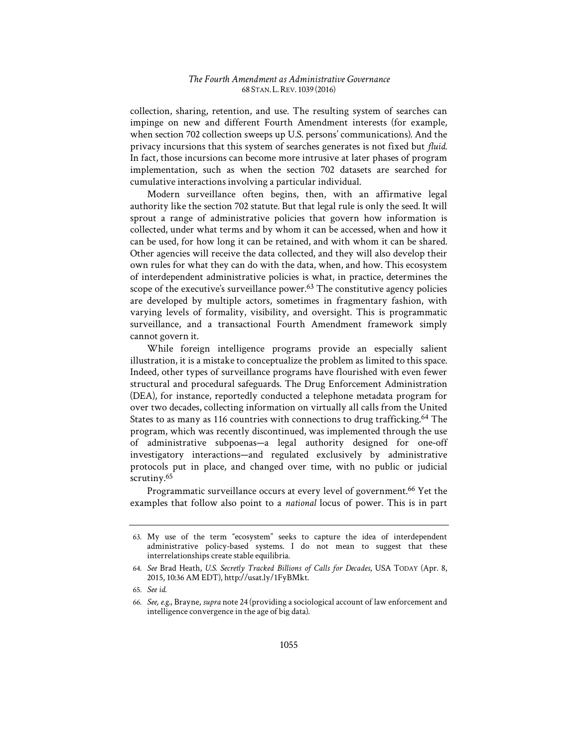collection, sharing, retention, and use. The resulting system of searches can impinge on new and different Fourth Amendment interests (for example, when section 702 collection sweeps up U.S. persons' communications). And the privacy incursions that this system of searches generates is not fixed but *fluid*. In fact, those incursions can become more intrusive at later phases of program implementation, such as when the section 702 datasets are searched for cumulative interactions involving a particular individual.

Modern surveillance often begins, then, with an affirmative legal authority like the section 702 statute. But that legal rule is only the seed. It will sprout a range of administrative policies that govern how information is collected, under what terms and by whom it can be accessed, when and how it can be used, for how long it can be retained, and with whom it can be shared. Other agencies will receive the data collected, and they will also develop their own rules for what they can do with the data, when, and how. This ecosystem of interdependent administrative policies is what, in practice, determines the scope of the executive's surveillance power.[63] The constitutive agency policies are developed by multiple actors, sometimes in fragmentary fashion, with varying levels of formality, visibility, and oversight. This is programmatic surveillance, and a transactional Fourth Amendment framework simply cannot govern it.

While foreign intelligence programs provide an especially salient illustration, it is a mistake to conceptualize the problem as limited to this space. Indeed, other types of surveillance programs have flourished with even fewer structural and procedural safeguards. The Drug Enforcement Administration (DEA), for instance, reportedly conducted a telephone metadata program for over two decades, collecting information on virtually all calls from the United States to as many as 116 countries with connections to drug trafficking.[64] The program, which was recently discontinued, was implemented through the use of administrative subpoenas—a legal authority designed for one-off investigatory interactions—and regulated exclusively by administrative protocols put in place, and changed over time, with no public or judicial scrutiny.[65]

Programmatic surveillance occurs at every level of government.[66] Yet the examples that follow also point to a *national* locus of power. This is in part

---

63. My use of the term "ecosystem" seeks to capture the idea of interdependent administrative policy-based systems. I do not mean to suggest that these interrelationships create stable equilibria.

64. *See* Brad Heath, *U.S. Secretly Tracked Billions of Calls for Decades*, USA TODAY (Apr. 8, 2015, 10:36 AM EDT), http://usat.ly/1FyBMkt.

65. *See id.*

66. *See, e.g.*, Brayne, *supra* note 24 (providing a sociological account of law enforcement and intelligence convergence in the age of big data).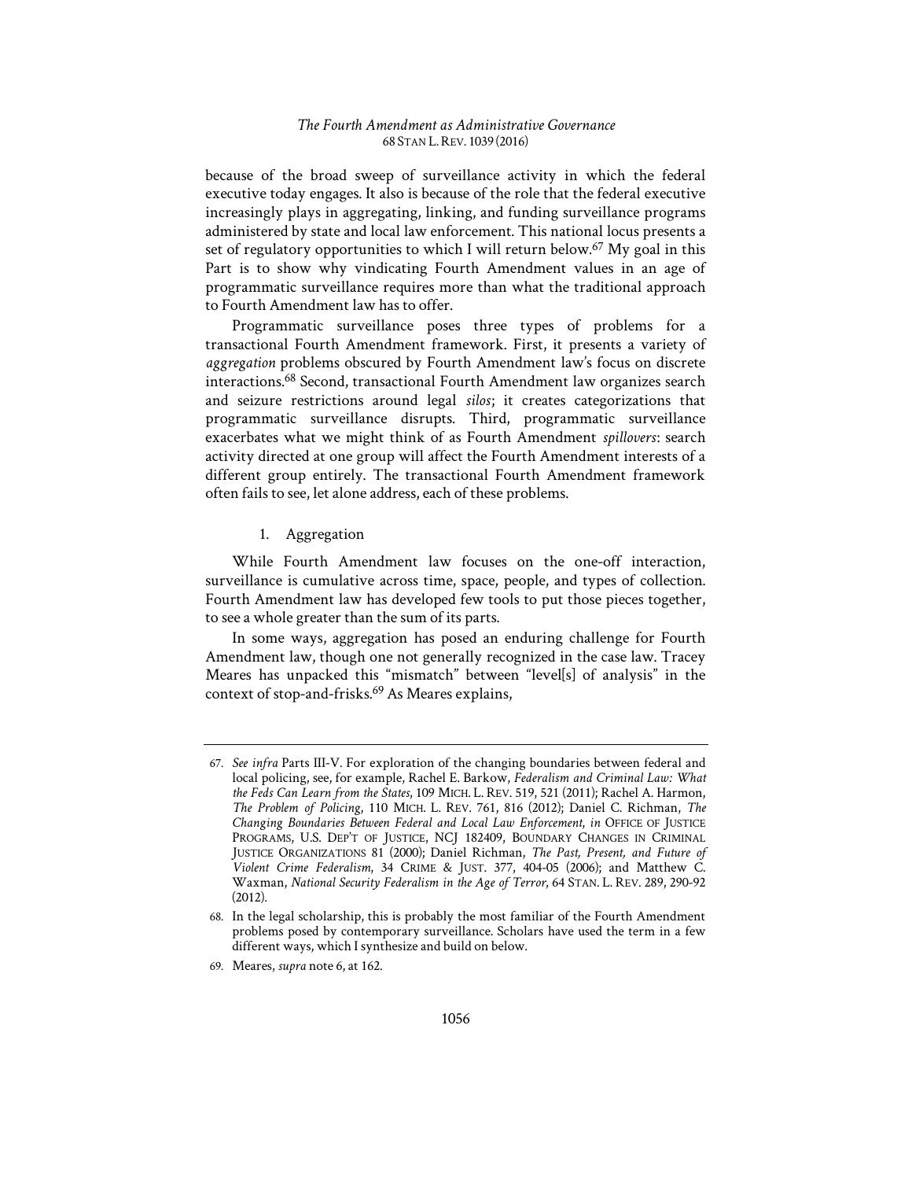because of the broad sweep of surveillance activity in which the federal executive today engages. It also is because of the role that the federal executive increasingly plays in aggregating, linking, and funding surveillance programs administered by state and local law enforcement. This national locus presents a set of regulatory opportunities to which I will return below.[67] My goal in this Part is to show why vindicating Fourth Amendment values in an age of programmatic surveillance requires more than what the traditional approach to Fourth Amendment law has to offer.

Programmatic surveillance poses three types of problems for a transactional Fourth Amendment framework. First, it presents a variety of *aggregation* problems obscured by Fourth Amendment law's focus on discrete interactions.[68] Second, transactional Fourth Amendment law organizes search and seizure restrictions around legal *silos*; it creates categorizations that programmatic surveillance disrupts. Third, programmatic surveillance exacerbates what we might think of as Fourth Amendment *spillovers*: search activity directed at one group will affect the Fourth Amendment interests of a different group entirely. The transactional Fourth Amendment framework often fails to see, let alone address, each of these problems.

### 1. Aggregation

While Fourth Amendment law focuses on the one-off interaction, surveillance is cumulative across time, space, people, and types of collection. Fourth Amendment law has developed few tools to put those pieces together, to see a whole greater than the sum of its parts.

In some ways, aggregation has posed an enduring challenge for Fourth Amendment law, though one not generally recognized in the case law. Tracey Meares has unpacked this "mismatch" between "level[s] of analysis" in the context of stop-and-frisks.[69] As Meares explains,

---

67. *See infra* Parts III-V. For exploration of the changing boundaries between federal and local policing, see, for example, Rachel E. Barkow, *Federalism and Criminal Law: What the Feds Can Learn from the States*, 109 MICH. L. REV. 519, 521 (2011); Rachel A. Harmon, *The Problem of Policing*, 110 MICH. L. REV. 761, 816 (2012); Daniel C. Richman, *The Changing Boundaries Between Federal and Local Law Enforcement*, *in* OFFICE OF JUSTICE PROGRAMS, U.S. DEP'T OF JUSTICE, NCJ 182409, BOUNDARY CHANGES IN CRIMINAL JUSTICE ORGANIZATIONS 81 (2000); Daniel Richman, *The Past, Present, and Future of Violent Crime Federalism*, 34 CRIME & JUST. 377, 404-05 (2006); and Matthew C. Waxman, *National Security Federalism in the Age of Terror*, 64 STAN. L. REV. 289, 290-92 (2012).

68. In the legal scholarship, this is probably the most familiar of the Fourth Amendment problems posed by contemporary surveillance. Scholars have used the term in a few different ways, which I synthesize and build on below.

69. Meares, *supra* note 6, at 162.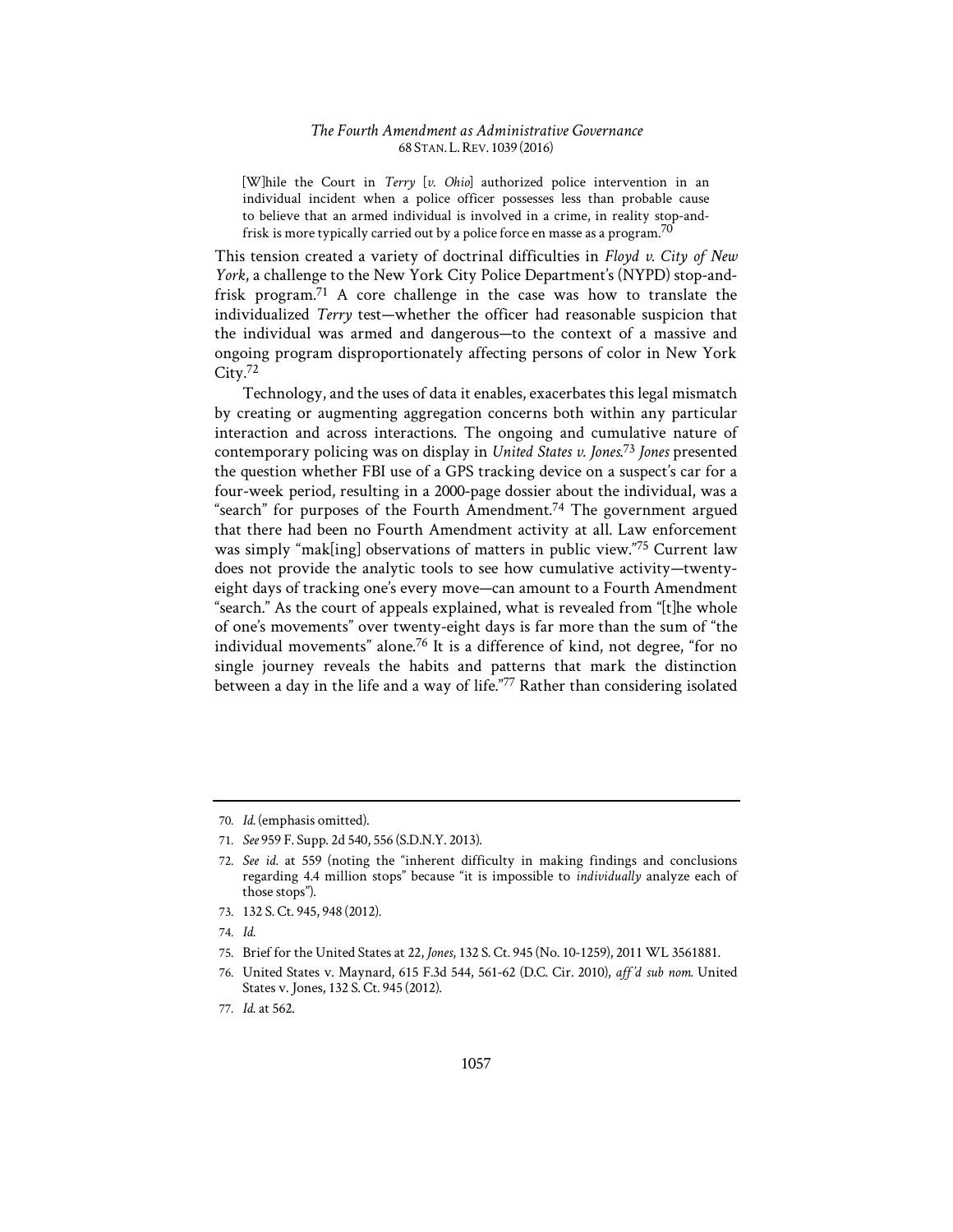> [W]hile the Court in *Terry* [*v. Ohio*] authorized police intervention in an individual incident when a police officer possesses less than probable cause to believe that an armed individual is involved in a crime, in reality stop-and-frisk is more typically carried out by a police force en masse as a program.[70]

This tension created a variety of doctrinal difficulties in *Floyd v. City of New York*, a challenge to the New York City Police Department's (NYPD) stop-and-frisk program.[71] A core challenge in the case was how to translate the individualized *Terry* test—whether the officer had reasonable suspicion that the individual was armed and dangerous—to the context of a massive and ongoing program disproportionately affecting persons of color in New York City.[72]

Technology, and the uses of data it enables, exacerbates this legal mismatch by creating or augmenting aggregation concerns both within any particular interaction and across interactions. The ongoing and cumulative nature of contemporary policing was on display in *United States v. Jones*.[73] *Jones* presented the question whether FBI use of a GPS tracking device on a suspect's car for a four-week period, resulting in a 2000-page dossier about the individual, was a "search" for purposes of the Fourth Amendment.[74] The government argued that there had been no Fourth Amendment activity at all. Law enforcement was simply "mak[ing] observations of matters in public view."[75] Current law does not provide the analytic tools to see how cumulative activity—twenty-eight days of tracking one's every move—can amount to a Fourth Amendment "search." As the court of appeals explained, what is revealed from "[t]he whole of one's movements" over twenty-eight days is far more than the sum of "the individual movements" alone.[76] It is a difference of kind, not degree, "for no single journey reveals the habits and patterns that mark the distinction between a day in the life and a way of life."[77] Rather than considering isolated

---

70. *Id.* (emphasis omitted).

71. *See* 959 F. Supp. 2d 540, 556 (S.D.N.Y. 2013).

72. *See id.* at 559 (noting the "inherent difficulty in making findings and conclusions regarding 4.4 million stops" because "it is impossible to *individually* analyze each of those stops").

73. 132 S. Ct. 945, 948 (2012).

74. *Id.*

75. Brief for the United States at 22, *Jones*, 132 S. Ct. 945 (No. 10-1259), 2011 WL 3561881.

76. United States v. Maynard, 615 F.3d 544, 561-62 (D.C. Cir. 2010), *aff'd sub nom.* United States v. Jones, 132 S. Ct. 945 (2012).

77. *Id.* at 562.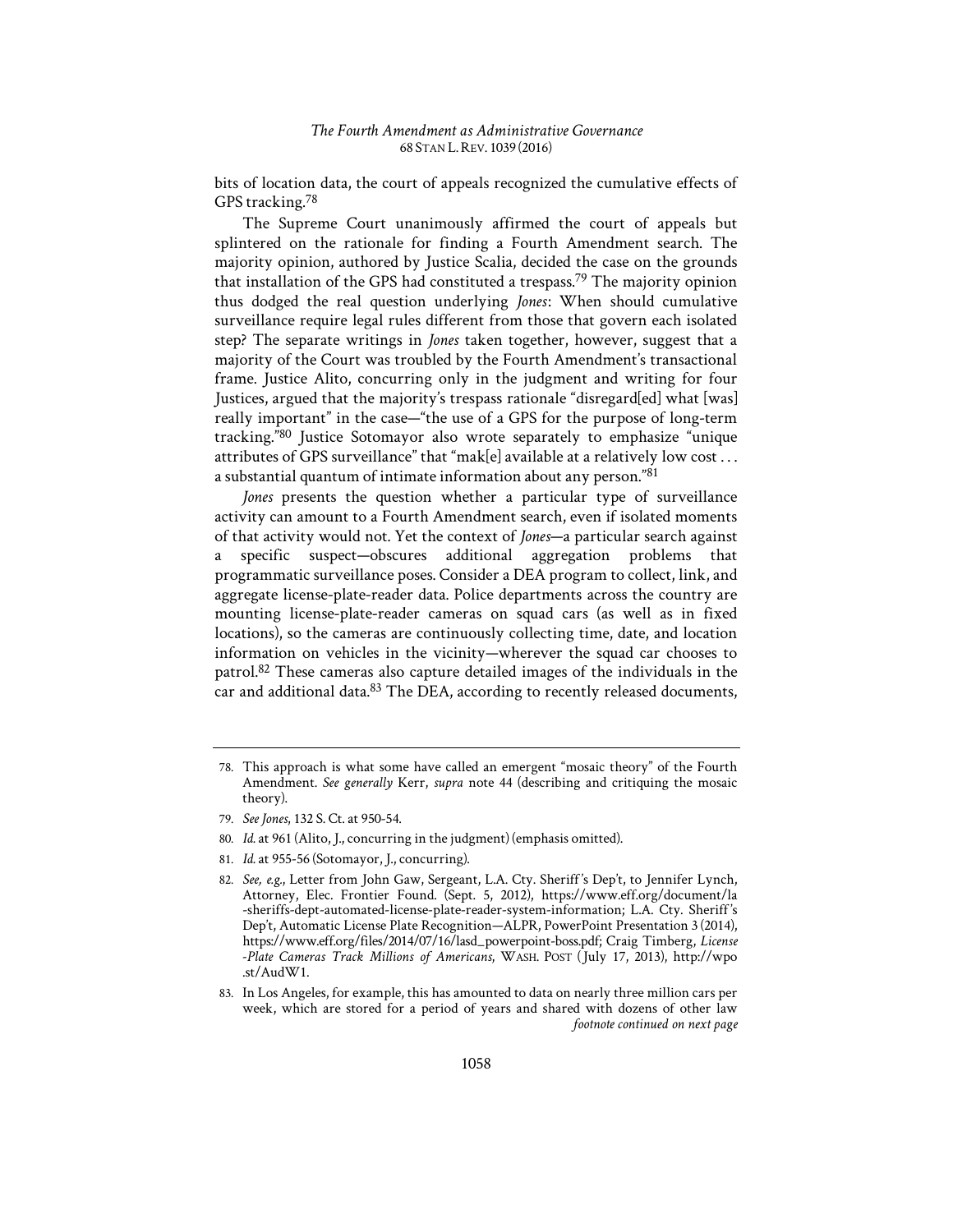bits of location data, the court of appeals recognized the cumulative effects of GPS tracking.[78]

The Supreme Court unanimously affirmed the court of appeals but splintered on the rationale for finding a Fourth Amendment search. The majority opinion, authored by Justice Scalia, decided the case on the grounds that installation of the GPS had constituted a trespass.[79] The majority opinion thus dodged the real question underlying *Jones*: When should cumulative surveillance require legal rules different from those that govern each isolated step? The separate writings in *Jones* taken together, however, suggest that a majority of the Court was troubled by the Fourth Amendment's transactional frame. Justice Alito, concurring only in the judgment and writing for four Justices, argued that the majority's trespass rationale "disregard[ed] what [was] really important" in the case—"the use of a GPS for the purpose of long-term tracking."[80] Justice Sotomayor also wrote separately to emphasize "unique attributes of GPS surveillance" that "mak[e] available at a relatively low cost . . . a substantial quantum of intimate information about any person."[81]

*Jones* presents the question whether a particular type of surveillance activity can amount to a Fourth Amendment search, even if isolated moments of that activity would not. Yet the context of *Jones*—a particular search against a specific suspect—obscures additional aggregation problems that programmatic surveillance poses. Consider a DEA program to collect, link, and aggregate license-plate-reader data. Police departments across the country are mounting license-plate-reader cameras on squad cars (as well as in fixed locations), so the cameras are continuously collecting time, date, and location information on vehicles in the vicinity—wherever the squad car chooses to patrol.[82] These cameras also capture detailed images of the individuals in the car and additional data.[83] The DEA, according to recently released documents,

---

78. This approach is what some have called an emergent "mosaic theory" of the Fourth Amendment. *See generally* Kerr, *supra* note 44 (describing and critiquing the mosaic theory).

79. *See Jones*, 132 S. Ct. at 950-54.

80. *Id.* at 961 (Alito, J., concurring in the judgment) (emphasis omitted).

81. *Id.* at 955-56 (Sotomayor, J., concurring).

82. *See, e.g.*, Letter from John Gaw, Sergeant, L.A. Cty. Sheriff's Dep't, to Jennifer Lynch, Attorney, Elec. Frontier Found. (Sept. 5, 2012), https://www.eff.org/document/la-sheriffs-dept-automated-license-plate-reader-system-information; L.A. Cty. Sheriff's Dep't, Automatic License Plate Recognition—ALPR, PowerPoint Presentation 3 (2014), https://www.eff.org/files/2014/07/16/lasd_powerpoint-boss.pdf; Craig Timberg, *License-Plate Cameras Track Millions of Americans*, WASH. POST (July 17, 2013), http://wpo.st/AudW1.

83. In Los Angeles, for example, this has amounted to data on nearly three million cars per week, which are stored for a period of years and shared with dozens of other law *footnote continued on next page*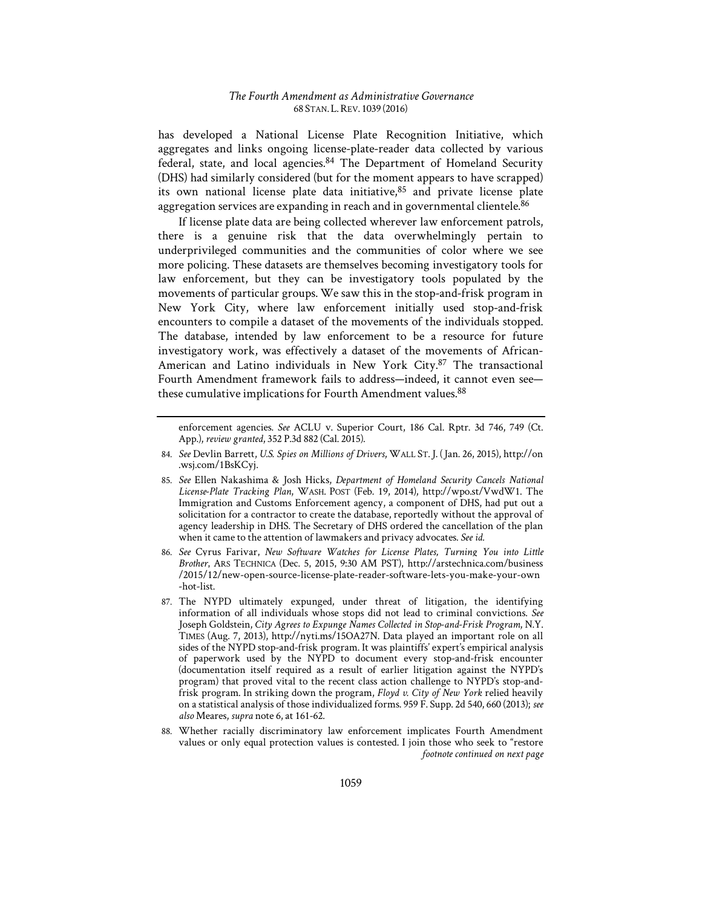has developed a National License Plate Recognition Initiative, which aggregates and links ongoing license-plate-reader data collected by various federal, state, and local agencies.[84] The Department of Homeland Security (DHS) had similarly considered (but for the moment appears to have scrapped) its own national license plate data initiative,[85] and private license plate aggregation services are expanding in reach and in governmental clientele.[86]

If license plate data are being collected wherever law enforcement patrols, there is a genuine risk that the data overwhelmingly pertain to underprivileged communities and the communities of color where we see more policing. These datasets are themselves becoming investigatory tools for law enforcement, but they can be investigatory tools populated by the movements of particular groups. We saw this in the stop-and-frisk program in New York City, where law enforcement initially used stop-and-frisk encounters to compile a dataset of the movements of the individuals stopped. The database, intended by law enforcement to be a resource for future investigatory work, was effectively a dataset of the movements of African-American and Latino individuals in New York City.[87] The transactional Fourth Amendment framework fails to address—indeed, it cannot even see—these cumulative implications for Fourth Amendment values.[88]

---

enforcement agencies. *See* ACLU v. Superior Court, 186 Cal. Rptr. 3d 746, 749 (Ct. App.), *review granted*, 352 P.3d 882 (Cal. 2015).

84. *See* Devlin Barrett, *U.S. Spies on Millions of Drivers*, WALL ST. J. (Jan. 26, 2015), http://on.wsj.com/1BsKCyj.

85. *See* Ellen Nakashima & Josh Hicks, *Department of Homeland Security Cancels National License-Plate Tracking Plan*, WASH. POST (Feb. 19, 2014), http://wpo.st/VwdW1. The Immigration and Customs Enforcement agency, a component of DHS, had put out a solicitation for a contractor to create the database, reportedly without the approval of agency leadership in DHS. The Secretary of DHS ordered the cancellation of the plan when it came to the attention of lawmakers and privacy advocates. *See id.*

86. *See* Cyrus Farivar, *New Software Watches for License Plates, Turning You into Little Brother*, ARS TECHNICA (Dec. 5, 2015, 9:30 AM PST), http://arstechnica.com/business/2015/12/new-open-source-license-plate-reader-software-lets-you-make-your-own-hot-list.

87. The NYPD ultimately expunged, under threat of litigation, the identifying information of all individuals whose stops did not lead to criminal convictions. *See* Joseph Goldstein, *City Agrees to Expunge Names Collected in Stop-and-Frisk Program*, N.Y. TIMES (Aug. 7, 2013), http://nyti.ms/15OA27N. Data played an important role on all sides of the NYPD stop-and-frisk program. It was plaintiffs' expert's empirical analysis of paperwork used by the NYPD to document every stop-and-frisk encounter (documentation itself required as a result of earlier litigation against the NYPD's program) that proved vital to the recent class action challenge to NYPD's stop-and-frisk program. In striking down the program, *Floyd v. City of New York* relied heavily on a statistical analysis of those individualized forms. 959 F. Supp. 2d 540, 660 (2013); *see also* Meares, *supra* note 6, at 161-62.

88. Whether racially discriminatory law enforcement implicates Fourth Amendment values or only equal protection values is contested. I join those who seek to "restore

*footnote continued on next page*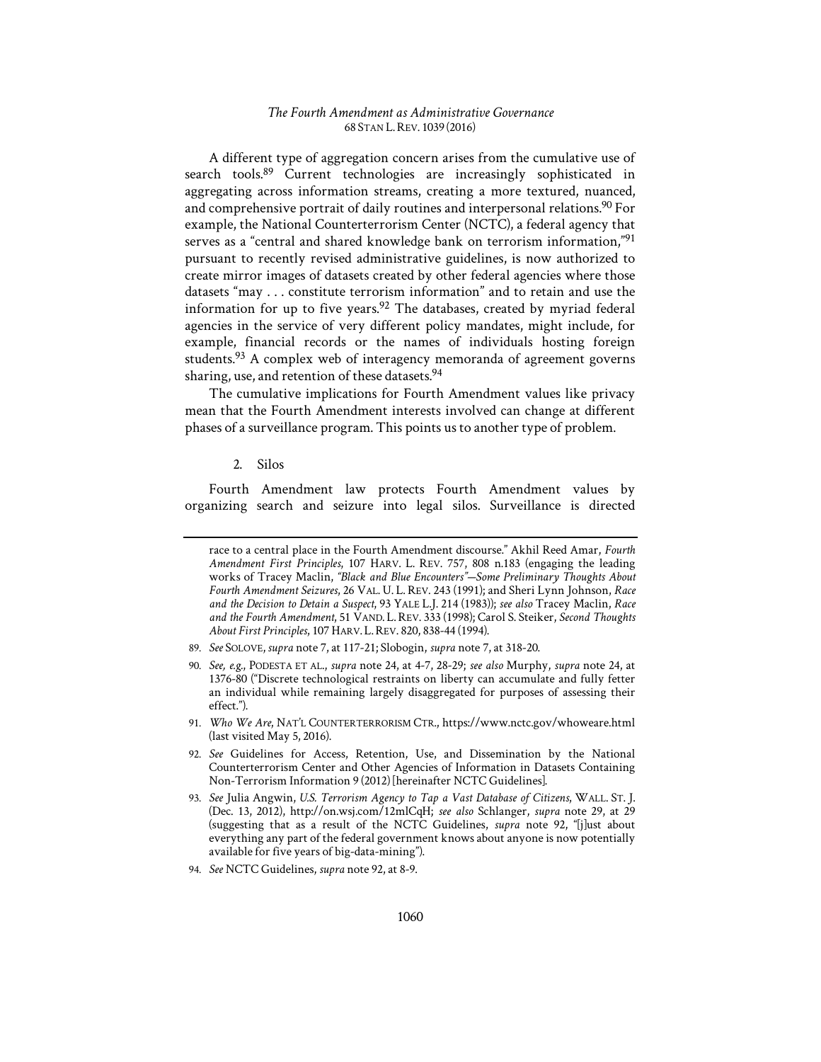A different type of aggregation concern arises from the cumulative use of search tools.[89] Current technologies are increasingly sophisticated in aggregating across information streams, creating a more textured, nuanced, and comprehensive portrait of daily routines and interpersonal relations.[90] For example, the National Counterterrorism Center (NCTC), a federal agency that serves as a "central and shared knowledge bank on terrorism information,"[91] pursuant to recently revised administrative guidelines, is now authorized to create mirror images of datasets created by other federal agencies where those datasets "may . . . constitute terrorism information" and to retain and use the information for up to five years.[92] The databases, created by myriad federal agencies in the service of very different policy mandates, might include, for example, financial records or the names of individuals hosting foreign students.[93] A complex web of interagency memoranda of agreement governs sharing, use, and retention of these datasets.[94]

The cumulative implications for Fourth Amendment values like privacy mean that the Fourth Amendment interests involved can change at different phases of a surveillance program. This points us to another type of problem.

### 2. Silos

Fourth Amendment law protects Fourth Amendment values by organizing search and seizure into legal silos. Surveillance is directed

---

race to a central place in the Fourth Amendment discourse." Akhil Reed Amar, *Fourth Amendment First Principles*, 107 HARV. L. REV. 757, 808 n.183 (engaging the leading works of Tracey Maclin, *"Black and Blue Encounters"—Some Preliminary Thoughts About Fourth Amendment Seizures*, 26 VAL. U. L. REV. 243 (1991); and Sheri Lynn Johnson, *Race and the Decision to Detain a Suspect*, 93 YALE L.J. 214 (1983)); *see also* Tracey Maclin, *Race and the Fourth Amendment*, 51 VAND. L. REV. 333 (1998); Carol S. Steiker, *Second Thoughts About First Principles*, 107 HARV. L. REV. 820, 838-44 (1994).

89. *See* SOLOVE, *supra* note 7, at 117-21; Slobogin, *supra* note 7, at 318-20.

90. *See, e.g.*, PODESTA ET AL., *supra* note 24, at 4-7, 28-29; *see also* Murphy, *supra* note 24, at 1376-80 ("Discrete technological restraints on liberty can accumulate and fully fetter an individual while remaining largely disaggregated for purposes of assessing their effect.").

91. *Who We Are*, NAT'L COUNTERTERRORISM CTR., https://www.nctc.gov/whoweare.html (last visited May 5, 2016).

92. *See* Guidelines for Access, Retention, Use, and Dissemination by the National Counterterrorism Center and Other Agencies of Information in Datasets Containing Non-Terrorism Information 9 (2012) [hereinafter NCTC Guidelines].

93. *See* Julia Angwin, *U.S. Terrorism Agency to Tap a Vast Database of Citizens*, WALL. ST. J. (Dec. 13, 2012), http://on.wsj.com/12mlCqH; *see also* Schlanger, *supra* note 29, at 29 (suggesting that as a result of the NCTC Guidelines, *supra* note 92, "[j]ust about everything any part of the federal government knows about anyone is now potentially available for five years of big-data-mining").

94. *See* NCTC Guidelines, *supra* note 92, at 8-9.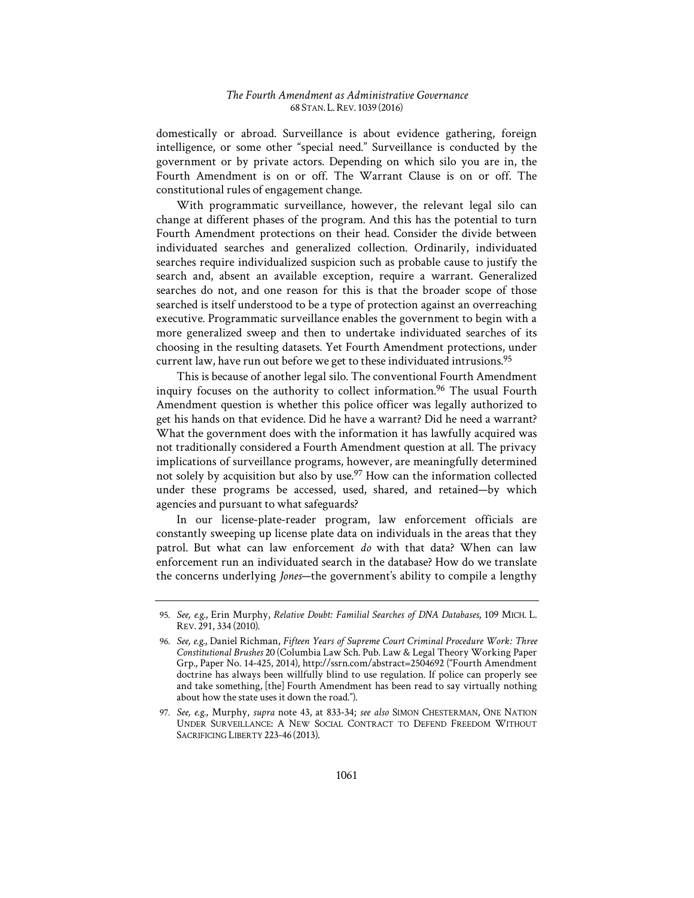domestically or abroad. Surveillance is about evidence gathering, foreign intelligence, or some other "special need." Surveillance is conducted by the government or by private actors. Depending on which silo you are in, the Fourth Amendment is on or off. The Warrant Clause is on or off. The constitutional rules of engagement change.

With programmatic surveillance, however, the relevant legal silo can change at different phases of the program. And this has the potential to turn Fourth Amendment protections on their head. Consider the divide between individuated searches and generalized collection. Ordinarily, individuated searches require individualized suspicion such as probable cause to justify the search and, absent an available exception, require a warrant. Generalized searches do not, and one reason for this is that the broader scope of those searched is itself understood to be a type of protection against an overreaching executive. Programmatic surveillance enables the government to begin with a more generalized sweep and then to undertake individuated searches of its choosing in the resulting datasets. Yet Fourth Amendment protections, under current law, have run out before we get to these individuated intrusions.[95]

This is because of another legal silo. The conventional Fourth Amendment inquiry focuses on the authority to collect information.[96] The usual Fourth Amendment question is whether this police officer was legally authorized to get his hands on that evidence. Did he have a warrant? Did he need a warrant? What the government does with the information it has lawfully acquired was not traditionally considered a Fourth Amendment question at all. The privacy implications of surveillance programs, however, are meaningfully determined not solely by acquisition but also by use.[97] How can the information collected under these programs be accessed, used, shared, and retained—by which agencies and pursuant to what safeguards?

In our license-plate-reader program, law enforcement officials are constantly sweeping up license plate data on individuals in the areas that they patrol. But what can law enforcement *do* with that data? When can law enforcement run an individuated search in the database? How do we translate the concerns underlying *Jones*—the government's ability to compile a lengthy

---

95. *See, e.g.*, Erin Murphy, *Relative Doubt: Familial Searches of DNA Databases*, 109 MICH. L. REV. 291, 334 (2010).

96. *See, e.g.*, Daniel Richman, *Fifteen Years of Supreme Court Criminal Procedure Work: Three Constitutional Brushes* 20 (Columbia Law Sch. Pub. Law & Legal Theory Working Paper Grp., Paper No. 14-425, 2014), http://ssrn.com/abstract=2504692 ("Fourth Amendment doctrine has always been willfully blind to use regulation. If police can properly see and take something, [the] Fourth Amendment has been read to say virtually nothing about how the state uses it down the road.").

97. *See, e.g.*, Murphy, *supra* note 43, at 833-34; *see also* SIMON CHESTERMAN, ONE NATION UNDER SURVEILLANCE: A NEW SOCIAL CONTRACT TO DEFEND FREEDOM WITHOUT SACRIFICING LIBERTY 223-46 (2013).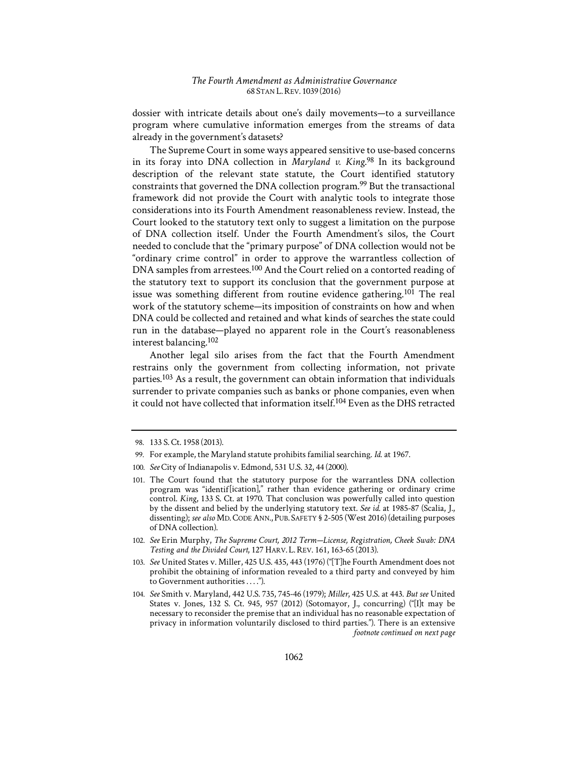dossier with intricate details about one's daily movements—to a surveillance program where cumulative information emerges from the streams of data already in the government's datasets?

The Supreme Court in some ways appeared sensitive to use-based concerns in its foray into DNA collection in *Maryland v. King*.[98] In its background description of the relevant state statute, the Court identified statutory constraints that governed the DNA collection program.[99] But the transactional framework did not provide the Court with analytic tools to integrate those considerations into its Fourth Amendment reasonableness review. Instead, the Court looked to the statutory text only to suggest a limitation on the purpose of DNA collection itself. Under the Fourth Amendment's silos, the Court needed to conclude that the "primary purpose" of DNA collection would not be "ordinary crime control" in order to approve the warrantless collection of DNA samples from arrestees.[100] And the Court relied on a contorted reading of the statutory text to support its conclusion that the government purpose at issue was something different from routine evidence gathering.[101] The real work of the statutory scheme—its imposition of constraints on how and when DNA could be collected and retained and what kinds of searches the state could run in the database—played no apparent role in the Court's reasonableness interest balancing.[102]

Another legal silo arises from the fact that the Fourth Amendment restrains only the government from collecting information, not private parties.[103] As a result, the government can obtain information that individuals surrender to private companies such as banks or phone companies, even when it could not have collected that information itself.[104] Even as the DHS retracted

---

98. 133 S. Ct. 1958 (2013).

99. For example, the Maryland statute prohibits familial searching. *Id.* at 1967.

100. *See* City of Indianapolis v. Edmond, 531 U.S. 32, 44 (2000).

101. The Court found that the statutory purpose for the warrantless DNA collection program was "identif[ication]," rather than evidence gathering or ordinary crime control. *King*, 133 S. Ct. at 1970. That conclusion was powerfully called into question by the dissent and belied by the underlying statutory text. *See id.* at 1985-87 (Scalia, J., dissenting); *see also* MD. CODE ANN., PUB. SAFETY § 2-505 (West 2016) (detailing purposes of DNA collection).

102. *See* Erin Murphy, *The Supreme Court, 2012 Term—License, Registration, Cheek Swab: DNA Testing and the Divided Court*, 127 HARV. L. REV. 161, 163-65 (2013).

103. *See* United States v. Miller, 425 U.S. 435, 443 (1976) ("[T]he Fourth Amendment does not prohibit the obtaining of information revealed to a third party and conveyed by him to Government authorities . . . .").

104. *See* Smith v. Maryland, 442 U.S. 735, 745-46 (1979); *Miller*, 425 U.S. at 443. *But see* United States v. Jones, 132 S. Ct. 945, 957 (2012) (Sotomayor, J., concurring) ("[I]t may be necessary to reconsider the premise that an individual has no reasonable expectation of privacy in information voluntarily disclosed to third parties."). There is an extensive *footnote continued on next page*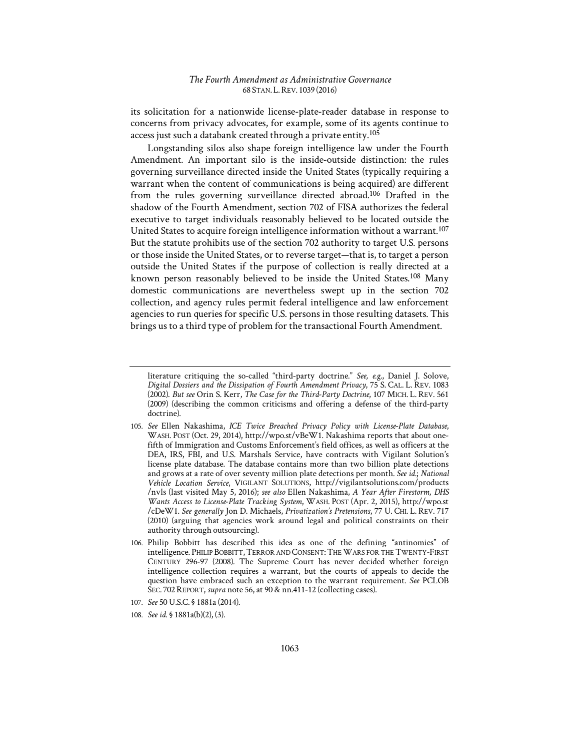its solicitation for a nationwide license-plate-reader database in response to concerns from privacy advocates, for example, some of its agents continue to access just such a databank created through a private entity.[105]

Longstanding silos also shape foreign intelligence law under the Fourth Amendment. An important silo is the inside-outside distinction: the rules governing surveillance directed inside the United States (typically requiring a warrant when the content of communications is being acquired) are different from the rules governing surveillance directed abroad.[106] Drafted in the shadow of the Fourth Amendment, section 702 of FISA authorizes the federal executive to target individuals reasonably believed to be located outside the United States to acquire foreign intelligence information without a warrant.[107] But the statute prohibits use of the section 702 authority to target U.S. persons or those inside the United States, or to reverse target—that is, to target a person outside the United States if the purpose of collection is really directed at a known person reasonably believed to be inside the United States.[108] Many domestic communications are nevertheless swept up in the section 702 collection, and agency rules permit federal intelligence and law enforcement agencies to run queries for specific U.S. persons in those resulting datasets. This brings us to a third type of problem for the transactional Fourth Amendment.

---

literature critiquing the so-called "third-party doctrine." *See, e.g.*, Daniel J. Solove, *Digital Dossiers and the Dissipation of Fourth Amendment Privacy*, 75 S. CAL. L. REV. 1083 (2002). *But see* Orin S. Kerr, *The Case for the Third-Party Doctrine*, 107 MICH. L. REV. 561 (2009) (describing the common criticisms and offering a defense of the third-party doctrine).

105. *See* Ellen Nakashima, *ICE Twice Breached Privacy Policy with License-Plate Database*, WASH. POST (Oct. 29, 2014), http://wpo.st/vBeW1. Nakashima reports that about one-fifth of Immigration and Customs Enforcement's field offices, as well as officers at the DEA, IRS, FBI, and U.S. Marshals Service, have contracts with Vigilant Solution's license plate database. The database contains more than two billion plate detections and grows at a rate of over seventy million plate detections per month. *See id.*; *National Vehicle Location Service*, VIGILANT SOLUTIONS, http://vigilantsolutions.com/products/nvls (last visited May 5, 2016); *see also* Ellen Nakashima, *A Year After Firestorm, DHS Wants Access to License-Plate Tracking System*, WASH. POST (Apr. 2, 2015), http://wpo.st/cDeW1. *See generally* Jon D. Michaels, *Privatization's Pretensions*, 77 U. CHI. L. REV. 717 (2010) (arguing that agencies work around legal and political constraints on their authority through outsourcing).

106. Philip Bobbitt has described this idea as one of the defining "antinomies" of intelligence. PHILIP BOBBITT, TERROR AND CONSENT: THE WARS FOR THE TWENTY-FIRST CENTURY 296-97 (2008). The Supreme Court has never decided whether foreign intelligence collection requires a warrant, but the courts of appeals to decide the question have embraced such an exception to the warrant requirement. *See* PCLOB SEC. 702 REPORT, *supra* note 56, at 90 & nn.411-12 (collecting cases).

107. *See* 50 U.S.C. § 1881a (2014).

108. *See id.* § 1881a(b)(2), (3).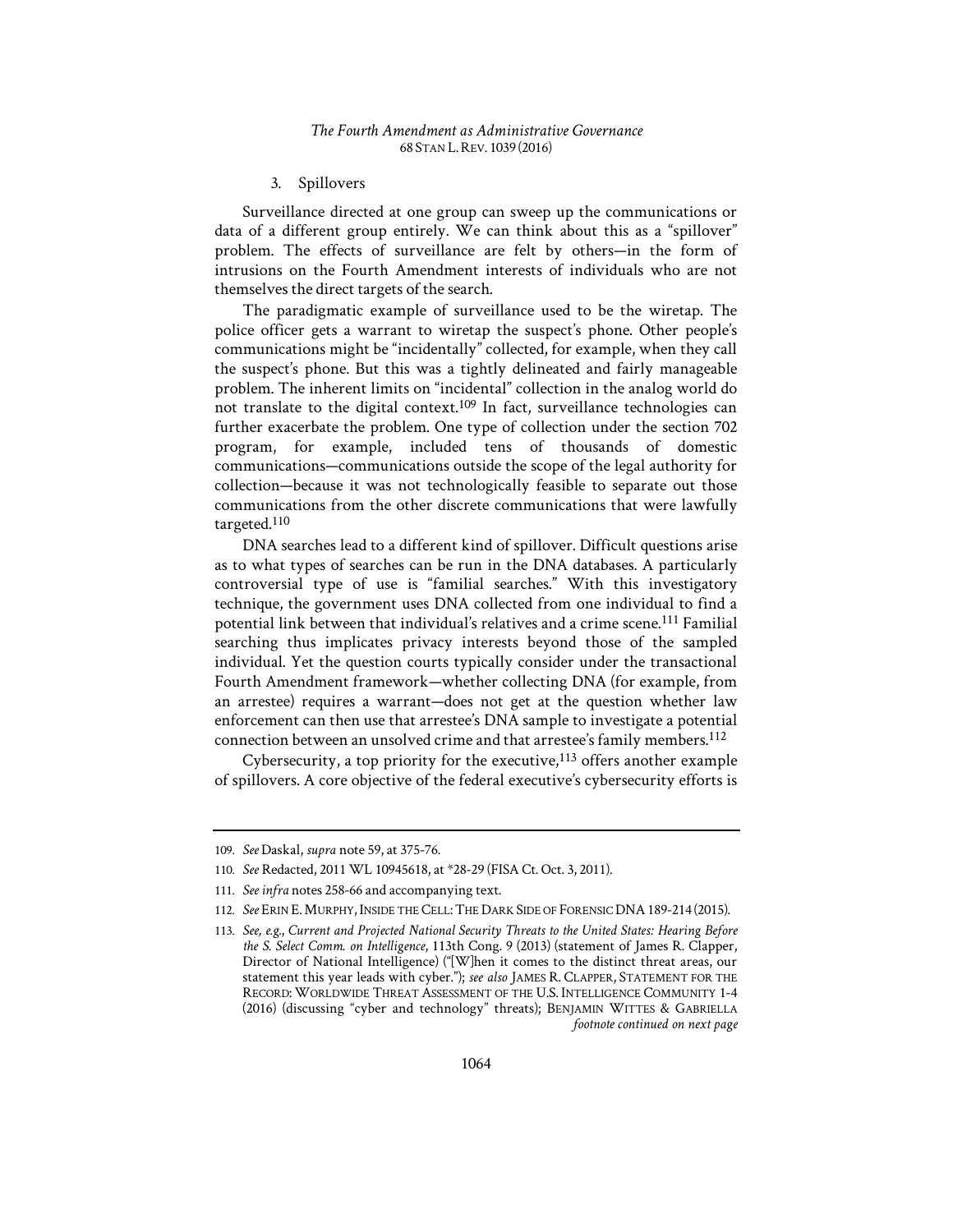### 3. Spillovers

Surveillance directed at one group can sweep up the communications or data of a different group entirely. We can think about this as a "spillover" problem. The effects of surveillance are felt by others—in the form of intrusions on the Fourth Amendment interests of individuals who are not themselves the direct targets of the search.

The paradigmatic example of surveillance used to be the wiretap. The police officer gets a warrant to wiretap the suspect's phone. Other people's communications might be "incidentally" collected, for example, when they call the suspect's phone. But this was a tightly delineated and fairly manageable problem. The inherent limits on "incidental" collection in the analog world do not translate to the digital context.[109] In fact, surveillance technologies can further exacerbate the problem. One type of collection under the section 702 program, for example, included tens of thousands of domestic communications—communications outside the scope of the legal authority for collection—because it was not technologically feasible to separate out those communications from the other discrete communications that were lawfully targeted.[110]

DNA searches lead to a different kind of spillover. Difficult questions arise as to what types of searches can be run in the DNA databases. A particularly controversial type of use is "familial searches." With this investigatory technique, the government uses DNA collected from one individual to find a potential link between that individual's relatives and a crime scene.[111] Familial searching thus implicates privacy interests beyond those of the sampled individual. Yet the question courts typically consider under the transactional Fourth Amendment framework—whether collecting DNA (for example, from an arrestee) requires a warrant—does not get at the question whether law enforcement can then use that arrestee's DNA sample to investigate a potential connection between an unsolved crime and that arrestee's family members.[112]

Cybersecurity, a top priority for the executive,[113] offers another example of spillovers. A core objective of the federal executive's cybersecurity efforts is

---

109. *See* Daskal, *supra* note 59, at 375-76.

110. *See* Redacted, 2011 WL 10945618, at *28-29 (FISA Ct. Oct. 3, 2011).

111. *See infra* notes 258-66 and accompanying text.

112. *See* ERIN E. MURPHY, INSIDE THE CELL: THE DARK SIDE OF FORENSIC DNA 189-214 (2015).

113. *See, e.g.*, *Current and Projected National Security Threats to the United States: Hearing Before the S. Select Comm. on Intelligence*, 113th Cong. 9 (2013) (statement of James R. Clapper, Director of National Intelligence) ("[W]hen it comes to the distinct threat areas, our statement this year leads with cyber."); *see also* JAMES R. CLAPPER, STATEMENT FOR THE RECORD: WORLDWIDE THREAT ASSESSMENT OF THE U.S. INTELLIGENCE COMMUNITY 1-4 (2016) (discussing "cyber and technology" threats); BENJAMIN WITTES & GABRIELLA *footnote continued on next page*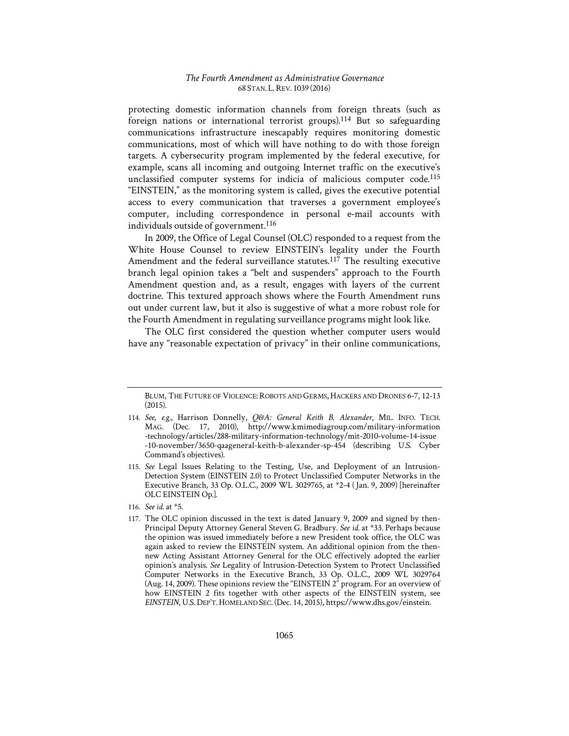protecting domestic information channels from foreign threats (such as foreign nations or international terrorist groups).[114] But so safeguarding communications infrastructure inescapably requires monitoring domestic communications, most of which will have nothing to do with those foreign targets. A cybersecurity program implemented by the federal executive, for example, scans all incoming and outgoing Internet traffic on the executive's unclassified computer systems for indicia of malicious computer code.[115] "EINSTEIN," as the monitoring system is called, gives the executive potential access to every communication that traverses a government employee's computer, including correspondence in personal e-mail accounts with individuals outside of government.[116]

In 2009, the Office of Legal Counsel (OLC) responded to a request from the White House Counsel to review EINSTEIN's legality under the Fourth Amendment and the federal surveillance statutes.[117] The resulting executive branch legal opinion takes a "belt and suspenders" approach to the Fourth Amendment question and, as a result, engages with layers of the current doctrine. This textured approach shows where the Fourth Amendment runs out under current law, but it also is suggestive of what a more robust role for the Fourth Amendment in regulating surveillance programs might look like.

The OLC first considered the question whether computer users would have any "reasonable expectation of privacy" in their online communications,

---

BLUM, THE FUTURE OF VIOLENCE: ROBOTS AND GERMS, HACKERS AND DRONES 6-7, 12-13 (2015).

114. *See, e.g.*, Harrison Donnelly, *Q&A: General Keith B. Alexander*, MIL. INFO. TECH. MAG. (Dec. 17, 2010), http://www.kmimediagroup.com/military-information-technology/articles/288-military-information-technology/mit-2010-volume-14-issue-10-november/3650-qaageneral-keith-b-alexander-sp-454 (describing U.S. Cyber Command's objectives).

115. *See* Legal Issues Relating to the Testing, Use, and Deployment of an Intrusion-Detection System (EINSTEIN 2.0) to Protect Unclassified Computer Networks in the Executive Branch, 33 Op. O.L.C., 2009 WL 3029765, at *2-4 (Jan. 9, 2009) [hereinafter OLC EINSTEIN Op.].

116. *See id.* at *5.

117. The OLC opinion discussed in the text is dated January 9, 2009 and signed by then-Principal Deputy Attorney General Steven G. Bradbury. *See id.* at *33. Perhaps because the opinion was issued immediately before a new President took office, the OLC was again asked to review the EINSTEIN system. An additional opinion from the then-new Acting Assistant Attorney General for the OLC effectively adopted the earlier opinion's analysis. *See* Legality of Intrusion-Detection System to Protect Unclassified Computer Networks in the Executive Branch, 33 Op. O.L.C., 2009 WL 3029764 (Aug. 14, 2009). These opinions review the "EINSTEIN 2" program. For an overview of how EINSTEIN 2 fits together with other aspects of the EINSTEIN system, see *EINSTEIN*, U.S. DEP'T. HOMELAND SEC. (Dec. 14, 2015), https://www.dhs.gov/einstein.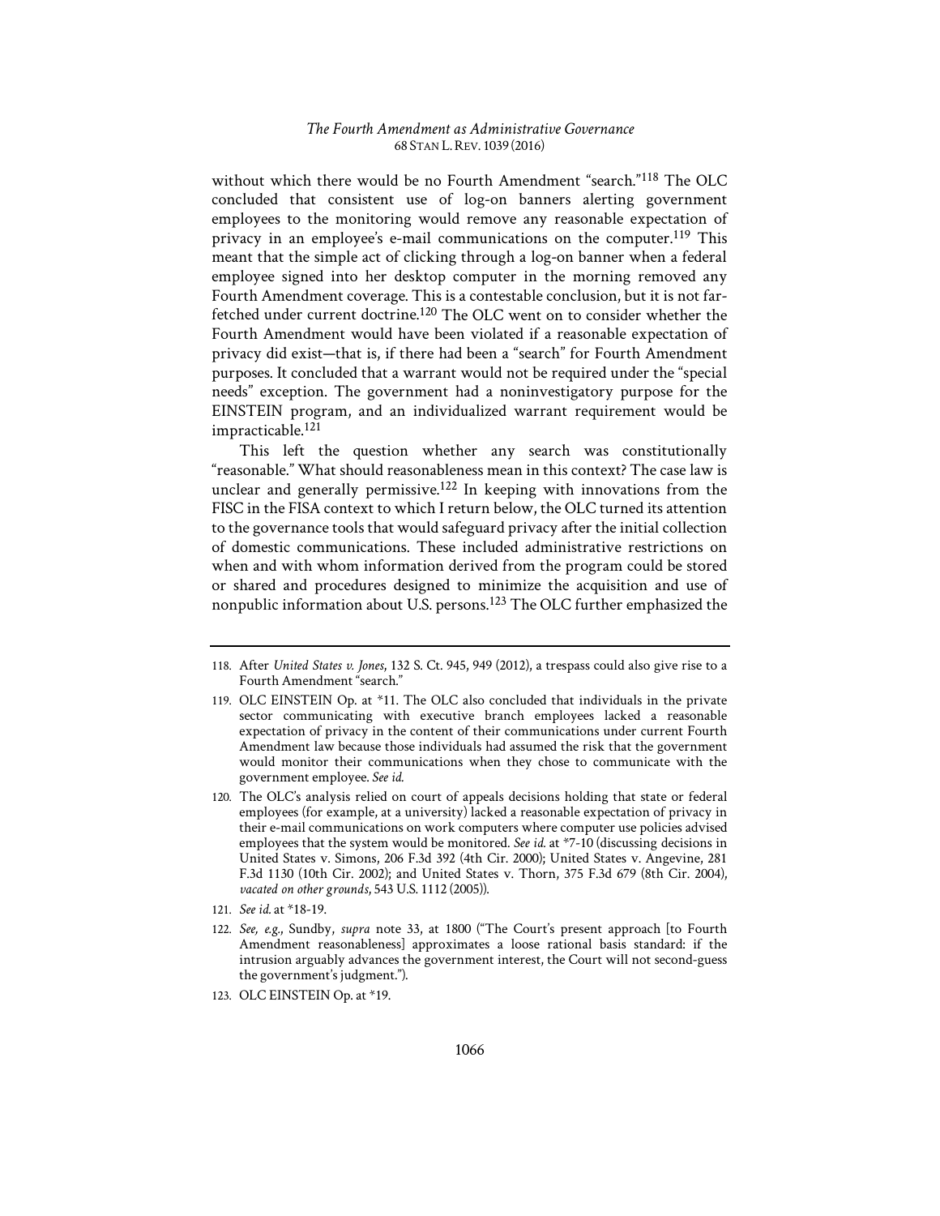without which there would be no Fourth Amendment "search."[118] The OLC concluded that consistent use of log-on banners alerting government employees to the monitoring would remove any reasonable expectation of privacy in an employee's e-mail communications on the computer.[119] This meant that the simple act of clicking through a log-on banner when a federal employee signed into her desktop computer in the morning removed any Fourth Amendment coverage. This is a contestable conclusion, but it is not far-fetched under current doctrine.[120] The OLC went on to consider whether the Fourth Amendment would have been violated if a reasonable expectation of privacy did exist—that is, if there had been a "search" for Fourth Amendment purposes. It concluded that a warrant would not be required under the "special needs" exception. The government had a noninvestigatory purpose for the EINSTEIN program, and an individualized warrant requirement would be impracticable.[121]

This left the question whether any search was constitutionally "reasonable." What should reasonableness mean in this context? The case law is unclear and generally permissive.[122] In keeping with innovations from the FISC in the FISA context to which I return below, the OLC turned its attention to the governance tools that would safeguard privacy after the initial collection of domestic communications. These included administrative restrictions on when and with whom information derived from the program could be stored or shared and procedures designed to minimize the acquisition and use of nonpublic information about U.S. persons.[123] The OLC further emphasized the

---

118. After *United States v. Jones*, 132 S. Ct. 945, 949 (2012), a trespass could also give rise to a Fourth Amendment "search."

119. OLC EINSTEIN Op. at *11. The OLC also concluded that individuals in the private sector communicating with executive branch employees lacked a reasonable expectation of privacy in the content of their communications under current Fourth Amendment law because those individuals had assumed the risk that the government would monitor their communications when they chose to communicate with the government employee. *See id.*

120. The OLC's analysis relied on court of appeals decisions holding that state or federal employees (for example, at a university) lacked a reasonable expectation of privacy in their e-mail communications on work computers where computer use policies advised employees that the system would be monitored. *See id.* at *7-10 (discussing decisions in United States v. Simons, 206 F.3d 392 (4th Cir. 2000); United States v. Angevine, 281 F.3d 1130 (10th Cir. 2002); and United States v. Thorn, 375 F.3d 679 (8th Cir. 2004), *vacated on other grounds*, 543 U.S. 1112 (2005)).

121. *See id.* at *18-19.

122. *See, e.g.*, Sundby, *supra* note 33, at 1800 ("The Court's present approach [to Fourth Amendment reasonableness] approximates a loose rational basis standard: if the intrusion arguably advances the government interest, the Court will not second-guess the government's judgment.").

123. OLC EINSTEIN Op. at *19.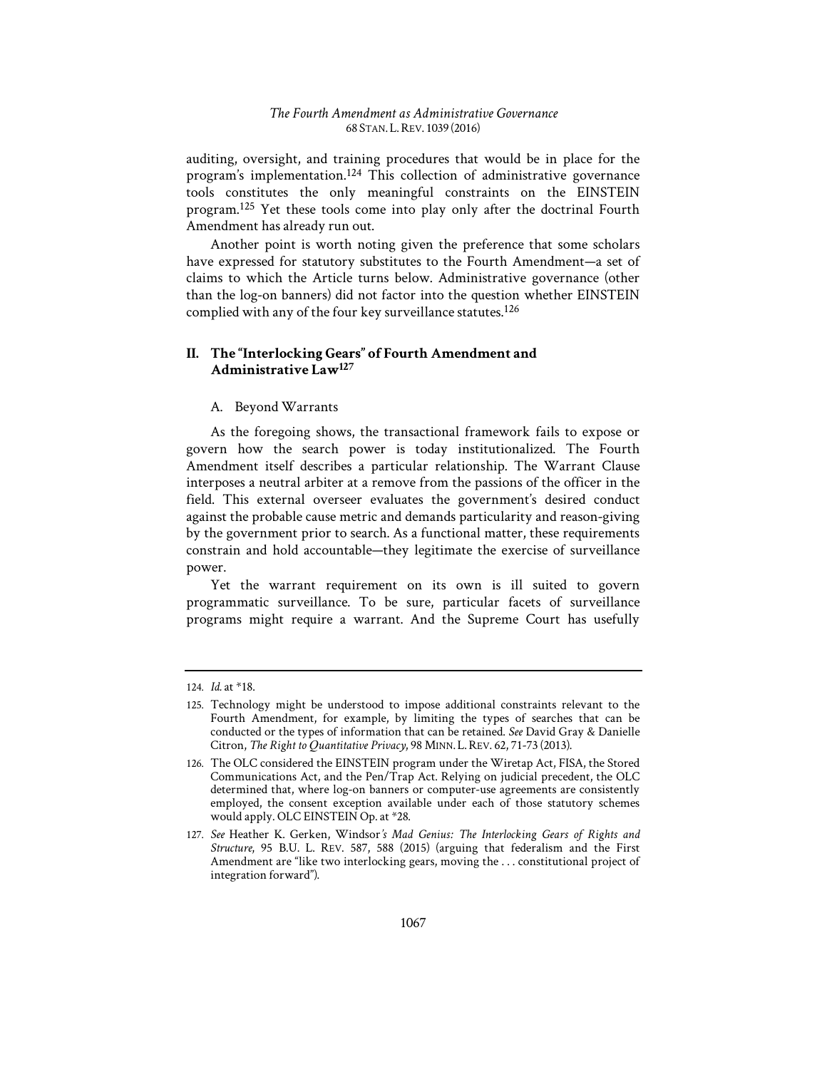auditing, oversight, and training procedures that would be in place for the program's implementation.[124] This collection of administrative governance tools constitutes the only meaningful constraints on the EINSTEIN program.[125] Yet these tools come into play only after the doctrinal Fourth Amendment has already run out.

Another point is worth noting given the preference that some scholars have expressed for statutory substitutes to the Fourth Amendment—a set of claims to which the Article turns below. Administrative governance (other than the log-on banners) did not factor into the question whether EINSTEIN complied with any of the four key surveillance statutes.[126]

## II. The "Interlocking Gears" of Fourth Amendment and Administrative Law[127]

### A. Beyond Warrants

As the foregoing shows, the transactional framework fails to expose or govern how the search power is today institutionalized. The Fourth Amendment itself describes a particular relationship. The Warrant Clause interposes a neutral arbiter at a remove from the passions of the officer in the field. This external overseer evaluates the government's desired conduct against the probable cause metric and demands particularity and reason-giving by the government prior to search. As a functional matter, these requirements constrain and hold accountable—they legitimate the exercise of surveillance power.

Yet the warrant requirement on its own is ill suited to govern programmatic surveillance. To be sure, particular facets of surveillance programs might require a warrant. And the Supreme Court has usefully

---

124. *Id.* at *18.

125. Technology might be understood to impose additional constraints relevant to the Fourth Amendment, for example, by limiting the types of searches that can be conducted or the types of information that can be retained. *See* David Gray & Danielle Citron, *The Right to Quantitative Privacy*, 98 MINN. L. REV. 62, 71-73 (2013).

126. The OLC considered the EINSTEIN program under the Wiretap Act, FISA, the Stored Communications Act, and the Pen/Trap Act. Relying on judicial precedent, the OLC determined that, where log-on banners or computer-use agreements are consistently employed, the consent exception available under each of those statutory schemes would apply. OLC EINSTEIN Op. at *28.

127. *See* Heather K. Gerken, Windsor*'s Mad Genius: The Interlocking Gears of Rights and Structure*, 95 B.U. L. REV. 587, 588 (2015) (arguing that federalism and the First Amendment are "like two interlocking gears, moving the . . . constitutional project of integration forward").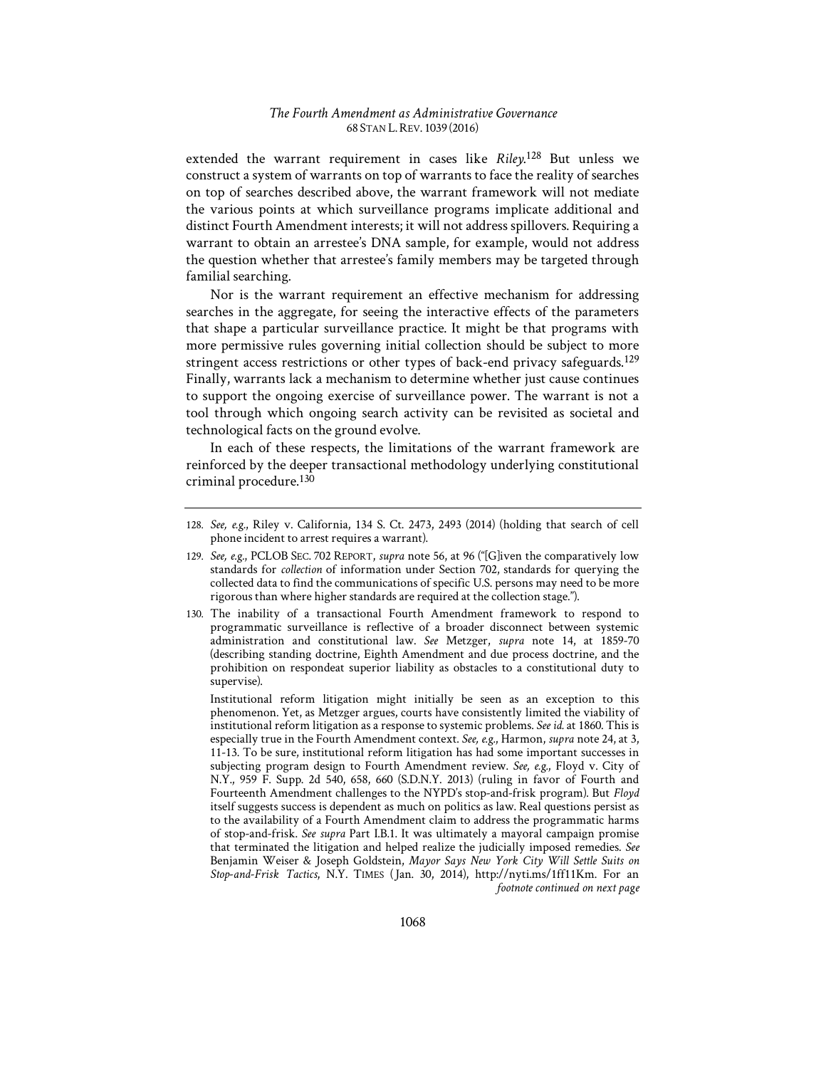extended the warrant requirement in cases like *Riley*.[128] But unless we construct a system of warrants on top of warrants to face the reality of searches on top of searches described above, the warrant framework will not mediate the various points at which surveillance programs implicate additional and distinct Fourth Amendment interests; it will not address spillovers. Requiring a warrant to obtain an arrestee's DNA sample, for example, would not address the question whether that arrestee's family members may be targeted through familial searching.

Nor is the warrant requirement an effective mechanism for addressing searches in the aggregate, for seeing the interactive effects of the parameters that shape a particular surveillance practice. It might be that programs with more permissive rules governing initial collection should be subject to more stringent access restrictions or other types of back-end privacy safeguards.[129] Finally, warrants lack a mechanism to determine whether just cause continues to support the ongoing exercise of surveillance power. The warrant is not a tool through which ongoing search activity can be revisited as societal and technological facts on the ground evolve.

In each of these respects, the limitations of the warrant framework are reinforced by the deeper transactional methodology underlying constitutional criminal procedure.[130]

---

128. *See, e.g.*, Riley v. California, 134 S. Ct. 2473, 2493 (2014) (holding that search of cell phone incident to arrest requires a warrant).

129. *See, e.g.*, PCLOB SEC. 702 REPORT, *supra* note 56, at 96 ("[G]iven the comparatively low standards for *collection* of information under Section 702, standards for querying the collected data to find the communications of specific U.S. persons may need to be more rigorous than where higher standards are required at the collection stage.").

130. The inability of a transactional Fourth Amendment framework to respond to programmatic surveillance is reflective of a broader disconnect between systemic administration and constitutional law. *See* Metzger, *supra* note 14, at 1859-70 (describing standing doctrine, Eighth Amendment and due process doctrine, and the prohibition on respondeat superior liability as obstacles to a constitutional duty to supervise).

    Institutional reform litigation might initially be seen as an exception to this phenomenon. Yet, as Metzger argues, courts have consistently limited the viability of institutional reform litigation as a response to systemic problems. *See id.* at 1860. This is especially true in the Fourth Amendment context. *See, e.g.*, Harmon, *supra* note 24, at 3, 11-13. To be sure, institutional reform litigation has had some important successes in subjecting program design to Fourth Amendment review. *See, e.g.*, Floyd v. City of N.Y., 959 F. Supp. 2d 540, 658, 660 (S.D.N.Y. 2013) (ruling in favor of Fourth and Fourteenth Amendment challenges to the NYPD's stop-and-frisk program). But *Floyd* itself suggests success is dependent as much on politics as law. Real questions persist as to the availability of a Fourth Amendment claim to address the programmatic harms of stop-and-frisk. *See supra* Part I.B.1. It was ultimately a mayoral campaign promise that terminated the litigation and helped realize the judicially imposed remedies. *See* Benjamin Weiser & Joseph Goldstein, *Mayor Says New York City Will Settle Suits on Stop-and-Frisk Tactics*, N.Y. TIMES (Jan. 30, 2014), http://nyti.ms/1ff11Km. For an *footnote continued on next page*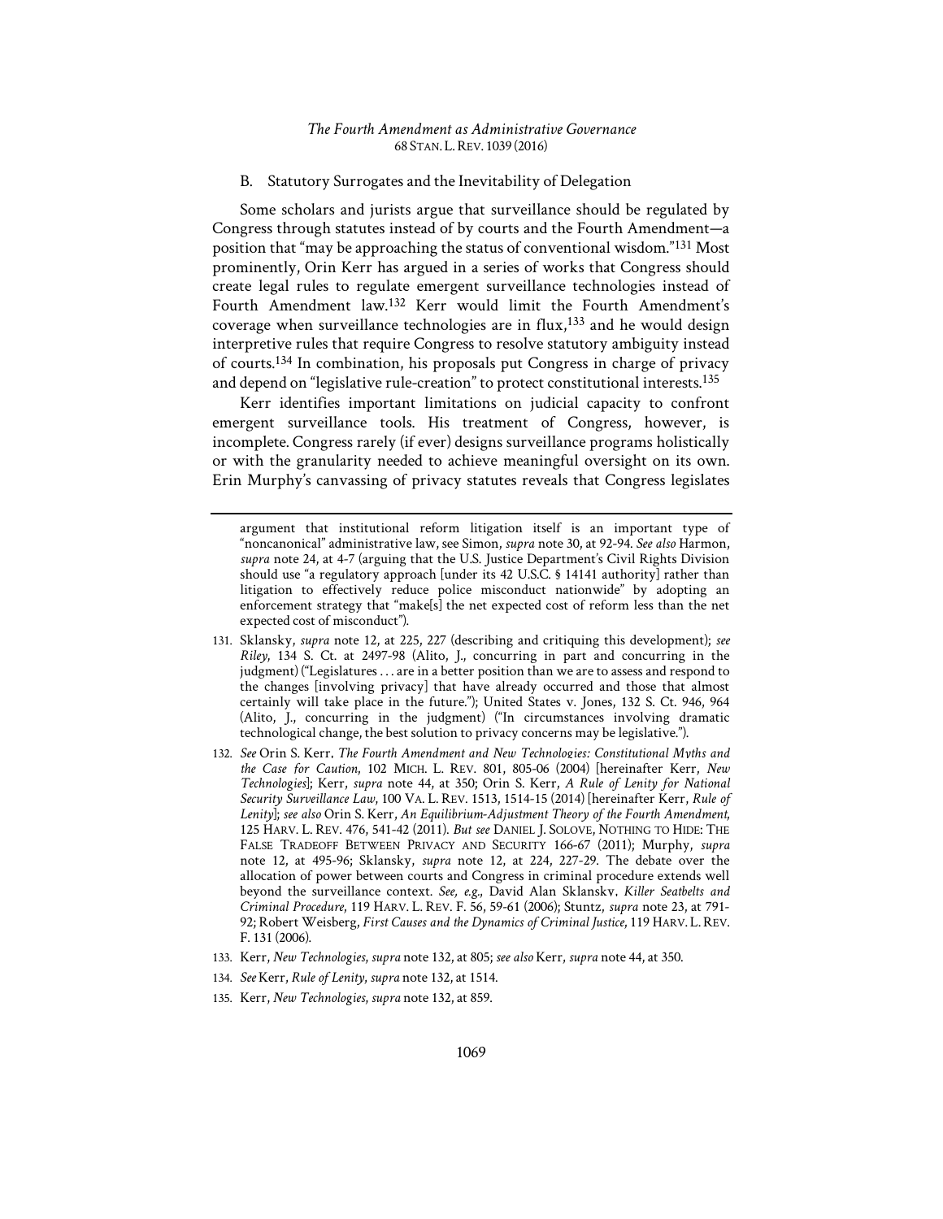### B. Statutory Surrogates and the Inevitability of Delegation

Some scholars and jurists argue that surveillance should be regulated by Congress through statutes instead of by courts and the Fourth Amendment—a position that "may be approaching the status of conventional wisdom."[131] Most prominently, Orin Kerr has argued in a series of works that Congress should create legal rules to regulate emergent surveillance technologies instead of Fourth Amendment law.[132] Kerr would limit the Fourth Amendment's coverage when surveillance technologies are in flux,[133] and he would design interpretive rules that require Congress to resolve statutory ambiguity instead of courts.[134] In combination, his proposals put Congress in charge of privacy and depend on "legislative rule-creation" to protect constitutional interests.[135]

Kerr identifies important limitations on judicial capacity to confront emergent surveillance tools. His treatment of Congress, however, is incomplete. Congress rarely (if ever) designs surveillance programs holistically or with the granularity needed to achieve meaningful oversight on its own. Erin Murphy's canvassing of privacy statutes reveals that Congress legislates

---

argument that institutional reform litigation itself is an important type of "noncanonical" administrative law, see Simon, *supra* note 30, at 92-94. *See also* Harmon, *supra* note 24, at 4-7 (arguing that the U.S. Justice Department's Civil Rights Division should use "a regulatory approach [under its 42 U.S.C. § 14141 authority] rather than litigation to effectively reduce police misconduct nationwide" by adopting an enforcement strategy that "make[s] the net expected cost of reform less than the net expected cost of misconduct").

131. Sklansky, *supra* note 12, at 225, 227 (describing and critiquing this development); *see Riley*, 134 S. Ct. at 2497-98 (Alito, J., concurring in part and concurring in the judgment) ("Legislatures . . . are in a better position than we are to assess and respond to the changes [involving privacy] that have already occurred and those that almost certainly will take place in the future."); United States v. Jones, 132 S. Ct. 946, 964 (Alito, J., concurring in the judgment) ("In circumstances involving dramatic technological change, the best solution to privacy concerns may be legislative.").

132. *See* Orin S. Kerr, *The Fourth Amendment and New Technologies: Constitutional Myths and the Case for Caution*, 102 MICH. L. REV. 801, 805-06 (2004) [hereinafter Kerr, *New Technologies*]; Kerr, *supra* note 44, at 350; Orin S. Kerr, *A Rule of Lenity for National Security Surveillance Law*, 100 VA. L. REV. 1513, 1514-15 (2014) [hereinafter Kerr, *Rule of Lenity*]; *see also* Orin S. Kerr, *An Equilibrium-Adjustment Theory of the Fourth Amendment*, 125 HARV. L. REV. 476, 541-42 (2011). *But see* DANIEL J. SOLOVE, NOTHING TO HIDE: THE FALSE TRADEOFF BETWEEN PRIVACY AND SECURITY 166-67 (2011); Murphy, *supra* note 12, at 495-96; Sklansky, *supra* note 12, at 224, 227-29. The debate over the allocation of power between courts and Congress in criminal procedure extends well beyond the surveillance context. *See, e.g.*, David Alan Sklansky, *Killer Seatbelts and Criminal Procedure*, 119 HARV. L. REV. F. 56, 59-61 (2006); Stuntz, *supra* note 23, at 791-92; Robert Weisberg, *First Causes and the Dynamics of Criminal Justice*, 119 HARV. L. REV. F. 131 (2006).

133. Kerr, *New Technologies*, *supra* note 132, at 805; *see also* Kerr, *supra* note 44, at 350.

134. *See* Kerr, *Rule of Lenity*, *supra* note 132, at 1514.

135. Kerr, *New Technologies*, *supra* note 132, at 859.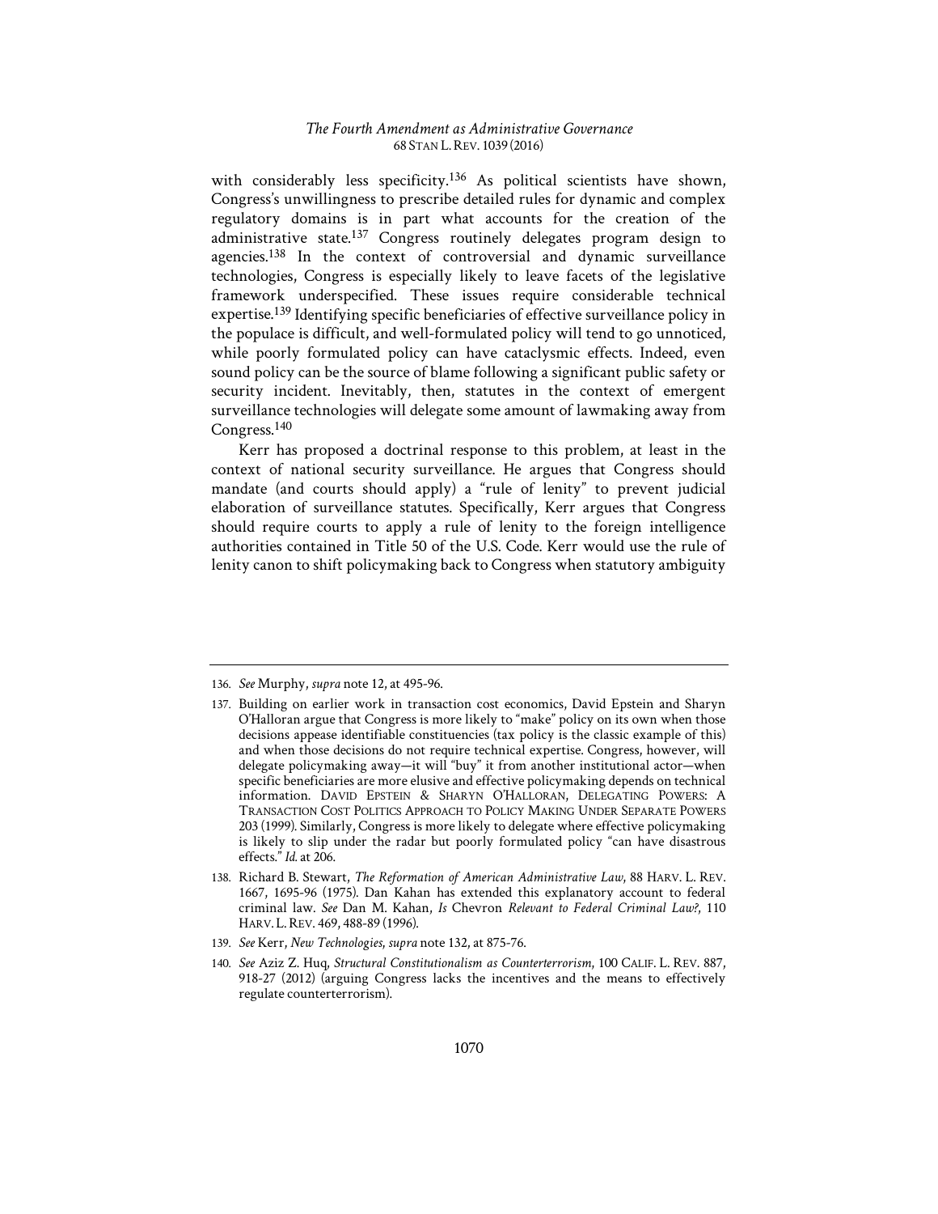with considerably less specificity.[136] As political scientists have shown, Congress's unwillingness to prescribe detailed rules for dynamic and complex regulatory domains is in part what accounts for the creation of the administrative state.[137] Congress routinely delegates program design to agencies.[138] In the context of controversial and dynamic surveillance technologies, Congress is especially likely to leave facets of the legislative framework underspecified. These issues require considerable technical expertise.[139] Identifying specific beneficiaries of effective surveillance policy in the populace is difficult, and well-formulated policy will tend to go unnoticed, while poorly formulated policy can have cataclysmic effects. Indeed, even sound policy can be the source of blame following a significant public safety or security incident. Inevitably, then, statutes in the context of emergent surveillance technologies will delegate some amount of lawmaking away from Congress.[140]

Kerr has proposed a doctrinal response to this problem, at least in the context of national security surveillance. He argues that Congress should mandate (and courts should apply) a "rule of lenity" to prevent judicial elaboration of surveillance statutes. Specifically, Kerr argues that Congress should require courts to apply a rule of lenity to the foreign intelligence authorities contained in Title 50 of the U.S. Code. Kerr would use the rule of lenity canon to shift policymaking back to Congress when statutory ambiguity

---

136. *See* Murphy, *supra* note 12, at 495-96.

137. Building on earlier work in transaction cost economics, David Epstein and Sharyn O'Halloran argue that Congress is more likely to "make" policy on its own when those decisions appease identifiable constituencies (tax policy is the classic example of this) and when those decisions do not require technical expertise. Congress, however, will delegate policymaking away—it will "buy" it from another institutional actor—when specific beneficiaries are more elusive and effective policymaking depends on technical information. DAVID EPSTEIN & SHARYN O'HALLORAN, DELEGATING POWERS: A TRANSACTION COST POLITICS APPROACH TO POLICY MAKING UNDER SEPARATE POWERS 203 (1999). Similarly, Congress is more likely to delegate where effective policymaking is likely to slip under the radar but poorly formulated policy "can have disastrous effects." *Id.* at 206.

138. Richard B. Stewart, *The Reformation of American Administrative Law*, 88 HARV. L. REV. 1667, 1695-96 (1975). Dan Kahan has extended this explanatory account to federal criminal law. *See* Dan M. Kahan, *Is* Chevron *Relevant to Federal Criminal Law?*, 110 HARV. L. REV. 469, 488-89 (1996).

139. *See* Kerr, *New Technologies*, *supra* note 132, at 875-76.

140. *See* Aziz Z. Huq, *Structural Constitutionalism as Counterterrorism*, 100 CALIF. L. REV. 887, 918-27 (2012) (arguing Congress lacks the incentives and the means to effectively regulate counterterrorism).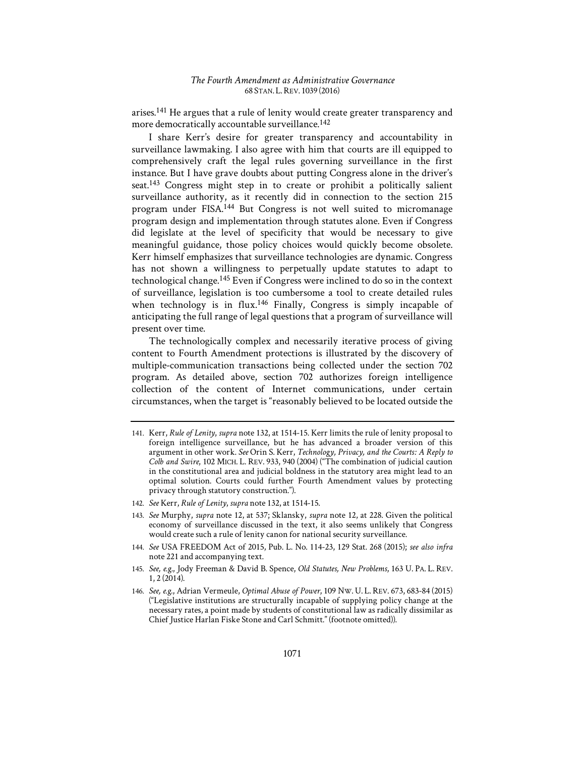arises.[141] He argues that a rule of lenity would create greater transparency and more democratically accountable surveillance.[142]

I share Kerr's desire for greater transparency and accountability in surveillance lawmaking. I also agree with him that courts are ill equipped to comprehensively craft the legal rules governing surveillance in the first instance. But I have grave doubts about putting Congress alone in the driver's seat.[143] Congress might step in to create or prohibit a politically salient surveillance authority, as it recently did in connection to the section 215 program under FISA.[144] But Congress is not well suited to micromanage program design and implementation through statutes alone. Even if Congress did legislate at the level of specificity that would be necessary to give meaningful guidance, those policy choices would quickly become obsolete. Kerr himself emphasizes that surveillance technologies are dynamic. Congress has not shown a willingness to perpetually update statutes to adapt to technological change.[145] Even if Congress were inclined to do so in the context of surveillance, legislation is too cumbersome a tool to create detailed rules when technology is in flux.[146] Finally, Congress is simply incapable of anticipating the full range of legal questions that a program of surveillance will present over time.

The technologically complex and necessarily iterative process of giving content to Fourth Amendment protections is illustrated by the discovery of multiple-communication transactions being collected under the section 702 program. As detailed above, section 702 authorizes foreign intelligence collection of the content of Internet communications, under certain circumstances, when the target is "reasonably believed to be located outside the

---

141. Kerr, *Rule of Lenity*, *supra* note 132, at 1514-15. Kerr limits the rule of lenity proposal to foreign intelligence surveillance, but he has advanced a broader version of this argument in other work. *See* Orin S. Kerr, *Technology, Privacy, and the Courts: A Reply to Colb and Swire*, 102 MICH. L. REV. 933, 940 (2004) ("The combination of judicial caution in the constitutional area and judicial boldness in the statutory area might lead to an optimal solution. Courts could further Fourth Amendment values by protecting privacy through statutory construction.").

142. *See* Kerr, *Rule of Lenity*, *supra* note 132, at 1514-15.

143. *See* Murphy, *supra* note 12, at 537; Sklansky, *supra* note 12, at 228. Given the political economy of surveillance discussed in the text, it also seems unlikely that Congress would create such a rule of lenity canon for national security surveillance.

144. *See* USA FREEDOM Act of 2015, Pub. L. No. 114-23, 129 Stat. 268 (2015); *see also infra* note 221 and accompanying text.

145. *See, e.g.*, Jody Freeman & David B. Spence, *Old Statutes, New Problems*, 163 U. PA. L. REV. 1, 2 (2014).

146. *See, e.g.*, Adrian Vermeule, *Optimal Abuse of Power*, 109 NW. U. L. REV. 673, 683-84 (2015) ("Legislative institutions are structurally incapable of supplying policy change at the necessary rates, a point made by students of constitutional law as radically dissimilar as Chief Justice Harlan Fiske Stone and Carl Schmitt." (footnote omitted)).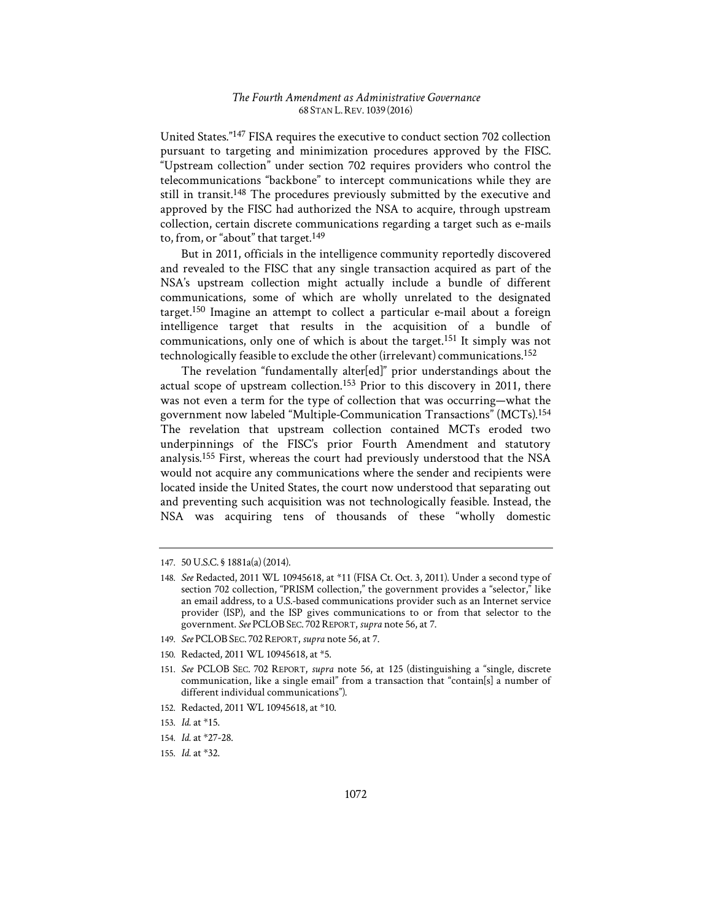United States."[147] FISA requires the executive to conduct section 702 collection pursuant to targeting and minimization procedures approved by the FISC. "Upstream collection" under section 702 requires providers who control the telecommunications "backbone" to intercept communications while they are still in transit.[148] The procedures previously submitted by the executive and approved by the FISC had authorized the NSA to acquire, through upstream collection, certain discrete communications regarding a target such as e-mails to, from, or "about" that target.[149]

But in 2011, officials in the intelligence community reportedly discovered and revealed to the FISC that any single transaction acquired as part of the NSA's upstream collection might actually include a bundle of different communications, some of which are wholly unrelated to the designated target.[150] Imagine an attempt to collect a particular e-mail about a foreign intelligence target that results in the acquisition of a bundle of communications, only one of which is about the target.[151] It simply was not technologically feasible to exclude the other (irrelevant) communications.[152]

The revelation "fundamentally alter[ed]" prior understandings about the actual scope of upstream collection.[153] Prior to this discovery in 2011, there was not even a term for the type of collection that was occurring—what the government now labeled "Multiple-Communication Transactions" (MCTs).[154] The revelation that upstream collection contained MCTs eroded two underpinnings of the FISC's prior Fourth Amendment and statutory analysis.[155] First, whereas the court had previously understood that the NSA would not acquire any communications where the sender and recipients were located inside the United States, the court now understood that separating out and preventing such acquisition was not technologically feasible. Instead, the NSA was acquiring tens of thousands of these "wholly domestic

---

147. 50 U.S.C. § 1881a(a) (2014).

148. *See* Redacted, 2011 WL 10945618, at *11 (FISA Ct. Oct. 3, 2011). Under a second type of section 702 collection, "PRISM collection," the government provides a "selector," like an email address, to a U.S.-based communications provider such as an Internet service provider (ISP), and the ISP gives communications to or from that selector to the government. *See* PCLOB SEC. 702 REPORT, *supra* note 56, at 7.

149. *See* PCLOB SEC. 702 REPORT, *supra* note 56, at 7.

150. Redacted, 2011 WL 10945618, at *5.

151. *See* PCLOB SEC. 702 REPORT, *supra* note 56, at 125 (distinguishing a "single, discrete communication, like a single email" from a transaction that "contain[s] a number of different individual communications").

152. Redacted, 2011 WL 10945618, at *10.

153. *Id.* at *15.

154. *Id.* at *27-28.

155. *Id.* at *32.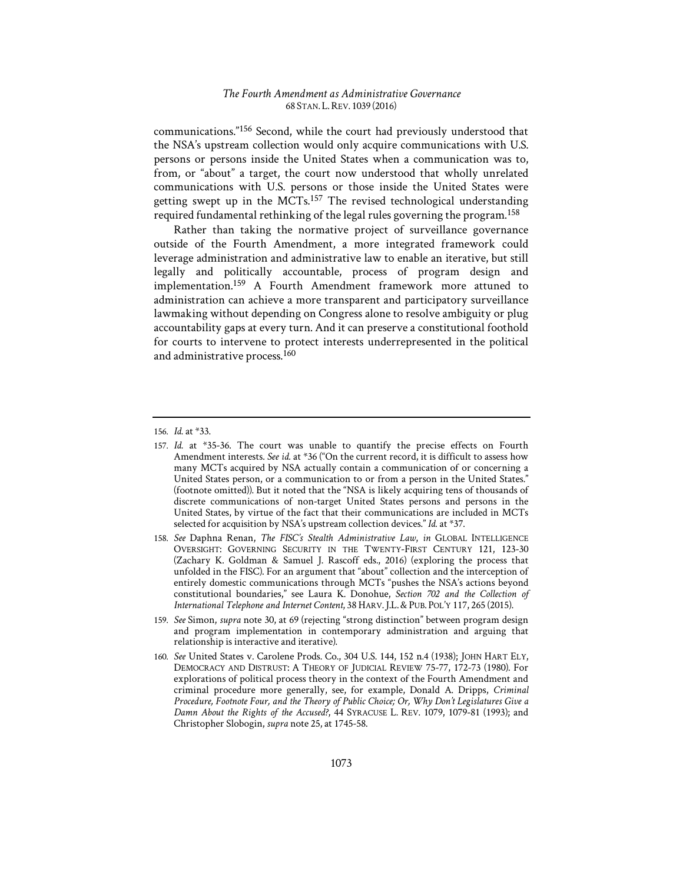communications."[156] Second, while the court had previously understood that the NSA's upstream collection would only acquire communications with U.S. persons or persons inside the United States when a communication was to, from, or "about" a target, the court now understood that wholly unrelated communications with U.S. persons or those inside the United States were getting swept up in the MCTs.[157] The revised technological understanding required fundamental rethinking of the legal rules governing the program.[158]

Rather than taking the normative project of surveillance governance outside of the Fourth Amendment, a more integrated framework could leverage administration and administrative law to enable an iterative, but still legally and politically accountable, process of program design and implementation.[159] A Fourth Amendment framework more attuned to administration can achieve a more transparent and participatory surveillance lawmaking without depending on Congress alone to resolve ambiguity or plug accountability gaps at every turn. And it can preserve a constitutional foothold for courts to intervene to protect interests underrepresented in the political and administrative process.[160]

---

156. *Id.* at *33.

157. *Id.* at *35-36. The court was unable to quantify the precise effects on Fourth Amendment interests. *See id.* at *36 ("On the current record, it is difficult to assess how many MCTs acquired by NSA actually contain a communication of or concerning a United States person, or a communication to or from a person in the United States." (footnote omitted)). But it noted that the "NSA is likely acquiring tens of thousands of discrete communications of non-target United States persons and persons in the United States, by virtue of the fact that their communications are included in MCTs selected for acquisition by NSA's upstream collection devices." *Id.* at *37.

158. *See* Daphna Renan, *The FISC's Stealth Administrative Law*, *in* GLOBAL INTELLIGENCE OVERSIGHT: GOVERNING SECURITY IN THE TWENTY-FIRST CENTURY 121, 123-30 (Zachary K. Goldman & Samuel J. Rascoff eds., 2016) (exploring the process that unfolded in the FISC). For an argument that "about" collection and the interception of entirely domestic communications through MCTs "pushes the NSA's actions beyond constitutional boundaries," see Laura K. Donohue, *Section 702 and the Collection of International Telephone and Internet Content*, 38 HARV. J.L. & PUB. POL'Y 117, 265 (2015).

159. *See* Simon, *supra* note 30, at 69 (rejecting "strong distinction" between program design and program implementation in contemporary administration and arguing that relationship is interactive and iterative).

160. *See* United States v. Carolene Prods. Co., 304 U.S. 144, 152 n.4 (1938); JOHN HART ELY, DEMOCRACY AND DISTRUST: A THEORY OF JUDICIAL REVIEW 75-77, 172-73 (1980). For explorations of political process theory in the context of the Fourth Amendment and criminal procedure more generally, see, for example, Donald A. Dripps, *Criminal Procedure, Footnote Four, and the Theory of Public Choice; Or, Why Don't Legislatures Give a Damn About the Rights of the Accused?*, 44 SYRACUSE L. REV. 1079, 1079-81 (1993); and Christopher Slobogin, *supra* note 25, at 1745-58.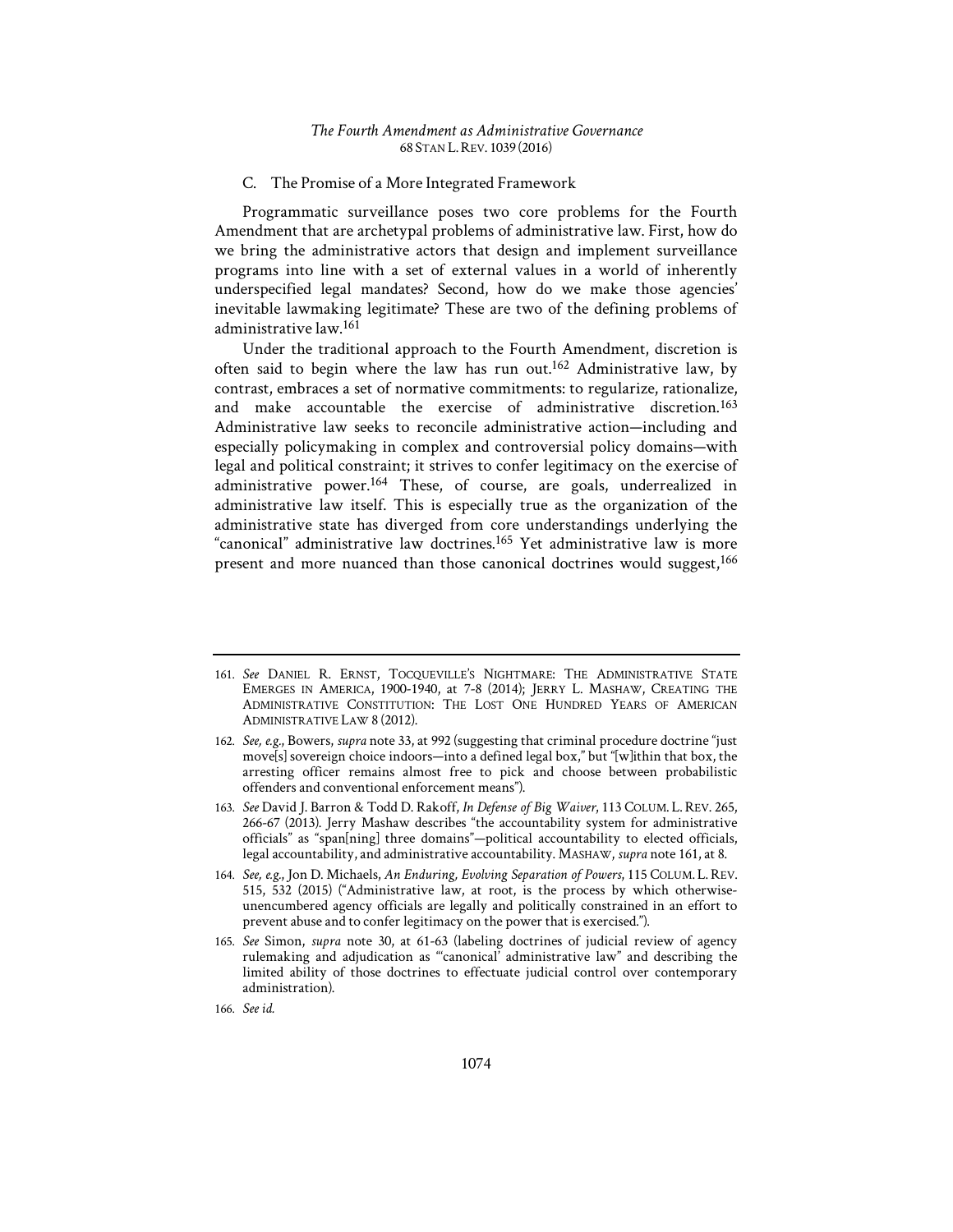### C. The Promise of a More Integrated Framework

Programmatic surveillance poses two core problems for the Fourth Amendment that are archetypal problems of administrative law. First, how do we bring the administrative actors that design and implement surveillance programs into line with a set of external values in a world of inherently underspecified legal mandates? Second, how do we make those agencies' inevitable lawmaking legitimate? These are two of the defining problems of administrative law.[161]

Under the traditional approach to the Fourth Amendment, discretion is often said to begin where the law has run out.[162] Administrative law, by contrast, embraces a set of normative commitments: to regularize, rationalize, and make accountable the exercise of administrative discretion.[163] Administrative law seeks to reconcile administrative action—including and especially policymaking in complex and controversial policy domains—with legal and political constraint; it strives to confer legitimacy on the exercise of administrative power.[164] These, of course, are goals, underrealized in administrative law itself. This is especially true as the organization of the administrative state has diverged from core understandings underlying the "canonical" administrative law doctrines.[165] Yet administrative law is more present and more nuanced than those canonical doctrines would suggest,[166]

---

161. *See* DANIEL R. ERNST, TOCQUEVILLE'S NIGHTMARE: THE ADMINISTRATIVE STATE EMERGES IN AMERICA, 1900-1940, at 7-8 (2014); JERRY L. MASHAW, CREATING THE ADMINISTRATIVE CONSTITUTION: THE LOST ONE HUNDRED YEARS OF AMERICAN ADMINISTRATIVE LAW 8 (2012).

162. *See, e.g.*, Bowers, *supra* note 33, at 992 (suggesting that criminal procedure doctrine "just move[s] sovereign choice indoors—into a defined legal box," but "[w]ithin that box, the arresting officer remains almost free to pick and choose between probabilistic offenders and conventional enforcement means").

163. *See* David J. Barron & Todd D. Rakoff, *In Defense of Big Waiver*, 113 COLUM. L. REV. 265, 266-67 (2013). Jerry Mashaw describes "the accountability system for administrative officials" as "span[ning] three domains"—political accountability to elected officials, legal accountability, and administrative accountability. MASHAW, *supra* note 161, at 8.

164. *See, e.g.*, Jon D. Michaels, *An Enduring, Evolving Separation of Powers*, 115 COLUM. L. REV. 515, 532 (2015) ("Administrative law, at root, is the process by which otherwise-unencumbered agency officials are legally and politically constrained in an effort to prevent abuse and to confer legitimacy on the power that is exercised.").

165. *See* Simon, *supra* note 30, at 61-63 (labeling doctrines of judicial review of agency rulemaking and adjudication as "'canonical' administrative law" and describing the limited ability of those doctrines to effectuate judicial control over contemporary administration).

166. *See id.*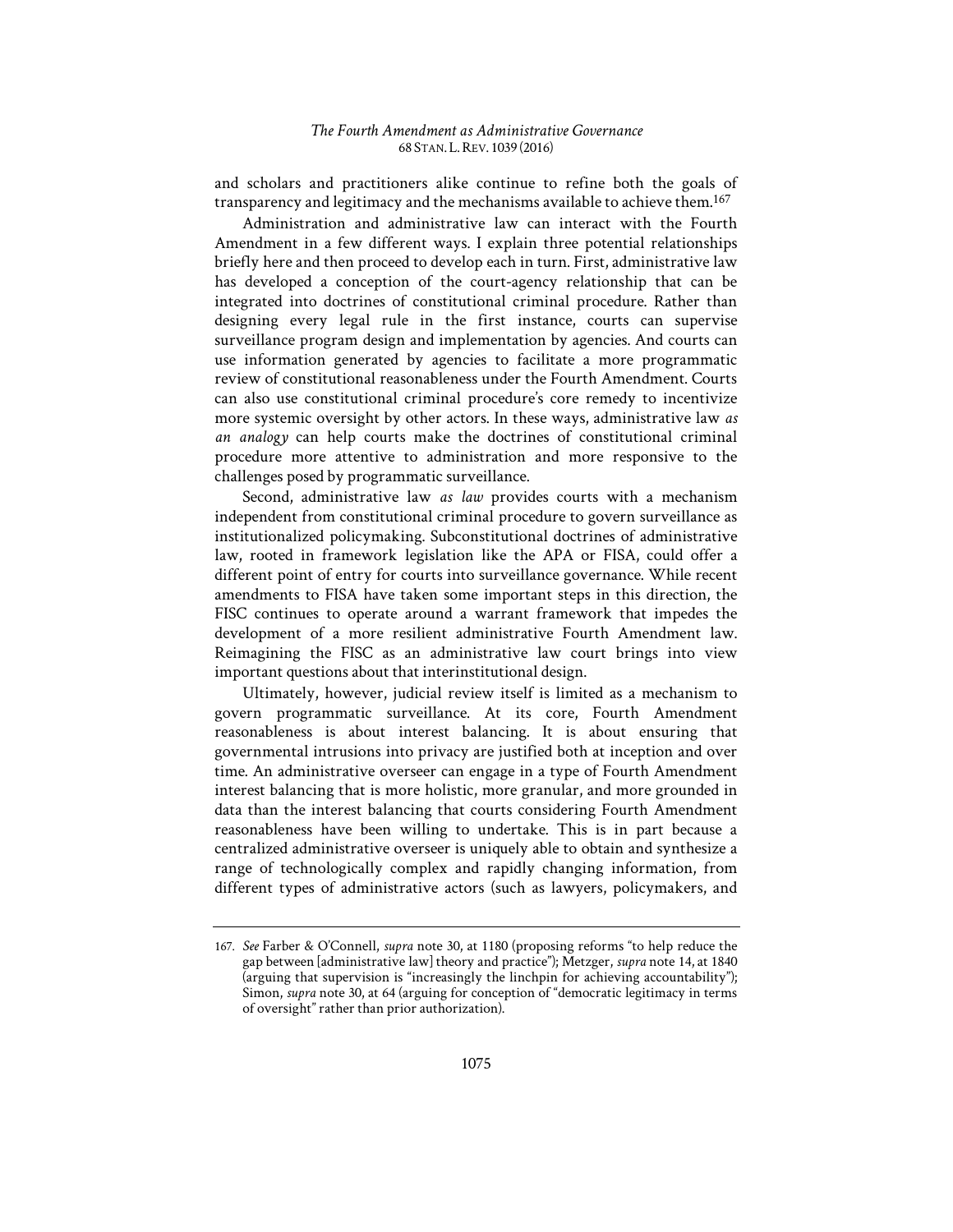and scholars and practitioners alike continue to refine both the goals of transparency and legitimacy and the mechanisms available to achieve them.[167]

Administration and administrative law can interact with the Fourth Amendment in a few different ways. I explain three potential relationships briefly here and then proceed to develop each in turn. First, administrative law has developed a conception of the court-agency relationship that can be integrated into doctrines of constitutional criminal procedure. Rather than designing every legal rule in the first instance, courts can supervise surveillance program design and implementation by agencies. And courts can use information generated by agencies to facilitate a more programmatic review of constitutional reasonableness under the Fourth Amendment. Courts can also use constitutional criminal procedure's core remedy to incentivize more systemic oversight by other actors. In these ways, administrative law *as an analogy* can help courts make the doctrines of constitutional criminal procedure more attentive to administration and more responsive to the challenges posed by programmatic surveillance.

Second, administrative law *as law* provides courts with a mechanism independent from constitutional criminal procedure to govern surveillance as institutionalized policymaking. Subconstitutional doctrines of administrative law, rooted in framework legislation like the APA or FISA, could offer a different point of entry for courts into surveillance governance. While recent amendments to FISA have taken some important steps in this direction, the FISC continues to operate around a warrant framework that impedes the development of a more resilient administrative Fourth Amendment law. Reimagining the FISC as an administrative law court brings into view important questions about that interinstitutional design.

Ultimately, however, judicial review itself is limited as a mechanism to govern programmatic surveillance. At its core, Fourth Amendment reasonableness is about interest balancing. It is about ensuring that governmental intrusions into privacy are justified both at inception and over time. An administrative overseer can engage in a type of Fourth Amendment interest balancing that is more holistic, more granular, and more grounded in data than the interest balancing that courts considering Fourth Amendment reasonableness have been willing to undertake. This is in part because a centralized administrative overseer is uniquely able to obtain and synthesize a range of technologically complex and rapidly changing information, from different types of administrative actors (such as lawyers, policymakers, and

---

167. *See* Farber & O'Connell, *supra* note 30, at 1180 (proposing reforms "to help reduce the gap between [administrative law] theory and practice"); Metzger, *supra* note 14, at 1840 (arguing that supervision is "increasingly the linchpin for achieving accountability"); Simon, *supra* note 30, at 64 (arguing for conception of "democratic legitimacy in terms of oversight" rather than prior authorization).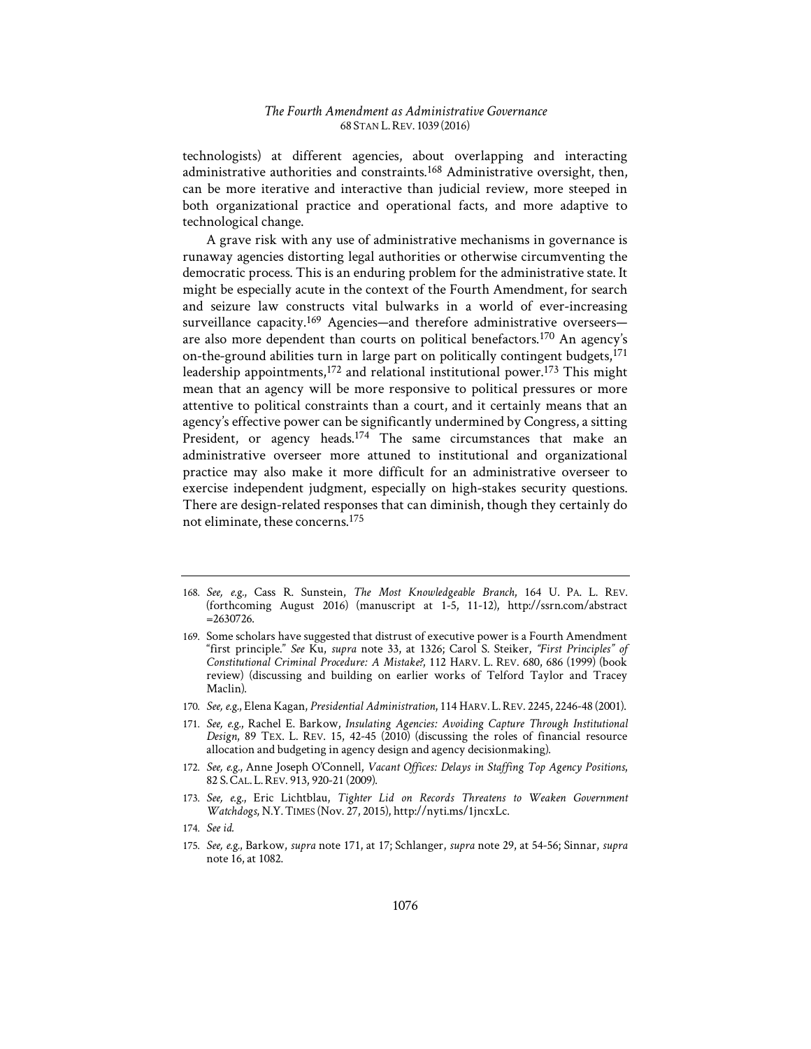technologists) at different agencies, about overlapping and interacting administrative authorities and constraints.[168] Administrative oversight, then, can be more iterative and interactive than judicial review, more steeped in both organizational practice and operational facts, and more adaptive to technological change.

A grave risk with any use of administrative mechanisms in governance is runaway agencies distorting legal authorities or otherwise circumventing the democratic process. This is an enduring problem for the administrative state. It might be especially acute in the context of the Fourth Amendment, for search and seizure law constructs vital bulwarks in a world of ever-increasing surveillance capacity.[169] Agencies—and therefore administrative overseers—are also more dependent than courts on political benefactors.[170] An agency's on-the-ground abilities turn in large part on politically contingent budgets,[171] leadership appointments,[172] and relational institutional power.[173] This might mean that an agency will be more responsive to political pressures or more attentive to political constraints than a court, and it certainly means that an agency's effective power can be significantly undermined by Congress, a sitting President, or agency heads.[174] The same circumstances that make an administrative overseer more attuned to institutional and organizational practice may also make it more difficult for an administrative overseer to exercise independent judgment, especially on high-stakes security questions. There are design-related responses that can diminish, though they certainly do not eliminate, these concerns.[175]

---

168. *See, e.g.*, Cass R. Sunstein, *The Most Knowledgeable Branch*, 164 U. PA. L. REV. (forthcoming August 2016) (manuscript at 1-5, 11-12), http://ssrn.com/abstract=2630726.

169. Some scholars have suggested that distrust of executive power is a Fourth Amendment "first principle." *See* Ku, *supra* note 33, at 1326; Carol S. Steiker, *"First Principles" of Constitutional Criminal Procedure: A Mistake?*, 112 HARV. L. REV. 680, 686 (1999) (book review) (discussing and building on earlier works of Telford Taylor and Tracey Maclin).

170. *See, e.g.*, Elena Kagan, *Presidential Administration*, 114 HARV. L. REV. 2245, 2246-48 (2001).

171. *See, e.g.*, Rachel E. Barkow, *Insulating Agencies: Avoiding Capture Through Institutional Design*, 89 TEX. L. REV. 15, 42-45 (2010) (discussing the roles of financial resource allocation and budgeting in agency design and agency decisionmaking).

172. *See, e.g.*, Anne Joseph O'Connell, *Vacant Offices: Delays in Staffing Top Agency Positions*, 82 S. CAL. L. REV. 913, 920-21 (2009).

173. *See, e.g.*, Eric Lichtblau, *Tighter Lid on Records Threatens to Weaken Government Watchdogs*, N.Y. TIMES (Nov. 27, 2015), http://nyti.ms/1jncxLc.

174. *See id.*

175. *See, e.g.*, Barkow, *supra* note 171, at 17; Schlanger, *supra* note 29, at 54-56; Sinnar, *supra* note 16, at 1082.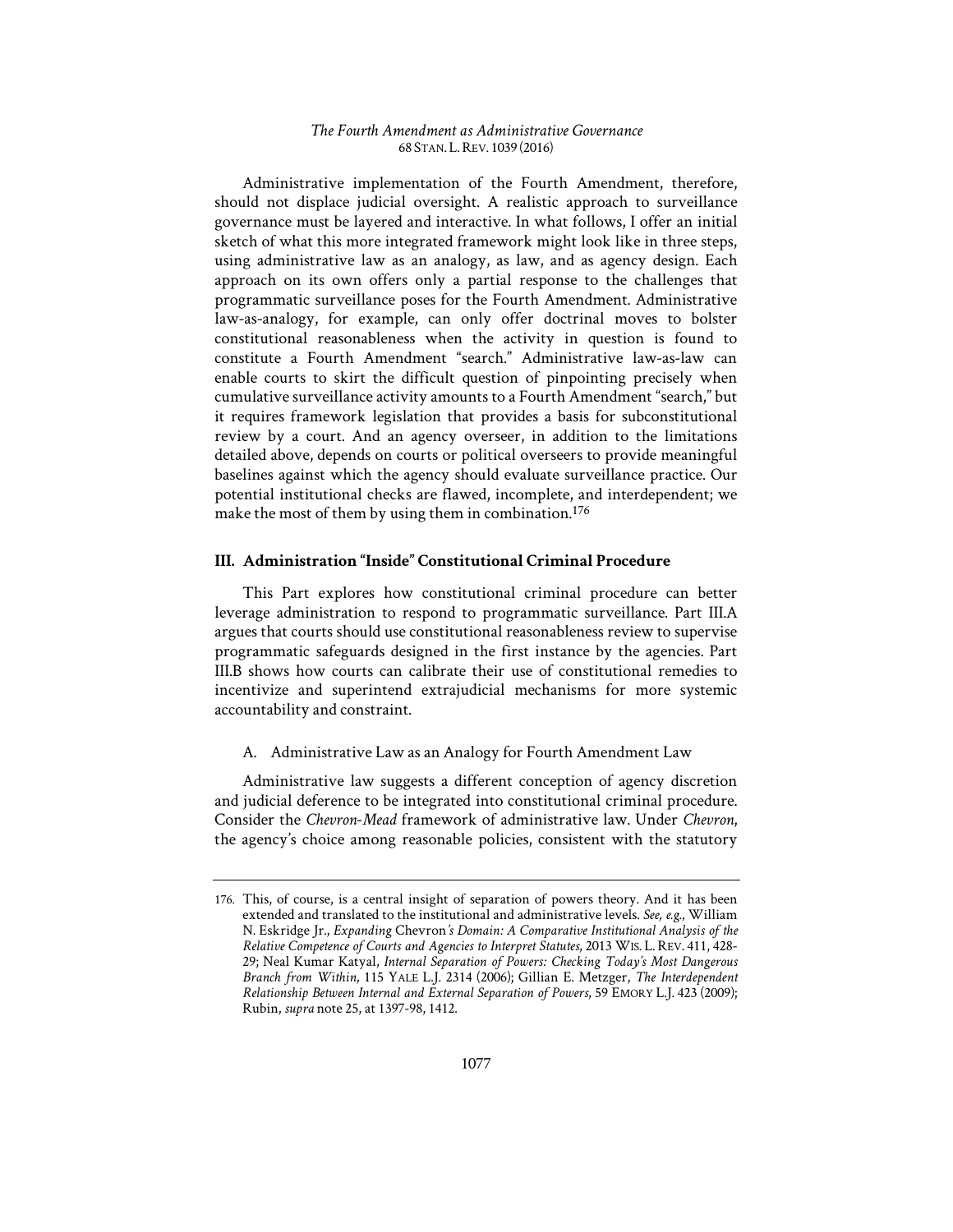Administrative implementation of the Fourth Amendment, therefore, should not displace judicial oversight. A realistic approach to surveillance governance must be layered and interactive. In what follows, I offer an initial sketch of what this more integrated framework might look like in three steps, using administrative law as an analogy, as law, and as agency design. Each approach on its own offers only a partial response to the challenges that programmatic surveillance poses for the Fourth Amendment. Administrative law-as-analogy, for example, can only offer doctrinal moves to bolster constitutional reasonableness when the activity in question is found to constitute a Fourth Amendment "search." Administrative law-as-law can enable courts to skirt the difficult question of pinpointing precisely when cumulative surveillance activity amounts to a Fourth Amendment "search," but it requires framework legislation that provides a basis for subconstitutional review by a court. And an agency overseer, in addition to the limitations detailed above, depends on courts or political overseers to provide meaningful baselines against which the agency should evaluate surveillance practice. Our potential institutional checks are flawed, incomplete, and interdependent; we make the most of them by using them in combination.[176]

## III. Administration "Inside" Constitutional Criminal Procedure

This Part explores how constitutional criminal procedure can better leverage administration to respond to programmatic surveillance. Part III.A argues that courts should use constitutional reasonableness review to supervise programmatic safeguards designed in the first instance by the agencies. Part III.B shows how courts can calibrate their use of constitutional remedies to incentivize and superintend extrajudicial mechanisms for more systemic accountability and constraint.

### A. Administrative Law as an Analogy for Fourth Amendment Law

Administrative law suggests a different conception of agency discretion and judicial deference to be integrated into constitutional criminal procedure. Consider the *Chevron-Mead* framework of administrative law. Under *Chevron*, the agency's choice among reasonable policies, consistent with the statutory

---

176. This, of course, is a central insight of separation of powers theory. And it has been extended and translated to the institutional and administrative levels. *See, e.g.*, William N. Eskridge Jr., *Expanding* Chevron*'s Domain: A Comparative Institutional Analysis of the Relative Competence of Courts and Agencies to Interpret Statutes*, 2013 WIS. L. REV. 411, 428-29; Neal Kumar Katyal, *Internal Separation of Powers: Checking Today's Most Dangerous Branch from Within*, 115 YALE L.J. 2314 (2006); Gillian E. Metzger, *The Interdependent Relationship Between Internal and External Separation of Powers*, 59 EMORY L.J. 423 (2009); Rubin, *supra* note 25, at 1397-98, 1412.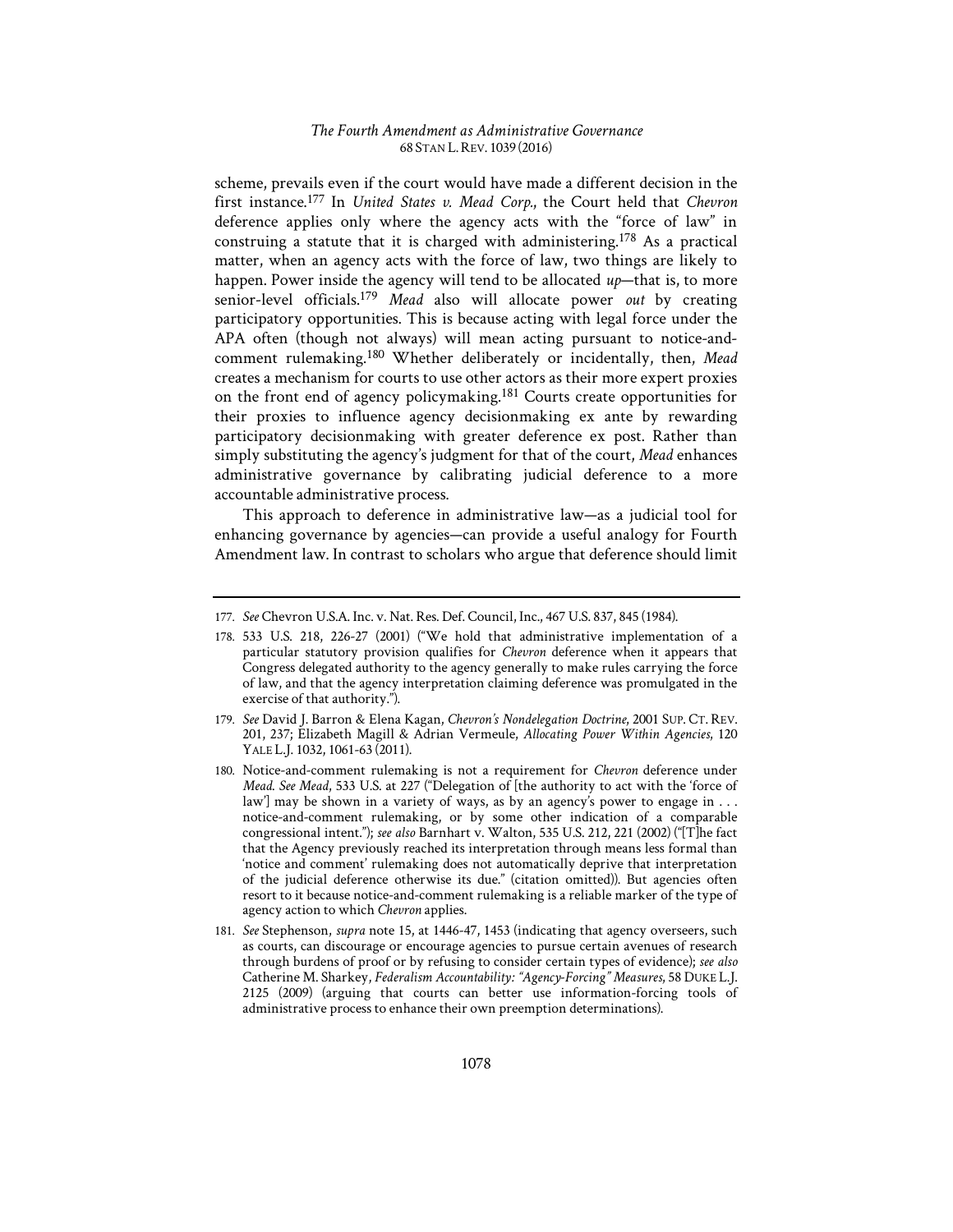scheme, prevails even if the court would have made a different decision in the first instance.[177] In *United States v. Mead Corp.*, the Court held that *Chevron* deference applies only where the agency acts with the "force of law" in construing a statute that it is charged with administering.[178] As a practical matter, when an agency acts with the force of law, two things are likely to happen. Power inside the agency will tend to be allocated *up*—that is, to more senior-level officials.[179] *Mead* also will allocate power *out* by creating participatory opportunities. This is because acting with legal force under the APA often (though not always) will mean acting pursuant to notice-and-comment rulemaking.[180] Whether deliberately or incidentally, then, *Mead* creates a mechanism for courts to use other actors as their more expert proxies on the front end of agency policymaking.[181] Courts create opportunities for their proxies to influence agency decisionmaking ex ante by rewarding participatory decisionmaking with greater deference ex post. Rather than simply substituting the agency's judgment for that of the court, *Mead* enhances administrative governance by calibrating judicial deference to a more accountable administrative process.

This approach to deference in administrative law—as a judicial tool for enhancing governance by agencies—can provide a useful analogy for Fourth Amendment law. In contrast to scholars who argue that deference should limit

---

177. *See* Chevron U.S.A. Inc. v. Nat. Res. Def. Council, Inc., 467 U.S. 837, 845 (1984).

178. 533 U.S. 218, 226-27 (2001) ("We hold that administrative implementation of a particular statutory provision qualifies for *Chevron* deference when it appears that Congress delegated authority to the agency generally to make rules carrying the force of law, and that the agency interpretation claiming deference was promulgated in the exercise of that authority.").

179. *See* David J. Barron & Elena Kagan, *Chevron's Nondelegation Doctrine*, 2001 SUP. CT. REV. 201, 237; Elizabeth Magill & Adrian Vermeule, *Allocating Power Within Agencies*, 120 YALE L.J. 1032, 1061-63 (2011).

180. Notice-and-comment rulemaking is not a requirement for *Chevron* deference under *Mead*. *See Mead*, 533 U.S. at 227 ("Delegation of [the authority to act with the 'force of law'] may be shown in a variety of ways, as by an agency's power to engage in . . . notice-and-comment rulemaking, or by some other indication of a comparable congressional intent."); *see also* Barnhart v. Walton, 535 U.S. 212, 221 (2002) ("[T]he fact that the Agency previously reached its interpretation through means less formal than 'notice and comment' rulemaking does not automatically deprive that interpretation of the judicial deference otherwise its due." (citation omitted)). But agencies often resort to it because notice-and-comment rulemaking is a reliable marker of the type of agency action to which *Chevron* applies.

181. *See* Stephenson, *supra* note 15, at 1446-47, 1453 (indicating that agency overseers, such as courts, can discourage or encourage agencies to pursue certain avenues of research through burdens of proof or by refusing to consider certain types of evidence); *see also* Catherine M. Sharkey, *Federalism Accountability: "Agency-Forcing" Measures*, 58 DUKE L.J. 2125 (2009) (arguing that courts can better use information-forcing tools of administrative process to enhance their own preemption determinations).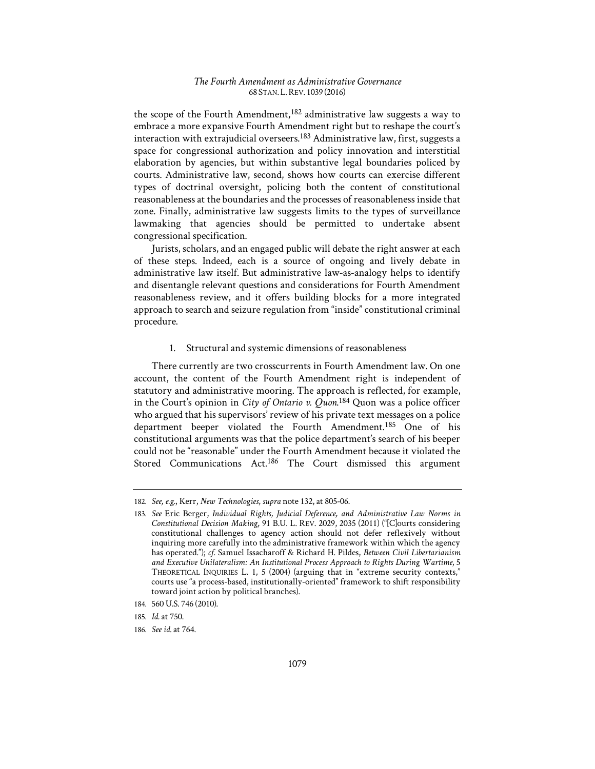the scope of the Fourth Amendment,[182] administrative law suggests a way to embrace a more expansive Fourth Amendment right but to reshape the court's interaction with extrajudicial overseers.[183] Administrative law, first, suggests a space for congressional authorization and policy innovation and interstitial elaboration by agencies, but within substantive legal boundaries policed by courts. Administrative law, second, shows how courts can exercise different types of doctrinal oversight, policing both the content of constitutional reasonableness at the boundaries and the processes of reasonableness inside that zone. Finally, administrative law suggests limits to the types of surveillance lawmaking that agencies should be permitted to undertake absent congressional specification.

Jurists, scholars, and an engaged public will debate the right answer at each of these steps. Indeed, each is a source of ongoing and lively debate in administrative law itself. But administrative law-as-analogy helps to identify and disentangle relevant questions and considerations for Fourth Amendment reasonableness review, and it offers building blocks for a more integrated approach to search and seizure regulation from "inside" constitutional criminal procedure.

### 1. Structural and systemic dimensions of reasonableness

There currently are two crosscurrents in Fourth Amendment law. On one account, the content of the Fourth Amendment right is independent of statutory and administrative mooring. The approach is reflected, for example, in the Court's opinion in *City of Ontario v. Quon*.[184] Quon was a police officer who argued that his supervisors' review of his private text messages on a police department beeper violated the Fourth Amendment.[185] One of his constitutional arguments was that the police department's search of his beeper could not be "reasonable" under the Fourth Amendment because it violated the Stored Communications Act.[186] The Court dismissed this argument

---

182. *See, e.g.*, Kerr, *New Technologies*, *supra* note 132, at 805-06.

183. *See* Eric Berger, *Individual Rights, Judicial Deference, and Administrative Law Norms in Constitutional Decision Making*, 91 B.U. L. REV. 2029, 2035 (2011) ("[C]ourts considering constitutional challenges to agency action should not defer reflexively without inquiring more carefully into the administrative framework within which the agency has operated."); *cf.* Samuel Issacharoff & Richard H. Pildes, *Between Civil Libertarianism and Executive Unilateralism: An Institutional Process Approach to Rights During Wartime*, 5 THEORETICAL INQUIRIES L. 1, 5 (2004) (arguing that in "extreme security contexts," courts use "a process-based, institutionally-oriented" framework to shift responsibility toward joint action by political branches).

184. 560 U.S. 746 (2010).

185. *Id.* at 750.

186. *See id.* at 764.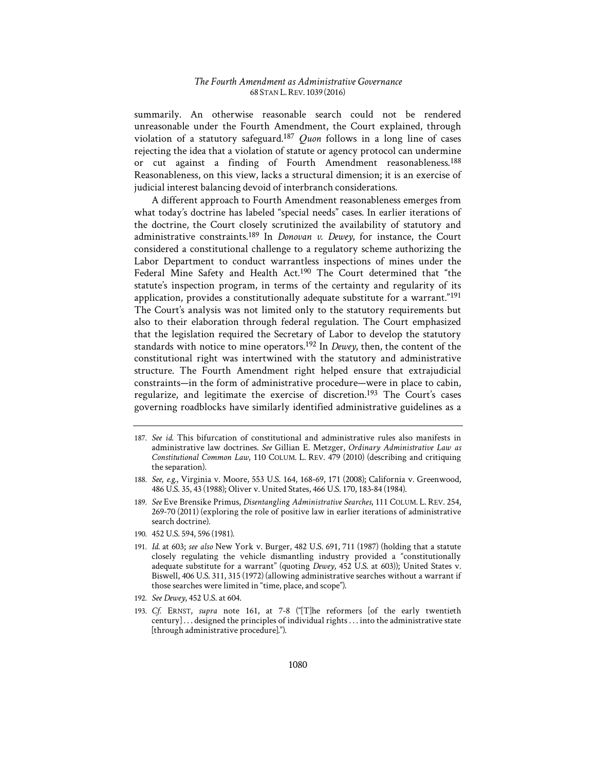summarily. An otherwise reasonable search could not be rendered unreasonable under the Fourth Amendment, the Court explained, through violation of a statutory safeguard.[187] *Quon* follows in a long line of cases rejecting the idea that a violation of statute or agency protocol can undermine or cut against a finding of Fourth Amendment reasonableness.[188] Reasonableness, on this view, lacks a structural dimension; it is an exercise of judicial interest balancing devoid of interbranch considerations.

A different approach to Fourth Amendment reasonableness emerges from what today's doctrine has labeled "special needs" cases. In earlier iterations of the doctrine, the Court closely scrutinized the availability of statutory and administrative constraints.[189] In *Donovan v. Dewey*, for instance, the Court considered a constitutional challenge to a regulatory scheme authorizing the Labor Department to conduct warrantless inspections of mines under the Federal Mine Safety and Health Act.[190] The Court determined that "the statute's inspection program, in terms of the certainty and regularity of its application, provides a constitutionally adequate substitute for a warrant."[191] The Court's analysis was not limited only to the statutory requirements but also to their elaboration through federal regulation. The Court emphasized that the legislation required the Secretary of Labor to develop the statutory standards with notice to mine operators.[192] In *Dewey*, then, the content of the constitutional right was intertwined with the statutory and administrative structure. The Fourth Amendment right helped ensure that extrajudicial constraints—in the form of administrative procedure—were in place to cabin, regularize, and legitimate the exercise of discretion.[193] The Court's cases governing roadblocks have similarly identified administrative guidelines as a

---

187. *See id.* This bifurcation of constitutional and administrative rules also manifests in administrative law doctrines. *See* Gillian E. Metzger, *Ordinary Administrative Law as Constitutional Common Law*, 110 COLUM. L. REV. 479 (2010) (describing and critiquing the separation).

188. *See, e.g.*, Virginia v. Moore, 553 U.S. 164, 168-69, 171 (2008); California v. Greenwood, 486 U.S. 35, 43 (1988); Oliver v. United States, 466 U.S. 170, 183-84 (1984).

189. *See* Eve Brensike Primus, *Disentangling Administrative Searches*, 111 COLUM. L. REV. 254, 269-70 (2011) (exploring the role of positive law in earlier iterations of administrative search doctrine).

190. 452 U.S. 594, 596 (1981).

191. *Id.* at 603; *see also* New York v. Burger, 482 U.S. 691, 711 (1987) (holding that a statute closely regulating the vehicle dismantling industry provided a "constitutionally adequate substitute for a warrant" (quoting *Dewey*, 452 U.S. at 603)); United States v. Biswell, 406 U.S. 311, 315 (1972) (allowing administrative searches without a warrant if those searches were limited in "time, place, and scope").

192. *See Dewey*, 452 U.S. at 604.

193. *Cf.* ERNST, *supra* note 161, at 7-8 ("[T]he reformers [of the early twentieth century] . . . designed the principles of individual rights . . . into the administrative state [through administrative procedure].").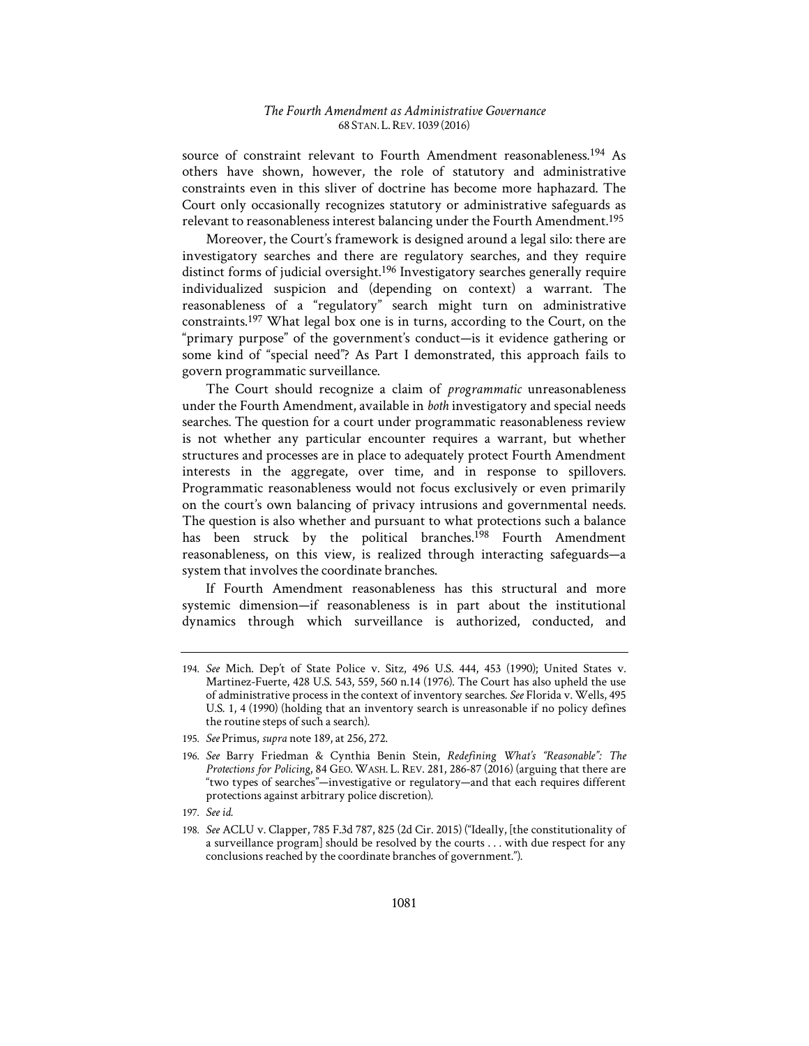source of constraint relevant to Fourth Amendment reasonableness.[194] As others have shown, however, the role of statutory and administrative constraints even in this sliver of doctrine has become more haphazard. The Court only occasionally recognizes statutory or administrative safeguards as relevant to reasonableness interest balancing under the Fourth Amendment.[195]

Moreover, the Court's framework is designed around a legal silo: there are investigatory searches and there are regulatory searches, and they require distinct forms of judicial oversight.[196] Investigatory searches generally require individualized suspicion and (depending on context) a warrant. The reasonableness of a "regulatory" search might turn on administrative constraints.[197] What legal box one is in turns, according to the Court, on the "primary purpose" of the government's conduct—is it evidence gathering or some kind of "special need"? As Part I demonstrated, this approach fails to govern programmatic surveillance.

The Court should recognize a claim of *programmatic* unreasonableness under the Fourth Amendment, available in *both* investigatory and special needs searches. The question for a court under programmatic reasonableness review is not whether any particular encounter requires a warrant, but whether structures and processes are in place to adequately protect Fourth Amendment interests in the aggregate, over time, and in response to spillovers. Programmatic reasonableness would not focus exclusively or even primarily on the court's own balancing of privacy intrusions and governmental needs. The question is also whether and pursuant to what protections such a balance has been struck by the political branches.[198] Fourth Amendment reasonableness, on this view, is realized through interacting safeguards—a system that involves the coordinate branches.

If Fourth Amendment reasonableness has this structural and more systemic dimension—if reasonableness is in part about the institutional dynamics through which surveillance is authorized, conducted, and

---

194. *See* Mich. Dep't of State Police v. Sitz, 496 U.S. 444, 453 (1990); United States v. Martinez-Fuerte, 428 U.S. 543, 559, 560 n.14 (1976). The Court has also upheld the use of administrative process in the context of inventory searches. *See* Florida v. Wells, 495 U.S. 1, 4 (1990) (holding that an inventory search is unreasonable if no policy defines the routine steps of such a search).

195. *See* Primus, *supra* note 189, at 256, 272.

196. *See* Barry Friedman & Cynthia Benin Stein, *Redefining What's "Reasonable": The Protections for Policing*, 84 GEO. WASH. L. REV. 281, 286-87 (2016) (arguing that there are "two types of searches"—investigative or regulatory—and that each requires different protections against arbitrary police discretion).

197. *See id.*

198. *See* ACLU v. Clapper, 785 F.3d 787, 825 (2d Cir. 2015) ("Ideally, [the constitutionality of a surveillance program] should be resolved by the courts . . . with due respect for any conclusions reached by the coordinate branches of government.").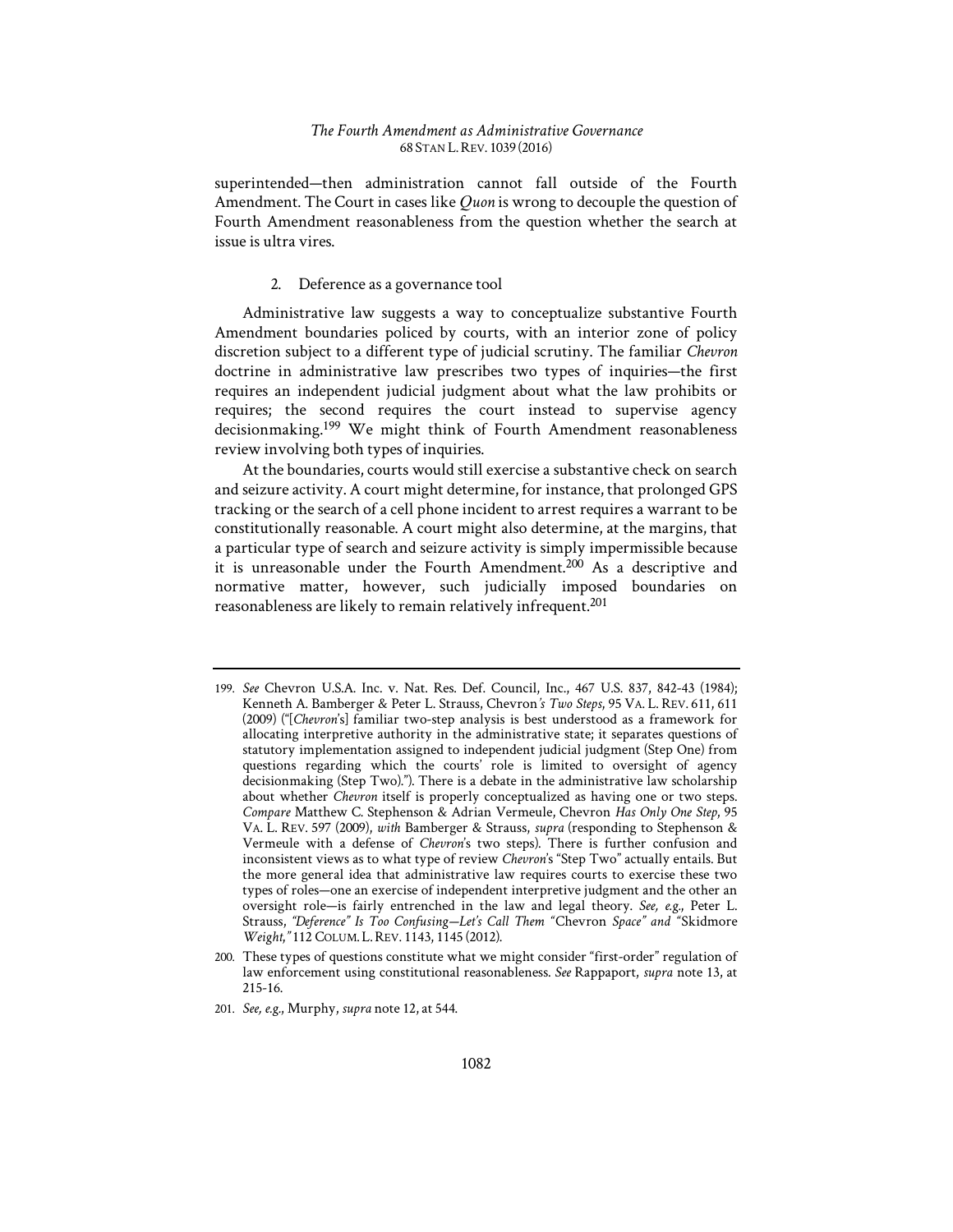superintended—then administration cannot fall outside of the Fourth Amendment. The Court in cases like *Quon* is wrong to decouple the question of Fourth Amendment reasonableness from the question whether the search at issue is ultra vires.

#### 2. Deference as a governance tool

Administrative law suggests a way to conceptualize substantive Fourth Amendment boundaries policed by courts, with an interior zone of policy discretion subject to a different type of judicial scrutiny. The familiar *Chevron* doctrine in administrative law prescribes two types of inquiries—the first requires an independent judicial judgment about what the law prohibits or requires; the second requires the court instead to supervise agency decisionmaking.[199] We might think of Fourth Amendment reasonableness review involving both types of inquiries.

At the boundaries, courts would still exercise a substantive check on search and seizure activity. A court might determine, for instance, that prolonged GPS tracking or the search of a cell phone incident to arrest requires a warrant to be constitutionally reasonable. A court might also determine, at the margins, that a particular type of search and seizure activity is simply impermissible because it is unreasonable under the Fourth Amendment.[200] As a descriptive and normative matter, however, such judicially imposed boundaries on reasonableness are likely to remain relatively infrequent.[201]

---

199. *See* Chevron U.S.A. Inc. v. Nat. Res. Def. Council, Inc., 467 U.S. 837, 842-43 (1984); Kenneth A. Bamberger & Peter L. Strauss, Chevron*'s Two Steps*, 95 VA. L. REV. 611, 611 (2009) ("[*Chevron*'s] familiar two-step analysis is best understood as a framework for allocating interpretive authority in the administrative state; it separates questions of statutory implementation assigned to independent judicial judgment (Step One) from questions regarding which the courts' role is limited to oversight of agency decisionmaking (Step Two)."). There is a debate in the administrative law scholarship about whether *Chevron* itself is properly conceptualized as having one or two steps. *Compare* Matthew C. Stephenson & Adrian Vermeule, Chevron *Has Only One Step*, 95 VA. L. REV. 597 (2009), *with* Bamberger & Strauss, *supra* (responding to Stephenson & Vermeule with a defense of *Chevron*'s two steps). There is further confusion and inconsistent views as to what type of review *Chevron*'s "Step Two" actually entails. But the more general idea that administrative law requires courts to exercise these two types of roles—one an exercise of independent interpretive judgment and the other an oversight role—is fairly entrenched in the law and legal theory. *See, e.g.*, Peter L. Strauss, *"Deference" Is Too Confusing—Let's Call Them "*Chevron *Space" and "*Skidmore *Weight*,*"* 112 COLUM. L. REV. 1143, 1145 (2012).

200. These types of questions constitute what we might consider "first-order" regulation of law enforcement using constitutional reasonableness. *See* Rappaport, *supra* note 13, at 215-16.

201. *See, e.g.*, Murphy, *supra* note 12, at 544.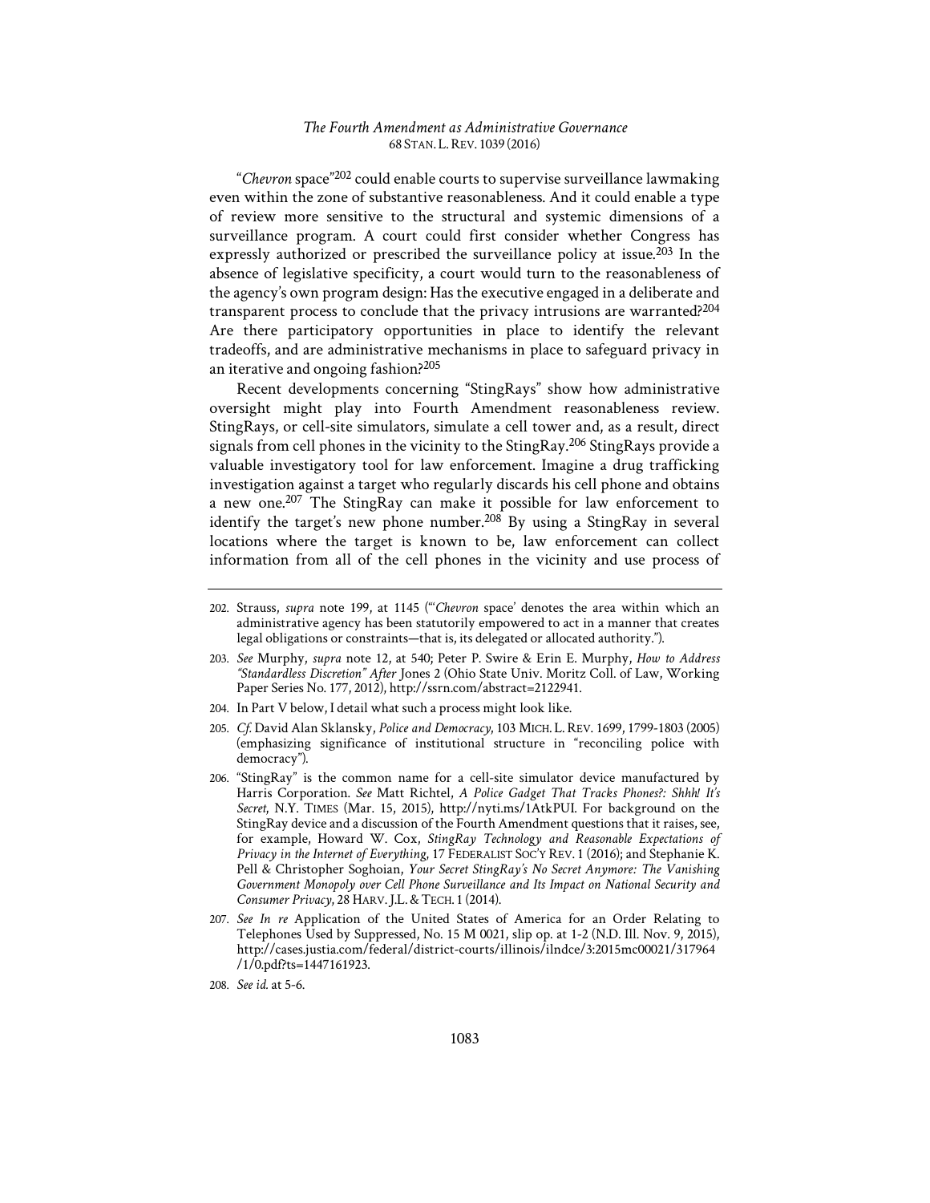"*Chevron* space"[202] could enable courts to supervise surveillance lawmaking even within the zone of substantive reasonableness. And it could enable a type of review more sensitive to the structural and systemic dimensions of a surveillance program. A court could first consider whether Congress has expressly authorized or prescribed the surveillance policy at issue.[203] In the absence of legislative specificity, a court would turn to the reasonableness of the agency's own program design: Has the executive engaged in a deliberate and transparent process to conclude that the privacy intrusions are warranted?[204] Are there participatory opportunities in place to identify the relevant tradeoffs, and are administrative mechanisms in place to safeguard privacy in an iterative and ongoing fashion?[205]

Recent developments concerning "StingRays" show how administrative oversight might play into Fourth Amendment reasonableness review. StingRays, or cell-site simulators, simulate a cell tower and, as a result, direct signals from cell phones in the vicinity to the StingRay.[206] StingRays provide a valuable investigatory tool for law enforcement. Imagine a drug trafficking investigation against a target who regularly discards his cell phone and obtains a new one.[207] The StingRay can make it possible for law enforcement to identify the target's new phone number.[208] By using a StingRay in several locations where the target is known to be, law enforcement can collect information from all of the cell phones in the vicinity and use process of

---

202. Strauss, *supra* note 199, at 1145 ("'*Chevron* space' denotes the area within which an administrative agency has been statutorily empowered to act in a manner that creates legal obligations or constraints—that is, its delegated or allocated authority.").

203. *See* Murphy, *supra* note 12, at 540; Peter P. Swire & Erin E. Murphy, *How to Address "Standardless Discretion" After* Jones 2 (Ohio State Univ. Moritz Coll. of Law, Working Paper Series No. 177, 2012), http://ssrn.com/abstract=2122941.

204. In Part V below, I detail what such a process might look like.

205. *Cf.* David Alan Sklansky, *Police and Democracy*, 103 MICH. L. REV. 1699, 1799-1803 (2005) (emphasizing significance of institutional structure in "reconciling police with democracy").

206. "StingRay" is the common name for a cell-site simulator device manufactured by Harris Corporation. *See* Matt Richtel, *A Police Gadget That Tracks Phones?: Shhh! It's Secret*, N.Y. TIMES (Mar. 15, 2015), http://nyti.ms/1AtkPUI. For background on the StingRay device and a discussion of the Fourth Amendment questions that it raises, see, for example, Howard W. Cox, *StingRay Technology and Reasonable Expectations of Privacy in the Internet of Everything*, 17 FEDERALIST SOC'Y REV. 1 (2016); and Stephanie K. Pell & Christopher Soghoian, *Your Secret StingRay's No Secret Anymore: The Vanishing Government Monopoly over Cell Phone Surveillance and Its Impact on National Security and Consumer Privacy*, 28 HARV. J.L. & TECH. 1 (2014).

207. *See In re* Application of the United States of America for an Order Relating to Telephones Used by Suppressed, No. 15 M 0021, slip op. at 1-2 (N.D. Ill. Nov. 9, 2015), http://cases.justia.com/federal/district-courts/illinois/ilndce/3:2015mc00021/317964/1/0.pdf?ts=1447161923.

208. *See id.* at 5-6.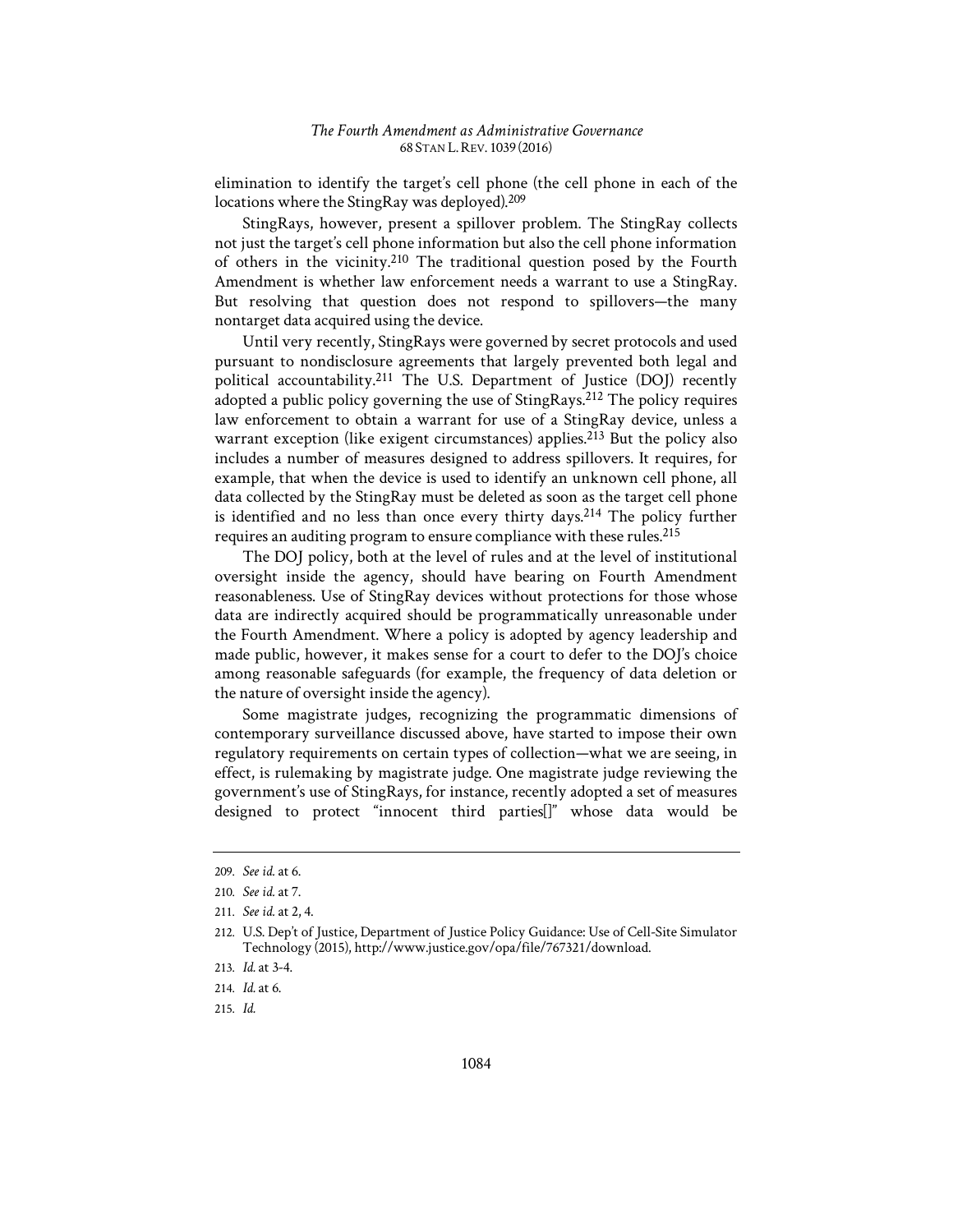elimination to identify the target's cell phone (the cell phone in each of the locations where the StingRay was deployed).[209]

StingRays, however, present a spillover problem. The StingRay collects not just the target's cell phone information but also the cell phone information of others in the vicinity.[210] The traditional question posed by the Fourth Amendment is whether law enforcement needs a warrant to use a StingRay. But resolving that question does not respond to spillovers—the many nontarget data acquired using the device.

Until very recently, StingRays were governed by secret protocols and used pursuant to nondisclosure agreements that largely prevented both legal and political accountability.[211] The U.S. Department of Justice (DOJ) recently adopted a public policy governing the use of StingRays.[212] The policy requires law enforcement to obtain a warrant for use of a StingRay device, unless a warrant exception (like exigent circumstances) applies.[213] But the policy also includes a number of measures designed to address spillovers. It requires, for example, that when the device is used to identify an unknown cell phone, all data collected by the StingRay must be deleted as soon as the target cell phone is identified and no less than once every thirty days.[214] The policy further requires an auditing program to ensure compliance with these rules.[215]

The DOJ policy, both at the level of rules and at the level of institutional oversight inside the agency, should have bearing on Fourth Amendment reasonableness. Use of StingRay devices without protections for those whose data are indirectly acquired should be programmatically unreasonable under the Fourth Amendment. Where a policy is adopted by agency leadership and made public, however, it makes sense for a court to defer to the DOJ's choice among reasonable safeguards (for example, the frequency of data deletion or the nature of oversight inside the agency).

Some magistrate judges, recognizing the programmatic dimensions of contemporary surveillance discussed above, have started to impose their own regulatory requirements on certain types of collection—what we are seeing, in effect, is rulemaking by magistrate judge. One magistrate judge reviewing the government's use of StingRays, for instance, recently adopted a set of measures designed to protect "innocent third parties[]" whose data would be

---

209. *See id.* at 6.

210. *See id.* at 7.

211. *See id.* at 2, 4.

212. U.S. Dep't of Justice, Department of Justice Policy Guidance: Use of Cell-Site Simulator Technology (2015), http://www.justice.gov/opa/file/767321/download.

213. *Id.* at 3-4.

214. *Id.* at 6.

215. *Id.*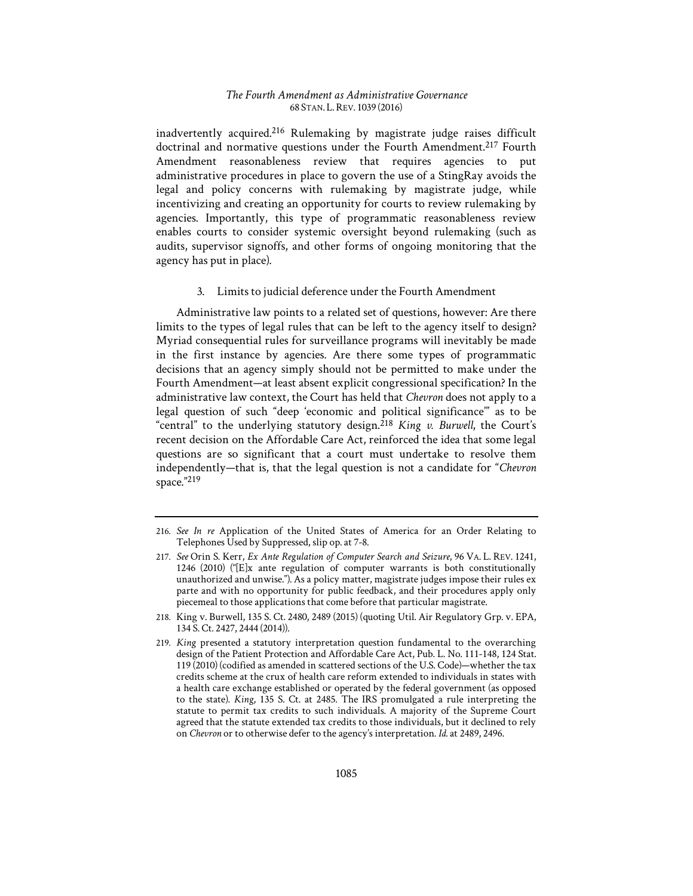inadvertently acquired.[216] Rulemaking by magistrate judge raises difficult doctrinal and normative questions under the Fourth Amendment.[217] Fourth Amendment reasonableness review that requires agencies to put administrative procedures in place to govern the use of a StingRay avoids the legal and policy concerns with rulemaking by magistrate judge, while incentivizing and creating an opportunity for courts to review rulemaking by agencies. Importantly, this type of programmatic reasonableness review enables courts to consider systemic oversight beyond rulemaking (such as audits, supervisor signoffs, and other forms of ongoing monitoring that the agency has put in place).

### 3. Limits to judicial deference under the Fourth Amendment

Administrative law points to a related set of questions, however: Are there limits to the types of legal rules that can be left to the agency itself to design? Myriad consequential rules for surveillance programs will inevitably be made in the first instance by agencies. Are there some types of programmatic decisions that an agency simply should not be permitted to make under the Fourth Amendment—at least absent explicit congressional specification? In the administrative law context, the Court has held that *Chevron* does not apply to a legal question of such "deep 'economic and political significance'" as to be "central" to the underlying statutory design.[218] *King v. Burwell*, the Court's recent decision on the Affordable Care Act, reinforced the idea that some legal questions are so significant that a court must undertake to resolve them independently—that is, that the legal question is not a candidate for "*Chevron* space."[219]

---

216. *See In re* Application of the United States of America for an Order Relating to Telephones Used by Suppressed, slip op. at 7-8.

217. *See* Orin S. Kerr, *Ex Ante Regulation of Computer Search and Seizure*, 96 VA. L. REV. 1241, 1246 (2010) ("[E]x ante regulation of computer warrants is both constitutionally unauthorized and unwise."). As a policy matter, magistrate judges impose their rules ex parte and with no opportunity for public feedback, and their procedures apply only piecemeal to those applications that come before that particular magistrate.

218. King v. Burwell, 135 S. Ct. 2480, 2489 (2015) (quoting Util. Air Regulatory Grp. v. EPA, 134 S. Ct. 2427, 2444 (2014)).

219. *King* presented a statutory interpretation question fundamental to the overarching design of the Patient Protection and Affordable Care Act, Pub. L. No. 111-148, 124 Stat. 119 (2010) (codified as amended in scattered sections of the U.S. Code)—whether the tax credits scheme at the crux of health care reform extended to individuals in states with a health care exchange established or operated by the federal government (as opposed to the state). *King*, 135 S. Ct. at 2485. The IRS promulgated a rule interpreting the statute to permit tax credits to such individuals. A majority of the Supreme Court agreed that the statute extended tax credits to those individuals, but it declined to rely on *Chevron* or to otherwise defer to the agency's interpretation. *Id.* at 2489, 2496.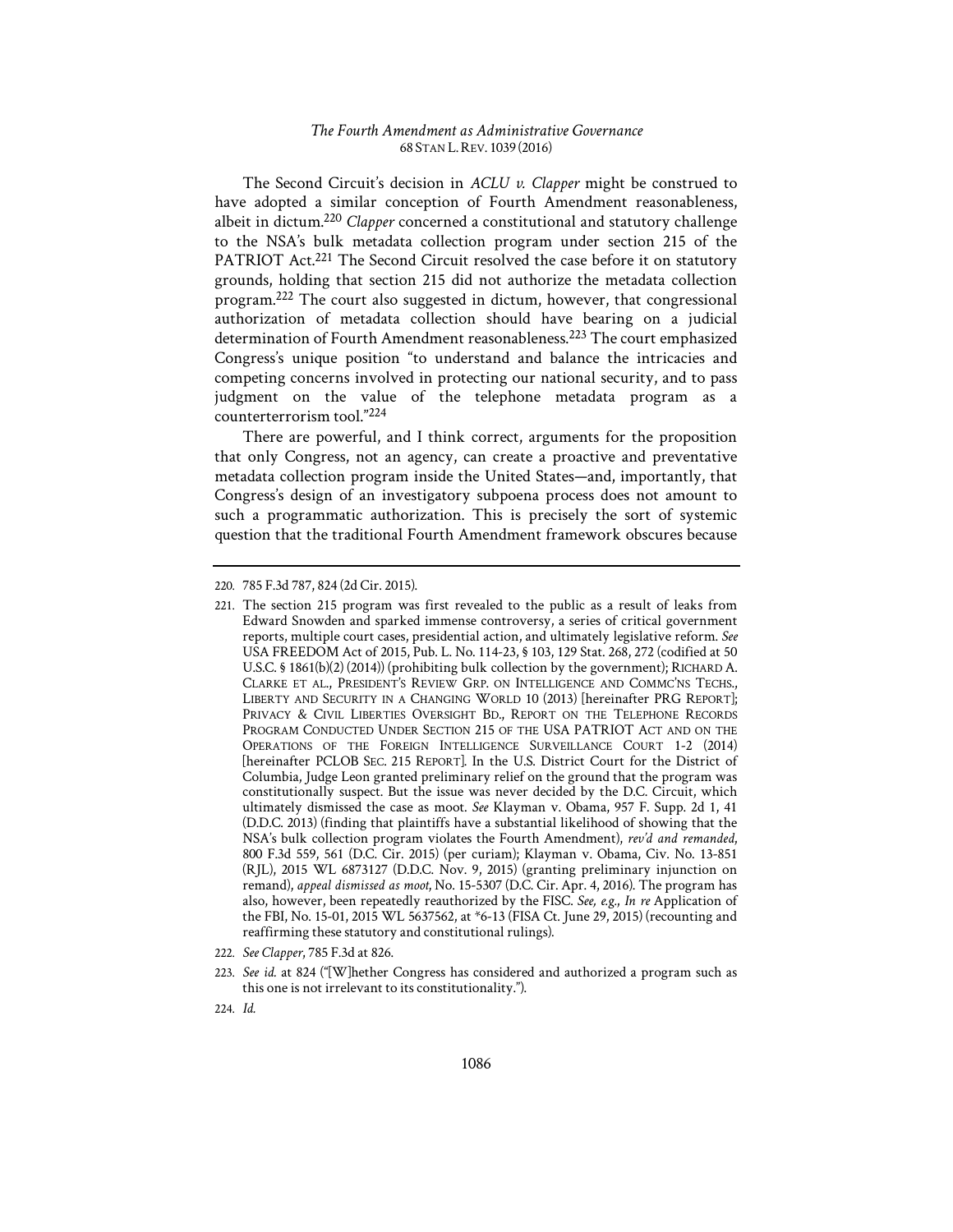The Second Circuit's decision in *ACLU v. Clapper* might be construed to have adopted a similar conception of Fourth Amendment reasonableness, albeit in dictum.[220] *Clapper* concerned a constitutional and statutory challenge to the NSA's bulk metadata collection program under section 215 of the PATRIOT Act.[221] The Second Circuit resolved the case before it on statutory grounds, holding that section 215 did not authorize the metadata collection program.[222] The court also suggested in dictum, however, that congressional authorization of metadata collection should have bearing on a judicial determination of Fourth Amendment reasonableness.[223] The court emphasized Congress's unique position "to understand and balance the intricacies and competing concerns involved in protecting our national security, and to pass judgment on the value of the telephone metadata program as a counterterrorism tool."[224]

There are powerful, and I think correct, arguments for the proposition that only Congress, not an agency, can create a proactive and preventative metadata collection program inside the United States—and, importantly, that Congress's design of an investigatory subpoena process does not amount to such a programmatic authorization. This is precisely the sort of systemic question that the traditional Fourth Amendment framework obscures because

---

220. 785 F.3d 787, 824 (2d Cir. 2015).

221. The section 215 program was first revealed to the public as a result of leaks from Edward Snowden and sparked immense controversy, a series of critical government reports, multiple court cases, presidential action, and ultimately legislative reform. *See* USA FREEDOM Act of 2015, Pub. L. No. 114-23, § 103, 129 Stat. 268, 272 (codified at 50 U.S.C. § 1861(b)(2) (2014)) (prohibiting bulk collection by the government); RICHARD A. CLARKE ET AL., PRESIDENT'S REVIEW GRP. ON INTELLIGENCE AND COMMC'NS TECHS., LIBERTY AND SECURITY IN A CHANGING WORLD 10 (2013) [hereinafter PRG REPORT]; PRIVACY & CIVIL LIBERTIES OVERSIGHT BD., REPORT ON THE TELEPHONE RECORDS PROGRAM CONDUCTED UNDER SECTION 215 OF THE USA PATRIOT ACT AND ON THE OPERATIONS OF THE FOREIGN INTELLIGENCE SURVEILLANCE COURT 1-2 (2014) [hereinafter PCLOB SEC. 215 REPORT]. In the U.S. District Court for the District of Columbia, Judge Leon granted preliminary relief on the ground that the program was constitutionally suspect. But the issue was never decided by the D.C. Circuit, which ultimately dismissed the case as moot. *See* Klayman v. Obama, 957 F. Supp. 2d 1, 41 (D.D.C. 2013) (finding that plaintiffs have a substantial likelihood of showing that the NSA's bulk collection program violates the Fourth Amendment), *rev'd and remanded*, 800 F.3d 559, 561 (D.C. Cir. 2015) (per curiam); Klayman v. Obama, Civ. No. 13-851 (RJL), 2015 WL 6873127 (D.D.C. Nov. 9, 2015) (granting preliminary injunction on remand), *appeal dismissed as moot*, No. 15-5307 (D.C. Cir. Apr. 4, 2016). The program has also, however, been repeatedly reauthorized by the FISC. *See, e.g.*, *In re* Application of the FBI, No. 15-01, 2015 WL 5637562, at *6-13 (FISA Ct. June 29, 2015) (recounting and reaffirming these statutory and constitutional rulings).

222. *See Clapper*, 785 F.3d at 826.

223. *See id.* at 824 ("[W]hether Congress has considered and authorized a program such as this one is not irrelevant to its constitutionality.").

224. *Id.*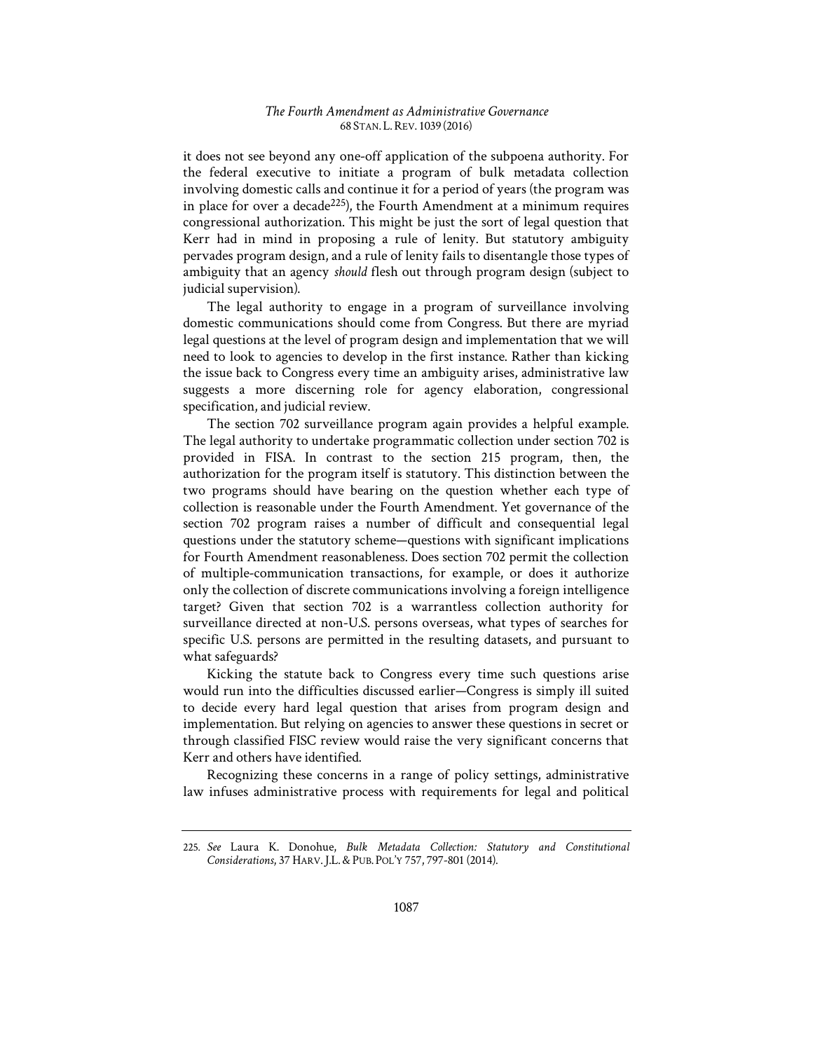it does not see beyond any one-off application of the subpoena authority. For the federal executive to initiate a program of bulk metadata collection involving domestic calls and continue it for a period of years (the program was in place for over a decade[225]), the Fourth Amendment at a minimum requires congressional authorization. This might be just the sort of legal question that Kerr had in mind in proposing a rule of lenity. But statutory ambiguity pervades program design, and a rule of lenity fails to disentangle those types of ambiguity that an agency *should* flesh out through program design (subject to judicial supervision).

The legal authority to engage in a program of surveillance involving domestic communications should come from Congress. But there are myriad legal questions at the level of program design and implementation that we will need to look to agencies to develop in the first instance. Rather than kicking the issue back to Congress every time an ambiguity arises, administrative law suggests a more discerning role for agency elaboration, congressional specification, and judicial review.

The section 702 surveillance program again provides a helpful example. The legal authority to undertake programmatic collection under section 702 is provided in FISA. In contrast to the section 215 program, then, the authorization for the program itself is statutory. This distinction between the two programs should have bearing on the question whether each type of collection is reasonable under the Fourth Amendment. Yet governance of the section 702 program raises a number of difficult and consequential legal questions under the statutory scheme—questions with significant implications for Fourth Amendment reasonableness. Does section 702 permit the collection of multiple-communication transactions, for example, or does it authorize only the collection of discrete communications involving a foreign intelligence target? Given that section 702 is a warrantless collection authority for surveillance directed at non-U.S. persons overseas, what types of searches for specific U.S. persons are permitted in the resulting datasets, and pursuant to what safeguards?

Kicking the statute back to Congress every time such questions arise would run into the difficulties discussed earlier—Congress is simply ill suited to decide every hard legal question that arises from program design and implementation. But relying on agencies to answer these questions in secret or through classified FISC review would raise the very significant concerns that Kerr and others have identified.

Recognizing these concerns in a range of policy settings, administrative law infuses administrative process with requirements for legal and political

225. *See* Laura K. Donohue, *Bulk Metadata Collection: Statutory and Constitutional Considerations*, 37 HARV. J.L. & PUB. POL'Y 757, 797-801 (2014).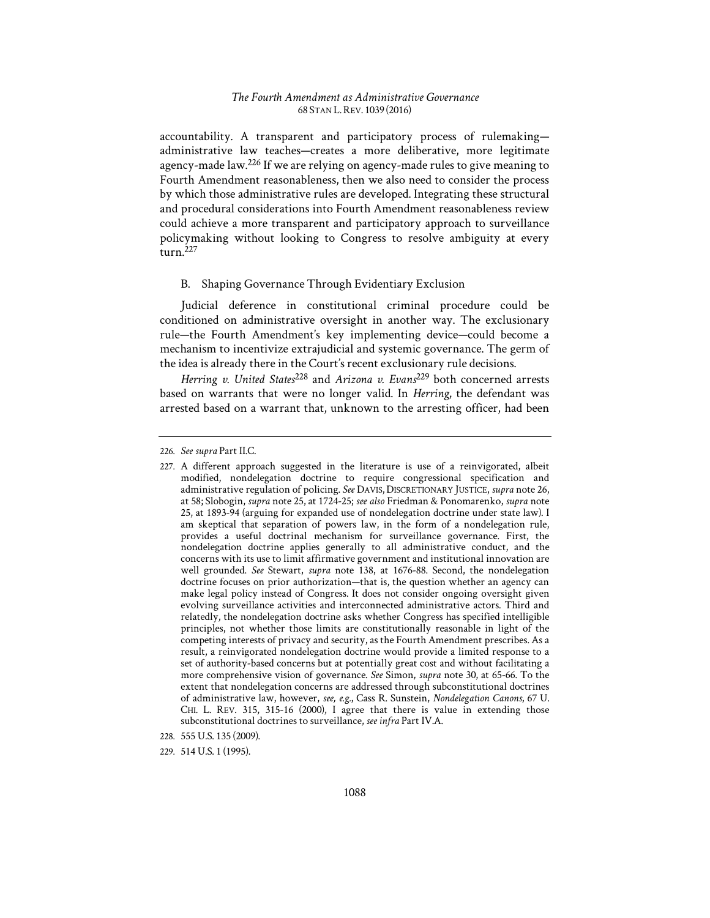accountability. A transparent and participatory process of rulemaking—administrative law teaches—creates a more deliberative, more legitimate agency-made law.[226] If we are relying on agency-made rules to give meaning to Fourth Amendment reasonableness, then we also need to consider the process by which those administrative rules are developed. Integrating these structural and procedural considerations into Fourth Amendment reasonableness review could achieve a more transparent and participatory approach to surveillance policymaking without looking to Congress to resolve ambiguity at every turn.[227]

### B. Shaping Governance Through Evidentiary Exclusion

Judicial deference in constitutional criminal procedure could be conditioned on administrative oversight in another way. The exclusionary rule—the Fourth Amendment's key implementing device—could become a mechanism to incentivize extrajudicial and systemic governance. The germ of the idea is already there in the Court's recent exclusionary rule decisions.

*Herring v. United States*[228] and *Arizona v. Evans*[229] both concerned arrests based on warrants that were no longer valid. In *Herring*, the defendant was arrested based on a warrant that, unknown to the arresting officer, had been

---

226. *See supra* Part II.C.

227. A different approach suggested in the literature is use of a reinvigorated, albeit modified, nondelegation doctrine to require congressional specification and administrative regulation of policing. *See* DAVIS, DISCRETIONARY JUSTICE, *supra* note 26, at 58; Slobogin, *supra* note 25, at 1724-25; *see also* Friedman & Ponomarenko, *supra* note 25, at 1893-94 (arguing for expanded use of nondelegation doctrine under state law). I am skeptical that separation of powers law, in the form of a nondelegation rule, provides a useful doctrinal mechanism for surveillance governance. First, the nondelegation doctrine applies generally to all administrative conduct, and the concerns with its use to limit affirmative government and institutional innovation are well grounded. *See* Stewart, *supra* note 138, at 1676-88. Second, the nondelegation doctrine focuses on prior authorization—that is, the question whether an agency can make legal policy instead of Congress. It does not consider ongoing oversight given evolving surveillance activities and interconnected administrative actors. Third and relatedly, the nondelegation doctrine asks whether Congress has specified intelligible principles, not whether those limits are constitutionally reasonable in light of the competing interests of privacy and security, as the Fourth Amendment prescribes. As a result, a reinvigorated nondelegation doctrine would provide a limited response to a set of authority-based concerns but at potentially great cost and without facilitating a more comprehensive vision of governance. *See* Simon, *supra* note 30, at 65-66. To the extent that nondelegation concerns are addressed through subconstitutional doctrines of administrative law, however, *see, e.g.*, Cass R. Sunstein, *Nondelegation Canons*, 67 U. CHI. L. REV. 315, 315-16 (2000), I agree that there is value in extending those subconstitutional doctrines to surveillance, *see infra* Part IV.A.

228. 555 U.S. 135 (2009).

229. 514 U.S. 1 (1995).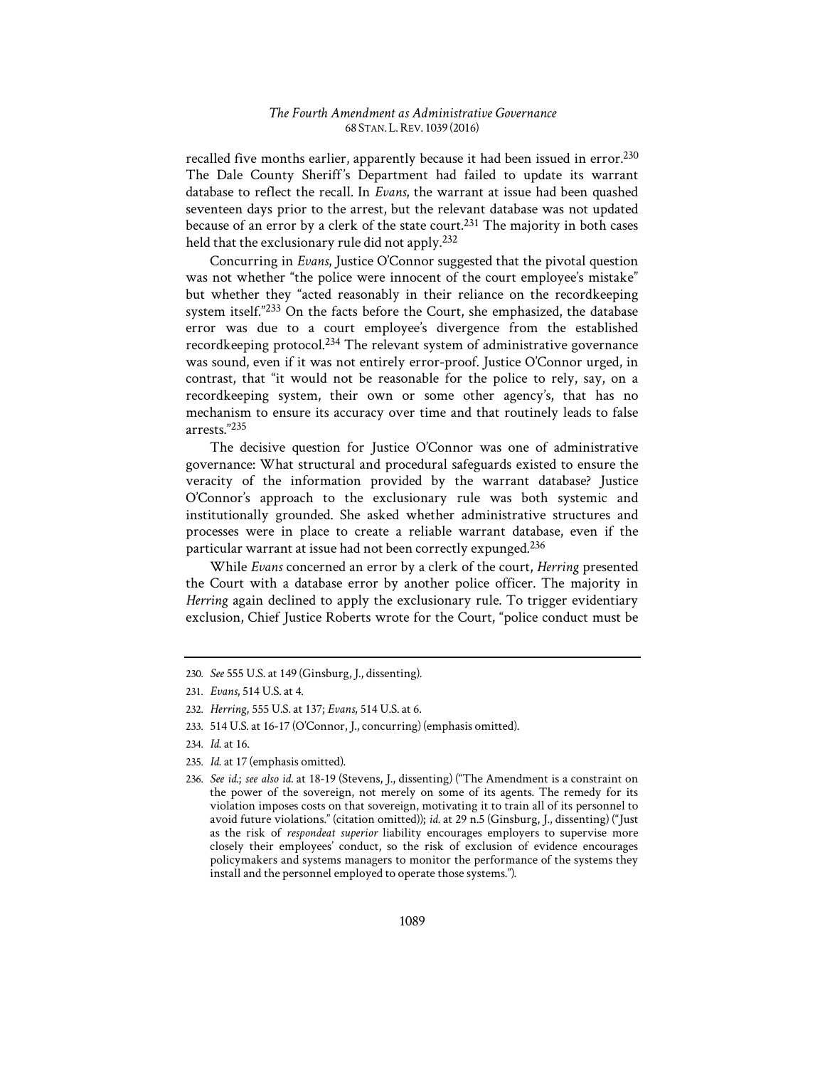recalled five months earlier, apparently because it had been issued in error.[230] The Dale County Sheriff's Department had failed to update its warrant database to reflect the recall. In *Evans*, the warrant at issue had been quashed seventeen days prior to the arrest, but the relevant database was not updated because of an error by a clerk of the state court.[231] The majority in both cases held that the exclusionary rule did not apply.[232]

Concurring in *Evans*, Justice O'Connor suggested that the pivotal question was not whether "the police were innocent of the court employee's mistake" but whether they "acted reasonably in their reliance on the recordkeeping system itself."[233] On the facts before the Court, she emphasized, the database error was due to a court employee's divergence from the established recordkeeping protocol.[234] The relevant system of administrative governance was sound, even if it was not entirely error-proof. Justice O'Connor urged, in contrast, that "it would not be reasonable for the police to rely, say, on a recordkeeping system, their own or some other agency's, that has no mechanism to ensure its accuracy over time and that routinely leads to false arrests."[235]

The decisive question for Justice O'Connor was one of administrative governance: What structural and procedural safeguards existed to ensure the veracity of the information provided by the warrant database? Justice O'Connor's approach to the exclusionary rule was both systemic and institutionally grounded. She asked whether administrative structures and processes were in place to create a reliable warrant database, even if the particular warrant at issue had not been correctly expunged.[236]

While *Evans* concerned an error by a clerk of the court, *Herring* presented the Court with a database error by another police officer. The majority in *Herring* again declined to apply the exclusionary rule. To trigger evidentiary exclusion, Chief Justice Roberts wrote for the Court, "police conduct must be

---

230. *See* 555 U.S. at 149 (Ginsburg, J., dissenting).

231. *Evans*, 514 U.S. at 4.

232. *Herring*, 555 U.S. at 137; *Evans*, 514 U.S. at 6.

233. 514 U.S. at 16-17 (O'Connor, J., concurring) (emphasis omitted).

234. *Id.* at 16.

235. *Id.* at 17 (emphasis omitted).

236. *See id.*; *see also id.* at 18-19 (Stevens, J., dissenting) ("The Amendment is a constraint on the power of the sovereign, not merely on some of its agents. The remedy for its violation imposes costs on that sovereign, motivating it to train all of its personnel to avoid future violations." (citation omitted)); *id.* at 29 n.5 (Ginsburg, J., dissenting) ("Just as the risk of *respondeat superior* liability encourages employers to supervise more closely their employees' conduct, so the risk of exclusion of evidence encourages policymakers and systems managers to monitor the performance of the systems they install and the personnel employed to operate those systems.").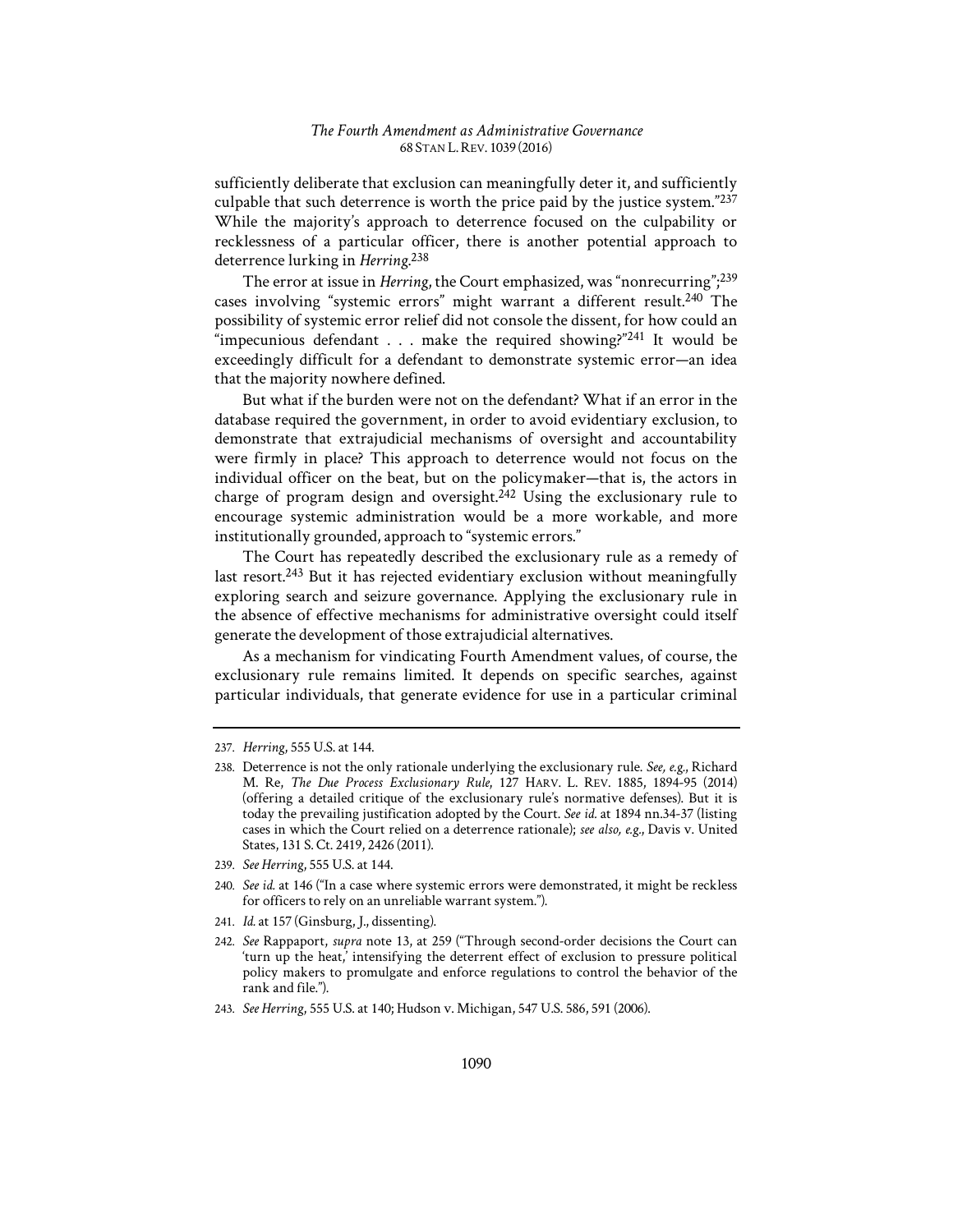sufficiently deliberate that exclusion can meaningfully deter it, and sufficiently culpable that such deterrence is worth the price paid by the justice system."[237] While the majority's approach to deterrence focused on the culpability or recklessness of a particular officer, there is another potential approach to deterrence lurking in *Herring*.[238]

The error at issue in *Herring*, the Court emphasized, was "nonrecurring";[239] cases involving "systemic errors" might warrant a different result.[240] The possibility of systemic error relief did not console the dissent, for how could an "impecunious defendant . . . make the required showing?"[241] It would be exceedingly difficult for a defendant to demonstrate systemic error—an idea that the majority nowhere defined.

But what if the burden were not on the defendant? What if an error in the database required the government, in order to avoid evidentiary exclusion, to demonstrate that extrajudicial mechanisms of oversight and accountability were firmly in place? This approach to deterrence would not focus on the individual officer on the beat, but on the policymaker—that is, the actors in charge of program design and oversight.[242] Using the exclusionary rule to encourage systemic administration would be a more workable, and more institutionally grounded, approach to "systemic errors."

The Court has repeatedly described the exclusionary rule as a remedy of last resort.[243] But it has rejected evidentiary exclusion without meaningfully exploring search and seizure governance. Applying the exclusionary rule in the absence of effective mechanisms for administrative oversight could itself generate the development of those extrajudicial alternatives.

As a mechanism for vindicating Fourth Amendment values, of course, the exclusionary rule remains limited. It depends on specific searches, against particular individuals, that generate evidence for use in a particular criminal

---

237. *Herring*, 555 U.S. at 144.

238. Deterrence is not the only rationale underlying the exclusionary rule. *See, e.g.*, Richard M. Re, *The Due Process Exclusionary Rule*, 127 HARV. L. REV. 1885, 1894-95 (2014) (offering a detailed critique of the exclusionary rule's normative defenses). But it is today the prevailing justification adopted by the Court. *See id.* at 1894 nn.34-37 (listing cases in which the Court relied on a deterrence rationale); *see also, e.g.*, Davis v. United States, 131 S. Ct. 2419, 2426 (2011).

239. *See Herring*, 555 U.S. at 144.

240. *See id.* at 146 ("In a case where systemic errors were demonstrated, it might be reckless for officers to rely on an unreliable warrant system.").

241. *Id.* at 157 (Ginsburg, J., dissenting).

242. *See* Rappaport, *supra* note 13, at 259 ("Through second-order decisions the Court can 'turn up the heat,' intensifying the deterrent effect of exclusion to pressure political policy makers to promulgate and enforce regulations to control the behavior of the rank and file.").

243. *See Herring*, 555 U.S. at 140; Hudson v. Michigan, 547 U.S. 586, 591 (2006).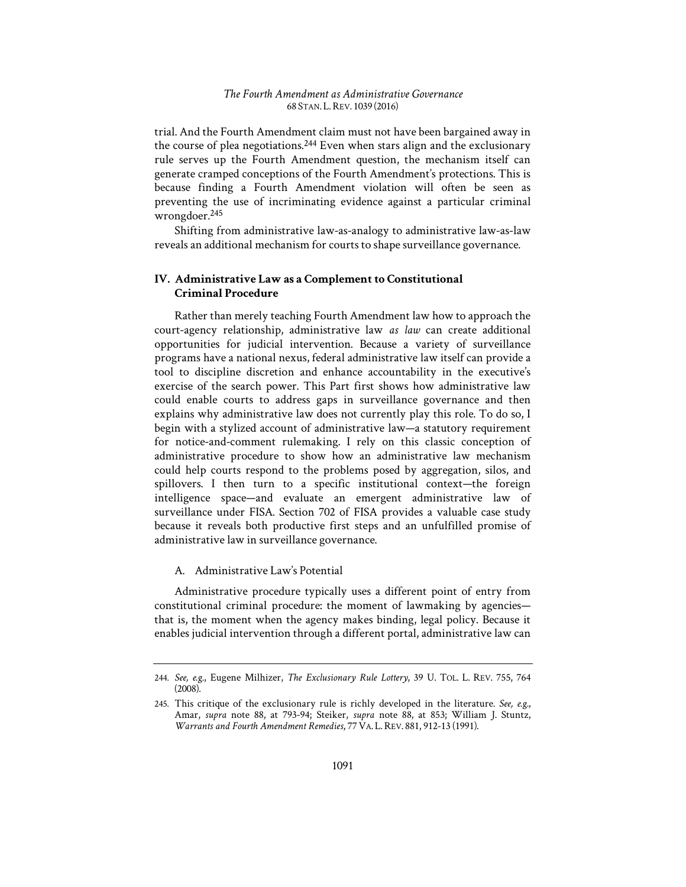trial. And the Fourth Amendment claim must not have been bargained away in the course of plea negotiations.[244] Even when stars align and the exclusionary rule serves up the Fourth Amendment question, the mechanism itself can generate cramped conceptions of the Fourth Amendment's protections. This is because finding a Fourth Amendment violation will often be seen as preventing the use of incriminating evidence against a particular criminal wrongdoer.[245]

Shifting from administrative law-as-analogy to administrative law-as-law reveals an additional mechanism for courts to shape surveillance governance.

## IV. Administrative Law as a Complement to Constitutional Criminal Procedure

Rather than merely teaching Fourth Amendment law how to approach the court-agency relationship, administrative law *as law* can create additional opportunities for judicial intervention. Because a variety of surveillance programs have a national nexus, federal administrative law itself can provide a tool to discipline discretion and enhance accountability in the executive's exercise of the search power. This Part first shows how administrative law could enable courts to address gaps in surveillance governance and then explains why administrative law does not currently play this role. To do so, I begin with a stylized account of administrative law—a statutory requirement for notice-and-comment rulemaking. I rely on this classic conception of administrative procedure to show how an administrative law mechanism could help courts respond to the problems posed by aggregation, silos, and spillovers. I then turn to a specific institutional context—the foreign intelligence space—and evaluate an emergent administrative law of surveillance under FISA. Section 702 of FISA provides a valuable case study because it reveals both productive first steps and an unfulfilled promise of administrative law in surveillance governance.

### A. Administrative Law's Potential

Administrative procedure typically uses a different point of entry from constitutional criminal procedure: the moment of lawmaking by agencies—that is, the moment when the agency makes binding, legal policy. Because it enables judicial intervention through a different portal, administrative law can

---

244. *See, e.g.*, Eugene Milhizer, *The Exclusionary Rule Lottery*, 39 U. TOL. L. REV. 755, 764 (2008).

245. This critique of the exclusionary rule is richly developed in the literature. *See, e.g.*, Amar, *supra* note 88, at 793-94; Steiker, *supra* note 88, at 853; William J. Stuntz, *Warrants and Fourth Amendment Remedies*, 77 VA. L. REV. 881, 912-13 (1991).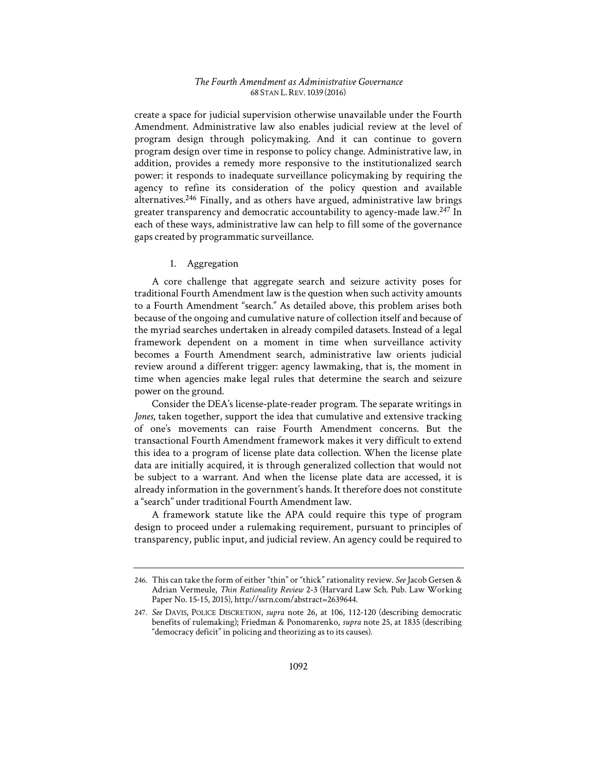create a space for judicial supervision otherwise unavailable under the Fourth Amendment. Administrative law also enables judicial review at the level of program design through policymaking. And it can continue to govern program design over time in response to policy change. Administrative law, in addition, provides a remedy more responsive to the institutionalized search power: it responds to inadequate surveillance policymaking by requiring the agency to refine its consideration of the policy question and available alternatives.[246] Finally, and as others have argued, administrative law brings greater transparency and democratic accountability to agency-made law.[247] In each of these ways, administrative law can help to fill some of the governance gaps created by programmatic surveillance.

### 1. Aggregation

A core challenge that aggregate search and seizure activity poses for traditional Fourth Amendment law is the question when such activity amounts to a Fourth Amendment "search." As detailed above, this problem arises both because of the ongoing and cumulative nature of collection itself and because of the myriad searches undertaken in already compiled datasets. Instead of a legal framework dependent on a moment in time when surveillance activity becomes a Fourth Amendment search, administrative law orients judicial review around a different trigger: agency lawmaking, that is, the moment in time when agencies make legal rules that determine the search and seizure power on the ground.

Consider the DEA's license-plate-reader program. The separate writings in *Jones*, taken together, support the idea that cumulative and extensive tracking of one's movements can raise Fourth Amendment concerns. But the transactional Fourth Amendment framework makes it very difficult to extend this idea to a program of license plate data collection. When the license plate data are initially acquired, it is through generalized collection that would not be subject to a warrant. And when the license plate data are accessed, it is already information in the government's hands. It therefore does not constitute a "search" under traditional Fourth Amendment law.

A framework statute like the APA could require this type of program design to proceed under a rulemaking requirement, pursuant to principles of transparency, public input, and judicial review. An agency could be required to

---

246. This can take the form of either "thin" or "thick" rationality review. *See* Jacob Gersen & Adrian Vermeule, *Thin Rationality Review* 2-3 (Harvard Law Sch. Pub. Law Working Paper No. 15-15, 2015), http://ssrn.com/abstract=2639644.

247. *See* DAVIS, POLICE DISCRETION, *supra* note 26, at 106, 112-120 (describing democratic benefits of rulemaking); Friedman & Ponomarenko, *supra* note 25, at 1835 (describing "democracy deficit" in policing and theorizing as to its causes).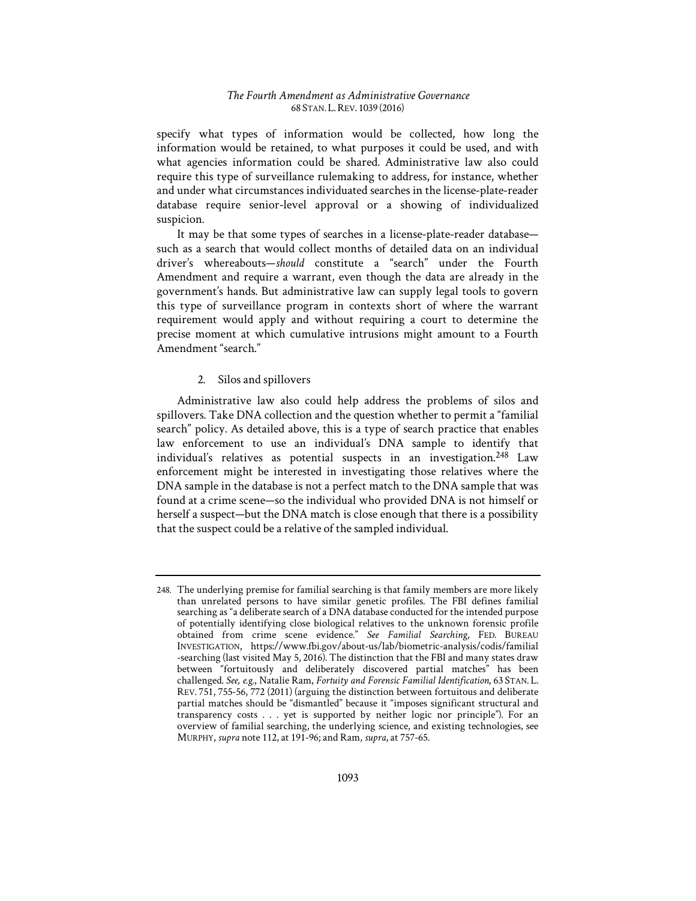specify what types of information would be collected, how long the information would be retained, to what purposes it could be used, and with what agencies information could be shared. Administrative law also could require this type of surveillance rulemaking to address, for instance, whether and under what circumstances individuated searches in the license-plate-reader database require senior-level approval or a showing of individualized suspicion.

It may be that some types of searches in a license-plate-reader database—such as a search that would collect months of detailed data on an individual driver's whereabouts—*should* constitute a "search" under the Fourth Amendment and require a warrant, even though the data are already in the government's hands. But administrative law can supply legal tools to govern this type of surveillance program in contexts short of where the warrant requirement would apply and without requiring a court to determine the precise moment at which cumulative intrusions might amount to a Fourth Amendment "search."

### 2. Silos and spillovers

Administrative law also could help address the problems of silos and spillovers. Take DNA collection and the question whether to permit a "familial search" policy. As detailed above, this is a type of search practice that enables law enforcement to use an individual's DNA sample to identify that individual's relatives as potential suspects in an investigation.[248] Law enforcement might be interested in investigating those relatives where the DNA sample in the database is not a perfect match to the DNA sample that was found at a crime scene—so the individual who provided DNA is not himself or herself a suspect—but the DNA match is close enough that there is a possibility that the suspect could be a relative of the sampled individual.

---

248. The underlying premise for familial searching is that family members are more likely than unrelated persons to have similar genetic profiles. The FBI defines familial searching as "a deliberate search of a DNA database conducted for the intended purpose of potentially identifying close biological relatives to the unknown forensic profile obtained from crime scene evidence." *See Familial Searching*, FED. BUREAU INVESTIGATION, https://www.fbi.gov/about-us/lab/biometric-analysis/codis/familial-searching (last visited May 5, 2016). The distinction that the FBI and many states draw between "fortuitously and deliberately discovered partial matches" has been challenged. *See, e.g.*, Natalie Ram, *Fortuity and Forensic Familial Identification*, 63 STAN. L. REV. 751, 755-56, 772 (2011) (arguing the distinction between fortuitous and deliberate partial matches should be "dismantled" because it "imposes significant structural and transparency costs . . . yet is supported by neither logic nor principle"). For an overview of familial searching, the underlying science, and existing technologies, see MURPHY, *supra* note 112, at 191-96; and Ram, *supra*, at 757-65.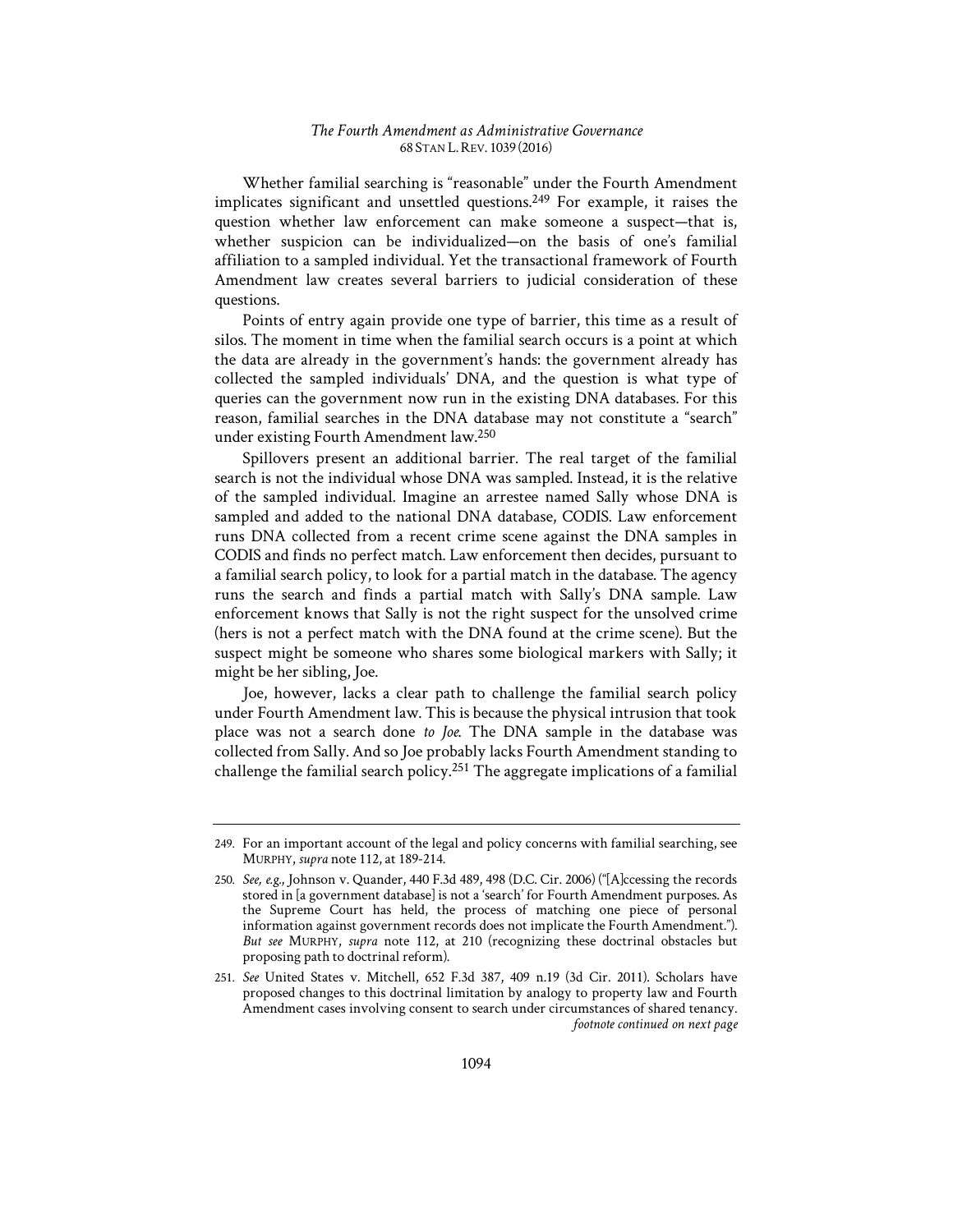Whether familial searching is "reasonable" under the Fourth Amendment implicates significant and unsettled questions.[249] For example, it raises the question whether law enforcement can make someone a suspect—that is, whether suspicion can be individualized—on the basis of one's familial affiliation to a sampled individual. Yet the transactional framework of Fourth Amendment law creates several barriers to judicial consideration of these questions.

Points of entry again provide one type of barrier, this time as a result of silos. The moment in time when the familial search occurs is a point at which the data are already in the government's hands: the government already has collected the sampled individuals' DNA, and the question is what type of queries can the government now run in the existing DNA databases. For this reason, familial searches in the DNA database may not constitute a "search" under existing Fourth Amendment law.[250]

Spillovers present an additional barrier. The real target of the familial search is not the individual whose DNA was sampled. Instead, it is the relative of the sampled individual. Imagine an arrestee named Sally whose DNA is sampled and added to the national DNA database, CODIS. Law enforcement runs DNA collected from a recent crime scene against the DNA samples in CODIS and finds no perfect match. Law enforcement then decides, pursuant to a familial search policy, to look for a partial match in the database. The agency runs the search and finds a partial match with Sally's DNA sample. Law enforcement knows that Sally is not the right suspect for the unsolved crime (hers is not a perfect match with the DNA found at the crime scene). But the suspect might be someone who shares some biological markers with Sally; it might be her sibling, Joe.

Joe, however, lacks a clear path to challenge the familial search policy under Fourth Amendment law. This is because the physical intrusion that took place was not a search done *to Joe*. The DNA sample in the database was collected from Sally. And so Joe probably lacks Fourth Amendment standing to challenge the familial search policy.[251] The aggregate implications of a familial

---

249. For an important account of the legal and policy concerns with familial searching, see MURPHY, *supra* note 112, at 189-214.

250. *See, e.g.*, Johnson v. Quander, 440 F.3d 489, 498 (D.C. Cir. 2006) ("[A]ccessing the records stored in [a government database] is not a 'search' for Fourth Amendment purposes. As the Supreme Court has held, the process of matching one piece of personal information against government records does not implicate the Fourth Amendment."). *But see* MURPHY, *supra* note 112, at 210 (recognizing these doctrinal obstacles but proposing path to doctrinal reform).

251. *See* United States v. Mitchell, 652 F.3d 387, 409 n.19 (3d Cir. 2011). Scholars have proposed changes to this doctrinal limitation by analogy to property law and Fourth Amendment cases involving consent to search under circumstances of shared tenancy. *footnote continued on next page*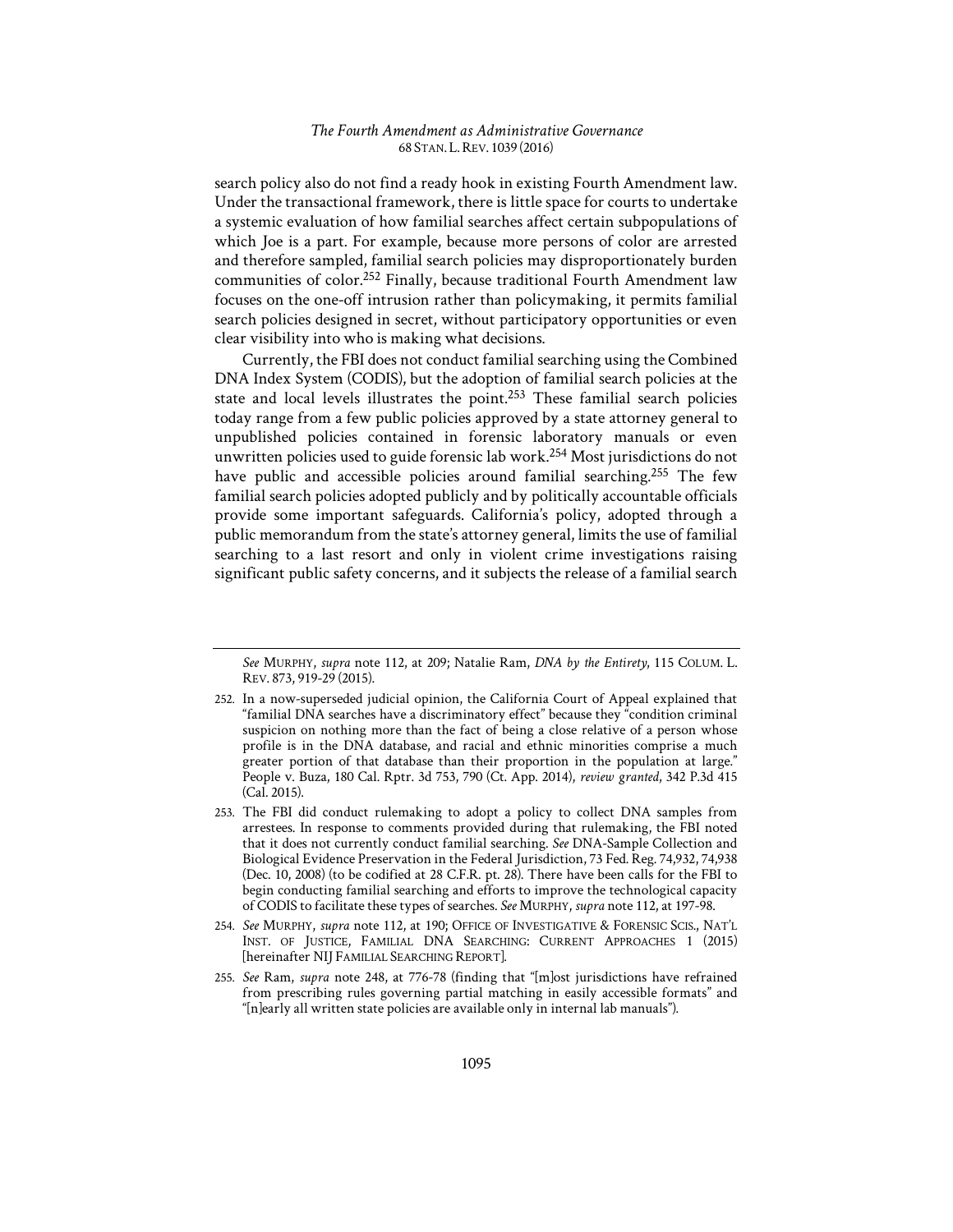search policy also do not find a ready hook in existing Fourth Amendment law. Under the transactional framework, there is little space for courts to undertake a systemic evaluation of how familial searches affect certain subpopulations of which Joe is a part. For example, because more persons of color are arrested and therefore sampled, familial search policies may disproportionately burden communities of color.[252] Finally, because traditional Fourth Amendment law focuses on the one-off intrusion rather than policymaking, it permits familial search policies designed in secret, without participatory opportunities or even clear visibility into who is making what decisions.

Currently, the FBI does not conduct familial searching using the Combined DNA Index System (CODIS), but the adoption of familial search policies at the state and local levels illustrates the point.[253] These familial search policies today range from a few public policies approved by a state attorney general to unpublished policies contained in forensic laboratory manuals or even unwritten policies used to guide forensic lab work.[254] Most jurisdictions do not have public and accessible policies around familial searching.[255] The few familial search policies adopted publicly and by politically accountable officials provide some important safeguards. California's policy, adopted through a public memorandum from the state's attorney general, limits the use of familial searching to a last resort and only in violent crime investigations raising significant public safety concerns, and it subjects the release of a familial search

---

*See* MURPHY, *supra* note 112, at 209; Natalie Ram, *DNA by the Entirety*, 115 COLUM. L. REV. 873, 919-29 (2015).

252. In a now-superseded judicial opinion, the California Court of Appeal explained that "familial DNA searches have a discriminatory effect" because they "condition criminal suspicion on nothing more than the fact of being a close relative of a person whose profile is in the DNA database, and racial and ethnic minorities comprise a much greater portion of that database than their proportion in the population at large." People v. Buza, 180 Cal. Rptr. 3d 753, 790 (Ct. App. 2014), *review granted*, 342 P.3d 415 (Cal. 2015).

253. The FBI did conduct rulemaking to adopt a policy to collect DNA samples from arrestees. In response to comments provided during that rulemaking, the FBI noted that it does not currently conduct familial searching. *See* DNA-Sample Collection and Biological Evidence Preservation in the Federal Jurisdiction, 73 Fed. Reg. 74,932, 74,938 (Dec. 10, 2008) (to be codified at 28 C.F.R. pt. 28). There have been calls for the FBI to begin conducting familial searching and efforts to improve the technological capacity of CODIS to facilitate these types of searches. *See* MURPHY, *supra* note 112, at 197-98.

254. *See* MURPHY, *supra* note 112, at 190; OFFICE OF INVESTIGATIVE & FORENSIC SCIS., NAT'L INST. OF JUSTICE, FAMILIAL DNA SEARCHING: CURRENT APPROACHES 1 (2015) [hereinafter NIJ FAMILIAL SEARCHING REPORT].

255. *See* Ram, *supra* note 248, at 776-78 (finding that "[m]ost jurisdictions have refrained from prescribing rules governing partial matching in easily accessible formats" and "[n]early all written state policies are available only in internal lab manuals").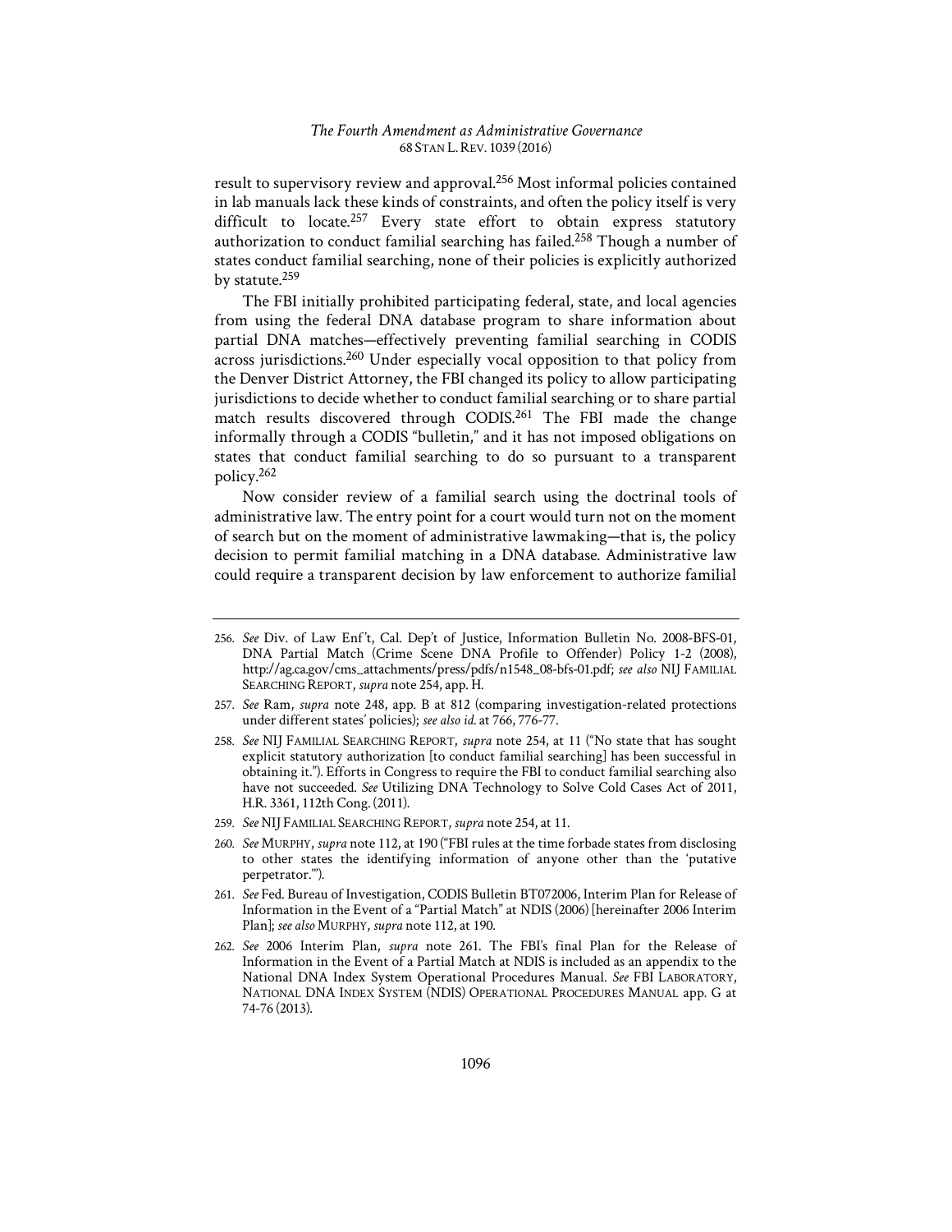result to supervisory review and approval.[256] Most informal policies contained in lab manuals lack these kinds of constraints, and often the policy itself is very difficult to locate.[257] Every state effort to obtain express statutory authorization to conduct familial searching has failed.[258] Though a number of states conduct familial searching, none of their policies is explicitly authorized by statute.[259]

The FBI initially prohibited participating federal, state, and local agencies from using the federal DNA database program to share information about partial DNA matches—effectively preventing familial searching in CODIS across jurisdictions.[260] Under especially vocal opposition to that policy from the Denver District Attorney, the FBI changed its policy to allow participating jurisdictions to decide whether to conduct familial searching or to share partial match results discovered through CODIS.[261] The FBI made the change informally through a CODIS "bulletin," and it has not imposed obligations on states that conduct familial searching to do so pursuant to a transparent policy.[262]

Now consider review of a familial search using the doctrinal tools of administrative law. The entry point for a court would turn not on the moment of search but on the moment of administrative lawmaking—that is, the policy decision to permit familial matching in a DNA database. Administrative law could require a transparent decision by law enforcement to authorize familial

---

256. *See* Div. of Law Enf't, Cal. Dep't of Justice, Information Bulletin No. 2008-BFS-01, DNA Partial Match (Crime Scene DNA Profile to Offender) Policy 1-2 (2008), http://ag.ca.gov/cms_attachments/press/pdfs/n1548_08-bfs-01.pdf; *see also* NIJ FAMILIAL SEARCHING REPORT, *supra* note 254, app. H.

257. *See* Ram, *supra* note 248, app. B at 812 (comparing investigation-related protections under different states' policies); *see also id.* at 766, 776-77.

258. *See* NIJ FAMILIAL SEARCHING REPORT, *supra* note 254, at 11 ("No state that has sought explicit statutory authorization [to conduct familial searching] has been successful in obtaining it."). Efforts in Congress to require the FBI to conduct familial searching also have not succeeded. *See* Utilizing DNA Technology to Solve Cold Cases Act of 2011, H.R. 3361, 112th Cong. (2011).

259. *See* NIJ FAMILIAL SEARCHING REPORT, *supra* note 254, at 11.

260. *See* MURPHY, *supra* note 112, at 190 ("FBI rules at the time forbade states from disclosing to other states the identifying information of anyone other than the 'putative perpetrator.'").

261. *See* Fed. Bureau of Investigation, CODIS Bulletin BT072006, Interim Plan for Release of Information in the Event of a "Partial Match" at NDIS (2006) [hereinafter 2006 Interim Plan]; *see also* MURPHY, *supra* note 112, at 190.

262. *See* 2006 Interim Plan, *supra* note 261. The FBI's final Plan for the Release of Information in the Event of a Partial Match at NDIS is included as an appendix to the National DNA Index System Operational Procedures Manual. *See* FBI LABORATORY, NATIONAL DNA INDEX SYSTEM (NDIS) OPERATIONAL PROCEDURES MANUAL app. G at 74-76 (2013).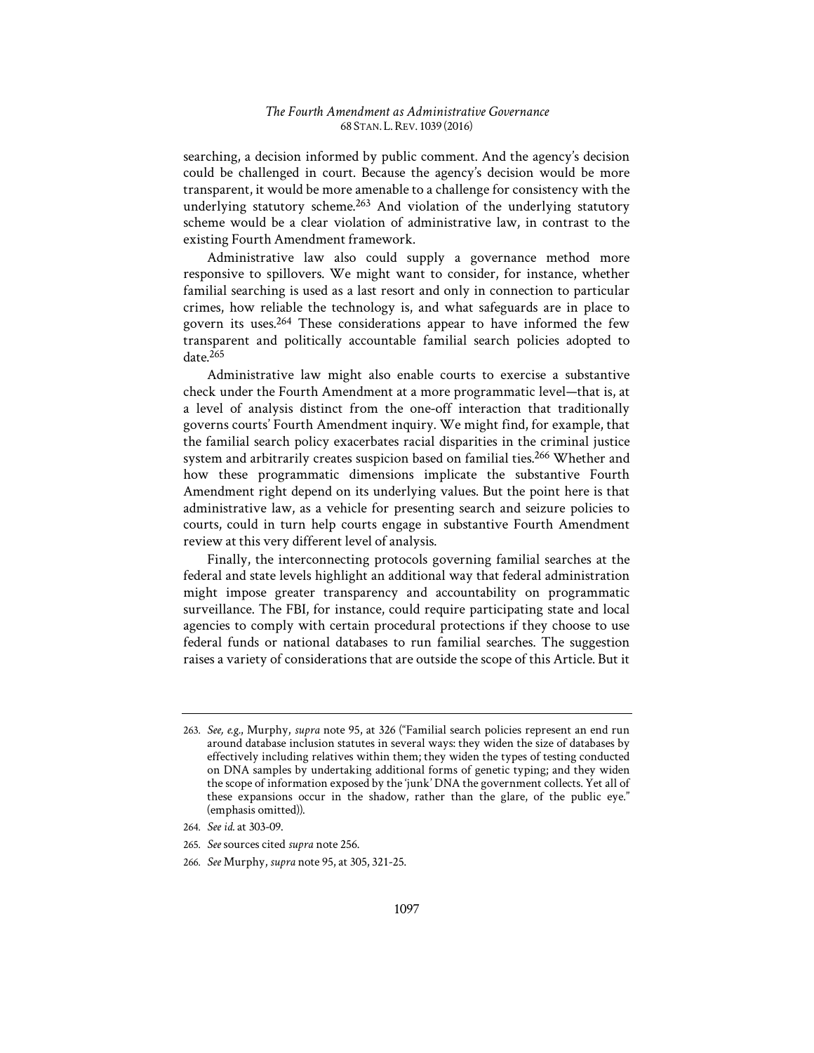searching, a decision informed by public comment. And the agency's decision could be challenged in court. Because the agency's decision would be more transparent, it would be more amenable to a challenge for consistency with the underlying statutory scheme.[263] And violation of the underlying statutory scheme would be a clear violation of administrative law, in contrast to the existing Fourth Amendment framework.

Administrative law also could supply a governance method more responsive to spillovers. We might want to consider, for instance, whether familial searching is used as a last resort and only in connection to particular crimes, how reliable the technology is, and what safeguards are in place to govern its uses.[264] These considerations appear to have informed the few transparent and politically accountable familial search policies adopted to date.[265]

Administrative law might also enable courts to exercise a substantive check under the Fourth Amendment at a more programmatic level—that is, at a level of analysis distinct from the one-off interaction that traditionally governs courts' Fourth Amendment inquiry. We might find, for example, that the familial search policy exacerbates racial disparities in the criminal justice system and arbitrarily creates suspicion based on familial ties.[266] Whether and how these programmatic dimensions implicate the substantive Fourth Amendment right depend on its underlying values. But the point here is that administrative law, as a vehicle for presenting search and seizure policies to courts, could in turn help courts engage in substantive Fourth Amendment review at this very different level of analysis.

Finally, the interconnecting protocols governing familial searches at the federal and state levels highlight an additional way that federal administration might impose greater transparency and accountability on programmatic surveillance. The FBI, for instance, could require participating state and local agencies to comply with certain procedural protections if they choose to use federal funds or national databases to run familial searches. The suggestion raises a variety of considerations that are outside the scope of this Article. But it

---

263. *See, e.g.*, Murphy, *supra* note 95, at 326 ("Familial search policies represent an end run around database inclusion statutes in several ways: they widen the size of databases by effectively including relatives within them; they widen the types of testing conducted on DNA samples by undertaking additional forms of genetic typing; and they widen the scope of information exposed by the 'junk' DNA the government collects. Yet all of these expansions occur in the shadow, rather than the glare, of the public eye." (emphasis omitted)).

264. *See id.* at 303-09.

265. *See* sources cited *supra* note 256.

266. *See* Murphy, *supra* note 95, at 305, 321-25.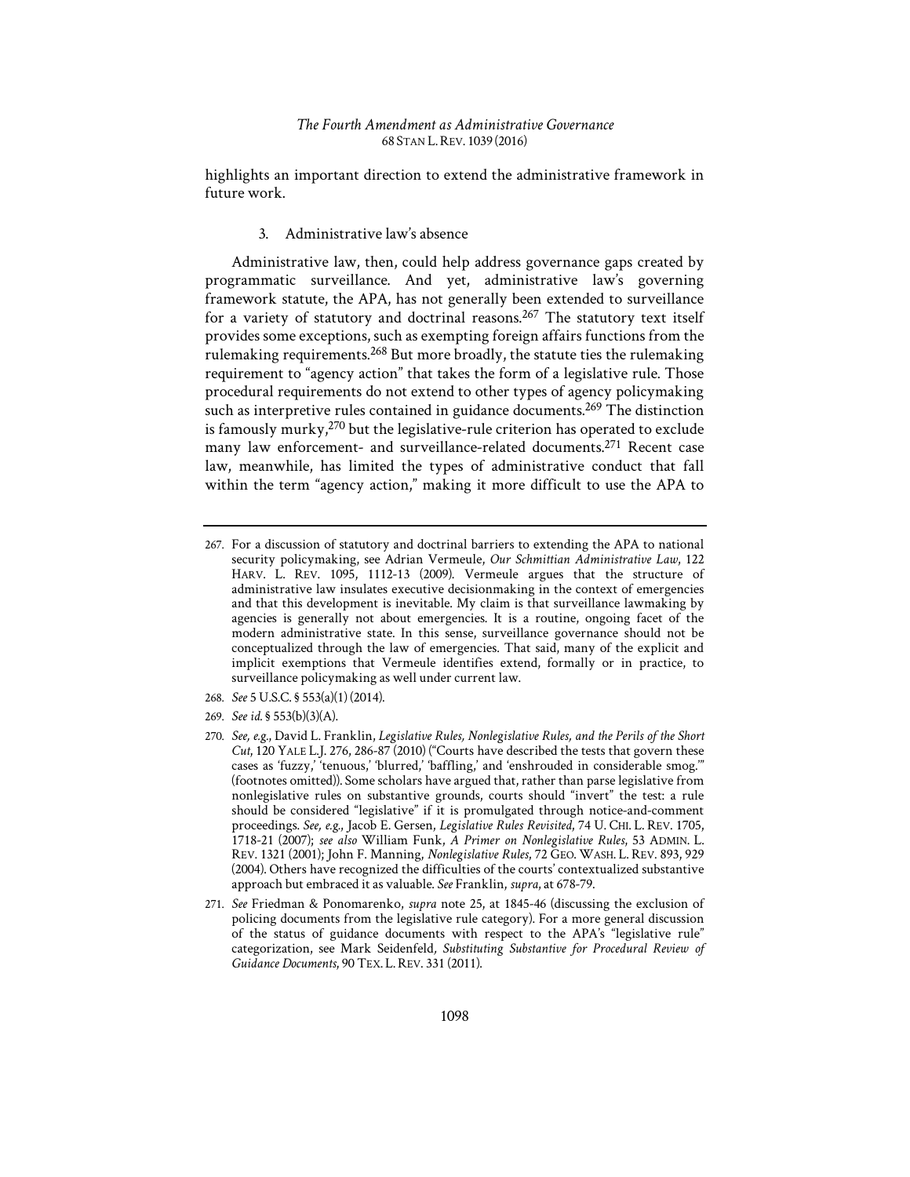highlights an important direction to extend the administrative framework in future work.

### 3. Administrative law's absence

Administrative law, then, could help address governance gaps created by programmatic surveillance. And yet, administrative law's governing framework statute, the APA, has not generally been extended to surveillance for a variety of statutory and doctrinal reasons.[267] The statutory text itself provides some exceptions, such as exempting foreign affairs functions from the rulemaking requirements.[268] But more broadly, the statute ties the rulemaking requirement to "agency action" that takes the form of a legislative rule. Those procedural requirements do not extend to other types of agency policymaking such as interpretive rules contained in guidance documents.[269] The distinction is famously murky,[270] but the legislative-rule criterion has operated to exclude many law enforcement- and surveillance-related documents.[271] Recent case law, meanwhile, has limited the types of administrative conduct that fall within the term "agency action," making it more difficult to use the APA to

---

267. For a discussion of statutory and doctrinal barriers to extending the APA to national security policymaking, see Adrian Vermeule, *Our Schmittian Administrative Law*, 122 HARV. L. REV. 1095, 1112-13 (2009). Vermeule argues that the structure of administrative law insulates executive decisionmaking in the context of emergencies and that this development is inevitable. My claim is that surveillance lawmaking by agencies is generally not about emergencies. It is a routine, ongoing facet of the modern administrative state. In this sense, surveillance governance should not be conceptualized through the law of emergencies. That said, many of the explicit and implicit exemptions that Vermeule identifies extend, formally or in practice, to surveillance policymaking as well under current law.

268. *See* 5 U.S.C. § 553(a)(1) (2014).

269. *See id.* § 553(b)(3)(A).

270. *See, e.g.*, David L. Franklin, *Legislative Rules, Nonlegislative Rules, and the Perils of the Short Cut*, 120 YALE L.J. 276, 286-87 (2010) ("Courts have described the tests that govern these cases as 'fuzzy,' 'tenuous,' 'blurred,' 'baffling,' and 'enshrouded in considerable smog.'" (footnotes omitted)). Some scholars have argued that, rather than parse legislative from nonlegislative rules on substantive grounds, courts should "invert" the test: a rule should be considered "legislative" if it is promulgated through notice-and-comment proceedings. *See, e.g.*, Jacob E. Gersen, *Legislative Rules Revisited*, 74 U. CHI. L. REV. 1705, 1718-21 (2007); *see also* William Funk, *A Primer on Nonlegislative Rules*, 53 ADMIN. L. REV. 1321 (2001); John F. Manning, *Nonlegislative Rules*, 72 GEO. WASH. L. REV. 893, 929 (2004). Others have recognized the difficulties of the courts' contextualized substantive approach but embraced it as valuable. *See* Franklin, *supra*, at 678-79.

271. *See* Friedman & Ponomarenko, *supra* note 25, at 1845-46 (discussing the exclusion of policing documents from the legislative rule category). For a more general discussion of the status of guidance documents with respect to the APA's "legislative rule" categorization, see Mark Seidenfeld, *Substituting Substantive for Procedural Review of Guidance Documents*, 90 TEX. L. REV. 331 (2011).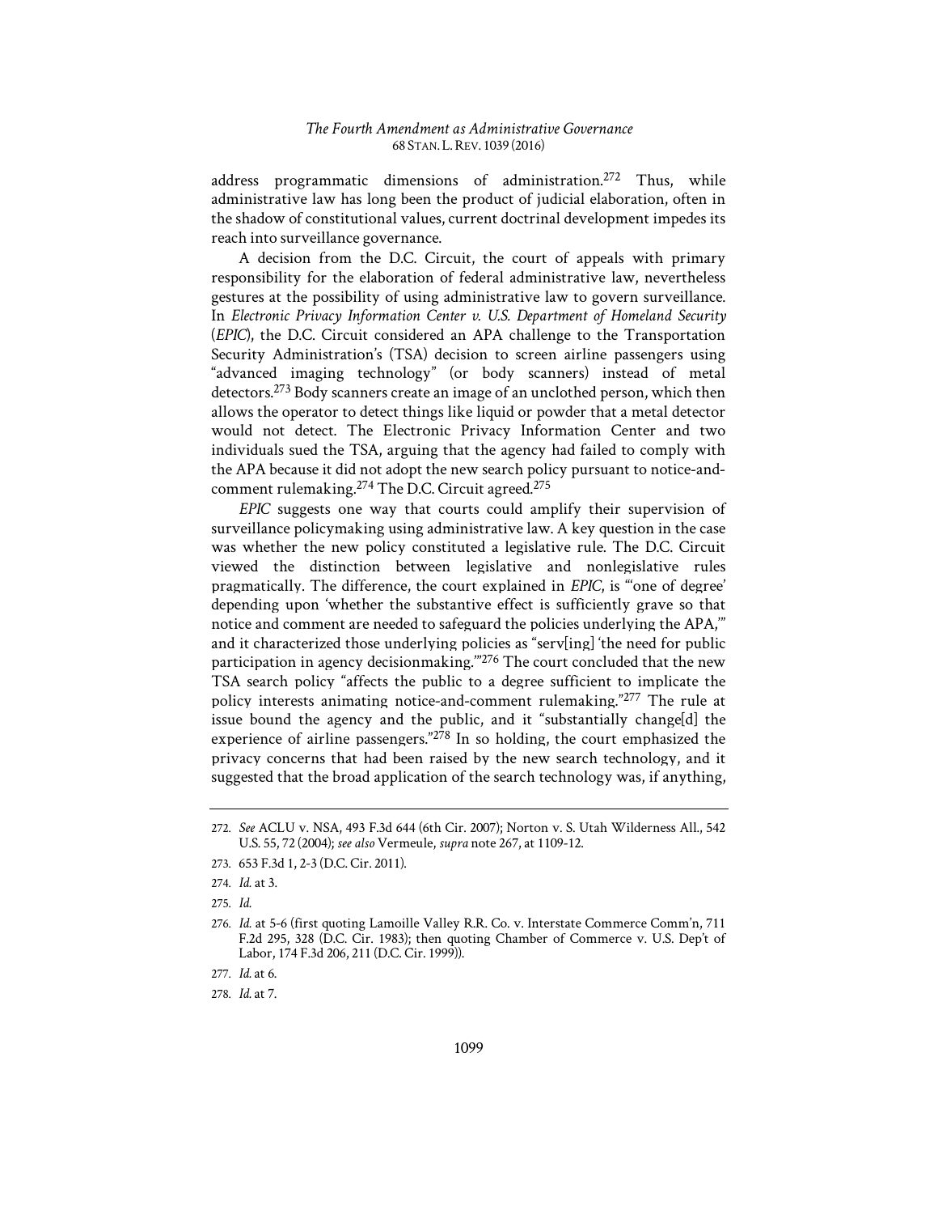address programmatic dimensions of administration.[272] Thus, while administrative law has long been the product of judicial elaboration, often in the shadow of constitutional values, current doctrinal development impedes its reach into surveillance governance.

A decision from the D.C. Circuit, the court of appeals with primary responsibility for the elaboration of federal administrative law, nevertheless gestures at the possibility of using administrative law to govern surveillance. In *Electronic Privacy Information Center v. U.S. Department of Homeland Security* (*EPIC*), the D.C. Circuit considered an APA challenge to the Transportation Security Administration's (TSA) decision to screen airline passengers using "advanced imaging technology" (or body scanners) instead of metal detectors.[273] Body scanners create an image of an unclothed person, which then allows the operator to detect things like liquid or powder that a metal detector would not detect. The Electronic Privacy Information Center and two individuals sued the TSA, arguing that the agency had failed to comply with the APA because it did not adopt the new search policy pursuant to notice-and-comment rulemaking.[274] The D.C. Circuit agreed.[275]

*EPIC* suggests one way that courts could amplify their supervision of surveillance policymaking using administrative law. A key question in the case was whether the new policy constituted a legislative rule. The D.C. Circuit viewed the distinction between legislative and nonlegislative rules pragmatically. The difference, the court explained in *EPIC*, is "'one of degree' depending upon 'whether the substantive effect is sufficiently grave so that notice and comment are needed to safeguard the policies underlying the APA,'" and it characterized those underlying policies as "serv[ing] 'the need for public participation in agency decisionmaking.'"[276] The court concluded that the new TSA search policy "affects the public to a degree sufficient to implicate the policy interests animating notice-and-comment rulemaking."[277] The rule at issue bound the agency and the public, and it "substantially change[d] the experience of airline passengers."[278] In so holding, the court emphasized the privacy concerns that had been raised by the new search technology, and it suggested that the broad application of the search technology was, if anything,

---

272. *See* ACLU v. NSA, 493 F.3d 644 (6th Cir. 2007); Norton v. S. Utah Wilderness All., 542 U.S. 55, 72 (2004); *see also* Vermeule, *supra* note 267, at 1109-12.

273. 653 F.3d 1, 2-3 (D.C. Cir. 2011).

274. *Id.* at 3.

275. *Id.*

276. *Id.* at 5-6 (first quoting Lamoille Valley R.R. Co. v. Interstate Commerce Comm'n, 711 F.2d 295, 328 (D.C. Cir. 1983); then quoting Chamber of Commerce v. U.S. Dep't of Labor, 174 F.3d 206, 211 (D.C. Cir. 1999)).

277. *Id.* at 6.

278. *Id.* at 7.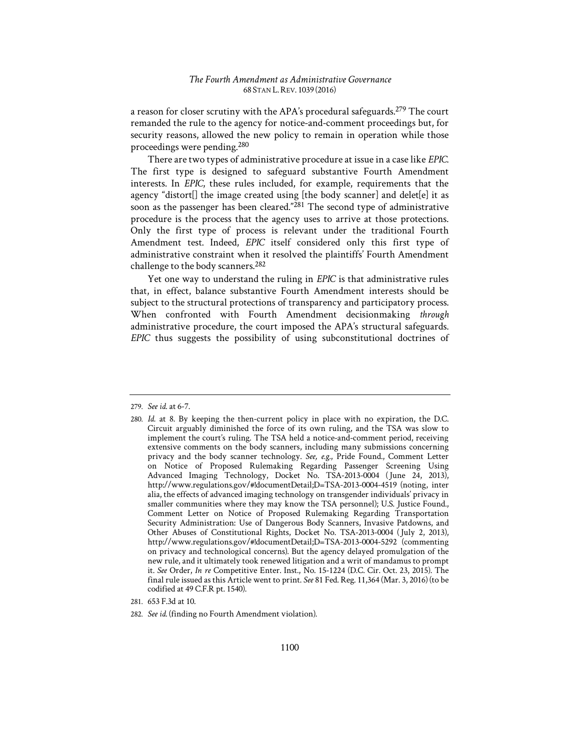a reason for closer scrutiny with the APA's procedural safeguards.[279] The court remanded the rule to the agency for notice-and-comment proceedings but, for security reasons, allowed the new policy to remain in operation while those proceedings were pending.[280]

There are two types of administrative procedure at issue in a case like *EPIC*. The first type is designed to safeguard substantive Fourth Amendment interests. In *EPIC*, these rules included, for example, requirements that the agency "distort[] the image created using [the body scanner] and delet[e] it as soon as the passenger has been cleared."[281] The second type of administrative procedure is the process that the agency uses to arrive at those protections. Only the first type of process is relevant under the traditional Fourth Amendment test. Indeed, *EPIC* itself considered only this first type of administrative constraint when it resolved the plaintiffs' Fourth Amendment challenge to the body scanners.[282]

Yet one way to understand the ruling in *EPIC* is that administrative rules that, in effect, balance substantive Fourth Amendment interests should be subject to the structural protections of transparency and participatory process. When confronted with Fourth Amendment decisionmaking *through* administrative procedure, the court imposed the APA's structural safeguards. *EPIC* thus suggests the possibility of using subconstitutional doctrines of

---

279. *See id.* at 6-7.

280. *Id.* at 8. By keeping the then-current policy in place with no expiration, the D.C. Circuit arguably diminished the force of its own ruling, and the TSA was slow to implement the court's ruling. The TSA held a notice-and-comment period, receiving extensive comments on the body scanners, including many submissions concerning privacy and the body scanner technology. *See, e.g.*, Pride Found., Comment Letter on Notice of Proposed Rulemaking Regarding Passenger Screening Using Advanced Imaging Technology, Docket No. TSA-2013-0004 (June 24, 2013), http://www.regulations.gov/#!documentDetail;D=TSA-2013-0004-4519 (noting, inter alia, the effects of advanced imaging technology on transgender individuals' privacy in smaller communities where they may know the TSA personnel); U.S. Justice Found., Comment Letter on Notice of Proposed Rulemaking Regarding Transportation Security Administration: Use of Dangerous Body Scanners, Invasive Patdowns, and Other Abuses of Constitutional Rights, Docket No. TSA-2013-0004 (July 2, 2013), http://www.regulations.gov/#!documentDetail;D=TSA-2013-0004-5292 (commenting on privacy and technological concerns). But the agency delayed promulgation of the new rule, and it ultimately took renewed litigation and a writ of mandamus to prompt it. *See* Order, *In re* Competitive Enter. Inst., No. 15-1224 (D.C. Cir. Oct. 23, 2015). The final rule issued as this Article went to print. *See* 81 Fed. Reg. 11,364 (Mar. 3, 2016) (to be codified at 49 C.F.R pt. 1540).

281. 653 F.3d at 10.

282. *See id.* (finding no Fourth Amendment violation).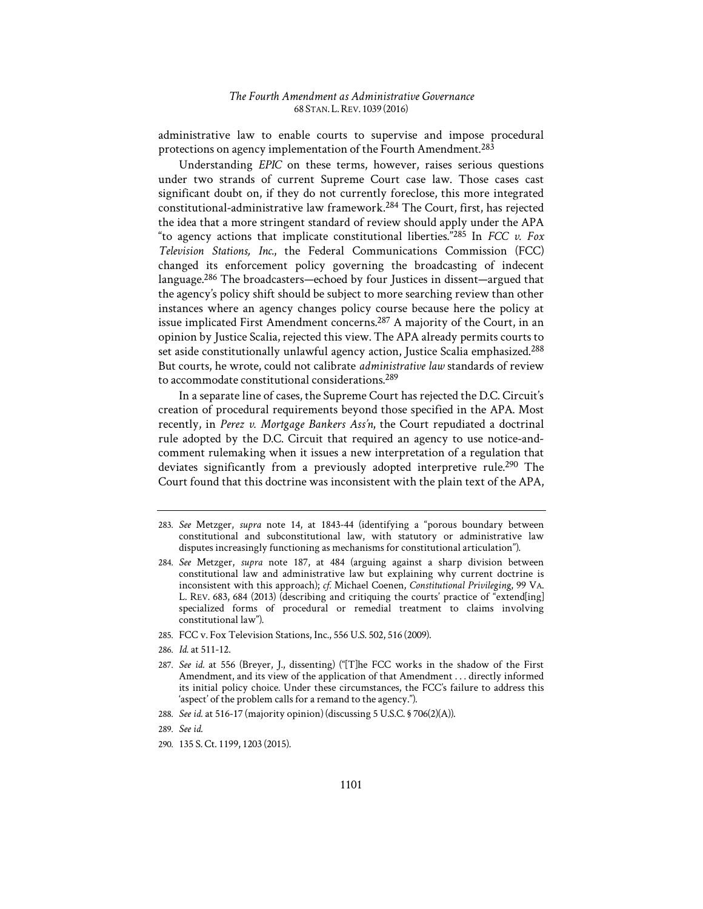administrative law to enable courts to supervise and impose procedural protections on agency implementation of the Fourth Amendment.[283]

Understanding *EPIC* on these terms, however, raises serious questions under two strands of current Supreme Court case law. Those cases cast significant doubt on, if they do not currently foreclose, this more integrated constitutional-administrative law framework.[284] The Court, first, has rejected the idea that a more stringent standard of review should apply under the APA "to agency actions that implicate constitutional liberties."[285] In *FCC v. Fox Television Stations, Inc.*, the Federal Communications Commission (FCC) changed its enforcement policy governing the broadcasting of indecent language.[286] The broadcasters—echoed by four Justices in dissent—argued that the agency's policy shift should be subject to more searching review than other instances where an agency changes policy course because here the policy at issue implicated First Amendment concerns.[287] A majority of the Court, in an opinion by Justice Scalia, rejected this view. The APA already permits courts to set aside constitutionally unlawful agency action, Justice Scalia emphasized.[288] But courts, he wrote, could not calibrate *administrative law* standards of review to accommodate constitutional considerations.[289]

In a separate line of cases, the Supreme Court has rejected the D.C. Circuit's creation of procedural requirements beyond those specified in the APA. Most recently, in *Perez v. Mortgage Bankers Ass'n*, the Court repudiated a doctrinal rule adopted by the D.C. Circuit that required an agency to use notice-and-comment rulemaking when it issues a new interpretation of a regulation that deviates significantly from a previously adopted interpretive rule.[290] The Court found that this doctrine was inconsistent with the plain text of the APA,

---

283. *See* Metzger, *supra* note 14, at 1843-44 (identifying a "porous boundary between constitutional and subconstitutional law, with statutory or administrative law disputes increasingly functioning as mechanisms for constitutional articulation").

284. *See* Metzger, *supra* note 187, at 484 (arguing against a sharp division between constitutional law and administrative law but explaining why current doctrine is inconsistent with this approach); *cf.* Michael Coenen, *Constitutional Privileging*, 99 VA. L. REV. 683, 684 (2013) (describing and critiquing the courts' practice of "extend[ing] specialized forms of procedural or remedial treatment to claims involving constitutional law").

285. FCC v. Fox Television Stations, Inc., 556 U.S. 502, 516 (2009).

286. *Id.* at 511-12.

287. *See id.* at 556 (Breyer, J., dissenting) ("[T]he FCC works in the shadow of the First Amendment, and its view of the application of that Amendment . . . directly informed its initial policy choice. Under these circumstances, the FCC's failure to address this 'aspect' of the problem calls for a remand to the agency.").

288. *See id.* at 516-17 (majority opinion) (discussing 5 U.S.C. § 706(2)(A)).

289. *See id.*

290. 135 S. Ct. 1199, 1203 (2015).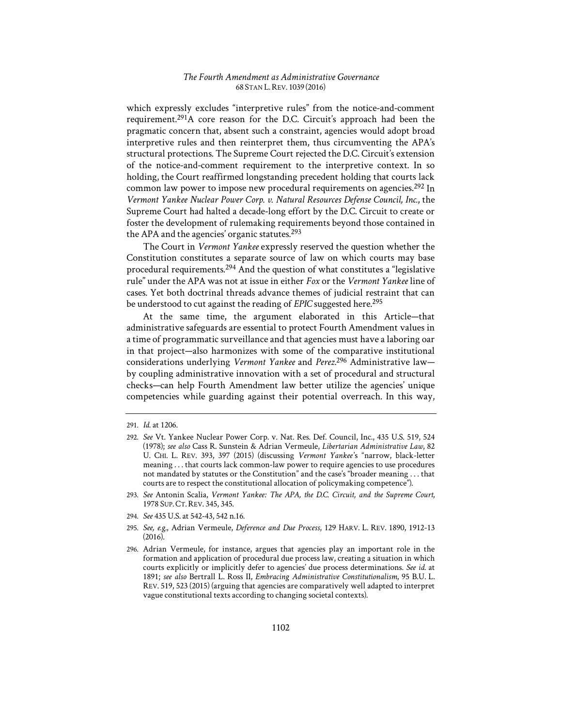which expressly excludes "interpretive rules" from the notice-and-comment requirement.[291] A core reason for the D.C. Circuit's approach had been the pragmatic concern that, absent such a constraint, agencies would adopt broad interpretive rules and then reinterpret them, thus circumventing the APA's structural protections. The Supreme Court rejected the D.C. Circuit's extension of the notice-and-comment requirement to the interpretive context. In so holding, the Court reaffirmed longstanding precedent holding that courts lack common law power to impose new procedural requirements on agencies.[292] In *Vermont Yankee Nuclear Power Corp. v. Natural Resources Defense Council, Inc.*, the Supreme Court had halted a decade-long effort by the D.C. Circuit to create or foster the development of rulemaking requirements beyond those contained in the APA and the agencies' organic statutes.[293]

The Court in *Vermont Yankee* expressly reserved the question whether the Constitution constitutes a separate source of law on which courts may base procedural requirements.[294] And the question of what constitutes a "legislative rule" under the APA was not at issue in either *Fox* or the *Vermont Yankee* line of cases. Yet both doctrinal threads advance themes of judicial restraint that can be understood to cut against the reading of *EPIC* suggested here.[295]

At the same time, the argument elaborated in this Article—that administrative safeguards are essential to protect Fourth Amendment values in a time of programmatic surveillance and that agencies must have a laboring oar in that project—also harmonizes with some of the comparative institutional considerations underlying *Vermont Yankee* and *Perez*.[296] Administrative law—by coupling administrative innovation with a set of procedural and structural checks—can help Fourth Amendment law better utilize the agencies' unique competencies while guarding against their potential overreach. In this way,

---

291. *Id.* at 1206.

292. *See* Vt. Yankee Nuclear Power Corp. v. Nat. Res. Def. Council, Inc., 435 U.S. 519, 524 (1978); *see also* Cass R. Sunstein & Adrian Vermeule, *Libertarian Administrative Law*, 82 U. CHI. L. REV. 393, 397 (2015) (discussing *Vermont Yankee*'s "narrow, black-letter meaning . . . that courts lack common-law power to require agencies to use procedures not mandated by statutes or the Constitution" and the case's "broader meaning . . . that courts are to respect the constitutional allocation of policymaking competence").

293. *See* Antonin Scalia, *Vermont Yankee: The APA, the D.C. Circuit, and the Supreme Court*, 1978 SUP. CT. REV. 345, 345.

294. *See* 435 U.S. at 542-43, 542 n.16.

295. *See, e.g.*, Adrian Vermeule, *Deference and Due Process*, 129 HARV. L. REV. 1890, 1912-13 (2016).

296. Adrian Vermeule, for instance, argues that agencies play an important role in the formation and application of procedural due process law, creating a situation in which courts explicitly or implicitly defer to agencies' due process determinations. *See id.* at 1891; *see also* Bertrall L. Ross II, *Embracing Administrative Constitutionalism*, 95 B.U. L. REV. 519, 523 (2015) (arguing that agencies are comparatively well adapted to interpret vague constitutional texts according to changing societal contexts).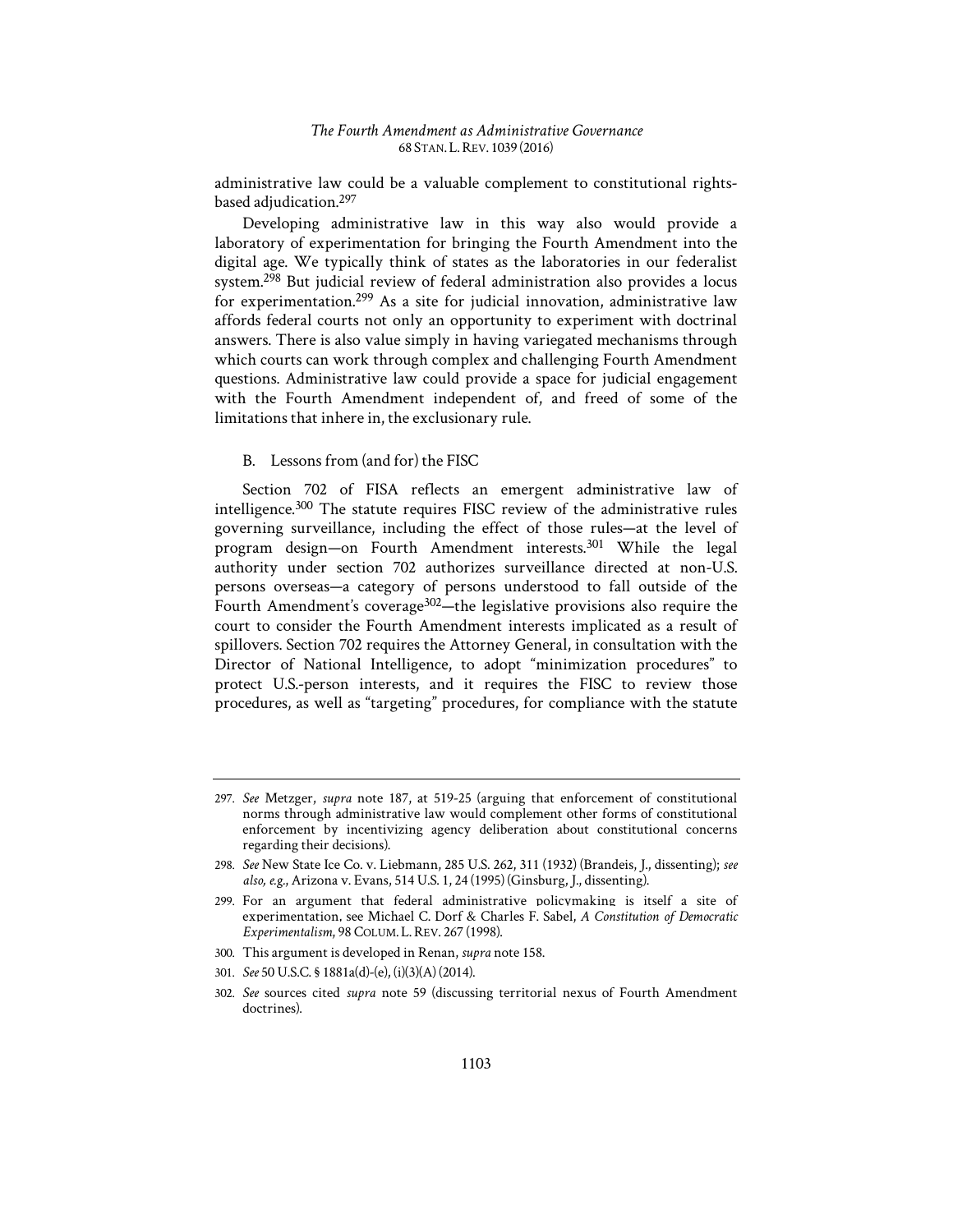administrative law could be a valuable complement to constitutional rights-based adjudication.[297]

Developing administrative law in this way also would provide a laboratory of experimentation for bringing the Fourth Amendment into the digital age. We typically think of states as the laboratories in our federalist system.[298] But judicial review of federal administration also provides a locus for experimentation.[299] As a site for judicial innovation, administrative law affords federal courts not only an opportunity to experiment with doctrinal answers. There is also value simply in having variegated mechanisms through which courts can work through complex and challenging Fourth Amendment questions. Administrative law could provide a space for judicial engagement with the Fourth Amendment independent of, and freed of some of the limitations that inhere in, the exclusionary rule.

### B. Lessons from (and for) the FISC

Section 702 of FISA reflects an emergent administrative law of intelligence.[300] The statute requires FISC review of the administrative rules governing surveillance, including the effect of those rules—at the level of program design—on Fourth Amendment interests.[301] While the legal authority under section 702 authorizes surveillance directed at non-U.S. persons overseas—a category of persons understood to fall outside of the Fourth Amendment's coverage[302]—the legislative provisions also require the court to consider the Fourth Amendment interests implicated as a result of spillovers. Section 702 requires the Attorney General, in consultation with the Director of National Intelligence, to adopt "minimization procedures" to protect U.S.-person interests, and it requires the FISC to review those procedures, as well as "targeting" procedures, for compliance with the statute

---

297. *See* Metzger, *supra* note 187, at 519-25 (arguing that enforcement of constitutional norms through administrative law would complement other forms of constitutional enforcement by incentivizing agency deliberation about constitutional concerns regarding their decisions).

298. *See* New State Ice Co. v. Liebmann, 285 U.S. 262, 311 (1932) (Brandeis, J., dissenting); *see also, e.g.*, Arizona v. Evans, 514 U.S. 1, 24 (1995) (Ginsburg, J., dissenting).

299. For an argument that federal administrative policymaking is itself a site of experimentation, see Michael C. Dorf & Charles F. Sabel, *A Constitution of Democratic Experimentalism*, 98 COLUM. L. REV. 267 (1998).

300. This argument is developed in Renan, *supra* note 158.

301. *See* 50 U.S.C. § 1881a(d)-(e), (i)(3)(A) (2014).

302. *See* sources cited *supra* note 59 (discussing territorial nexus of Fourth Amendment doctrines).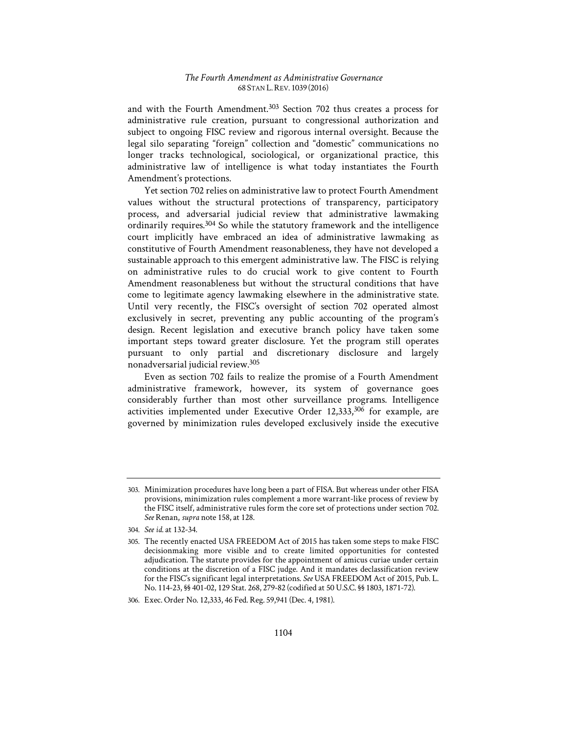and with the Fourth Amendment.[303] Section 702 thus creates a process for administrative rule creation, pursuant to congressional authorization and subject to ongoing FISC review and rigorous internal oversight. Because the legal silo separating "foreign" collection and "domestic" communications no longer tracks technological, sociological, or organizational practice, this administrative law of intelligence is what today instantiates the Fourth Amendment's protections.

Yet section 702 relies on administrative law to protect Fourth Amendment values without the structural protections of transparency, participatory process, and adversarial judicial review that administrative lawmaking ordinarily requires.[304] So while the statutory framework and the intelligence court implicitly have embraced an idea of administrative lawmaking as constitutive of Fourth Amendment reasonableness, they have not developed a sustainable approach to this emergent administrative law. The FISC is relying on administrative rules to do crucial work to give content to Fourth Amendment reasonableness but without the structural conditions that have come to legitimate agency lawmaking elsewhere in the administrative state. Until very recently, the FISC's oversight of section 702 operated almost exclusively in secret, preventing any public accounting of the program's design. Recent legislation and executive branch policy have taken some important steps toward greater disclosure. Yet the program still operates pursuant to only partial and discretionary disclosure and largely nonadversarial judicial review.[305]

Even as section 702 fails to realize the promise of a Fourth Amendment administrative framework, however, its system of governance goes considerably further than most other surveillance programs. Intelligence activities implemented under Executive Order 12,333,[306] for example, are governed by minimization rules developed exclusively inside the executive

---

303. Minimization procedures have long been a part of FISA. But whereas under other FISA provisions, minimization rules complement a more warrant-like process of review by the FISC itself, administrative rules form the core set of protections under section 702. *See* Renan, *supra* note 158, at 128.

304. *See id.* at 132-34.

305. The recently enacted USA FREEDOM Act of 2015 has taken some steps to make FISC decisionmaking more visible and to create limited opportunities for contested adjudication. The statute provides for the appointment of amicus curiae under certain conditions at the discretion of a FISC judge. And it mandates declassification review for the FISC's significant legal interpretations. *See* USA FREEDOM Act of 2015, Pub. L. No. 114-23, §§ 401-02, 129 Stat. 268, 279-82 (codified at 50 U.S.C. §§ 1803, 1871-72).

306. Exec. Order No. 12,333, 46 Fed. Reg. 59,941 (Dec. 4, 1981).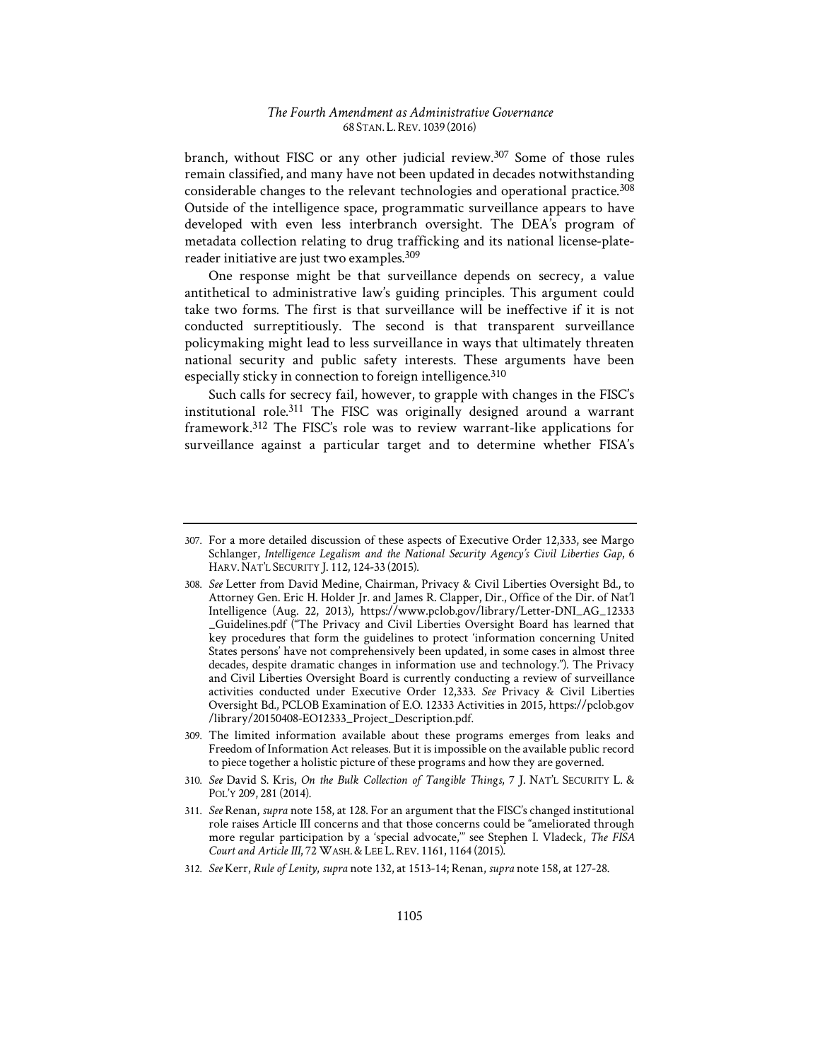branch, without FISC or any other judicial review.[307] Some of those rules remain classified, and many have not been updated in decades notwithstanding considerable changes to the relevant technologies and operational practice.[308] Outside of the intelligence space, programmatic surveillance appears to have developed with even less interbranch oversight. The DEA's program of metadata collection relating to drug trafficking and its national license-plate-reader initiative are just two examples.[309]

One response might be that surveillance depends on secrecy, a value antithetical to administrative law's guiding principles. This argument could take two forms. The first is that surveillance will be ineffective if it is not conducted surreptitiously. The second is that transparent surveillance policymaking might lead to less surveillance in ways that ultimately threaten national security and public safety interests. These arguments have been especially sticky in connection to foreign intelligence.[310]

Such calls for secrecy fail, however, to grapple with changes in the FISC's institutional role.[311] The FISC was originally designed around a warrant framework.[312] The FISC's role was to review warrant-like applications for surveillance against a particular target and to determine whether FISA's

---

307. For a more detailed discussion of these aspects of Executive Order 12,333, see Margo Schlanger, *Intelligence Legalism and the National Security Agency's Civil Liberties Gap*, 6 HARV. NAT'L SECURITY J. 112, 124-33 (2015).

308. *See* Letter from David Medine, Chairman, Privacy & Civil Liberties Oversight Bd., to Attorney Gen. Eric H. Holder Jr. and James R. Clapper, Dir., Office of the Dir. of Nat'l Intelligence (Aug. 22, 2013), https://www.pclob.gov/library/Letter-DNI_AG_12333_Guidelines.pdf ("The Privacy and Civil Liberties Oversight Board has learned that key procedures that form the guidelines to protect 'information concerning United States persons' have not comprehensively been updated, in some cases in almost three decades, despite dramatic changes in information use and technology."). The Privacy and Civil Liberties Oversight Board is currently conducting a review of surveillance activities conducted under Executive Order 12,333. *See* Privacy & Civil Liberties Oversight Bd., PCLOB Examination of E.O. 12333 Activities in 2015, https://pclob.gov/library/20150408-EO12333_Project_Description.pdf.

309. The limited information available about these programs emerges from leaks and Freedom of Information Act releases. But it is impossible on the available public record to piece together a holistic picture of these programs and how they are governed.

310. *See* David S. Kris, *On the Bulk Collection of Tangible Things*, 7 J. NAT'L SECURITY L. & POL'Y 209, 281 (2014).

311. *See* Renan, *supra* note 158, at 128. For an argument that the FISC's changed institutional role raises Article III concerns and that those concerns could be "ameliorated through more regular participation by a 'special advocate,'" see Stephen I. Vladeck, *The FISA Court and Article III*, 72 WASH. & LEE L. REV. 1161, 1164 (2015).

312. *See* Kerr, *Rule of Lenity*, *supra* note 132, at 1513-14; Renan, *supra* note 158, at 127-28.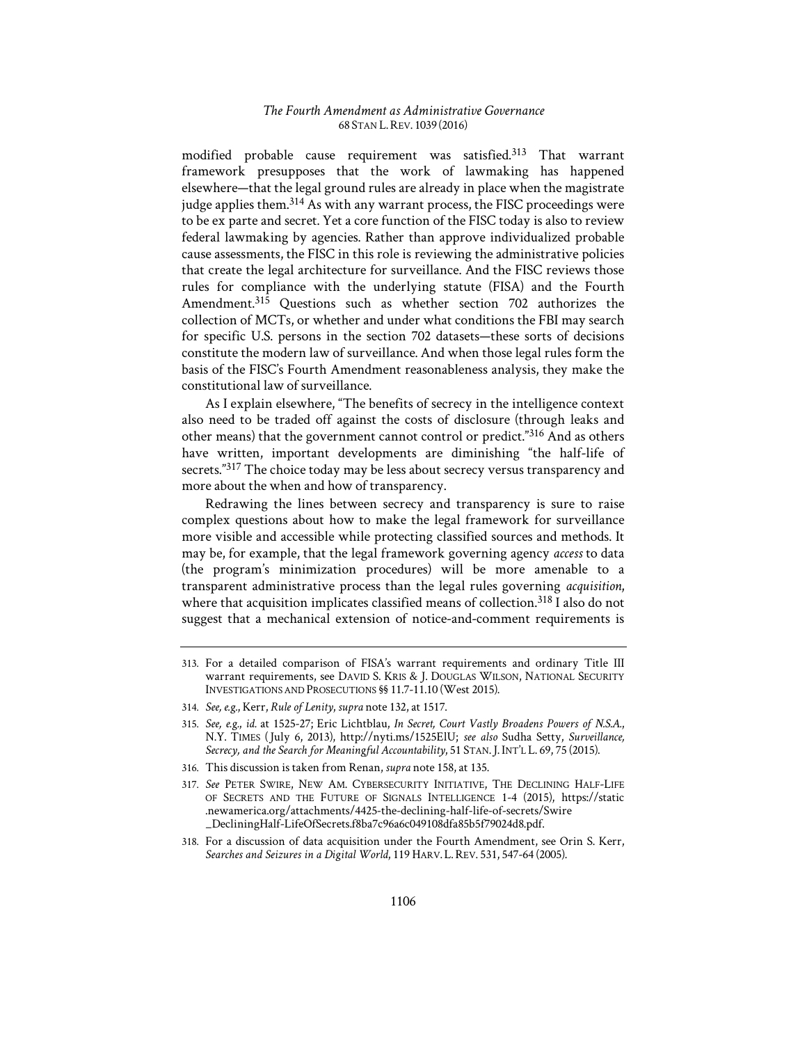modified probable cause requirement was satisfied.[313] That warrant framework presupposes that the work of lawmaking has happened elsewhere—that the legal ground rules are already in place when the magistrate judge applies them.[314] As with any warrant process, the FISC proceedings were to be ex parte and secret. Yet a core function of the FISC today is also to review federal lawmaking by agencies. Rather than approve individualized probable cause assessments, the FISC in this role is reviewing the administrative policies that create the legal architecture for surveillance. And the FISC reviews those rules for compliance with the underlying statute (FISA) and the Fourth Amendment.[315] Questions such as whether section 702 authorizes the collection of MCTs, or whether and under what conditions the FBI may search for specific U.S. persons in the section 702 datasets—these sorts of decisions constitute the modern law of surveillance. And when those legal rules form the basis of the FISC's Fourth Amendment reasonableness analysis, they make the constitutional law of surveillance.

As I explain elsewhere, "The benefits of secrecy in the intelligence context also need to be traded off against the costs of disclosure (through leaks and other means) that the government cannot control or predict."[316] And as others have written, important developments are diminishing "the half-life of secrets."[317] The choice today may be less about secrecy versus transparency and more about the when and how of transparency.

Redrawing the lines between secrecy and transparency is sure to raise complex questions about how to make the legal framework for surveillance more visible and accessible while protecting classified sources and methods. It may be, for example, that the legal framework governing agency *access* to data (the program's minimization procedures) will be more amenable to a transparent administrative process than the legal rules governing *acquisition*, where that acquisition implicates classified means of collection.[318] I also do not suggest that a mechanical extension of notice-and-comment requirements is

---

313. For a detailed comparison of FISA's warrant requirements and ordinary Title III warrant requirements, see DAVID S. KRIS & J. DOUGLAS WILSON, NATIONAL SECURITY INVESTIGATIONS AND PROSECUTIONS §§ 11.7-11.10 (West 2015).

314. *See, e.g.*, Kerr, *Rule of Lenity*, *supra* note 132, at 1517.

315. *See, e.g.*, *id.* at 1525-27; Eric Lichtblau, *In Secret, Court Vastly Broadens Powers of N.S.A.*, N.Y. TIMES (July 6, 2013), http://nyti.ms/1525ElU; *see also* Sudha Setty, *Surveillance, Secrecy, and the Search for Meaningful Accountability*, 51 STAN. J. INT'L L. 69, 75 (2015).

316. This discussion is taken from Renan, *supra* note 158, at 135.

317. *See* PETER SWIRE, NEW AM. CYBERSECURITY INITIATIVE, THE DECLINING HALF-LIFE OF SECRETS AND THE FUTURE OF SIGNALS INTELLIGENCE 1-4 (2015), https://static.newamerica.org/attachments/4425-the-declining-half-life-of-secrets/Swire_DecliningHalf-LifeOfSecrets.f8ba7c96a6c049108dfa85b5f79024d8.pdf.

318. For a discussion of data acquisition under the Fourth Amendment, see Orin S. Kerr, *Searches and Seizures in a Digital World*, 119 HARV. L. REV. 531, 547-64 (2005).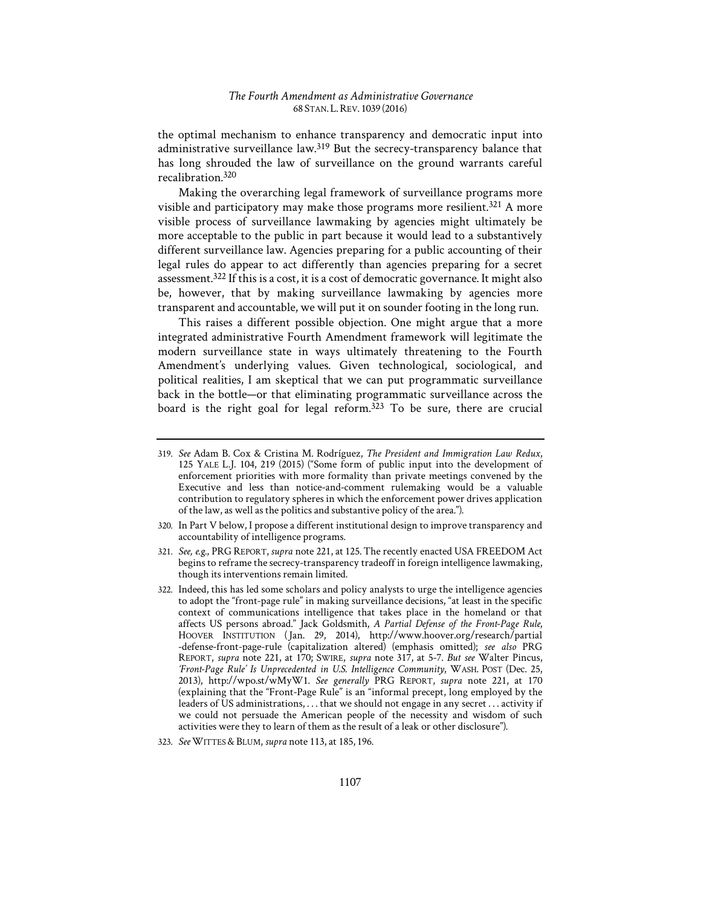the optimal mechanism to enhance transparency and democratic input into administrative surveillance law.[319] But the secrecy-transparency balance that has long shrouded the law of surveillance on the ground warrants careful recalibration.[320]

Making the overarching legal framework of surveillance programs more visible and participatory may make those programs more resilient.[321] A more visible process of surveillance lawmaking by agencies might ultimately be more acceptable to the public in part because it would lead to a substantively different surveillance law. Agencies preparing for a public accounting of their legal rules do appear to act differently than agencies preparing for a secret assessment.[322] If this is a cost, it is a cost of democratic governance. It might also be, however, that by making surveillance lawmaking by agencies more transparent and accountable, we will put it on sounder footing in the long run.

This raises a different possible objection. One might argue that a more integrated administrative Fourth Amendment framework will legitimate the modern surveillance state in ways ultimately threatening to the Fourth Amendment's underlying values. Given technological, sociological, and political realities, I am skeptical that we can put programmatic surveillance back in the bottle—or that eliminating programmatic surveillance across the board is the right goal for legal reform.[323] To be sure, there are crucial

---

319. *See* Adam B. Cox & Cristina M. Rodríguez, *The President and Immigration Law Redux*, 125 YALE L.J. 104, 219 (2015) ("Some form of public input into the development of enforcement priorities with more formality than private meetings convened by the Executive and less than notice-and-comment rulemaking would be a valuable contribution to regulatory spheres in which the enforcement power drives application of the law, as well as the politics and substantive policy of the area.").

320. In Part V below, I propose a different institutional design to improve transparency and accountability of intelligence programs.

321. *See, e.g.*, PRG REPORT, *supra* note 221, at 125. The recently enacted USA FREEDOM Act begins to reframe the secrecy-transparency tradeoff in foreign intelligence lawmaking, though its interventions remain limited.

322. Indeed, this has led some scholars and policy analysts to urge the intelligence agencies to adopt the "front-page rule" in making surveillance decisions, "at least in the specific context of communications intelligence that takes place in the homeland or that affects US persons abroad." Jack Goldsmith, *A Partial Defense of the Front-Page Rule*, HOOVER INSTITUTION (Jan. 29, 2014), http://www.hoover.org/research/partial-defense-front-page-rule (capitalization altered) (emphasis omitted); *see also* PRG REPORT, *supra* note 221, at 170; SWIRE, *supra* note 317, at 5-7. *But see* Walter Pincus, *'Front-Page Rule' Is Unprecedented in U.S. Intelligence Community*, WASH. POST (Dec. 25, 2013), http://wpo.st/wMyW1. *See generally* PRG REPORT, *supra* note 221, at 170 (explaining that the "Front-Page Rule" is an "informal precept, long employed by the leaders of US administrations, . . . that we should not engage in any secret . . . activity if we could not persuade the American people of the necessity and wisdom of such activities were they to learn of them as the result of a leak or other disclosure").

323. *See* WITTES & BLUM, *supra* note 113, at 185, 196.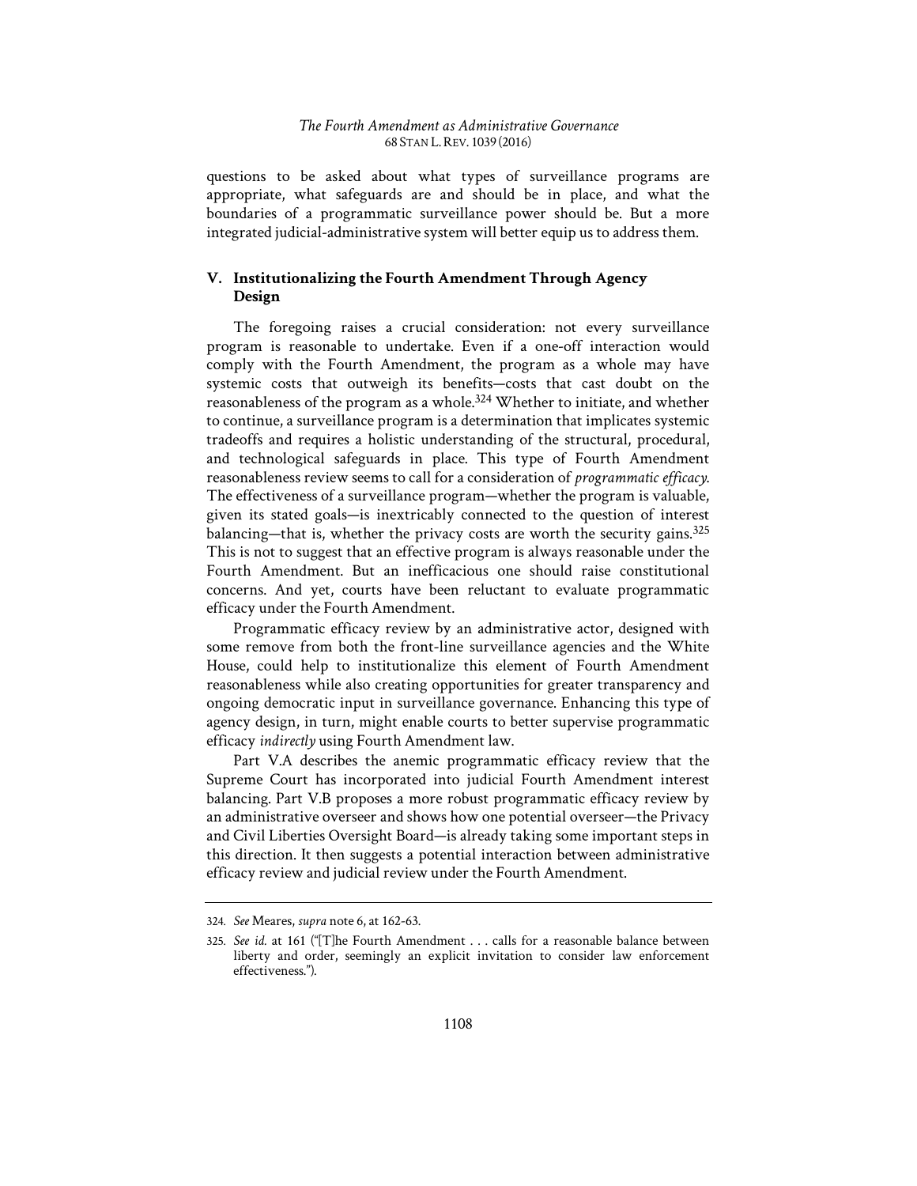questions to be asked about what types of surveillance programs are appropriate, what safeguards are and should be in place, and what the boundaries of a programmatic surveillance power should be. But a more integrated judicial-administrative system will better equip us to address them.

## V. Institutionalizing the Fourth Amendment Through Agency Design

The foregoing raises a crucial consideration: not every surveillance program is reasonable to undertake. Even if a one-off interaction would comply with the Fourth Amendment, the program as a whole may have systemic costs that outweigh its benefits—costs that cast doubt on the reasonableness of the program as a whole.[324] Whether to initiate, and whether to continue, a surveillance program is a determination that implicates systemic tradeoffs and requires a holistic understanding of the structural, procedural, and technological safeguards in place. This type of Fourth Amendment reasonableness review seems to call for a consideration of *programmatic efficacy*. The effectiveness of a surveillance program—whether the program is valuable, given its stated goals—is inextricably connected to the question of interest balancing—that is, whether the privacy costs are worth the security gains.[325] This is not to suggest that an effective program is always reasonable under the Fourth Amendment. But an inefficacious one should raise constitutional concerns. And yet, courts have been reluctant to evaluate programmatic efficacy under the Fourth Amendment.

Programmatic efficacy review by an administrative actor, designed with some remove from both the front-line surveillance agencies and the White House, could help to institutionalize this element of Fourth Amendment reasonableness while also creating opportunities for greater transparency and ongoing democratic input in surveillance governance. Enhancing this type of agency design, in turn, might enable courts to better supervise programmatic efficacy *indirectly* using Fourth Amendment law.

Part V.A describes the anemic programmatic efficacy review that the Supreme Court has incorporated into judicial Fourth Amendment interest balancing. Part V.B proposes a more robust programmatic efficacy review by an administrative overseer and shows how one potential overseer—the Privacy and Civil Liberties Oversight Board—is already taking some important steps in this direction. It then suggests a potential interaction between administrative efficacy review and judicial review under the Fourth Amendment.

---

324. *See* Meares, *supra* note 6, at 162-63.

325. *See id.* at 161 ("[T]he Fourth Amendment . . . calls for a reasonable balance between liberty and order, seemingly an explicit invitation to consider law enforcement effectiveness.").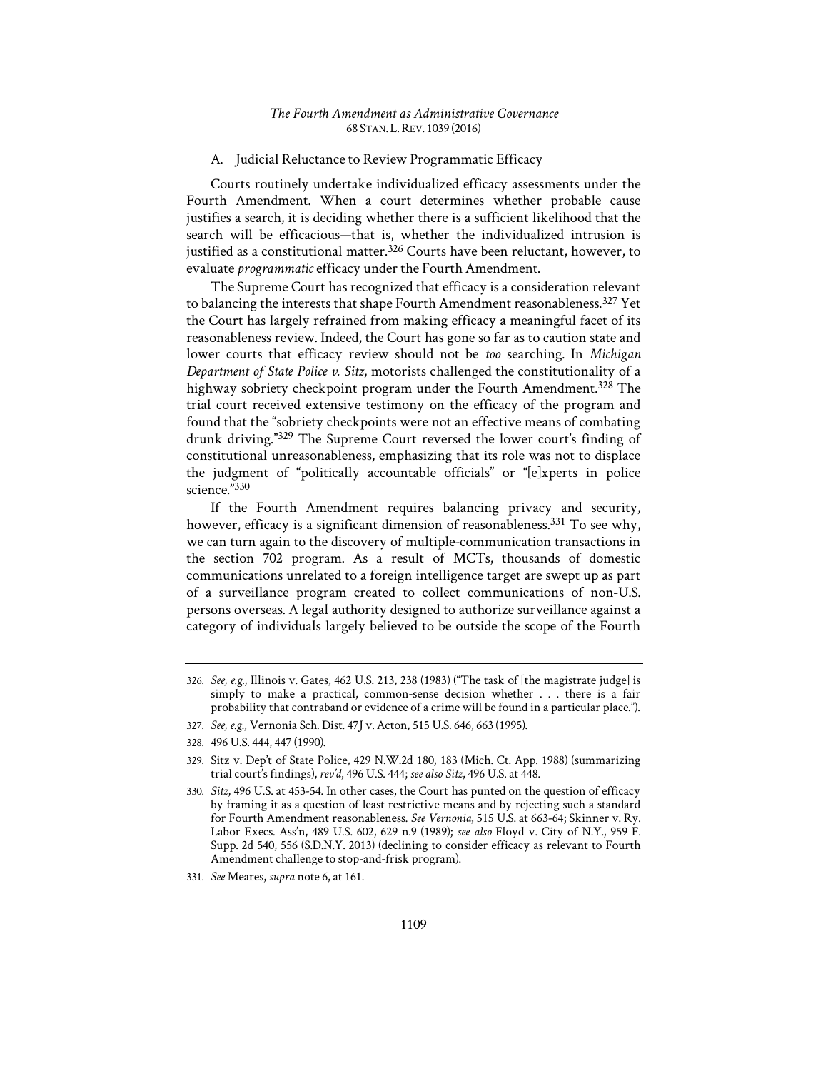### A. Judicial Reluctance to Review Programmatic Efficacy

Courts routinely undertake individualized efficacy assessments under the Fourth Amendment. When a court determines whether probable cause justifies a search, it is deciding whether there is a sufficient likelihood that the search will be efficacious—that is, whether the individualized intrusion is justified as a constitutional matter.[326] Courts have been reluctant, however, to evaluate *programmatic* efficacy under the Fourth Amendment.

The Supreme Court has recognized that efficacy is a consideration relevant to balancing the interests that shape Fourth Amendment reasonableness.[327] Yet the Court has largely refrained from making efficacy a meaningful facet of its reasonableness review. Indeed, the Court has gone so far as to caution state and lower courts that efficacy review should not be *too* searching. In *Michigan Department of State Police v. Sitz*, motorists challenged the constitutionality of a highway sobriety checkpoint program under the Fourth Amendment.[328] The trial court received extensive testimony on the efficacy of the program and found that the "sobriety checkpoints were not an effective means of combating drunk driving."[329] The Supreme Court reversed the lower court's finding of constitutional unreasonableness, emphasizing that its role was not to displace the judgment of "politically accountable officials" or "[e]xperts in police science."[330]

If the Fourth Amendment requires balancing privacy and security, however, efficacy is a significant dimension of reasonableness.[331] To see why, we can turn again to the discovery of multiple-communication transactions in the section 702 program. As a result of MCTs, thousands of domestic communications unrelated to a foreign intelligence target are swept up as part of a surveillance program created to collect communications of non-U.S. persons overseas. A legal authority designed to authorize surveillance against a category of individuals largely believed to be outside the scope of the Fourth

---

326. *See, e.g.*, Illinois v. Gates, 462 U.S. 213, 238 (1983) ("The task of [the magistrate judge] is simply to make a practical, common-sense decision whether . . . there is a fair probability that contraband or evidence of a crime will be found in a particular place.").

327. *See, e.g.*, Vernonia Sch. Dist. 47J v. Acton, 515 U.S. 646, 663 (1995).

328. 496 U.S. 444, 447 (1990).

329. Sitz v. Dep't of State Police, 429 N.W.2d 180, 183 (Mich. Ct. App. 1988) (summarizing trial court's findings), *rev'd*, 496 U.S. 444; *see also Sitz*, 496 U.S. at 448.

330. *Sitz*, 496 U.S. at 453-54. In other cases, the Court has punted on the question of efficacy by framing it as a question of least restrictive means and by rejecting such a standard for Fourth Amendment reasonableness. *See Vernonia*, 515 U.S. at 663-64; Skinner v. Ry. Labor Execs. Ass'n, 489 U.S. 602, 629 n.9 (1989); *see also* Floyd v. City of N.Y., 959 F. Supp. 2d 540, 556 (S.D.N.Y. 2013) (declining to consider efficacy as relevant to Fourth Amendment challenge to stop-and-frisk program).

331. *See* Meares, *supra* note 6, at 161.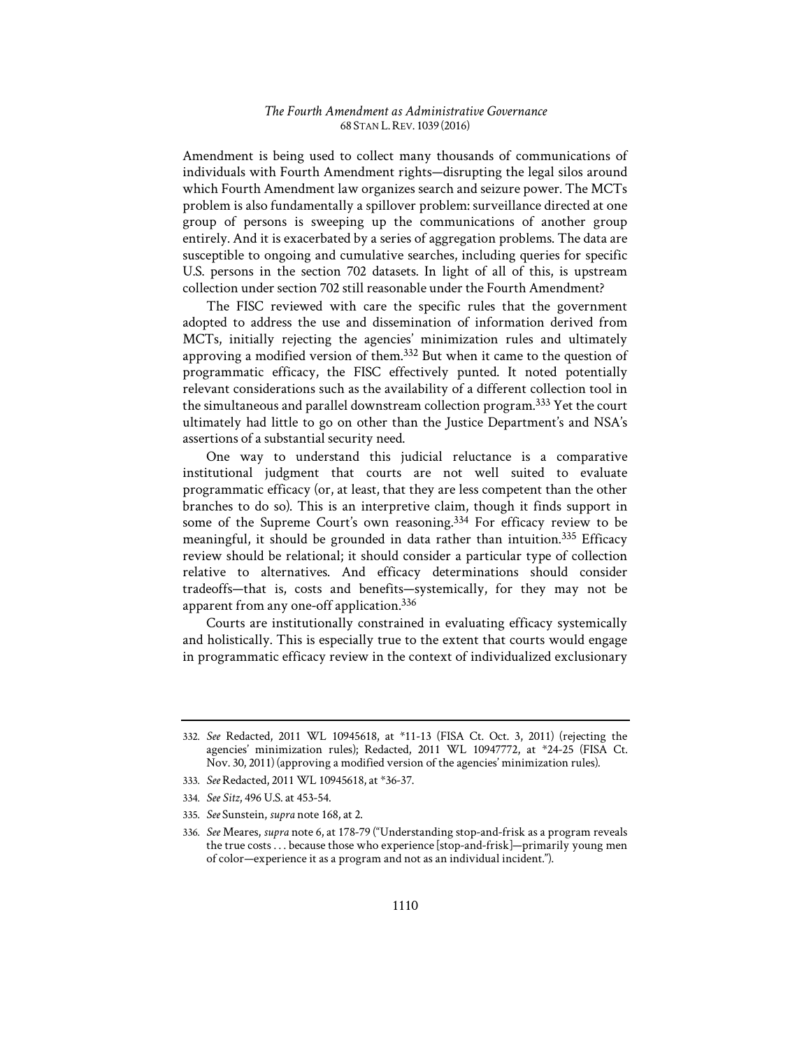Amendment is being used to collect many thousands of communications of individuals with Fourth Amendment rights—disrupting the legal silos around which Fourth Amendment law organizes search and seizure power. The MCTs problem is also fundamentally a spillover problem: surveillance directed at one group of persons is sweeping up the communications of another group entirely. And it is exacerbated by a series of aggregation problems. The data are susceptible to ongoing and cumulative searches, including queries for specific U.S. persons in the section 702 datasets. In light of all of this, is upstream collection under section 702 still reasonable under the Fourth Amendment?

The FISC reviewed with care the specific rules that the government adopted to address the use and dissemination of information derived from MCTs, initially rejecting the agencies' minimization rules and ultimately approving a modified version of them.[332] But when it came to the question of programmatic efficacy, the FISC effectively punted. It noted potentially relevant considerations such as the availability of a different collection tool in the simultaneous and parallel downstream collection program.[333] Yet the court ultimately had little to go on other than the Justice Department's and NSA's assertions of a substantial security need.

One way to understand this judicial reluctance is a comparative institutional judgment that courts are not well suited to evaluate programmatic efficacy (or, at least, that they are less competent than the other branches to do so). This is an interpretive claim, though it finds support in some of the Supreme Court's own reasoning.[334] For efficacy review to be meaningful, it should be grounded in data rather than intuition.[335] Efficacy review should be relational; it should consider a particular type of collection relative to alternatives. And efficacy determinations should consider tradeoffs—that is, costs and benefits—systemically, for they may not be apparent from any one-off application.[336]

Courts are institutionally constrained in evaluating efficacy systemically and holistically. This is especially true to the extent that courts would engage in programmatic efficacy review in the context of individualized exclusionary

---

332. *See* Redacted, 2011 WL 10945618, at \*11-13 (FISA Ct. Oct. 3, 2011) (rejecting the agencies' minimization rules); Redacted, 2011 WL 10947772, at \*24-25 (FISA Ct. Nov. 30, 2011) (approving a modified version of the agencies' minimization rules).

333. *See* Redacted, 2011 WL 10945618, at \*36-37.

334. *See Sitz*, 496 U.S. at 453-54.

335. *See* Sunstein, *supra* note 168, at 2.

336. *See* Meares, *supra* note 6, at 178-79 ("Understanding stop-and-frisk as a program reveals the true costs . . . because those who experience [stop-and-frisk]—primarily young men of color—experience it as a program and not as an individual incident.").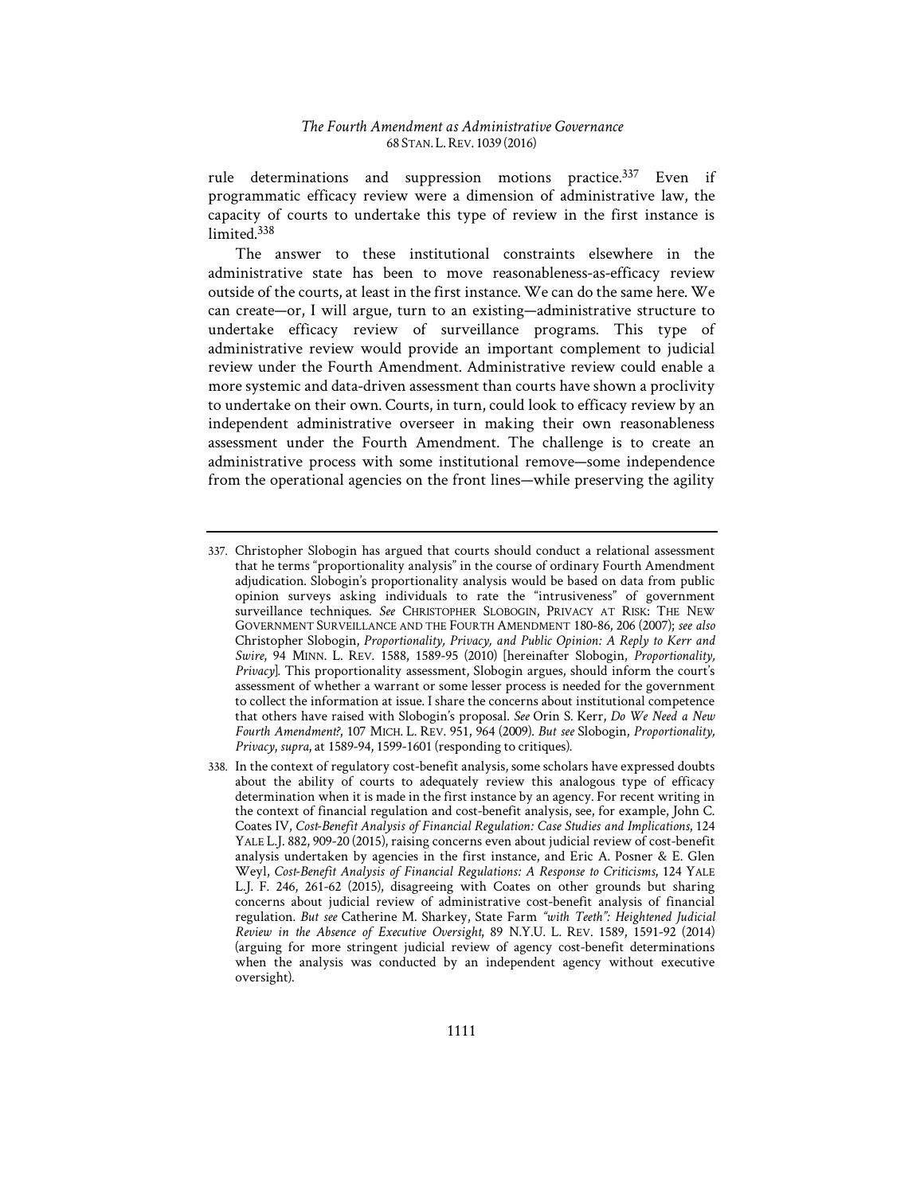rule determinations and suppression motions practice.[337] Even if programmatic efficacy review were a dimension of administrative law, the capacity of courts to undertake this type of review in the first instance is limited.[338]

The answer to these institutional constraints elsewhere in the administrative state has been to move reasonableness-as-efficacy review outside of the courts, at least in the first instance. We can do the same here. We can create—or, I will argue, turn to an existing—administrative structure to undertake efficacy review of surveillance programs. This type of administrative review would provide an important complement to judicial review under the Fourth Amendment. Administrative review could enable a more systemic and data-driven assessment than courts have shown a proclivity to undertake on their own. Courts, in turn, could look to efficacy review by an independent administrative overseer in making their own reasonableness assessment under the Fourth Amendment. The challenge is to create an administrative process with some institutional remove—some independence from the operational agencies on the front lines—while preserving the agility

---

337. Christopher Slobogin has argued that courts should conduct a relational assessment that he terms "proportionality analysis" in the course of ordinary Fourth Amendment adjudication. Slobogin's proportionality analysis would be based on data from public opinion surveys asking individuals to rate the "intrusiveness" of government surveillance techniques. *See* CHRISTOPHER SLOBOGIN, PRIVACY AT RISK: THE NEW GOVERNMENT SURVEILLANCE AND THE FOURTH AMENDMENT 180-86, 206 (2007); *see also* Christopher Slobogin, *Proportionality, Privacy, and Public Opinion: A Reply to Kerr and Swire*, 94 MINN. L. REV. 1588, 1589-95 (2010) [hereinafter Slobogin, *Proportionality, Privacy*]. This proportionality assessment, Slobogin argues, should inform the court's assessment of whether a warrant or some lesser process is needed for the government to collect the information at issue. I share the concerns about institutional competence that others have raised with Slobogin's proposal. *See* Orin S. Kerr, *Do We Need a New Fourth Amendment?*, 107 MICH. L. REV. 951, 964 (2009). *But see* Slobogin, *Proportionality, Privacy*, *supra*, at 1589-94, 1599-1601 (responding to critiques).

338. In the context of regulatory cost-benefit analysis, some scholars have expressed doubts about the ability of courts to adequately review this analogous type of efficacy determination when it is made in the first instance by an agency. For recent writing in the context of financial regulation and cost-benefit analysis, see, for example, John C. Coates IV, *Cost-Benefit Analysis of Financial Regulation: Case Studies and Implications*, 124 YALE L.J. 882, 909-20 (2015), raising concerns even about judicial review of cost-benefit analysis undertaken by agencies in the first instance, and Eric A. Posner & E. Glen Weyl, *Cost-Benefit Analysis of Financial Regulations: A Response to Criticisms*, 124 YALE L.J. F. 246, 261-62 (2015), disagreeing with Coates on other grounds but sharing concerns about judicial review of administrative cost-benefit analysis of financial regulation. *But see* Catherine M. Sharkey, State Farm *"with Teeth": Heightened Judicial Review in the Absence of Executive Oversight*, 89 N.Y.U. L. REV. 1589, 1591-92 (2014) (arguing for more stringent judicial review of agency cost-benefit determinations when the analysis was conducted by an independent agency without executive oversight).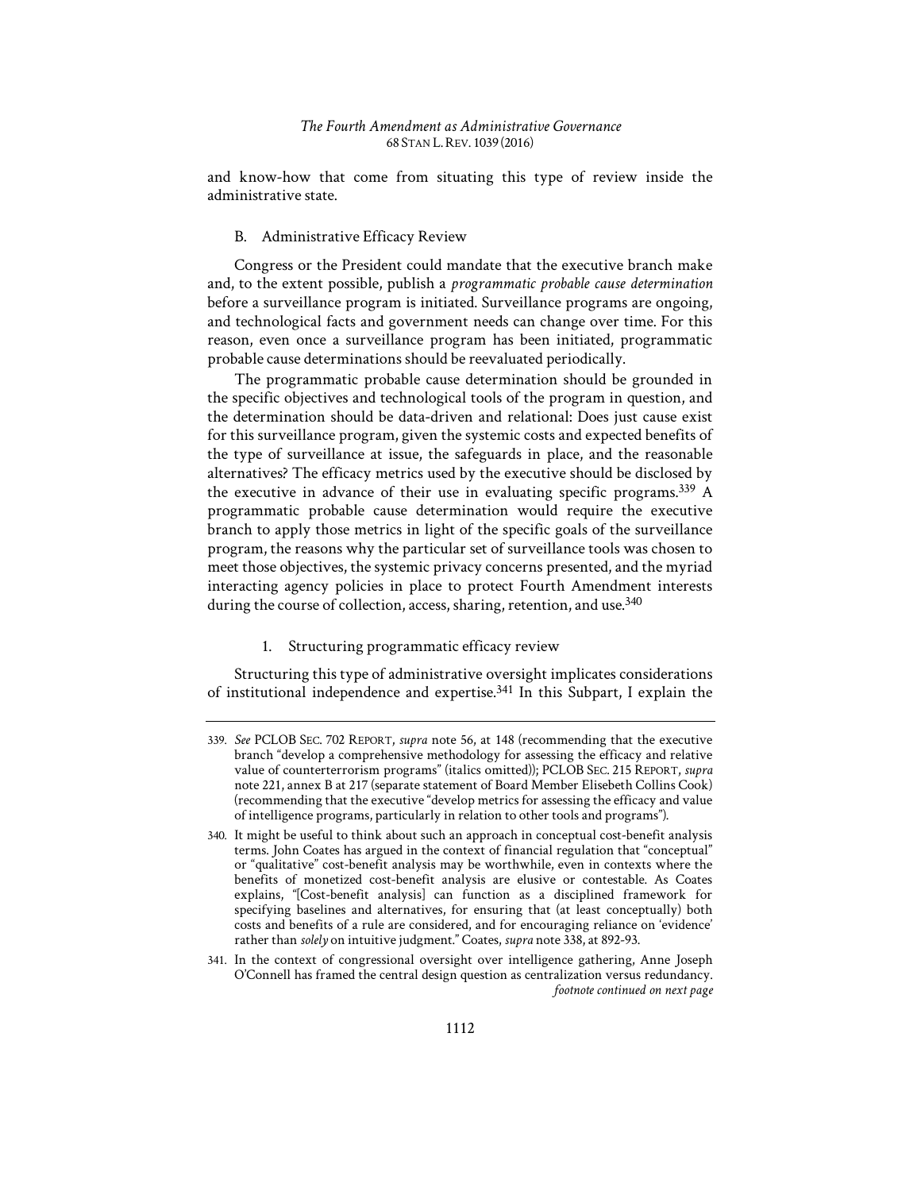and know-how that come from situating this type of review inside the administrative state.

### B. Administrative Efficacy Review

Congress or the President could mandate that the executive branch make and, to the extent possible, publish a *programmatic probable cause determination* before a surveillance program is initiated. Surveillance programs are ongoing, and technological facts and government needs can change over time. For this reason, even once a surveillance program has been initiated, programmatic probable cause determinations should be reevaluated periodically.

The programmatic probable cause determination should be grounded in the specific objectives and technological tools of the program in question, and the determination should be data-driven and relational: Does just cause exist for this surveillance program, given the systemic costs and expected benefits of the type of surveillance at issue, the safeguards in place, and the reasonable alternatives? The efficacy metrics used by the executive should be disclosed by the executive in advance of their use in evaluating specific programs.[339] A programmatic probable cause determination would require the executive branch to apply those metrics in light of the specific goals of the surveillance program, the reasons why the particular set of surveillance tools was chosen to meet those objectives, the systemic privacy concerns presented, and the myriad interacting agency policies in place to protect Fourth Amendment interests during the course of collection, access, sharing, retention, and use.[340]

#### 1. Structuring programmatic efficacy review

Structuring this type of administrative oversight implicates considerations of institutional independence and expertise.[341] In this Subpart, I explain the

---

339. *See* PCLOB SEC. 702 REPORT, *supra* note 56, at 148 (recommending that the executive branch "develop a comprehensive methodology for assessing the efficacy and relative value of counterterrorism programs" (italics omitted)); PCLOB SEC. 215 REPORT, *supra* note 221, annex B at 217 (separate statement of Board Member Elisebeth Collins Cook) (recommending that the executive "develop metrics for assessing the efficacy and value of intelligence programs, particularly in relation to other tools and programs").

340. It might be useful to think about such an approach in conceptual cost-benefit analysis terms. John Coates has argued in the context of financial regulation that "conceptual" or "qualitative" cost-benefit analysis may be worthwhile, even in contexts where the benefits of monetized cost-benefit analysis are elusive or contestable. As Coates explains, "[Cost-benefit analysis] can function as a disciplined framework for specifying baselines and alternatives, for ensuring that (at least conceptually) both costs and benefits of a rule are considered, and for encouraging reliance on 'evidence' rather than *solely* on intuitive judgment." Coates, *supra* note 338, at 892-93.

341. In the context of congressional oversight over intelligence gathering, Anne Joseph O'Connell has framed the central design question as centralization versus redundancy. *footnote continued on next page*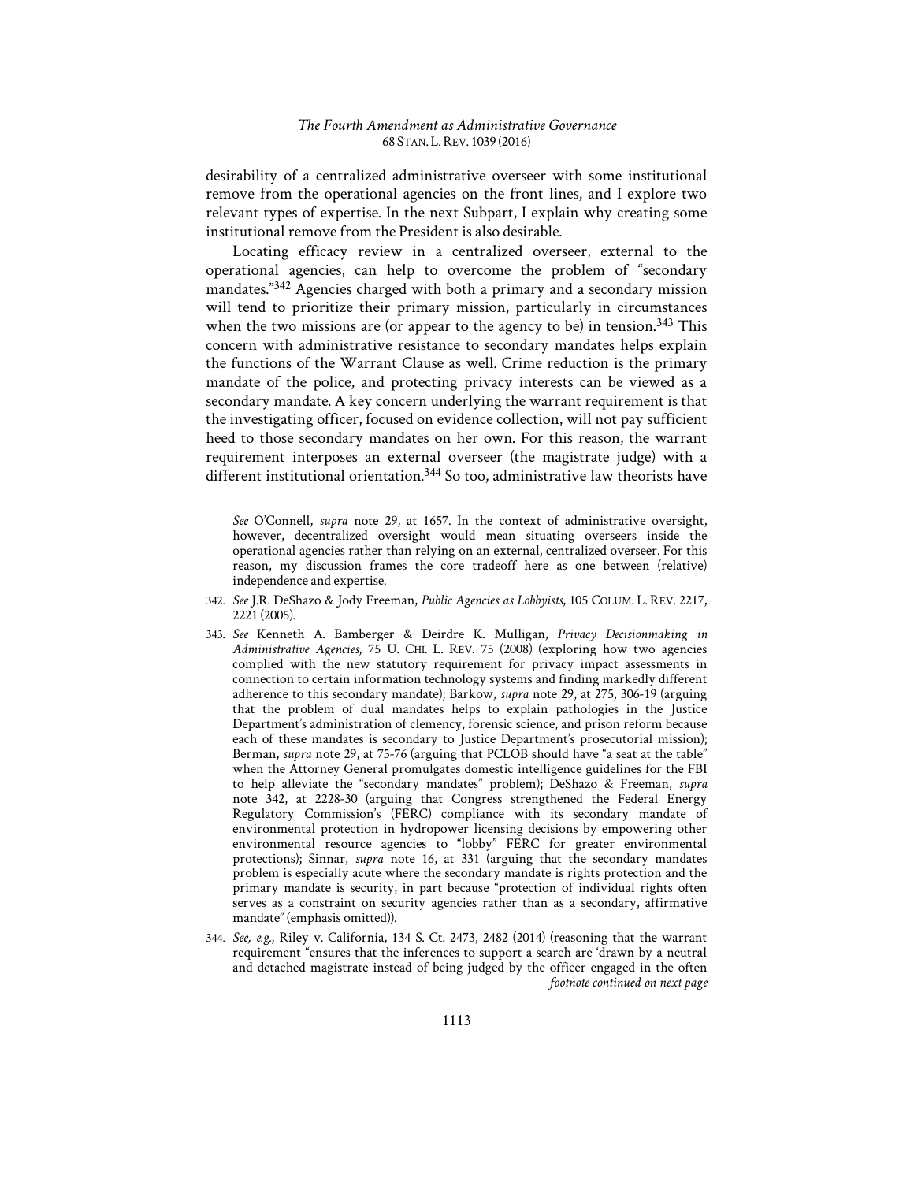desirability of a centralized administrative overseer with some institutional remove from the operational agencies on the front lines, and I explore two relevant types of expertise. In the next Subpart, I explain why creating some institutional remove from the President is also desirable.

Locating efficacy review in a centralized overseer, external to the operational agencies, can help to overcome the problem of "secondary mandates."[342] Agencies charged with both a primary and a secondary mission will tend to prioritize their primary mission, particularly in circumstances when the two missions are (or appear to the agency to be) in tension.[343] This concern with administrative resistance to secondary mandates helps explain the functions of the Warrant Clause as well. Crime reduction is the primary mandate of the police, and protecting privacy interests can be viewed as a secondary mandate. A key concern underlying the warrant requirement is that the investigating officer, focused on evidence collection, will not pay sufficient heed to those secondary mandates on her own. For this reason, the warrant requirement interposes an external overseer (the magistrate judge) with a different institutional orientation.[344] So too, administrative law theorists have

*See* O'Connell, *supra* note 29, at 1657. In the context of administrative oversight, however, decentralized oversight would mean situating overseers inside the operational agencies rather than relying on an external, centralized overseer. For this reason, my discussion frames the core tradeoff here as one between (relative) independence and expertise.

342. *See* J.R. DeShazo & Jody Freeman, *Public Agencies as Lobbyists*, 105 COLUM. L. REV. 2217, 2221 (2005).

343. *See* Kenneth A. Bamberger & Deirdre K. Mulligan, *Privacy Decisionmaking in Administrative Agencies*, 75 U. CHI. L. REV. 75 (2008) (exploring how two agencies complied with the new statutory requirement for privacy impact assessments in connection to certain information technology systems and finding markedly different adherence to this secondary mandate); Barkow, *supra* note 29, at 275, 306-19 (arguing that the problem of dual mandates helps to explain pathologies in the Justice Department's administration of clemency, forensic science, and prison reform because each of these mandates is secondary to Justice Department's prosecutorial mission); Berman, *supra* note 29, at 75-76 (arguing that PCLOB should have "a seat at the table" when the Attorney General promulgates domestic intelligence guidelines for the FBI to help alleviate the "secondary mandates" problem); DeShazo & Freeman, *supra* note 342, at 2228-30 (arguing that Congress strengthened the Federal Energy Regulatory Commission's (FERC) compliance with its secondary mandate of environmental protection in hydropower licensing decisions by empowering other environmental resource agencies to "lobby" FERC for greater environmental protections); Sinnar, *supra* note 16, at 331 (arguing that the secondary mandates problem is especially acute where the secondary mandate is rights protection and the primary mandate is security, in part because "protection of individual rights often serves as a constraint on security agencies rather than as a secondary, affirmative mandate" (emphasis omitted)).

344. *See, e.g.*, Riley v. California, 134 S. Ct. 2473, 2482 (2014) (reasoning that the warrant requirement "ensures that the inferences to support a search are 'drawn by a neutral and detached magistrate instead of being judged by the officer engaged in the often
*footnote continued on next page*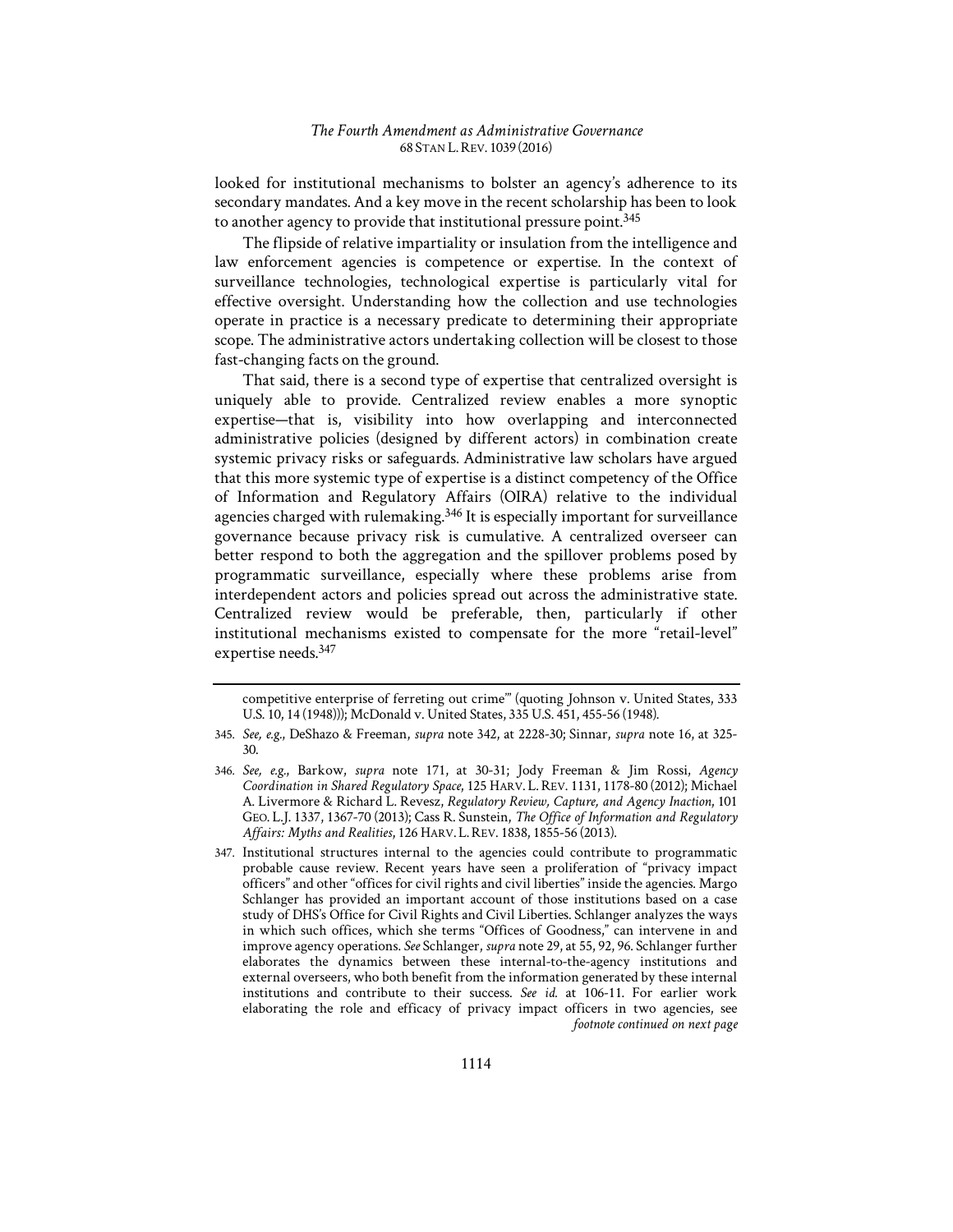looked for institutional mechanisms to bolster an agency's adherence to its secondary mandates. And a key move in the recent scholarship has been to look to another agency to provide that institutional pressure point.[345]

The flipside of relative impartiality or insulation from the intelligence and law enforcement agencies is competence or expertise. In the context of surveillance technologies, technological expertise is particularly vital for effective oversight. Understanding how the collection and use technologies operate in practice is a necessary predicate to determining their appropriate scope. The administrative actors undertaking collection will be closest to those fast-changing facts on the ground.

That said, there is a second type of expertise that centralized oversight is uniquely able to provide. Centralized review enables a more synoptic expertise—that is, visibility into how overlapping and interconnected administrative policies (designed by different actors) in combination create systemic privacy risks or safeguards. Administrative law scholars have argued that this more systemic type of expertise is a distinct competency of the Office of Information and Regulatory Affairs (OIRA) relative to the individual agencies charged with rulemaking.[346] It is especially important for surveillance governance because privacy risk is cumulative. A centralized overseer can better respond to both the aggregation and the spillover problems posed by programmatic surveillance, especially where these problems arise from interdependent actors and policies spread out across the administrative state. Centralized review would be preferable, then, particularly if other institutional mechanisms existed to compensate for the more "retail-level" expertise needs.[347]

---

competitive enterprise of ferreting out crime'" (quoting Johnson v. United States, 333 U.S. 10, 14 (1948))); McDonald v. United States, 335 U.S. 451, 455-56 (1948).

345. *See, e.g.*, DeShazo & Freeman, *supra* note 342, at 2228-30; Sinnar, *supra* note 16, at 325-30.

346. *See, e.g.*, Barkow, *supra* note 171, at 30-31; Jody Freeman & Jim Rossi, *Agency Coordination in Shared Regulatory Space*, 125 HARV. L. REV. 1131, 1178-80 (2012); Michael A. Livermore & Richard L. Revesz, *Regulatory Review, Capture, and Agency Inaction*, 101 GEO. L.J. 1337, 1367-70 (2013); Cass R. Sunstein, *The Office of Information and Regulatory Affairs: Myths and Realities*, 126 HARV. L. REV. 1838, 1855-56 (2013).

347. Institutional structures internal to the agencies could contribute to programmatic probable cause review. Recent years have seen a proliferation of "privacy impact officers" and other "offices for civil rights and civil liberties" inside the agencies. Margo Schlanger has provided an important account of those institutions based on a case study of DHS's Office for Civil Rights and Civil Liberties. Schlanger analyzes the ways in which such offices, which she terms "Offices of Goodness," can intervene in and improve agency operations. *See* Schlanger, *supra* note 29, at 55, 92, 96. Schlanger further elaborates the dynamics between these internal-to-the-agency institutions and external overseers, who both benefit from the information generated by these internal institutions and contribute to their success. *See id.* at 106-11. For earlier work elaborating the role and efficacy of privacy impact officers in two agencies, see *footnote continued on next page*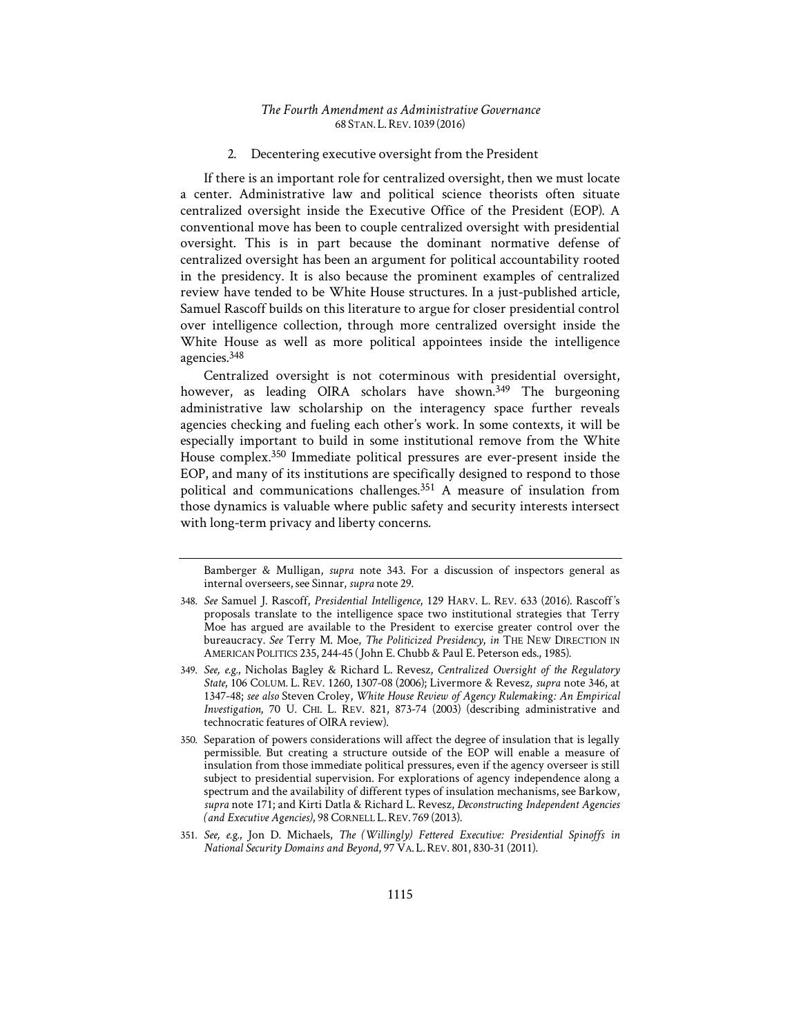### 2. Decentering executive oversight from the President

If there is an important role for centralized oversight, then we must locate a center. Administrative law and political science theorists often situate centralized oversight inside the Executive Office of the President (EOP). A conventional move has been to couple centralized oversight with presidential oversight. This is in part because the dominant normative defense of centralized oversight has been an argument for political accountability rooted in the presidency. It is also because the prominent examples of centralized review have tended to be White House structures. In a just-published article, Samuel Rascoff builds on this literature to argue for closer presidential control over intelligence collection, through more centralized oversight inside the White House as well as more political appointees inside the intelligence agencies.[348]

Centralized oversight is not coterminous with presidential oversight, however, as leading OIRA scholars have shown.[349] The burgeoning administrative law scholarship on the interagency space further reveals agencies checking and fueling each other's work. In some contexts, it will be especially important to build in some institutional remove from the White House complex.[350] Immediate political pressures are ever-present inside the EOP, and many of its institutions are specifically designed to respond to those political and communications challenges.[351] A measure of insulation from those dynamics is valuable where public safety and security interests intersect with long-term privacy and liberty concerns.

---

Bamberger & Mulligan, *supra* note 343. For a discussion of inspectors general as internal overseers, see Sinnar, *supra* note 29.

348. *See* Samuel J. Rascoff, *Presidential Intelligence*, 129 HARV. L. REV. 633 (2016). Rascoff's proposals translate to the intelligence space two institutional strategies that Terry Moe has argued are available to the President to exercise greater control over the bureaucracy. *See* Terry M. Moe, *The Politicized Presidency*, *in* THE NEW DIRECTION IN AMERICAN POLITICS 235, 244-45 (John E. Chubb & Paul E. Peterson eds., 1985).

349. *See, e.g.*, Nicholas Bagley & Richard L. Revesz, *Centralized Oversight of the Regulatory State*, 106 COLUM. L. REV. 1260, 1307-08 (2006); Livermore & Revesz, *supra* note 346, at 1347-48; *see also* Steven Croley, *White House Review of Agency Rulemaking: An Empirical Investigation*, 70 U. CHI. L. REV. 821, 873-74 (2003) (describing administrative and technocratic features of OIRA review).

350. Separation of powers considerations will affect the degree of insulation that is legally permissible. But creating a structure outside of the EOP will enable a measure of insulation from those immediate political pressures, even if the agency overseer is still subject to presidential supervision. For explorations of agency independence along a spectrum and the availability of different types of insulation mechanisms, see Barkow, *supra* note 171; and Kirti Datla & Richard L. Revesz, *Deconstructing Independent Agencies (and Executive Agencies)*, 98 CORNELL L. REV. 769 (2013).

351. *See, e.g.*, Jon D. Michaels, *The (Willingly) Fettered Executive: Presidential Spinoffs in National Security Domains and Beyond*, 97 VA. L. REV. 801, 830-31 (2011).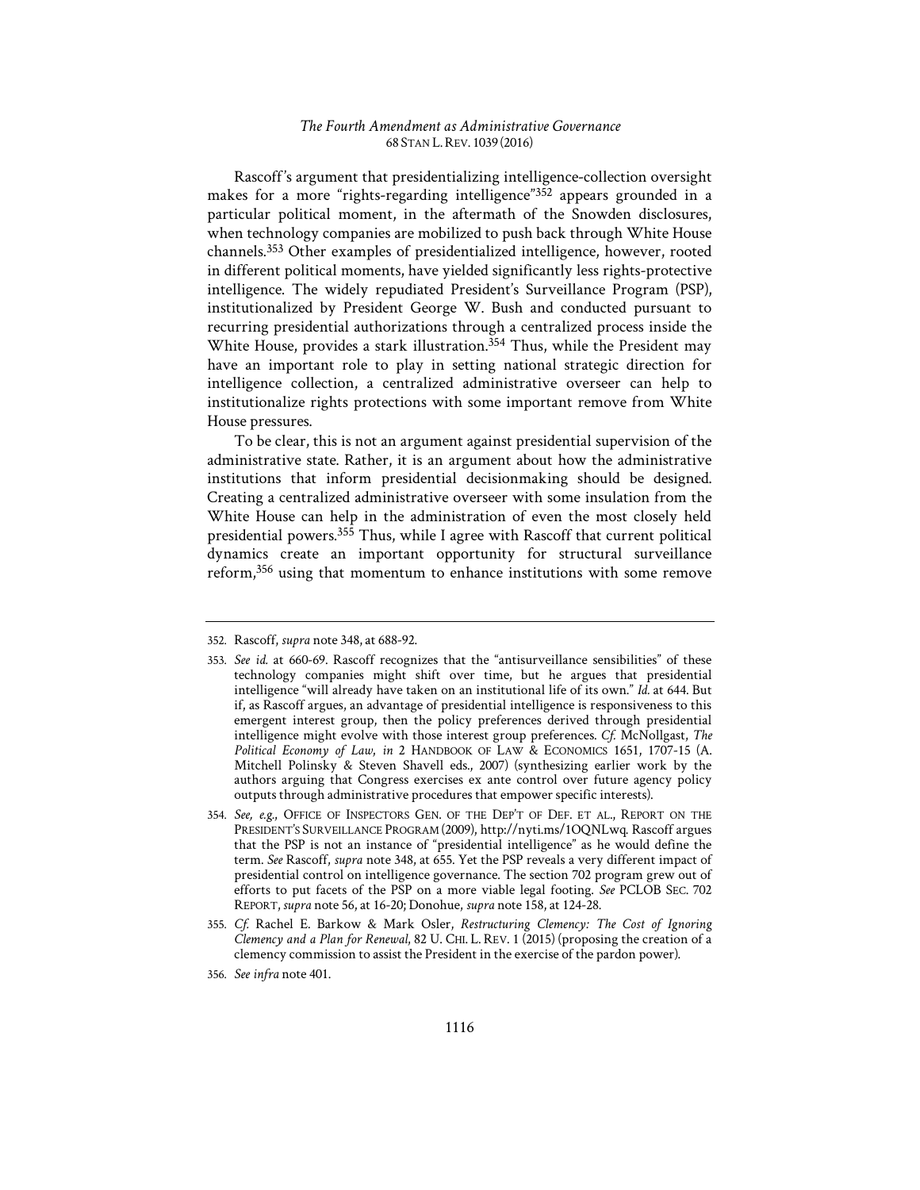Rascoff's argument that presidentializing intelligence-collection oversight makes for a more "rights-regarding intelligence"[352] appears grounded in a particular political moment, in the aftermath of the Snowden disclosures, when technology companies are mobilized to push back through White House channels.[353] Other examples of presidentialized intelligence, however, rooted in different political moments, have yielded significantly less rights-protective intelligence. The widely repudiated President's Surveillance Program (PSP), institutionalized by President George W. Bush and conducted pursuant to recurring presidential authorizations through a centralized process inside the White House, provides a stark illustration.[354] Thus, while the President may have an important role to play in setting national strategic direction for intelligence collection, a centralized administrative overseer can help to institutionalize rights protections with some important remove from White House pressures.

To be clear, this is not an argument against presidential supervision of the administrative state. Rather, it is an argument about how the administrative institutions that inform presidential decisionmaking should be designed. Creating a centralized administrative overseer with some insulation from the White House can help in the administration of even the most closely held presidential powers.[355] Thus, while I agree with Rascoff that current political dynamics create an important opportunity for structural surveillance reform,[356] using that momentum to enhance institutions with some remove

---

352. Rascoff, *supra* note 348, at 688-92.

353. *See id.* at 660-69. Rascoff recognizes that the "antisurveillance sensibilities" of these technology companies might shift over time, but he argues that presidential intelligence "will already have taken on an institutional life of its own." *Id.* at 644. But if, as Rascoff argues, an advantage of presidential intelligence is responsiveness to this emergent interest group, then the policy preferences derived through presidential intelligence might evolve with those interest group preferences. *Cf.* McNollgast, *The Political Economy of Law*, *in* 2 HANDBOOK OF LAW & ECONOMICS 1651, 1707-15 (A. Mitchell Polinsky & Steven Shavell eds., 2007) (synthesizing earlier work by the authors arguing that Congress exercises ex ante control over future agency policy outputs through administrative procedures that empower specific interests).

354. *See, e.g.*, OFFICE OF INSPECTORS GEN. OF THE DEP'T OF DEF. ET AL., REPORT ON THE PRESIDENT'S SURVEILLANCE PROGRAM (2009), http://nyti.ms/1OQNLwq. Rascoff argues that the PSP is not an instance of "presidential intelligence" as he would define the term. *See* Rascoff, *supra* note 348, at 655. Yet the PSP reveals a very different impact of presidential control on intelligence governance. The section 702 program grew out of efforts to put facets of the PSP on a more viable legal footing. *See* PCLOB SEC. 702 REPORT, *supra* note 56, at 16-20; Donohue, *supra* note 158, at 124-28.

355. *Cf.* Rachel E. Barkow & Mark Osler, *Restructuring Clemency: The Cost of Ignoring Clemency and a Plan for Renewal*, 82 U. CHI. L. REV. 1 (2015) (proposing the creation of a clemency commission to assist the President in the exercise of the pardon power).

356. *See infra* note 401.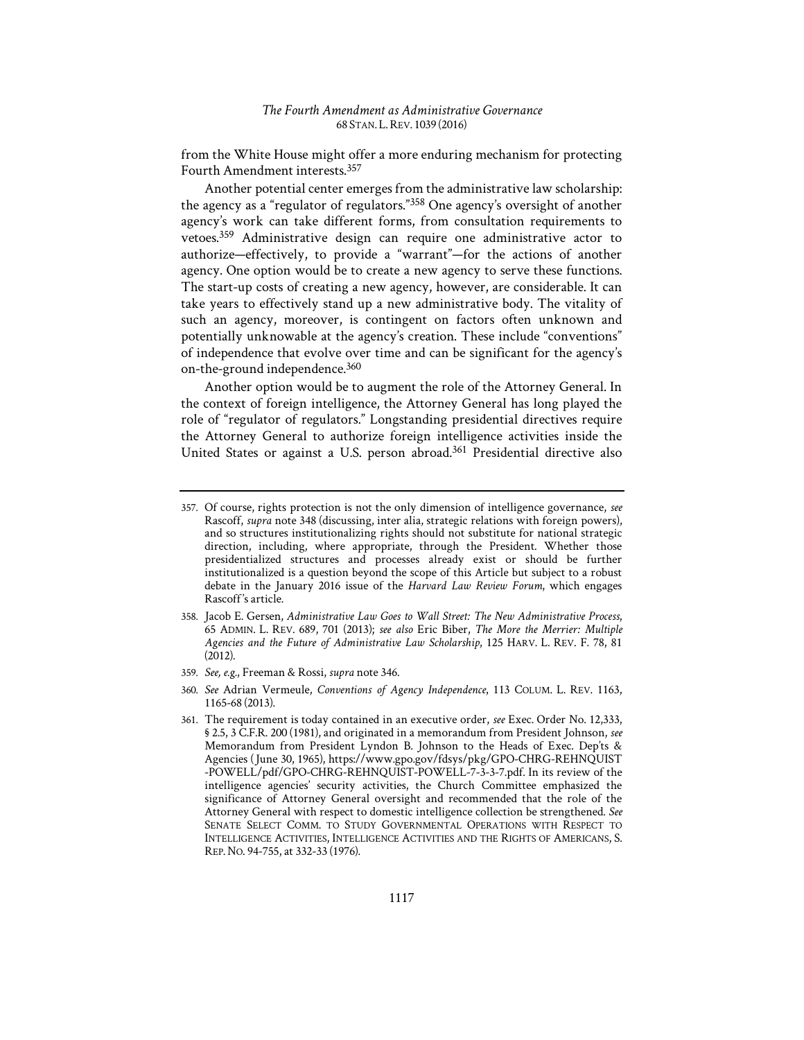from the White House might offer a more enduring mechanism for protecting Fourth Amendment interests.[357]

Another potential center emerges from the administrative law scholarship: the agency as a "regulator of regulators."[358] One agency's oversight of another agency's work can take different forms, from consultation requirements to vetoes.[359] Administrative design can require one administrative actor to authorize—effectively, to provide a "warrant"—for the actions of another agency. One option would be to create a new agency to serve these functions. The start-up costs of creating a new agency, however, are considerable. It can take years to effectively stand up a new administrative body. The vitality of such an agency, moreover, is contingent on factors often unknown and potentially unknowable at the agency's creation. These include "conventions" of independence that evolve over time and can be significant for the agency's on-the-ground independence.[360]

Another option would be to augment the role of the Attorney General. In the context of foreign intelligence, the Attorney General has long played the role of "regulator of regulators." Longstanding presidential directives require the Attorney General to authorize foreign intelligence activities inside the United States or against a U.S. person abroad.[361] Presidential directive also

---

357. Of course, rights protection is not the only dimension of intelligence governance, *see* Rascoff, *supra* note 348 (discussing, inter alia, strategic relations with foreign powers), and so structures institutionalizing rights should not substitute for national strategic direction, including, where appropriate, through the President. Whether those presidentialized structures and processes already exist or should be further institutionalized is a question beyond the scope of this Article but subject to a robust debate in the January 2016 issue of the *Harvard Law Review Forum*, which engages Rascoff's article.

358. Jacob E. Gersen, *Administrative Law Goes to Wall Street: The New Administrative Process*, 65 ADMIN. L. REV. 689, 701 (2013); *see also* Eric Biber, *The More the Merrier: Multiple Agencies and the Future of Administrative Law Scholarship*, 125 HARV. L. REV. F. 78, 81 (2012).

359. *See, e.g.*, Freeman & Rossi, *supra* note 346.

360. *See* Adrian Vermeule, *Conventions of Agency Independence*, 113 COLUM. L. REV. 1163, 1165-68 (2013).

361. The requirement is today contained in an executive order, *see* Exec. Order No. 12,333, § 2.5, 3 C.F.R. 200 (1981), and originated in a memorandum from President Johnson, *see* Memorandum from President Lyndon B. Johnson to the Heads of Exec. Dep'ts & Agencies (June 30, 1965), https://www.gpo.gov/fdsys/pkg/GPO-CHRG-REHNQUIST-POWELL/pdf/GPO-CHRG-REHNQUIST-POWELL-7-3-3-7.pdf. In its review of the intelligence agencies' security activities, the Church Committee emphasized the significance of Attorney General oversight and recommended that the role of the Attorney General with respect to domestic intelligence collection be strengthened. *See* SENATE SELECT COMM. TO STUDY GOVERNMENTAL OPERATIONS WITH RESPECT TO INTELLIGENCE ACTIVITIES, INTELLIGENCE ACTIVITIES AND THE RIGHTS OF AMERICANS, S. REP. NO. 94-755, at 332-33 (1976).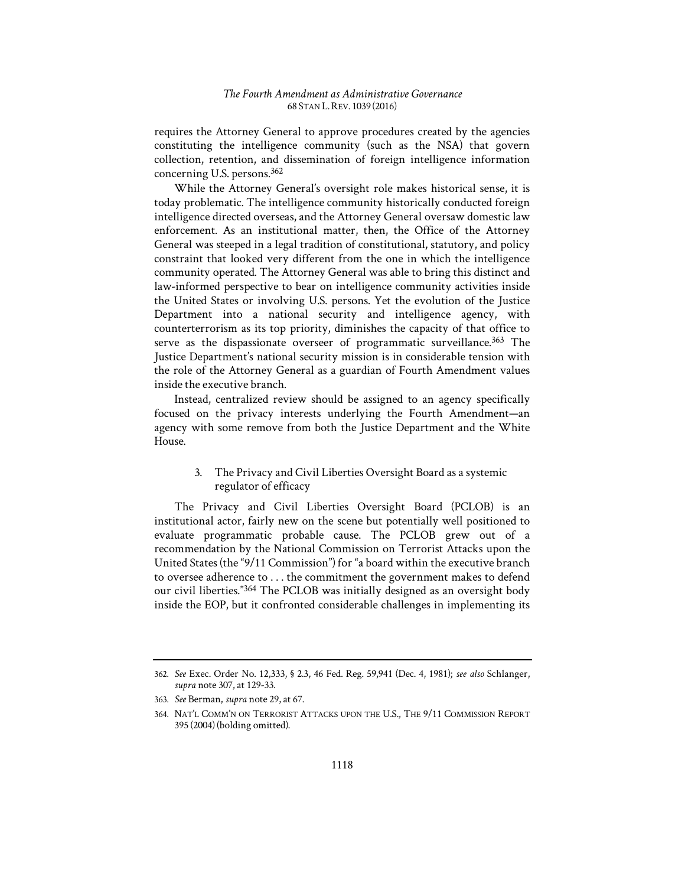requires the Attorney General to approve procedures created by the agencies constituting the intelligence community (such as the NSA) that govern collection, retention, and dissemination of foreign intelligence information concerning U.S. persons.[362]

While the Attorney General's oversight role makes historical sense, it is today problematic. The intelligence community historically conducted foreign intelligence directed overseas, and the Attorney General oversaw domestic law enforcement. As an institutional matter, then, the Office of the Attorney General was steeped in a legal tradition of constitutional, statutory, and policy constraint that looked very different from the one in which the intelligence community operated. The Attorney General was able to bring this distinct and law-informed perspective to bear on intelligence community activities inside the United States or involving U.S. persons. Yet the evolution of the Justice Department into a national security and intelligence agency, with counterterrorism as its top priority, diminishes the capacity of that office to serve as the dispassionate overseer of programmatic surveillance.[363] The Justice Department's national security mission is in considerable tension with the role of the Attorney General as a guardian of Fourth Amendment values inside the executive branch.

Instead, centralized review should be assigned to an agency specifically focused on the privacy interests underlying the Fourth Amendment—an agency with some remove from both the Justice Department and the White House.

### 3. The Privacy and Civil Liberties Oversight Board as a systemic regulator of efficacy

The Privacy and Civil Liberties Oversight Board (PCLOB) is an institutional actor, fairly new on the scene but potentially well positioned to evaluate programmatic probable cause. The PCLOB grew out of a recommendation by the National Commission on Terrorist Attacks upon the United States (the "9/11 Commission") for "a board within the executive branch to oversee adherence to . . . the commitment the government makes to defend our civil liberties."[364] The PCLOB was initially designed as an oversight body inside the EOP, but it confronted considerable challenges in implementing its

---

362. *See* Exec. Order No. 12,333, § 2.3, 46 Fed. Reg. 59,941 (Dec. 4, 1981); *see also* Schlanger, *supra* note 307, at 129-33.

363. *See* Berman, *supra* note 29, at 67.

364. NAT'L COMM'N ON TERRORIST ATTACKS UPON THE U.S., THE 9/11 COMMISSION REPORT 395 (2004) (bolding omitted).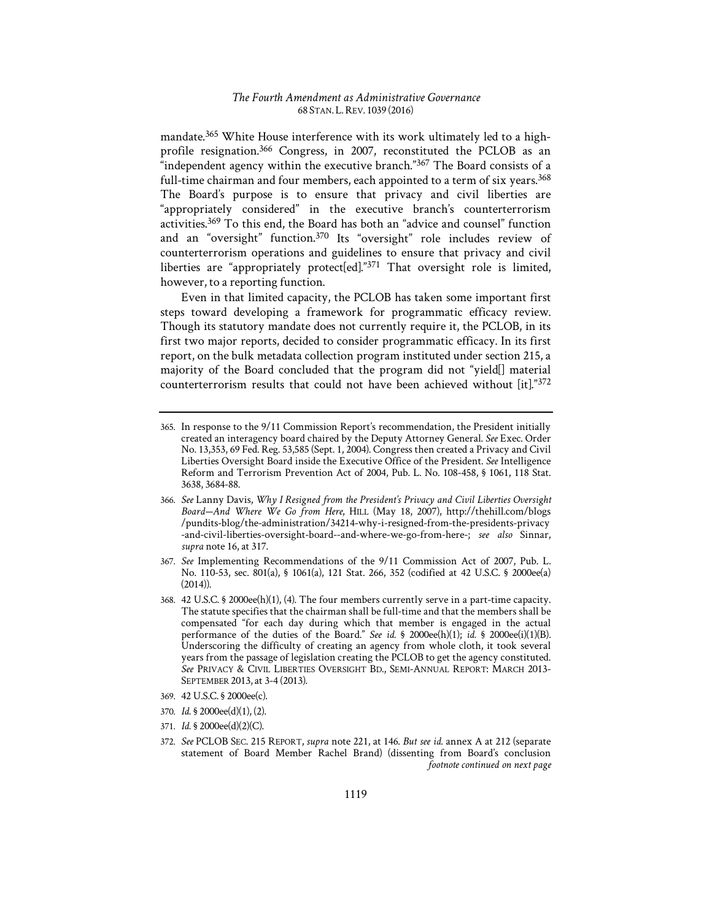mandate.[365] White House interference with its work ultimately led to a high-profile resignation.[366] Congress, in 2007, reconstituted the PCLOB as an "independent agency within the executive branch."[367] The Board consists of a full-time chairman and four members, each appointed to a term of six years.[368] The Board's purpose is to ensure that privacy and civil liberties are "appropriately considered" in the executive branch's counterterrorism activities.[369] To this end, the Board has both an "advice and counsel" function and an "oversight" function.[370] Its "oversight" role includes review of counterterrorism operations and guidelines to ensure that privacy and civil liberties are "appropriately protect[ed]."[371] That oversight role is limited, however, to a reporting function.

Even in that limited capacity, the PCLOB has taken some important first steps toward developing a framework for programmatic efficacy review. Though its statutory mandate does not currently require it, the PCLOB, in its first two major reports, decided to consider programmatic efficacy. In its first report, on the bulk metadata collection program instituted under section 215, a majority of the Board concluded that the program did not "yield[] material counterterrorism results that could not have been achieved without [it]."[372]

---

365. In response to the 9/11 Commission Report's recommendation, the President initially created an interagency board chaired by the Deputy Attorney General. *See* Exec. Order No. 13,353, 69 Fed. Reg. 53,585 (Sept. 1, 2004). Congress then created a Privacy and Civil Liberties Oversight Board inside the Executive Office of the President. *See* Intelligence Reform and Terrorism Prevention Act of 2004, Pub. L. No. 108-458, § 1061, 118 Stat. 3638, 3684-88.

366. *See* Lanny Davis, *Why I Resigned from the President's Privacy and Civil Liberties Oversight Board—And Where We Go from Here*, HILL (May 18, 2007), http://thehill.com/blogs/pundits-blog/the-administration/34214-why-i-resigned-from-the-presidents-privacy-and-civil-liberties-oversight-board--and-where-we-go-from-here-; *see also* Sinnar, *supra* note 16, at 317.

367. *See* Implementing Recommendations of the 9/11 Commission Act of 2007, Pub. L. No. 110-53, sec. 801(a), § 1061(a), 121 Stat. 266, 352 (codified at 42 U.S.C. § 2000ee(a) (2014)).

368. 42 U.S.C. § 2000ee(h)(1), (4). The four members currently serve in a part-time capacity. The statute specifies that the chairman shall be full-time and that the members shall be compensated "for each day during which that member is engaged in the actual performance of the duties of the Board." *See id.* § 2000ee(h)(1); *id.* § 2000ee(i)(1)(B). Underscoring the difficulty of creating an agency from whole cloth, it took several years from the passage of legislation creating the PCLOB to get the agency constituted. *See* PRIVACY & CIVIL LIBERTIES OVERSIGHT BD., SEMI-ANNUAL REPORT: MARCH 2013-SEPTEMBER 2013, at 3-4 (2013).

369. 42 U.S.C. § 2000ee(c).

370. *Id.* § 2000ee(d)(1), (2).

371. *Id.* § 2000ee(d)(2)(C).

372. *See* PCLOB SEC. 215 REPORT, *supra* note 221, at 146. *But see id.* annex A at 212 (separate statement of Board Member Rachel Brand) (dissenting from Board's conclusion *footnote continued on next page*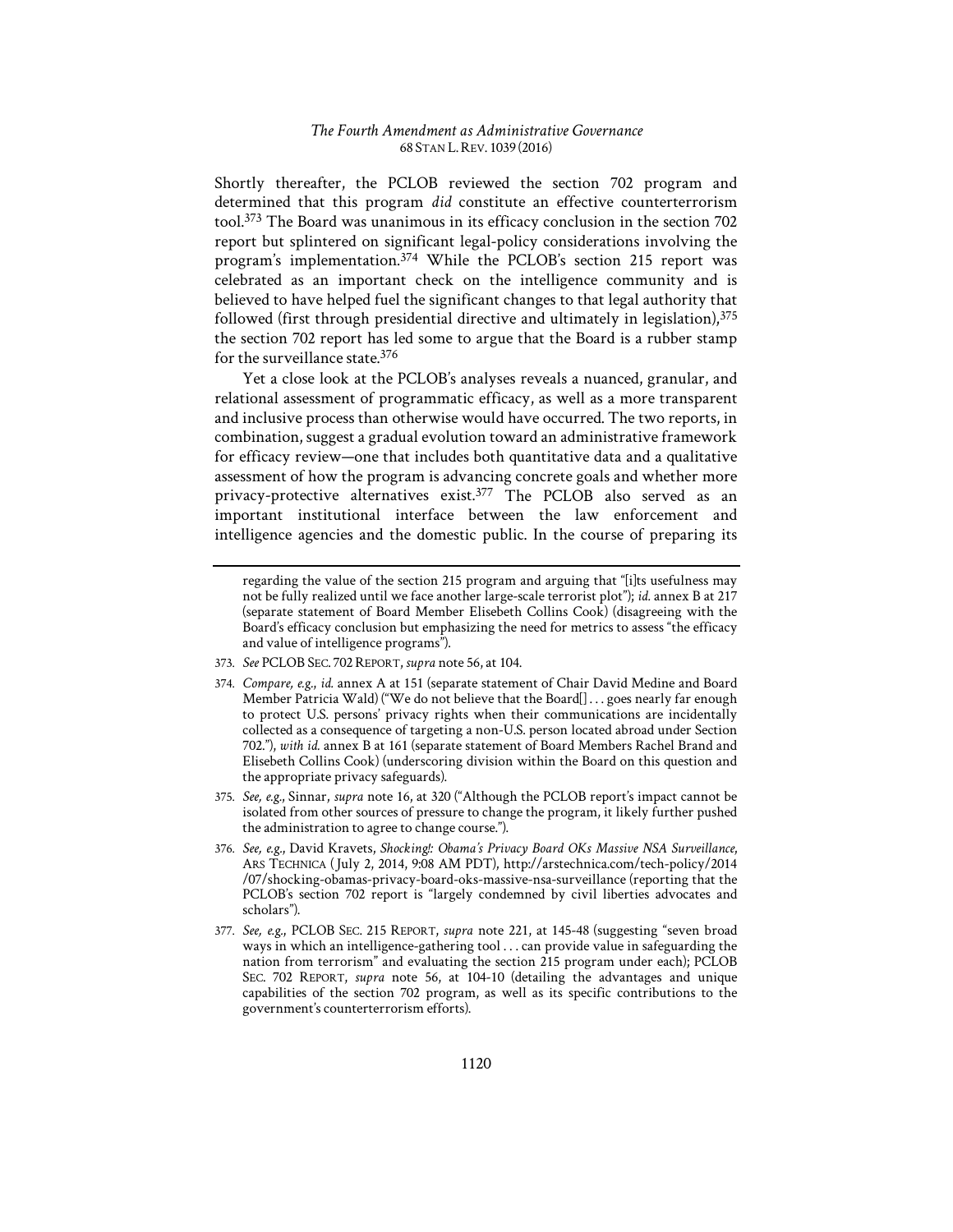Shortly thereafter, the PCLOB reviewed the section 702 program and determined that this program *did* constitute an effective counterterrorism tool.[373] The Board was unanimous in its efficacy conclusion in the section 702 report but splintered on significant legal-policy considerations involving the program's implementation.[374] While the PCLOB's section 215 report was celebrated as an important check on the intelligence community and is believed to have helped fuel the significant changes to that legal authority that followed (first through presidential directive and ultimately in legislation),[375] the section 702 report has led some to argue that the Board is a rubber stamp for the surveillance state.[376]

Yet a close look at the PCLOB's analyses reveals a nuanced, granular, and relational assessment of programmatic efficacy, as well as a more transparent and inclusive process than otherwise would have occurred. The two reports, in combination, suggest a gradual evolution toward an administrative framework for efficacy review—one that includes both quantitative data and a qualitative assessment of how the program is advancing concrete goals and whether more privacy-protective alternatives exist.[377] The PCLOB also served as an important institutional interface between the law enforcement and intelligence agencies and the domestic public. In the course of preparing its

---

regarding the value of the section 215 program and arguing that "[i]ts usefulness may not be fully realized until we face another large-scale terrorist plot"); *id.* annex B at 217 (separate statement of Board Member Elisebeth Collins Cook) (disagreeing with the Board's efficacy conclusion but emphasizing the need for metrics to assess "the efficacy and value of intelligence programs").

373. *See* PCLOB SEC. 702 REPORT, *supra* note 56, at 104.

374. *Compare, e.g.*, *id.* annex A at 151 (separate statement of Chair David Medine and Board Member Patricia Wald) ("We do not believe that the Board[] . . . goes nearly far enough to protect U.S. persons' privacy rights when their communications are incidentally collected as a consequence of targeting a non-U.S. person located abroad under Section 702."), *with id.* annex B at 161 (separate statement of Board Members Rachel Brand and Elisebeth Collins Cook) (underscoring division within the Board on this question and the appropriate privacy safeguards).

375. *See, e.g.*, Sinnar, *supra* note 16, at 320 ("Although the PCLOB report's impact cannot be isolated from other sources of pressure to change the program, it likely further pushed the administration to agree to change course.").

376. *See, e.g.*, David Kravets, *Shocking!: Obama's Privacy Board OKs Massive NSA Surveillance*, ARS TECHNICA (July 2, 2014, 9:08 AM PDT), http://arstechnica.com/tech-policy/2014/07/shocking-obamas-privacy-board-oks-massive-nsa-surveillance (reporting that the PCLOB's section 702 report is "largely condemned by civil liberties advocates and scholars").

377. *See, e.g.*, PCLOB SEC. 215 REPORT, *supra* note 221, at 145-48 (suggesting "seven broad ways in which an intelligence-gathering tool . . . can provide value in safeguarding the nation from terrorism" and evaluating the section 215 program under each); PCLOB SEC. 702 REPORT, *supra* note 56, at 104-10 (detailing the advantages and unique capabilities of the section 702 program, as well as its specific contributions to the government's counterterrorism efforts).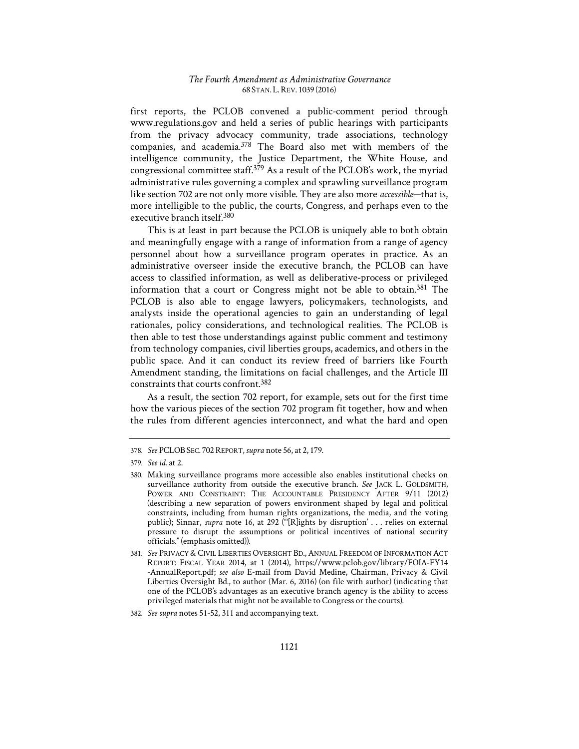first reports, the PCLOB convened a public-comment period through www.regulations.gov and held a series of public hearings with participants from the privacy advocacy community, trade associations, technology companies, and academia.[378] The Board also met with members of the intelligence community, the Justice Department, the White House, and congressional committee staff.[379] As a result of the PCLOB's work, the myriad administrative rules governing a complex and sprawling surveillance program like section 702 are not only more visible. They are also more *accessible*—that is, more intelligible to the public, the courts, Congress, and perhaps even to the executive branch itself.[380]

This is at least in part because the PCLOB is uniquely able to both obtain and meaningfully engage with a range of information from a range of agency personnel about how a surveillance program operates in practice. As an administrative overseer inside the executive branch, the PCLOB can have access to classified information, as well as deliberative-process or privileged information that a court or Congress might not be able to obtain.[381] The PCLOB is also able to engage lawyers, policymakers, technologists, and analysts inside the operational agencies to gain an understanding of legal rationales, policy considerations, and technological realities. The PCLOB is then able to test those understandings against public comment and testimony from technology companies, civil liberties groups, academics, and others in the public space. And it can conduct its review freed of barriers like Fourth Amendment standing, the limitations on facial challenges, and the Article III constraints that courts confront.[382]

As a result, the section 702 report, for example, sets out for the first time how the various pieces of the section 702 program fit together, how and when the rules from different agencies interconnect, and what the hard and open

---

378. *See* PCLOB SEC. 702 REPORT, *supra* note 56, at 2, 179.

379. *See id.* at 2.

380. Making surveillance programs more accessible also enables institutional checks on surveillance authority from outside the executive branch. *See* JACK L. GOLDSMITH, POWER AND CONSTRAINT: THE ACCOUNTABLE PRESIDENCY AFTER 9/11 (2012) (describing a new separation of powers environment shaped by legal and political constraints, including from human rights organizations, the media, and the voting public); Sinnar, *supra* note 16, at 292 ("'[R]ights by disruption' . . . relies on external pressure to disrupt the assumptions or political incentives of national security officials." (emphasis omitted)).

381. *See* PRIVACY & CIVIL LIBERTIES OVERSIGHT BD., ANNUAL FREEDOM OF INFORMATION ACT REPORT: FISCAL YEAR 2014, at 1 (2014), https://www.pclob.gov/library/FOIA-FY14-AnnualReport.pdf; *see also* E-mail from David Medine, Chairman, Privacy & Civil Liberties Oversight Bd., to author (Mar. 6, 2016) (on file with author) (indicating that one of the PCLOB's advantages as an executive branch agency is the ability to access privileged materials that might not be available to Congress or the courts).

382. *See supra* notes 51-52, 311 and accompanying text.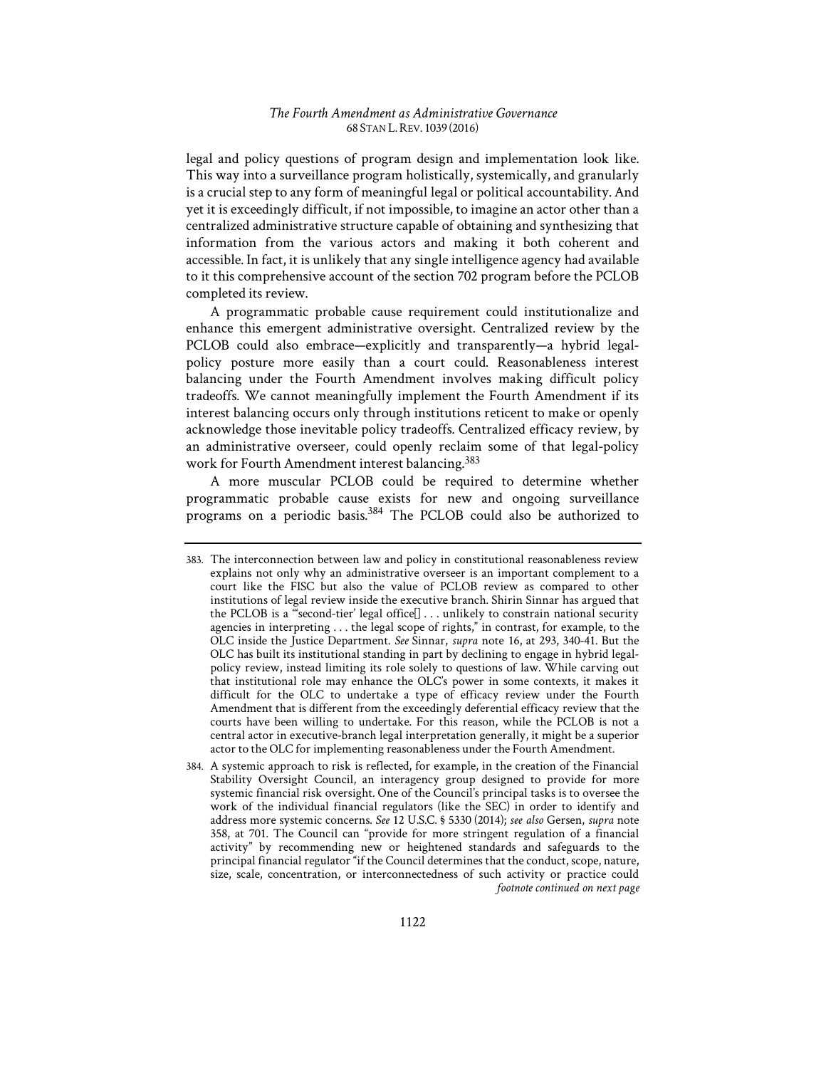legal and policy questions of program design and implementation look like. This way into a surveillance program holistically, systemically, and granularly is a crucial step to any form of meaningful legal or political accountability. And yet it is exceedingly difficult, if not impossible, to imagine an actor other than a centralized administrative structure capable of obtaining and synthesizing that information from the various actors and making it both coherent and accessible. In fact, it is unlikely that any single intelligence agency had available to it this comprehensive account of the section 702 program before the PCLOB completed its review.

A programmatic probable cause requirement could institutionalize and enhance this emergent administrative oversight. Centralized review by the PCLOB could also embrace—explicitly and transparently—a hybrid legal-policy posture more easily than a court could. Reasonableness interest balancing under the Fourth Amendment involves making difficult policy tradeoffs. We cannot meaningfully implement the Fourth Amendment if its interest balancing occurs only through institutions reticent to make or openly acknowledge those inevitable policy tradeoffs. Centralized efficacy review, by an administrative overseer, could openly reclaim some of that legal-policy work for Fourth Amendment interest balancing.[383]

A more muscular PCLOB could be required to determine whether programmatic probable cause exists for new and ongoing surveillance programs on a periodic basis.[384] The PCLOB could also be authorized to

---

383. The interconnection between law and policy in constitutional reasonableness review explains not only why an administrative overseer is an important complement to a court like the FISC but also the value of PCLOB review as compared to other institutions of legal review inside the executive branch. Shirin Sinnar has argued that the PCLOB is a "'second-tier' legal office[] . . . unlikely to constrain national security agencies in interpreting . . . the legal scope of rights," in contrast, for example, to the OLC inside the Justice Department. *See* Sinnar, *supra* note 16, at 293, 340-41. But the OLC has built its institutional standing in part by declining to engage in hybrid legal-policy review, instead limiting its role solely to questions of law. While carving out that institutional role may enhance the OLC's power in some contexts, it makes it difficult for the OLC to undertake a type of efficacy review under the Fourth Amendment that is different from the exceedingly deferential efficacy review that the courts have been willing to undertake. For this reason, while the PCLOB is not a central actor in executive-branch legal interpretation generally, it might be a superior actor to the OLC for implementing reasonableness under the Fourth Amendment.

384. A systemic approach to risk is reflected, for example, in the creation of the Financial Stability Oversight Council, an interagency group designed to provide for more systemic financial risk oversight. One of the Council's principal tasks is to oversee the work of the individual financial regulators (like the SEC) in order to identify and address more systemic concerns. *See* 12 U.S.C. § 5330 (2014); *see also* Gersen, *supra* note 358, at 701. The Council can "provide for more stringent regulation of a financial activity" by recommending new or heightened standards and safeguards to the principal financial regulator "if the Council determines that the conduct, scope, nature, size, scale, concentration, or interconnectedness of such activity or practice could *footnote continued on next page*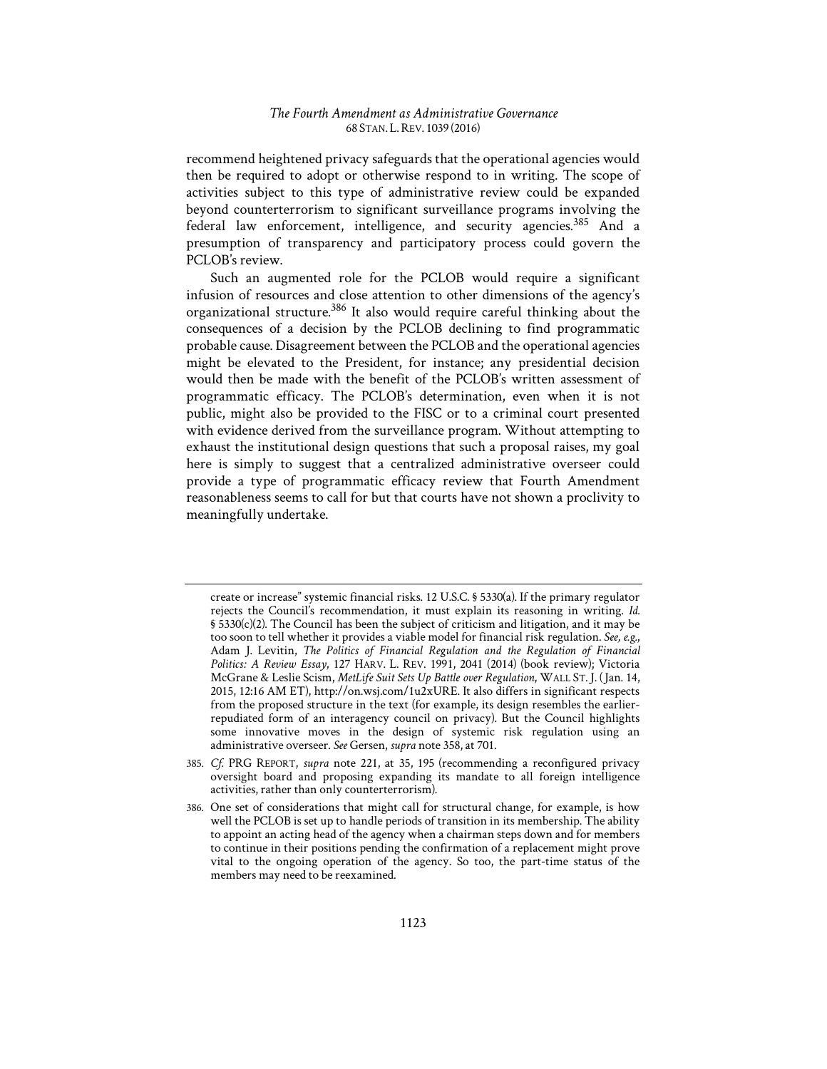recommend heightened privacy safeguards that the operational agencies would then be required to adopt or otherwise respond to in writing. The scope of activities subject to this type of administrative review could be expanded beyond counterterrorism to significant surveillance programs involving the federal law enforcement, intelligence, and security agencies.[385] And a presumption of transparency and participatory process could govern the PCLOB's review.

Such an augmented role for the PCLOB would require a significant infusion of resources and close attention to other dimensions of the agency's organizational structure.[386] It also would require careful thinking about the consequences of a decision by the PCLOB declining to find programmatic probable cause. Disagreement between the PCLOB and the operational agencies might be elevated to the President, for instance; any presidential decision would then be made with the benefit of the PCLOB's written assessment of programmatic efficacy. The PCLOB's determination, even when it is not public, might also be provided to the FISC or to a criminal court presented with evidence derived from the surveillance program. Without attempting to exhaust the institutional design questions that such a proposal raises, my goal here is simply to suggest that a centralized administrative overseer could provide a type of programmatic efficacy review that Fourth Amendment reasonableness seems to call for but that courts have not shown a proclivity to meaningfully undertake.

---

create or increase" systemic financial risks. 12 U.S.C. § 5330(a). If the primary regulator rejects the Council's recommendation, it must explain its reasoning in writing. *Id.* § 5330(c)(2). The Council has been the subject of criticism and litigation, and it may be too soon to tell whether it provides a viable model for financial risk regulation. *See, e.g.*, Adam J. Levitin, *The Politics of Financial Regulation and the Regulation of Financial Politics: A Review Essay*, 127 HARV. L. REV. 1991, 2041 (2014) (book review); Victoria McGrane & Leslie Scism, *MetLife Suit Sets Up Battle over Regulation*, WALL ST. J. (Jan. 14, 2015, 12:16 AM ET), http://on.wsj.com/1u2xURE. It also differs in significant respects from the proposed structure in the text (for example, its design resembles the earlier-repudiated form of an interagency council on privacy). But the Council highlights some innovative moves in the design of systemic risk regulation using an administrative overseer. *See* Gersen, *supra* note 358, at 701.

385. *Cf.* PRG REPORT, *supra* note 221, at 35, 195 (recommending a reconfigured privacy oversight board and proposing expanding its mandate to all foreign intelligence activities, rather than only counterterrorism).

386. One set of considerations that might call for structural change, for example, is how well the PCLOB is set up to handle periods of transition in its membership. The ability to appoint an acting head of the agency when a chairman steps down and for members to continue in their positions pending the confirmation of a replacement might prove vital to the ongoing operation of the agency. So too, the part-time status of the members may need to be reexamined.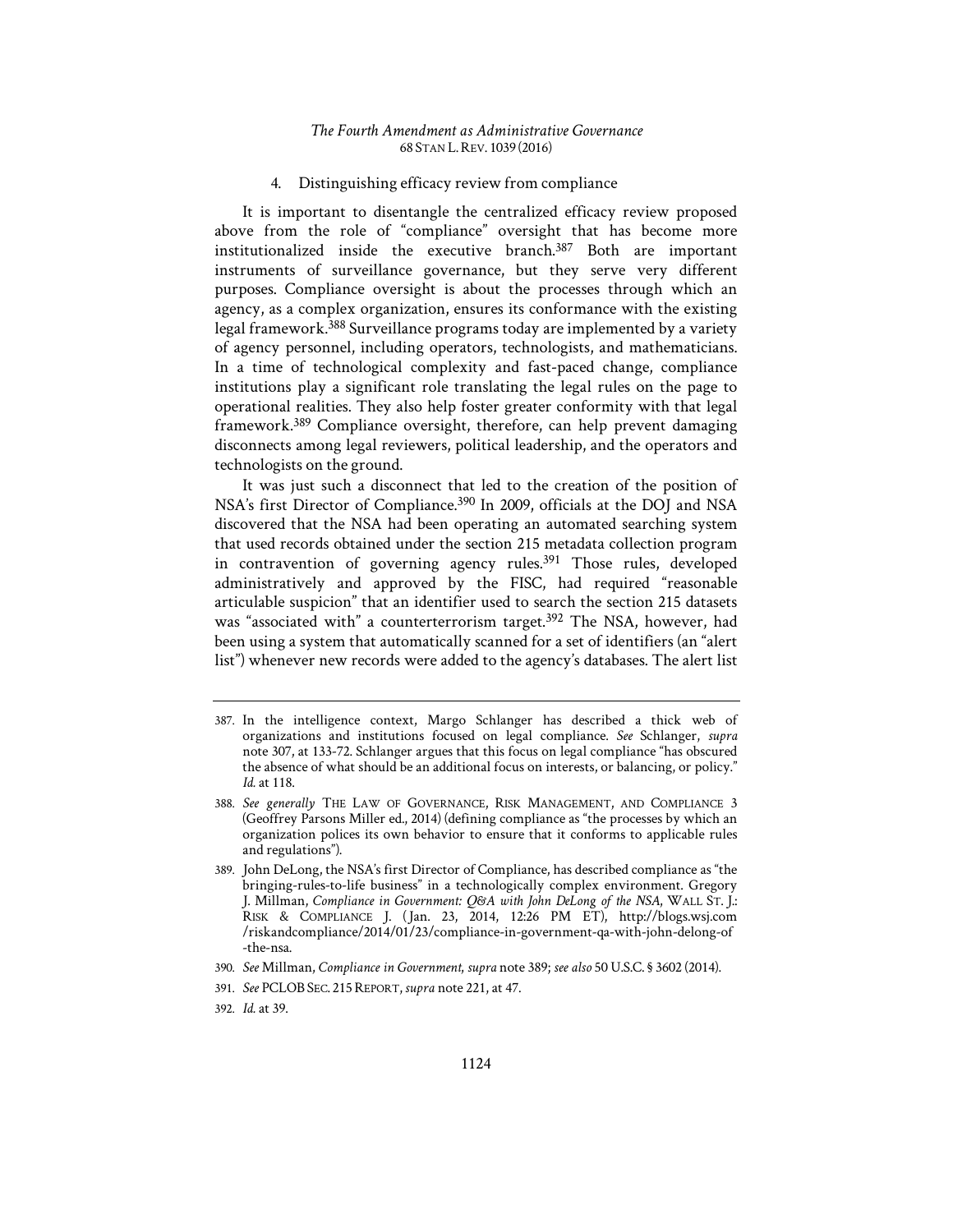#### 4. Distinguishing efficacy review from compliance

It is important to disentangle the centralized efficacy review proposed above from the role of "compliance" oversight that has become more institutionalized inside the executive branch.[387] Both are important instruments of surveillance governance, but they serve very different purposes. Compliance oversight is about the processes through which an agency, as a complex organization, ensures its conformance with the existing legal framework.[388] Surveillance programs today are implemented by a variety of agency personnel, including operators, technologists, and mathematicians. In a time of technological complexity and fast-paced change, compliance institutions play a significant role translating the legal rules on the page to operational realities. They also help foster greater conformity with that legal framework.[389] Compliance oversight, therefore, can help prevent damaging disconnects among legal reviewers, political leadership, and the operators and technologists on the ground.

It was just such a disconnect that led to the creation of the position of NSA's first Director of Compliance.[390] In 2009, officials at the DOJ and NSA discovered that the NSA had been operating an automated searching system that used records obtained under the section 215 metadata collection program in contravention of governing agency rules.[391] Those rules, developed administratively and approved by the FISC, had required "reasonable articulable suspicion" that an identifier used to search the section 215 datasets was "associated with" a counterterrorism target.[392] The NSA, however, had been using a system that automatically scanned for a set of identifiers (an "alert list") whenever new records were added to the agency's databases. The alert list

---

387. In the intelligence context, Margo Schlanger has described a thick web of organizations and institutions focused on legal compliance. *See* Schlanger, *supra* note 307, at 133-72. Schlanger argues that this focus on legal compliance "has obscured the absence of what should be an additional focus on interests, or balancing, or policy." *Id.* at 118.

388. *See generally* THE LAW OF GOVERNANCE, RISK MANAGEMENT, AND COMPLIANCE 3 (Geoffrey Parsons Miller ed., 2014) (defining compliance as "the processes by which an organization polices its own behavior to ensure that it conforms to applicable rules and regulations").

389. John DeLong, the NSA's first Director of Compliance, has described compliance as "the bringing-rules-to-life business" in a technologically complex environment. Gregory J. Millman, *Compliance in Government: Q&A with John DeLong of the NSA*, WALL ST. J.: RISK & COMPLIANCE J. (Jan. 23, 2014, 12:26 PM ET), http://blogs.wsj.com/riskandcompliance/2014/01/23/compliance-in-government-qa-with-john-delong-of-the-nsa.

390. *See* Millman, *Compliance in Government*, *supra* note 389; *see also* 50 U.S.C. § 3602 (2014).

391. *See* PCLOB SEC. 215 REPORT, *supra* note 221, at 47.

392. *Id.* at 39.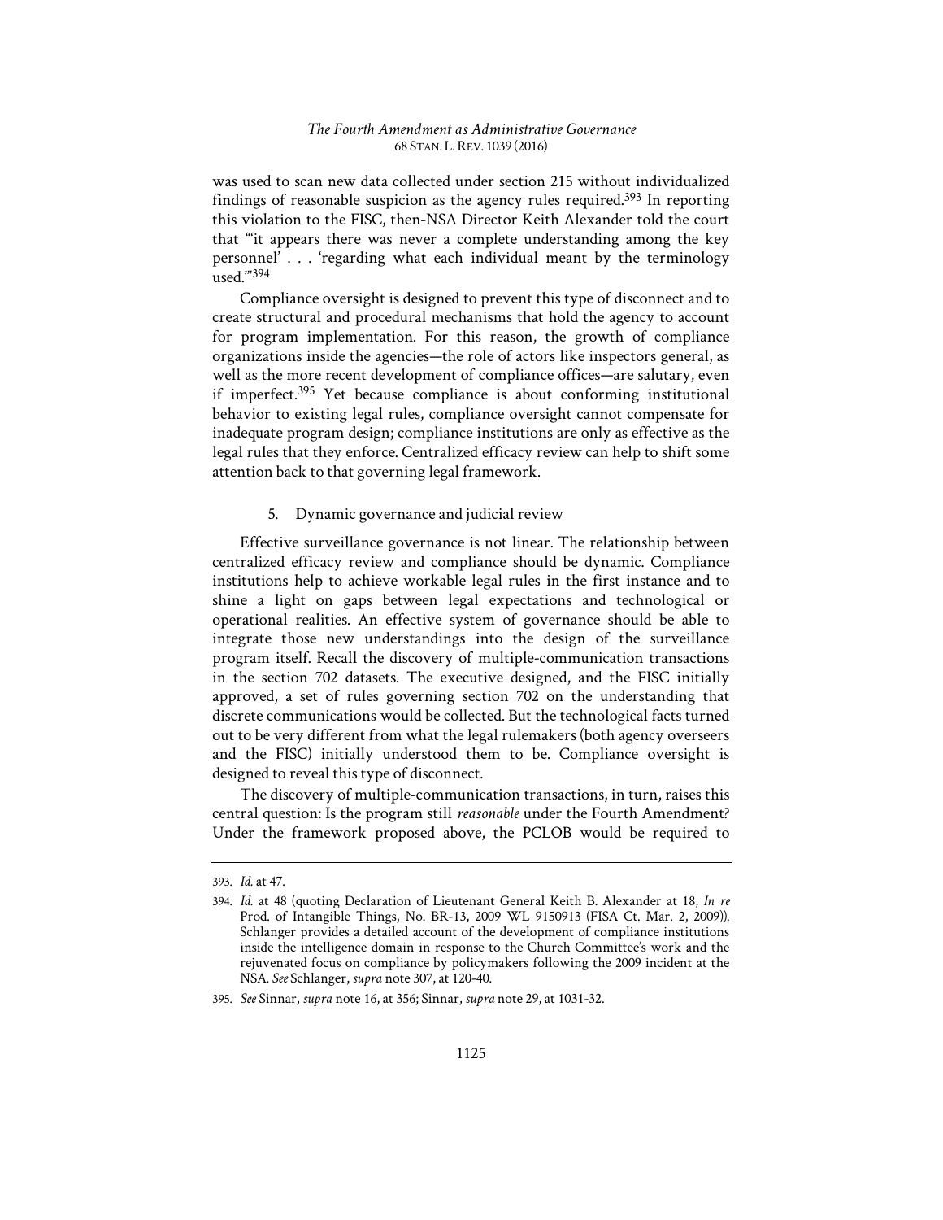was used to scan new data collected under section 215 without individualized findings of reasonable suspicion as the agency rules required.[393] In reporting this violation to the FISC, then-NSA Director Keith Alexander told the court that "'it appears there was never a complete understanding among the key personnel' . . . 'regarding what each individual meant by the terminology used.'"[394]

Compliance oversight is designed to prevent this type of disconnect and to create structural and procedural mechanisms that hold the agency to account for program implementation. For this reason, the growth of compliance organizations inside the agencies—the role of actors like inspectors general, as well as the more recent development of compliance offices—are salutary, even if imperfect.[395] Yet because compliance is about conforming institutional behavior to existing legal rules, compliance oversight cannot compensate for inadequate program design; compliance institutions are only as effective as the legal rules that they enforce. Centralized efficacy review can help to shift some attention back to that governing legal framework.

### 5. Dynamic governance and judicial review

Effective surveillance governance is not linear. The relationship between centralized efficacy review and compliance should be dynamic. Compliance institutions help to achieve workable legal rules in the first instance and to shine a light on gaps between legal expectations and technological or operational realities. An effective system of governance should be able to integrate those new understandings into the design of the surveillance program itself. Recall the discovery of multiple-communication transactions in the section 702 datasets. The executive designed, and the FISC initially approved, a set of rules governing section 702 on the understanding that discrete communications would be collected. But the technological facts turned out to be very different from what the legal rulemakers (both agency overseers and the FISC) initially understood them to be. Compliance oversight is designed to reveal this type of disconnect.

The discovery of multiple-communication transactions, in turn, raises this central question: Is the program still *reasonable* under the Fourth Amendment? Under the framework proposed above, the PCLOB would be required to

---

393. *Id.* at 47.

394. *Id.* at 48 (quoting Declaration of Lieutenant General Keith B. Alexander at 18, *In re* Prod. of Intangible Things, No. BR-13, 2009 WL 9150913 (FISA Ct. Mar. 2, 2009)). Schlanger provides a detailed account of the development of compliance institutions inside the intelligence domain in response to the Church Committee's work and the rejuvenated focus on compliance by policymakers following the 2009 incident at the NSA. *See* Schlanger, *supra* note 307, at 120-40.

395. *See* Sinnar, *supra* note 16, at 356; Sinnar, *supra* note 29, at 1031-32.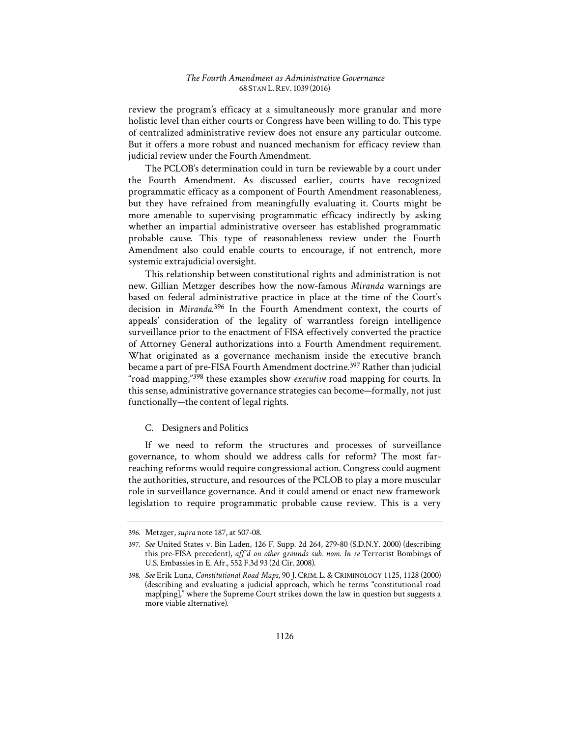review the program's efficacy at a simultaneously more granular and more holistic level than either courts or Congress have been willing to do. This type of centralized administrative review does not ensure any particular outcome. But it offers a more robust and nuanced mechanism for efficacy review than judicial review under the Fourth Amendment.

The PCLOB's determination could in turn be reviewable by a court under the Fourth Amendment. As discussed earlier, courts have recognized programmatic efficacy as a component of Fourth Amendment reasonableness, but they have refrained from meaningfully evaluating it. Courts might be more amenable to supervising programmatic efficacy indirectly by asking whether an impartial administrative overseer has established programmatic probable cause. This type of reasonableness review under the Fourth Amendment also could enable courts to encourage, if not entrench, more systemic extrajudicial oversight.

This relationship between constitutional rights and administration is not new. Gillian Metzger describes how the now-famous *Miranda* warnings are based on federal administrative practice in place at the time of the Court's decision in *Miranda*.[396] In the Fourth Amendment context, the courts of appeals' consideration of the legality of warrantless foreign intelligence surveillance prior to the enactment of FISA effectively converted the practice of Attorney General authorizations into a Fourth Amendment requirement. What originated as a governance mechanism inside the executive branch became a part of pre-FISA Fourth Amendment doctrine.[397] Rather than judicial "road mapping,"[398] these examples show *executive* road mapping for courts. In this sense, administrative governance strategies can become—formally, not just functionally—the content of legal rights.

### C. Designers and Politics

If we need to reform the structures and processes of surveillance governance, to whom should we address calls for reform? The most far-reaching reforms would require congressional action. Congress could augment the authorities, structure, and resources of the PCLOB to play a more muscular role in surveillance governance. And it could amend or enact new framework legislation to require programmatic probable cause review. This is a very

---

396. Metzger, *supra* note 187, at 507-08.

397. *See* United States v. Bin Laden, 126 F. Supp. 2d 264, 279-80 (S.D.N.Y. 2000) (describing this pre-FISA precedent), *aff'd on other grounds sub. nom. In re* Terrorist Bombings of U.S. Embassies in E. Afr., 552 F.3d 93 (2d Cir. 2008).

398. *See* Erik Luna, *Constitutional Road Maps*, 90 J. CRIM. L. & CRIMINOLOGY 1125, 1128 (2000) (describing and evaluating a judicial approach, which he terms "constitutional road map[ping]," where the Supreme Court strikes down the law in question but suggests a more viable alternative).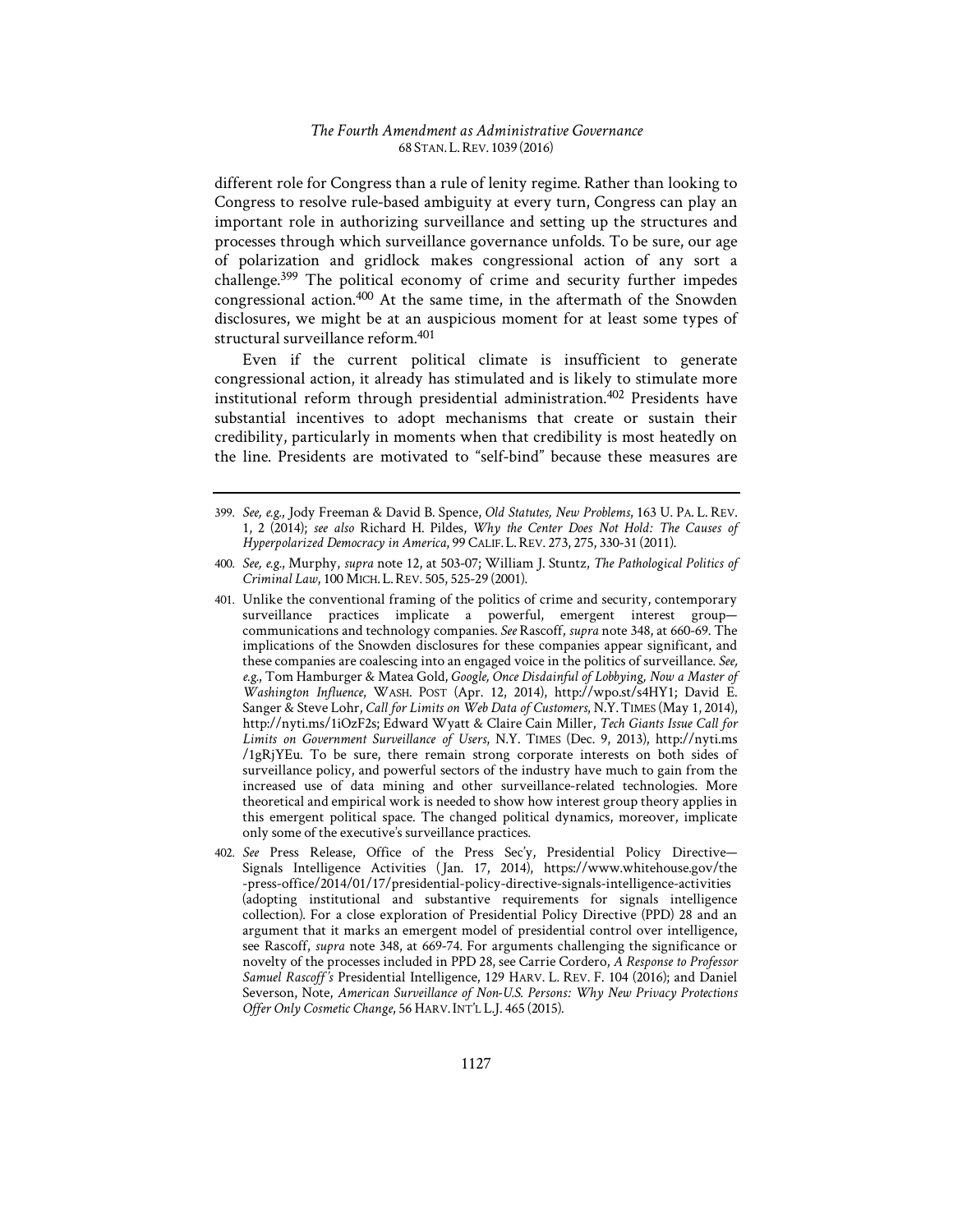different role for Congress than a rule of lenity regime. Rather than looking to Congress to resolve rule-based ambiguity at every turn, Congress can play an important role in authorizing surveillance and setting up the structures and processes through which surveillance governance unfolds. To be sure, our age of polarization and gridlock makes congressional action of any sort a challenge.[399] The political economy of crime and security further impedes congressional action.[400] At the same time, in the aftermath of the Snowden disclosures, we might be at an auspicious moment for at least some types of structural surveillance reform.[401]

Even if the current political climate is insufficient to generate congressional action, it already has stimulated and is likely to stimulate more institutional reform through presidential administration.[402] Presidents have substantial incentives to adopt mechanisms that create or sustain their credibility, particularly in moments when that credibility is most heatedly on the line. Presidents are motivated to "self-bind" because these measures are

---

399. *See, e.g.*, Jody Freeman & David B. Spence, *Old Statutes, New Problems*, 163 U. PA. L. REV. 1, 2 (2014); *see also* Richard H. Pildes, *Why the Center Does Not Hold: The Causes of Hyperpolarized Democracy in America*, 99 CALIF. L. REV. 273, 275, 330-31 (2011).

400. *See, e.g.*, Murphy, *supra* note 12, at 503-07; William J. Stuntz, *The Pathological Politics of Criminal Law*, 100 MICH. L. REV. 505, 525-29 (2001).

401. Unlike the conventional framing of the politics of crime and security, contemporary surveillance practices implicate a powerful, emergent interest group—communications and technology companies. *See* Rascoff, *supra* note 348, at 660-69. The implications of the Snowden disclosures for these companies appear significant, and these companies are coalescing into an engaged voice in the politics of surveillance. *See, e.g.*, Tom Hamburger & Matea Gold, *Google, Once Disdainful of Lobbying, Now a Master of Washington Influence*, WASH. POST (Apr. 12, 2014), http://wpo.st/s4HY1; David E. Sanger & Steve Lohr, *Call for Limits on Web Data of Customers*, N.Y. TIMES (May 1, 2014), http://nyti.ms/1iOzF2s; Edward Wyatt & Claire Cain Miller, *Tech Giants Issue Call for Limits on Government Surveillance of Users*, N.Y. TIMES (Dec. 9, 2013), http://nyti.ms/1gRjYEu. To be sure, there remain strong corporate interests on both sides of surveillance policy, and powerful sectors of the industry have much to gain from the increased use of data mining and other surveillance-related technologies. More theoretical and empirical work is needed to show how interest group theory applies in this emergent political space. The changed political dynamics, moreover, implicate only some of the executive's surveillance practices.

402. *See* Press Release, Office of the Press Sec'y, Presidential Policy Directive—Signals Intelligence Activities (Jan. 17, 2014), https://www.whitehouse.gov/the-press-office/2014/01/17/presidential-policy-directive-signals-intelligence-activities (adopting institutional and substantive requirements for signals intelligence collection). For a close exploration of Presidential Policy Directive (PPD) 28 and an argument that it marks an emergent model of presidential control over intelligence, see Rascoff, *supra* note 348, at 669-74. For arguments challenging the significance or novelty of the processes included in PPD 28, see Carrie Cordero, *A Response to Professor Samuel Rascoff's* Presidential Intelligence, 129 HARV. L. REV. F. 104 (2016); and Daniel Severson, Note, *American Surveillance of Non-U.S. Persons: Why New Privacy Protections Offer Only Cosmetic Change*, 56 HARV. INT'L L.J. 465 (2015).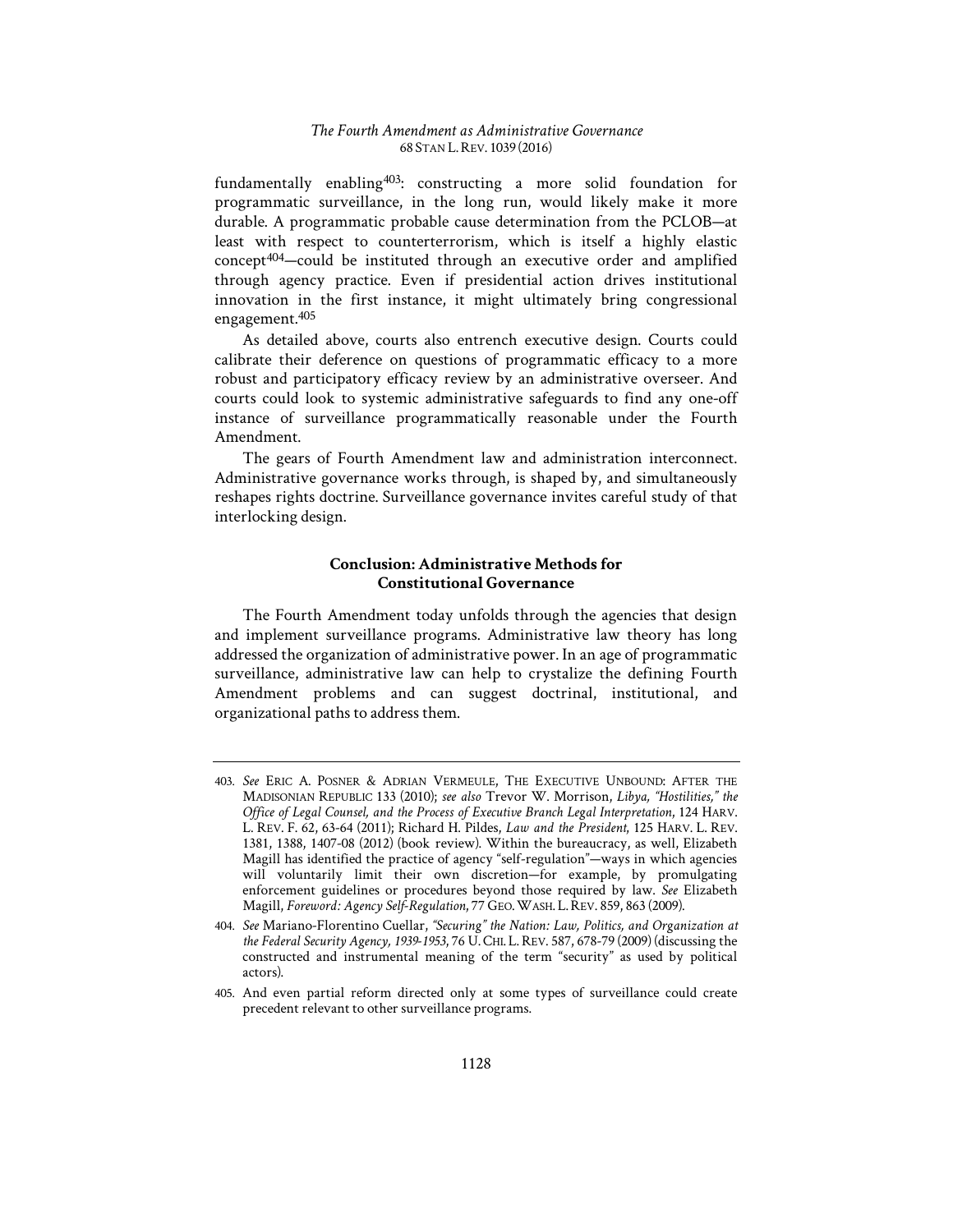fundamentally enabling[403]: constructing a more solid foundation for programmatic surveillance, in the long run, would likely make it more durable. A programmatic probable cause determination from the PCLOB—at least with respect to counterterrorism, which is itself a highly elastic concept[404]—could be instituted through an executive order and amplified through agency practice. Even if presidential action drives institutional innovation in the first instance, it might ultimately bring congressional engagement.[405]

As detailed above, courts also entrench executive design. Courts could calibrate their deference on questions of programmatic efficacy to a more robust and participatory efficacy review by an administrative overseer. And courts could look to systemic administrative safeguards to find any one-off instance of surveillance programmatically reasonable under the Fourth Amendment.

The gears of Fourth Amendment law and administration interconnect. Administrative governance works through, is shaped by, and simultaneously reshapes rights doctrine. Surveillance governance invites careful study of that interlocking design.

## Conclusion: Administrative Methods for Constitutional Governance

The Fourth Amendment today unfolds through the agencies that design and implement surveillance programs. Administrative law theory has long addressed the organization of administrative power. In an age of programmatic surveillance, administrative law can help to crystalize the defining Fourth Amendment problems and can suggest doctrinal, institutional, and organizational paths to address them.

---

403. *See* ERIC A. POSNER & ADRIAN VERMEULE, THE EXECUTIVE UNBOUND: AFTER THE MADISONIAN REPUBLIC 133 (2010); *see also* Trevor W. Morrison, *Libya, "Hostilities," the Office of Legal Counsel, and the Process of Executive Branch Legal Interpretation*, 124 HARV. L. REV. F. 62, 63-64 (2011); Richard H. Pildes, *Law and the President*, 125 HARV. L. REV. 1381, 1388, 1407-08 (2012) (book review). Within the bureaucracy, as well, Elizabeth Magill has identified the practice of agency "self-regulation"—ways in which agencies will voluntarily limit their own discretion—for example, by promulgating enforcement guidelines or procedures beyond those required by law. *See* Elizabeth Magill, *Foreword: Agency Self-Regulation*, 77 GEO. WASH. L. REV. 859, 863 (2009).

404. *See* Mariano-Florentino Cuellar, *"Securing" the Nation: Law, Politics, and Organization at the Federal Security Agency, 1939-1953*, 76 U. CHI. L. REV. 587, 678-79 (2009) (discussing the constructed and instrumental meaning of the term "security" as used by political actors).

405. And even partial reform directed only at some types of surveillance could create precedent relevant to other surveillance programs.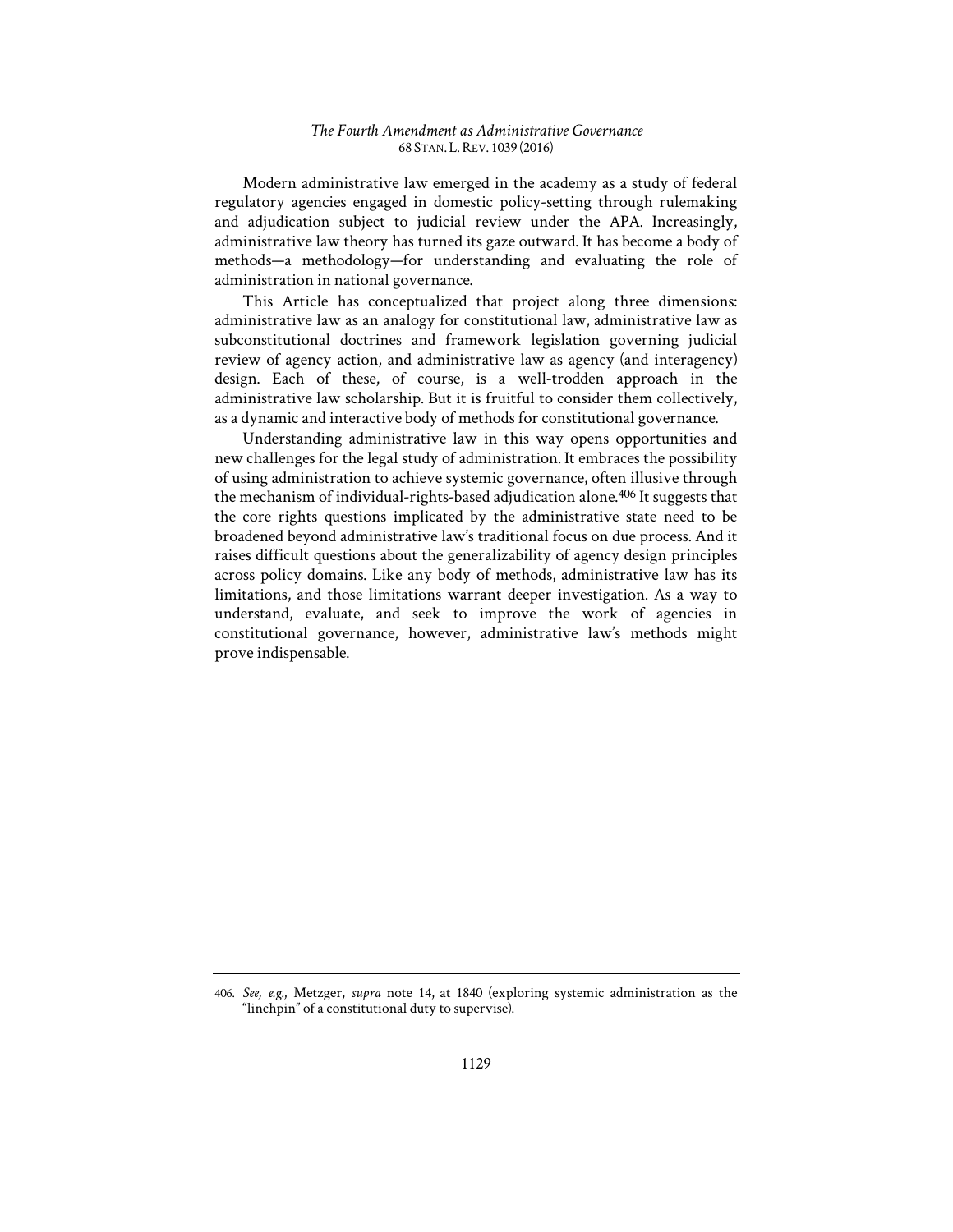Modern administrative law emerged in the academy as a study of federal regulatory agencies engaged in domestic policy-setting through rulemaking and adjudication subject to judicial review under the APA. Increasingly, administrative law theory has turned its gaze outward. It has become a body of methods—a methodology—for understanding and evaluating the role of administration in national governance.

This Article has conceptualized that project along three dimensions: administrative law as an analogy for constitutional law, administrative law as subconstitutional doctrines and framework legislation governing judicial review of agency action, and administrative law as agency (and interagency) design. Each of these, of course, is a well-trodden approach in the administrative law scholarship. But it is fruitful to consider them collectively, as a dynamic and interactive body of methods for constitutional governance.

Understanding administrative law in this way opens opportunities and new challenges for the legal study of administration. It embraces the possibility of using administration to achieve systemic governance, often illusive through the mechanism of individual-rights-based adjudication alone.[406] It suggests that the core rights questions implicated by the administrative state need to be broadened beyond administrative law's traditional focus on due process. And it raises difficult questions about the generalizability of agency design principles across policy domains. Like any body of methods, administrative law has its limitations, and those limitations warrant deeper investigation. As a way to understand, evaluate, and seek to improve the work of agencies in constitutional governance, however, administrative law's methods might prove indispensable.

---

406. *See, e.g.*, Metzger, *supra* note 14, at 1840 (exploring systemic administration as the "linchpin" of a constitutional duty to supervise).